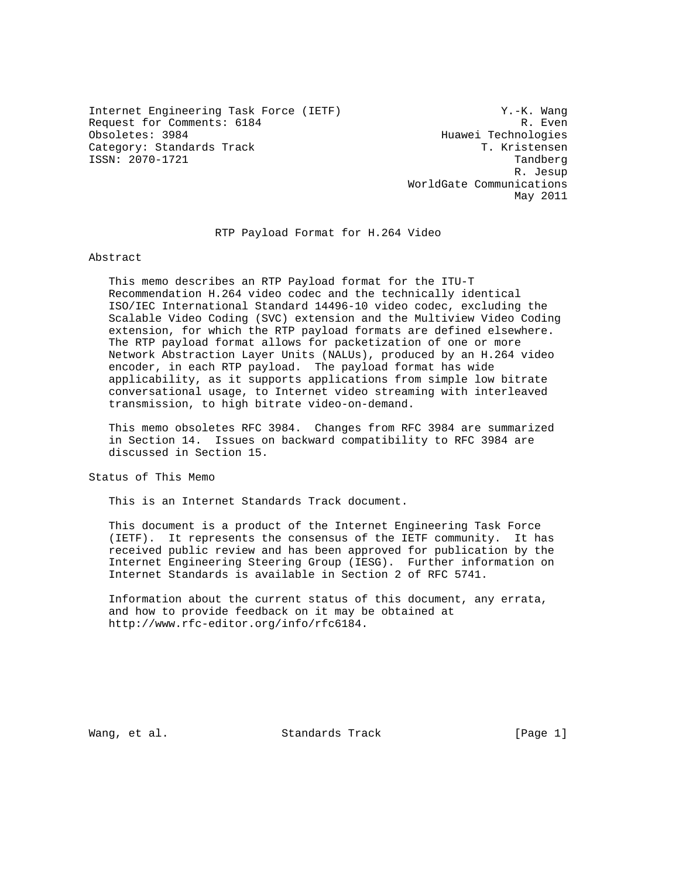Internet Engineering Task Force (IETF) Y.-K. Wang
Request for Comments: 6184 R. Even
Obsoletes: 3984 Huawei Technologies
Category: Standards Track T. Kristensen
ISSN: 2070-1721 Tandberg
R. Jesup
WorldGate Communications
May 2011

# RTP Payload Format for H.264 Video

## Abstract

This memo describes an RTP Payload format for the ITU-T Recommendation H.264 video codec and the technically identical ISO/IEC International Standard 14496-10 video codec, excluding the Scalable Video Coding (SVC) extension and the Multiview Video Coding extension, for which the RTP payload formats are defined elsewhere. The RTP payload format allows for packetization of one or more Network Abstraction Layer Units (NALUs), produced by an H.264 video encoder, in each RTP payload. The payload format has wide applicability, as it supports applications from simple low bitrate conversational usage, to Internet video streaming with interleaved transmission, to high bitrate video-on-demand.

This memo obsoletes RFC 3984. Changes from RFC 3984 are summarized in Section 14. Issues on backward compatibility to RFC 3984 are discussed in Section 15.

## Status of This Memo

This is an Internet Standards Track document.

This document is a product of the Internet Engineering Task Force (IETF). It represents the consensus of the IETF community. It has received public review and has been approved for publication by the Internet Engineering Steering Group (IESG). Further information on Internet Standards is available in Section 2 of RFC 5741.

Information about the current status of this document, any errata, and how to provide feedback on it may be obtained at http://www.rfc-editor.org/info/rfc6184.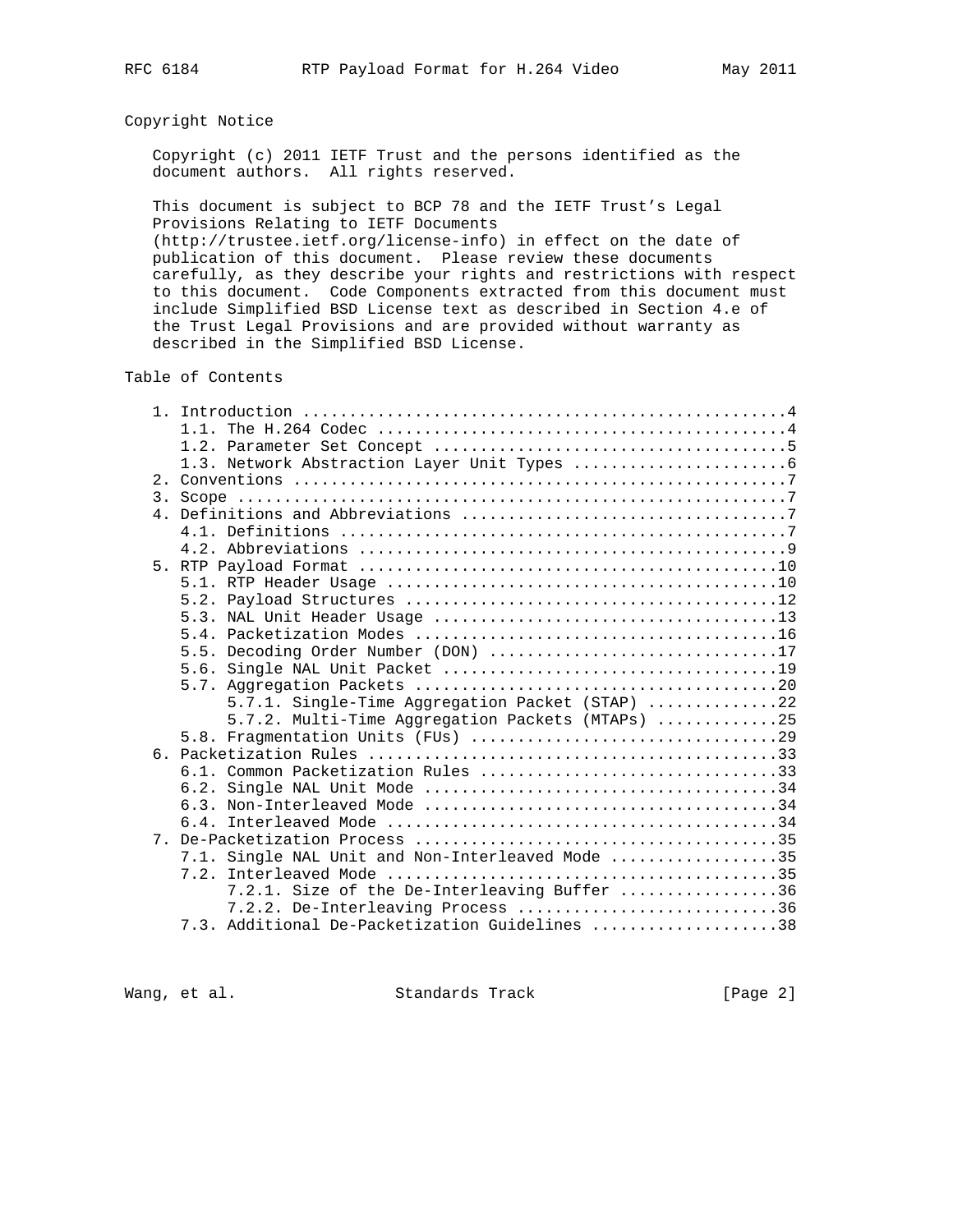## Copyright Notice

Copyright (c) 2011 IETF Trust and the persons identified as the document authors. All rights reserved.

This document is subject to BCP 78 and the IETF Trust's Legal Provisions Relating to IETF Documents (http://trustee.ietf.org/license-info) in effect on the date of publication of this document. Please review these documents carefully, as they describe your rights and restrictions with respect to this document. Code Components extracted from this document must include Simplified BSD License text as described in Section 4.e of the Trust Legal Provisions and are provided without warranty as described in the Simplified BSD License.

## Table of Contents

```
   1. Introduction ....................................................4
      1.1. The H.264 Codec ............................................4
      1.2. Parameter Set Concept ......................................5
      1.3. Network Abstraction Layer Unit Types .......................6
   2. Conventions .....................................................7
   3. Scope ...........................................................7
   4. Definitions and Abbreviations ...................................7
      4.1. Definitions ................................................7
      4.2. Abbreviations ..............................................9
   5. RTP Payload Format .............................................10
      5.1. RTP Header Usage ..........................................10
      5.2. Payload Structures ........................................12
      5.3. NAL Unit Header Usage .....................................13
      5.4. Packetization Modes .......................................16
      5.5. Decoding Order Number (DON) ...............................17
      5.6. Single NAL Unit Packet ....................................19
      5.7. Aggregation Packets .......................................20
           5.7.1. Single-Time Aggregation Packet (STAP) ..............22
           5.7.2. Multi-Time Aggregation Packets (MTAPs) .............25
      5.8. Fragmentation Units (FUs) .................................29
   6. Packetization Rules ............................................33
      6.1. Common Packetization Rules ................................33
      6.2. Single NAL Unit Mode ......................................34
      6.3. Non-Interleaved Mode ......................................34
      6.4. Interleaved Mode ..........................................34
   7. De-Packetization Process .......................................35
      7.1. Single NAL Unit and Non-Interleaved Mode ..................35
      7.2. Interleaved Mode ..........................................35
           7.2.1. Size of the De-Interleaving Buffer .................36
           7.2.2. De-Interleaving Process ............................36
      7.3. Additional De-Packetization Guidelines ....................38
```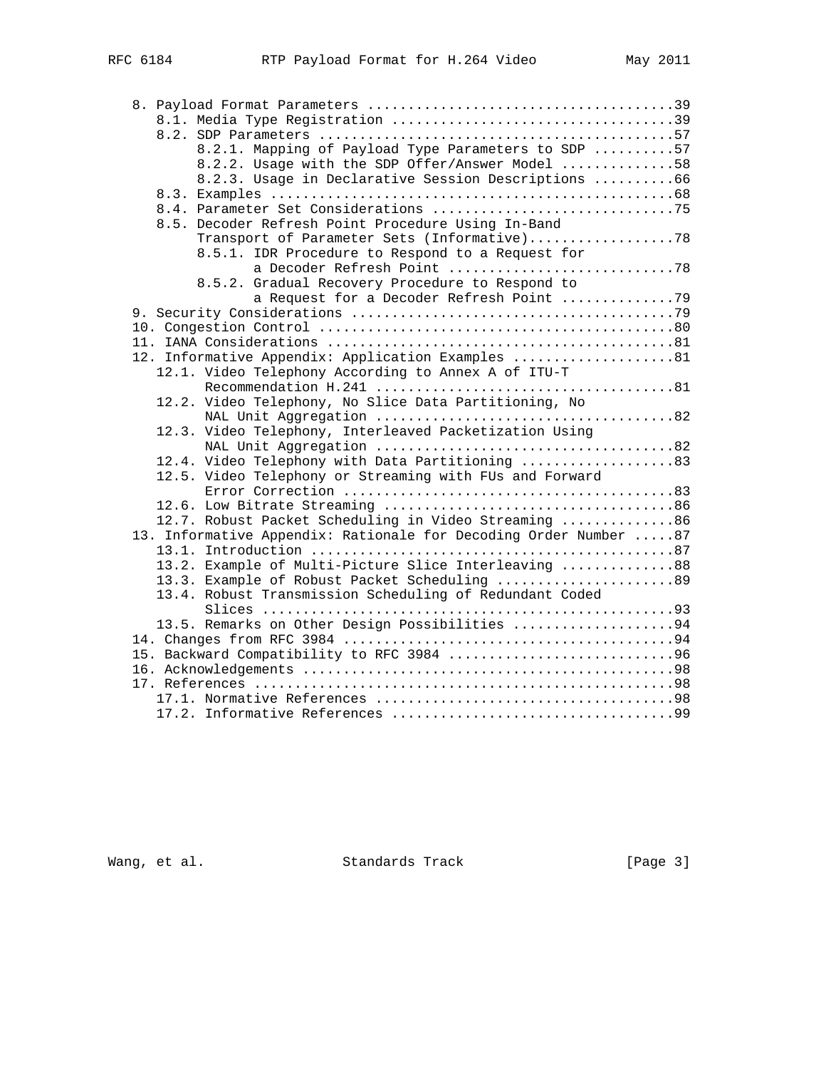```
   8. Payload Format Parameters .....................................39
      8.1. Media Type Registration ..................................39
      8.2. SDP Parameters ...........................................57
           8.2.1. Mapping of Payload Type Parameters to SDP ..........57
           8.2.2. Usage with the SDP Offer/Answer Model .............58
           8.2.3. Usage in Declarative Session Descriptions ..........66
      8.3. Examples .................................................68
      8.4. Parameter Set Considerations .............................75
      8.5. Decoder Refresh Point Procedure Using In-Band
           Transport of Parameter Sets (Informative)..................78
           8.5.1. IDR Procedure to Respond to a Request for
                  a Decoder Refresh Point ............................78
           8.5.2. Gradual Recovery Procedure to Respond to
                  a Request for a Decoder Refresh Point .............79
   9. Security Considerations .......................................79
   10. Congestion Control ...........................................80
   11. IANA Considerations ..........................................81
   12. Informative Appendix: Application Examples ...................81
      12.1. Video Telephony According to Annex A of ITU-T
            Recommendation H.241 ....................................81
      12.2. Video Telephony, No Slice Data Partitioning, No
            NAL Unit Aggregation ....................................82
      12.3. Video Telephony, Interleaved Packetization Using
            NAL Unit Aggregation ....................................82
      12.4. Video Telephony with Data Partitioning ..................83
      12.5. Video Telephony or Streaming with FUs and Forward
            Error Correction ........................................83
      12.6. Low Bitrate Streaming ...................................86
      12.7. Robust Packet Scheduling in Video Streaming .............86
   13. Informative Appendix: Rationale for Decoding Order Number .....87
      13.1. Introduction ............................................87
      13.2. Example of Multi-Picture Slice Interleaving .............88
      13.3. Example of Robust Packet Scheduling .....................89
      13.4. Robust Transmission Scheduling of Redundant Coded
            Slices ..................................................93
      13.5. Remarks on Other Design Possibilities ...................94
   14. Changes from RFC 3984 ........................................94
   15. Backward Compatibility to RFC 3984 ...........................96
   16. Acknowledgements .............................................98
   17. References ...................................................98
      17.1. Normative References ....................................98
      17.2. Informative References ..................................99
```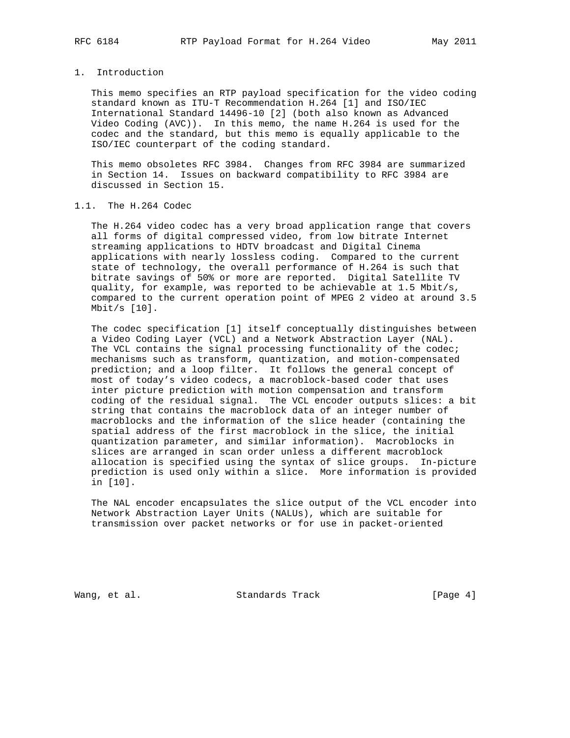## 1. Introduction

This memo specifies an RTP payload specification for the video coding standard known as ITU-T Recommendation H.264 [1] and ISO/IEC International Standard 14496-10 [2] (both also known as Advanced Video Coding (AVC)). In this memo, the name H.264 is used for the codec and the standard, but this memo is equally applicable to the ISO/IEC counterpart of the coding standard.

This memo obsoletes RFC 3984. Changes from RFC 3984 are summarized in Section 14. Issues on backward compatibility to RFC 3984 are discussed in Section 15.

### 1.1. The H.264 Codec

The H.264 video codec has a very broad application range that covers all forms of digital compressed video, from low bitrate Internet streaming applications to HDTV broadcast and Digital Cinema applications with nearly lossless coding. Compared to the current state of technology, the overall performance of H.264 is such that bitrate savings of 50% or more are reported. Digital Satellite TV quality, for example, was reported to be achievable at 1.5 Mbit/s, compared to the current operation point of MPEG 2 video at around 3.5 Mbit/s [10].

The codec specification [1] itself conceptually distinguishes between a Video Coding Layer (VCL) and a Network Abstraction Layer (NAL). The VCL contains the signal processing functionality of the codec; mechanisms such as transform, quantization, and motion-compensated prediction; and a loop filter. It follows the general concept of most of today's video codecs, a macroblock-based coder that uses inter picture prediction with motion compensation and transform coding of the residual signal. The VCL encoder outputs slices: a bit string that contains the macroblock data of an integer number of macroblocks and the information of the slice header (containing the spatial address of the first macroblock in the slice, the initial quantization parameter, and similar information). Macroblocks in slices are arranged in scan order unless a different macroblock allocation is specified using the syntax of slice groups. In-picture prediction is used only within a slice. More information is provided in [10].

The NAL encoder encapsulates the slice output of the VCL encoder into Network Abstraction Layer Units (NALUs), which are suitable for transmission over packet networks or for use in packet-oriented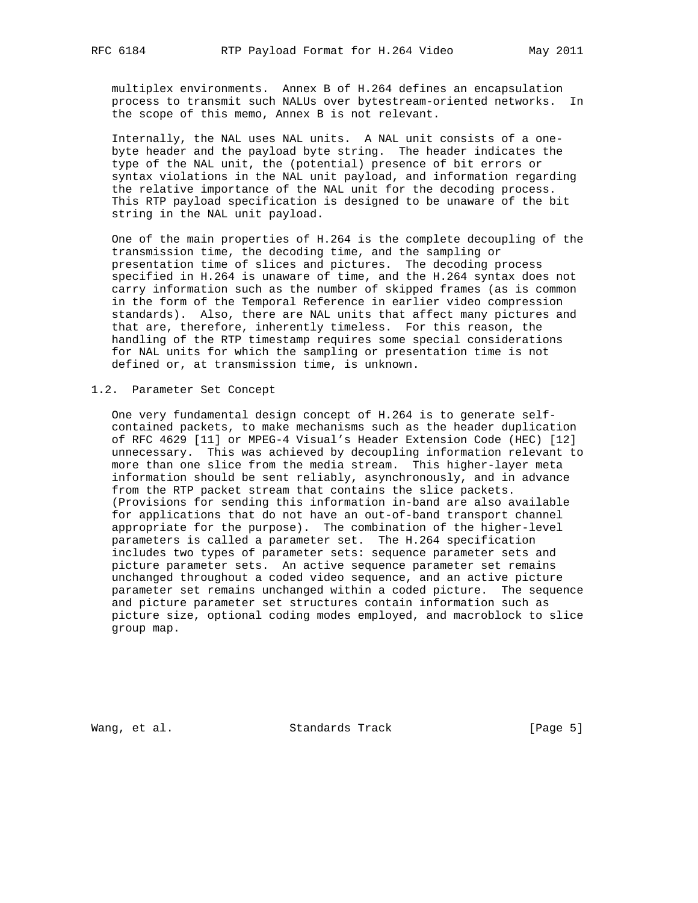multiplex environments. Annex B of H.264 defines an encapsulation process to transmit such NALUs over bytestream-oriented networks. In the scope of this memo, Annex B is not relevant.

Internally, the NAL uses NAL units. A NAL unit consists of a one-byte header and the payload byte string. The header indicates the type of the NAL unit, the (potential) presence of bit errors or syntax violations in the NAL unit payload, and information regarding the relative importance of the NAL unit for the decoding process. This RTP payload specification is designed to be unaware of the bit string in the NAL unit payload.

One of the main properties of H.264 is the complete decoupling of the transmission time, the decoding time, and the sampling or presentation time of slices and pictures. The decoding process specified in H.264 is unaware of time, and the H.264 syntax does not carry information such as the number of skipped frames (as is common in the form of the Temporal Reference in earlier video compression standards). Also, there are NAL units that affect many pictures and that are, therefore, inherently timeless. For this reason, the handling of the RTP timestamp requires some special considerations for NAL units for which the sampling or presentation time is not defined or, at transmission time, is unknown.

## 1.2. Parameter Set Concept

One very fundamental design concept of H.264 is to generate self-contained packets, to make mechanisms such as the header duplication of RFC 4629 [11] or MPEG-4 Visual's Header Extension Code (HEC) [12] unnecessary. This was achieved by decoupling information relevant to more than one slice from the media stream. This higher-layer meta information should be sent reliably, asynchronously, and in advance from the RTP packet stream that contains the slice packets. (Provisions for sending this information in-band are also available for applications that do not have an out-of-band transport channel appropriate for the purpose). The combination of the higher-level parameters is called a parameter set. The H.264 specification includes two types of parameter sets: sequence parameter sets and picture parameter sets. An active sequence parameter set remains unchanged throughout a coded video sequence, and an active picture parameter set remains unchanged within a coded picture. The sequence and picture parameter set structures contain information such as picture size, optional coding modes employed, and macroblock to slice group map.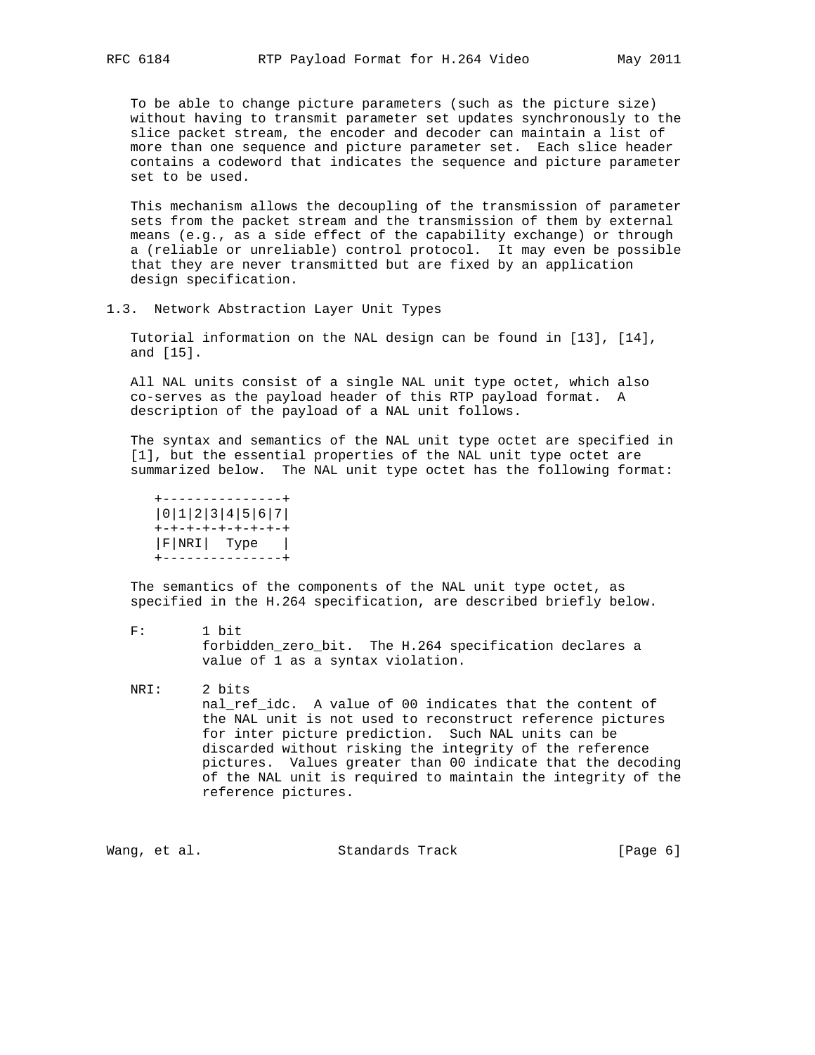To be able to change picture parameters (such as the picture size) without having to transmit parameter set updates synchronously to the slice packet stream, the encoder and decoder can maintain a list of more than one sequence and picture parameter set. Each slice header contains a codeword that indicates the sequence and picture parameter set to be used.

This mechanism allows the decoupling of the transmission of parameter sets from the packet stream and the transmission of them by external means (e.g., as a side effect of the capability exchange) or through a (reliable or unreliable) control protocol. It may even be possible that they are never transmitted but are fixed by an application design specification.

### 1.3. Network Abstraction Layer Unit Types

Tutorial information on the NAL design can be found in [13], [14], and [15].

All NAL units consist of a single NAL unit type octet, which also co-serves as the payload header of this RTP payload format. A description of the payload of a NAL unit follows.

The syntax and semantics of the NAL unit type octet are specified in [1], but the essential properties of the NAL unit type octet are summarized below. The NAL unit type octet has the following format:

```
+---------------+
|0|1|2|3|4|5|6|7|
+-+-+-+-+-+-+-+-+
|F|NRI|  Type   |
+---------------+
```

The semantics of the components of the NAL unit type octet, as specified in the H.264 specification, are described briefly below.

F: 1 bit
forbidden_zero_bit. The H.264 specification declares a value of 1 as a syntax violation.

NRI: 2 bits
nal_ref_idc. A value of 00 indicates that the content of the NAL unit is not used to reconstruct reference pictures for inter picture prediction. Such NAL units can be discarded without risking the integrity of the reference pictures. Values greater than 00 indicate that the decoding of the NAL unit is required to maintain the integrity of the reference pictures.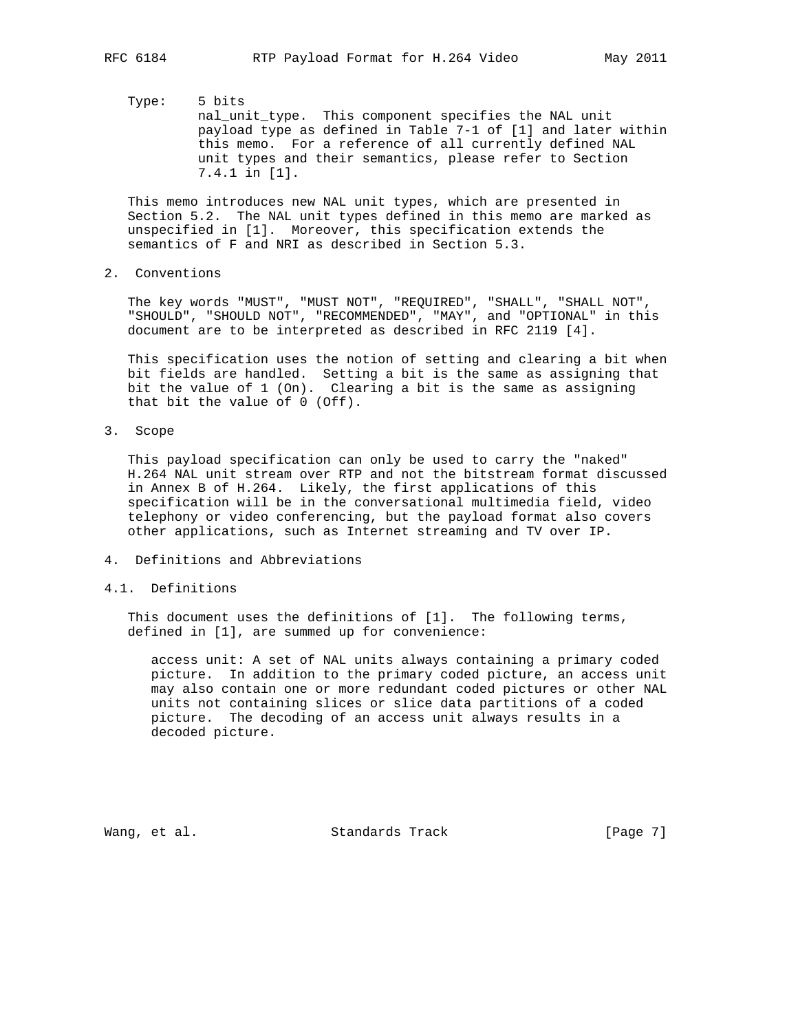Type: 5 bits
nal_unit_type. This component specifies the NAL unit payload type as defined in Table 7-1 of [1] and later within this memo. For a reference of all currently defined NAL unit types and their semantics, please refer to Section 7.4.1 in [1].

This memo introduces new NAL unit types, which are presented in Section 5.2. The NAL unit types defined in this memo are marked as unspecified in [1]. Moreover, this specification extends the semantics of F and NRI as described in Section 5.3.

## 2. Conventions

The key words "MUST", "MUST NOT", "REQUIRED", "SHALL", "SHALL NOT", "SHOULD", "SHOULD NOT", "RECOMMENDED", "MAY", and "OPTIONAL" in this document are to be interpreted as described in RFC 2119 [4].

This specification uses the notion of setting and clearing a bit when bit fields are handled. Setting a bit is the same as assigning that bit the value of 1 (On). Clearing a bit is the same as assigning that bit the value of 0 (Off).

## 3. Scope

This payload specification can only be used to carry the "naked" H.264 NAL unit stream over RTP and not the bitstream format discussed in Annex B of H.264. Likely, the first applications of this specification will be in the conversational multimedia field, video telephony or video conferencing, but the payload format also covers other applications, such as Internet streaming and TV over IP.

## 4. Definitions and Abbreviations

### 4.1. Definitions

This document uses the definitions of [1]. The following terms, defined in [1], are summed up for convenience:

access unit: A set of NAL units always containing a primary coded picture. In addition to the primary coded picture, an access unit may also contain one or more redundant coded pictures or other NAL units not containing slices or slice data partitions of a coded picture. The decoding of an access unit always results in a decoded picture.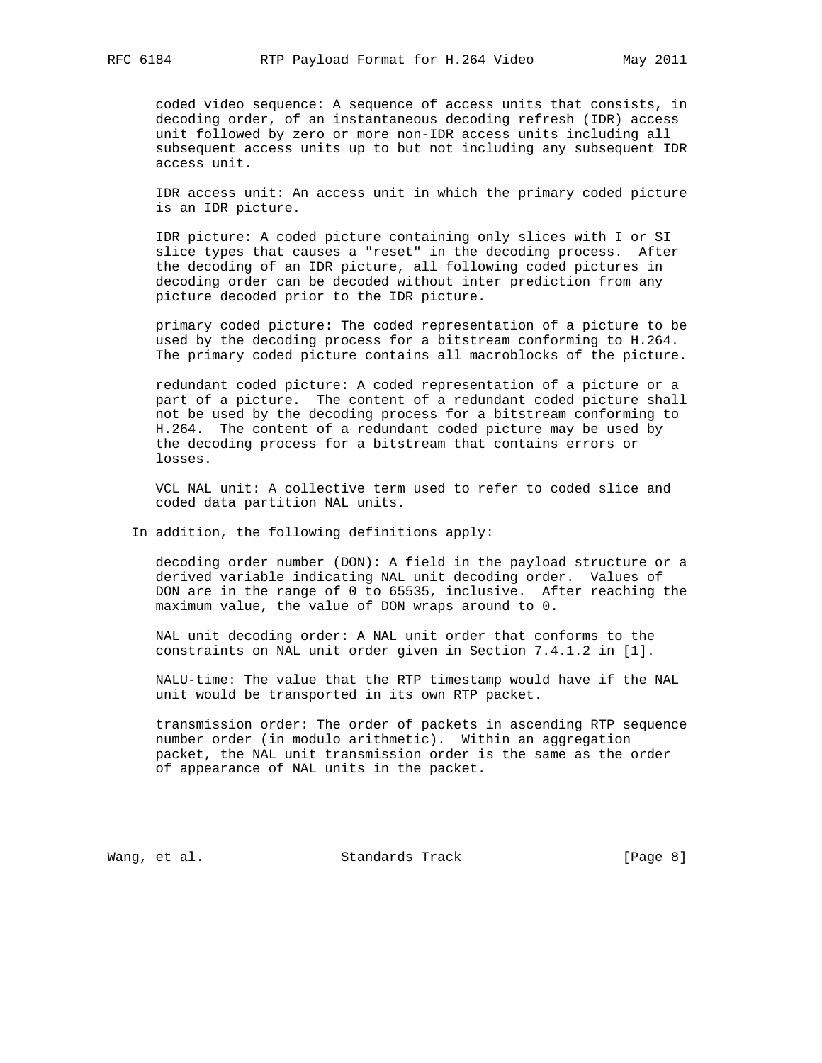coded video sequence: A sequence of access units that consists, in decoding order, of an instantaneous decoding refresh (IDR) access unit followed by zero or more non-IDR access units including all subsequent access units up to but not including any subsequent IDR access unit.

IDR access unit: An access unit in which the primary coded picture is an IDR picture.

IDR picture: A coded picture containing only slices with I or SI slice types that causes a "reset" in the decoding process. After the decoding of an IDR picture, all following coded pictures in decoding order can be decoded without inter prediction from any picture decoded prior to the IDR picture.

primary coded picture: The coded representation of a picture to be used by the decoding process for a bitstream conforming to H.264. The primary coded picture contains all macroblocks of the picture.

redundant coded picture: A coded representation of a picture or a part of a picture. The content of a redundant coded picture shall not be used by the decoding process for a bitstream conforming to H.264. The content of a redundant coded picture may be used by the decoding process for a bitstream that contains errors or losses.

VCL NAL unit: A collective term used to refer to coded slice and coded data partition NAL units.

In addition, the following definitions apply:

decoding order number (DON): A field in the payload structure or a derived variable indicating NAL unit decoding order. Values of DON are in the range of 0 to 65535, inclusive. After reaching the maximum value, the value of DON wraps around to 0.

NAL unit decoding order: A NAL unit order that conforms to the constraints on NAL unit order given in Section 7.4.1.2 in [1].

NALU-time: The value that the RTP timestamp would have if the NAL unit would be transported in its own RTP packet.

transmission order: The order of packets in ascending RTP sequence number order (in modulo arithmetic). Within an aggregation packet, the NAL unit transmission order is the same as the order of appearance of NAL units in the packet.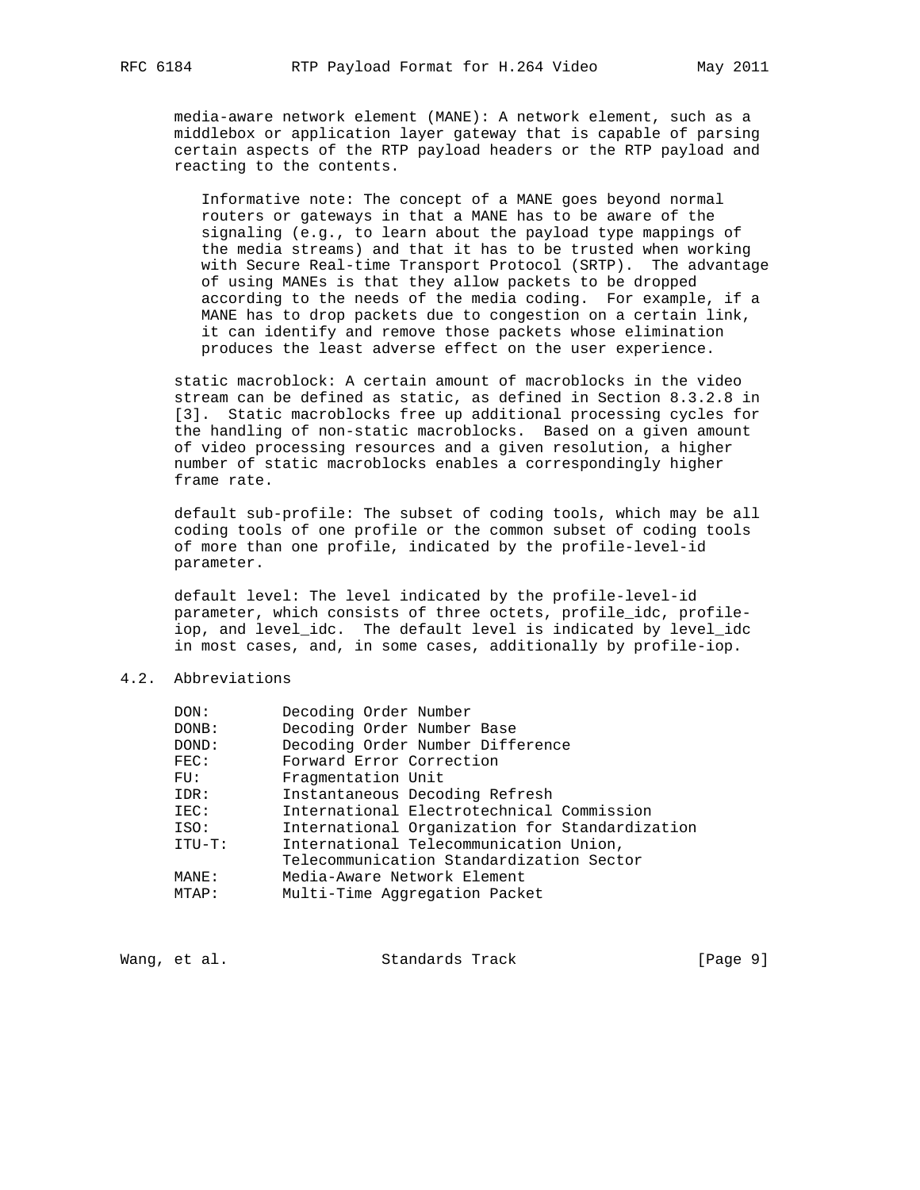media-aware network element (MANE): A network element, such as a middlebox or application layer gateway that is capable of parsing certain aspects of the RTP payload headers or the RTP payload and reacting to the contents.

> Informative note: The concept of a MANE goes beyond normal routers or gateways in that a MANE has to be aware of the signaling (e.g., to learn about the payload type mappings of the media streams) and that it has to be trusted when working with Secure Real-time Transport Protocol (SRTP). The advantage of using MANEs is that they allow packets to be dropped according to the needs of the media coding. For example, if a MANE has to drop packets due to congestion on a certain link, it can identify and remove those packets whose elimination produces the least adverse effect on the user experience.

static macroblock: A certain amount of macroblocks in the video stream can be defined as static, as defined in Section 8.3.2.8 in [3]. Static macroblocks free up additional processing cycles for the handling of non-static macroblocks. Based on a given amount of video processing resources and a given resolution, a higher number of static macroblocks enables a correspondingly higher frame rate.

default sub-profile: The subset of coding tools, which may be all coding tools of one profile or the common subset of coding tools of more than one profile, indicated by the profile-level-id parameter.

default level: The level indicated by the profile-level-id parameter, which consists of three octets, profile_idc, profile-iop, and level_idc. The default level is indicated by level_idc in most cases, and, in some cases, additionally by profile-iop.

## 4.2. Abbreviations

```
DON:        Decoding Order Number
DONB:       Decoding Order Number Base
DOND:       Decoding Order Number Difference
FEC:        Forward Error Correction
FU:         Fragmentation Unit
IDR:        Instantaneous Decoding Refresh
IEC:        International Electrotechnical Commission
ISO:        International Organization for Standardization
ITU-T:      International Telecommunication Union,
            Telecommunication Standardization Sector
MANE:       Media-Aware Network Element
MTAP:       Multi-Time Aggregation Packet
```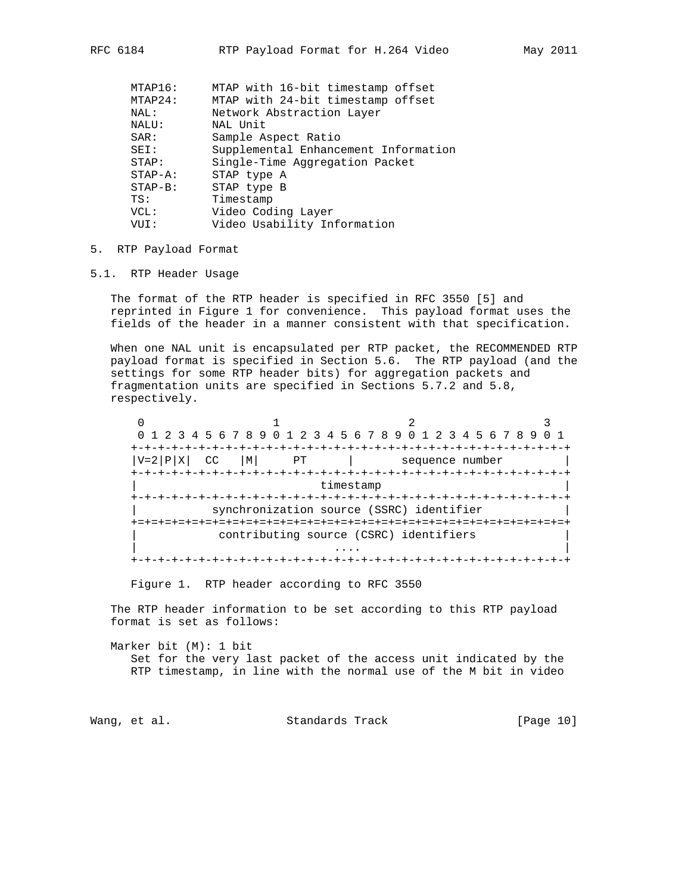```
MTAP16:     MTAP with 16-bit timestamp offset
MTAP24:     MTAP with 24-bit timestamp offset
NAL:        Network Abstraction Layer
NALU:       NAL Unit
SAR:        Sample Aspect Ratio
SEI:        Supplemental Enhancement Information
STAP:       Single-Time Aggregation Packet
STAP-A:     STAP type A
STAP-B:     STAP type B
TS:         Timestamp
VCL:        Video Coding Layer
VUI:        Video Usability Information
```

## 5. RTP Payload Format

### 5.1. RTP Header Usage

The format of the RTP header is specified in RFC 3550 [5] and reprinted in Figure 1 for convenience. This payload format uses the fields of the header in a manner consistent with that specification.

When one NAL unit is encapsulated per RTP packet, the RECOMMENDED RTP payload format is specified in Section 5.6. The RTP payload (and the settings for some RTP header bits) for aggregation packets and fragmentation units are specified in Sections 5.7.2 and 5.8, respectively.

```
 0                   1                   2                   3
 0 1 2 3 4 5 6 7 8 9 0 1 2 3 4 5 6 7 8 9 0 1 2 3 4 5 6 7 8 9 0 1
+-+-+-+-+-+-+-+-+-+-+-+-+-+-+-+-+-+-+-+-+-+-+-+-+-+-+-+-+-+-+-+-+
|V=2|P|X|  CC   |M|     PT      |       sequence number         |
+-+-+-+-+-+-+-+-+-+-+-+-+-+-+-+-+-+-+-+-+-+-+-+-+-+-+-+-+-+-+-+-+
|                           timestamp                           |
+-+-+-+-+-+-+-+-+-+-+-+-+-+-+-+-+-+-+-+-+-+-+-+-+-+-+-+-+-+-+-+-+
|           synchronization source (SSRC) identifier            |
+=+=+=+=+=+=+=+=+=+=+=+=+=+=+=+=+=+=+=+=+=+=+=+=+=+=+=+=+=+=+=+=+
|            contributing source (CSRC) identifiers             |
|                             ....                              |
+-+-+-+-+-+-+-+-+-+-+-+-+-+-+-+-+-+-+-+-+-+-+-+-+-+-+-+-+-+-+-+-+
```

Figure 1. RTP header according to RFC 3550

The RTP header information to be set according to this RTP payload format is set as follows:

Marker bit (M): 1 bit
Set for the very last packet of the access unit indicated by the RTP timestamp, in line with the normal use of the M bit in video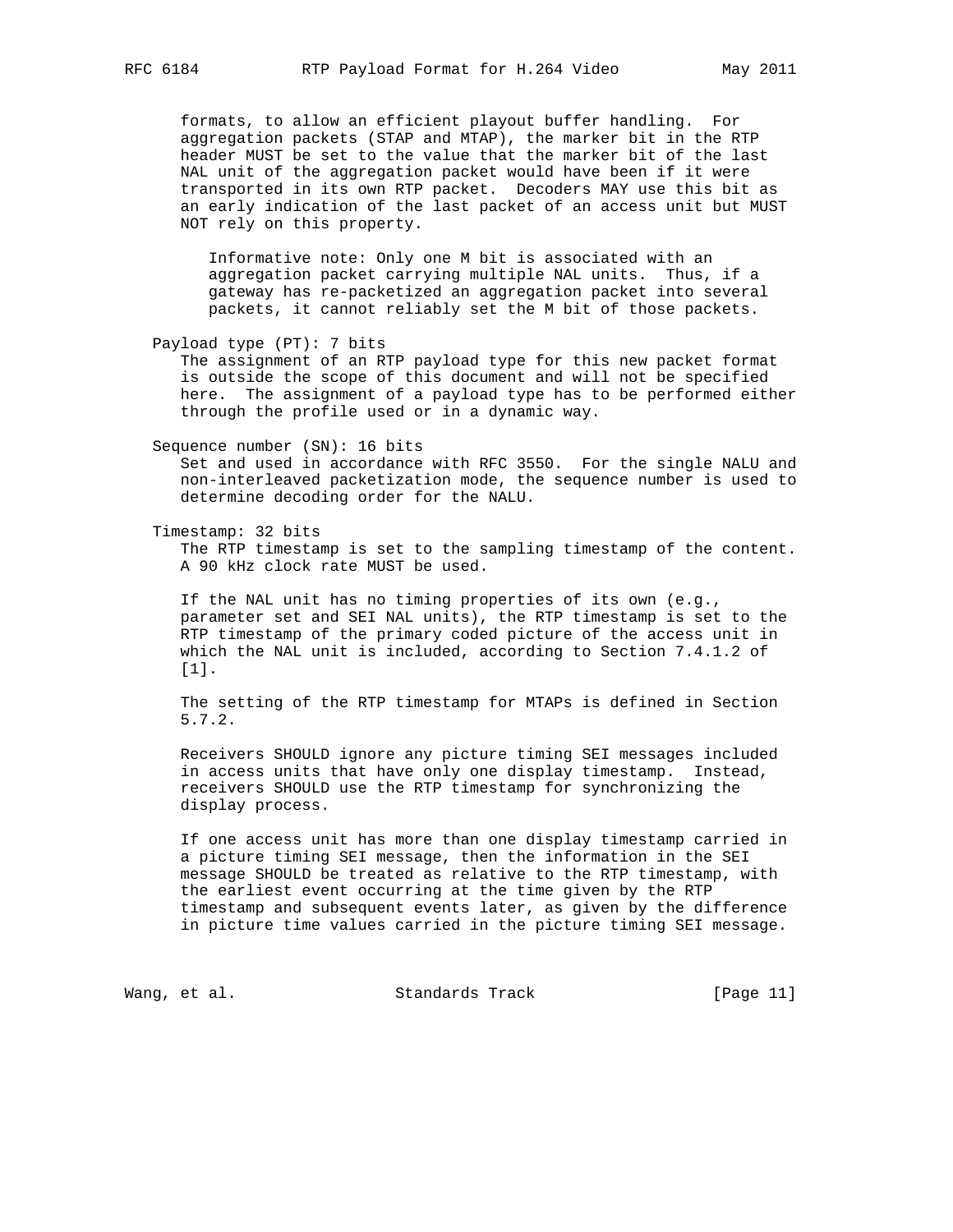formats, to allow an efficient playout buffer handling. For aggregation packets (STAP and MTAP), the marker bit in the RTP header MUST be set to the value that the marker bit of the last NAL unit of the aggregation packet would have been if it were transported in its own RTP packet. Decoders MAY use this bit as an early indication of the last packet of an access unit but MUST NOT rely on this property.

> Informative note: Only one M bit is associated with an aggregation packet carrying multiple NAL units. Thus, if a gateway has re-packetized an aggregation packet into several packets, it cannot reliably set the M bit of those packets.

Payload type (PT): 7 bits

The assignment of an RTP payload type for this new packet format is outside the scope of this document and will not be specified here. The assignment of a payload type has to be performed either through the profile used or in a dynamic way.

Sequence number (SN): 16 bits

Set and used in accordance with RFC 3550. For the single NALU and non-interleaved packetization mode, the sequence number is used to determine decoding order for the NALU.

Timestamp: 32 bits

The RTP timestamp is set to the sampling timestamp of the content. A 90 kHz clock rate MUST be used.

If the NAL unit has no timing properties of its own (e.g., parameter set and SEI NAL units), the RTP timestamp is set to the RTP timestamp of the primary coded picture of the access unit in which the NAL unit is included, according to Section 7.4.1.2 of [1].

The setting of the RTP timestamp for MTAPs is defined in Section 5.7.2.

Receivers SHOULD ignore any picture timing SEI messages included in access units that have only one display timestamp. Instead, receivers SHOULD use the RTP timestamp for synchronizing the display process.

If one access unit has more than one display timestamp carried in a picture timing SEI message, then the information in the SEI message SHOULD be treated as relative to the RTP timestamp, with the earliest event occurring at the time given by the RTP timestamp and subsequent events later, as given by the difference in picture time values carried in the picture timing SEI message.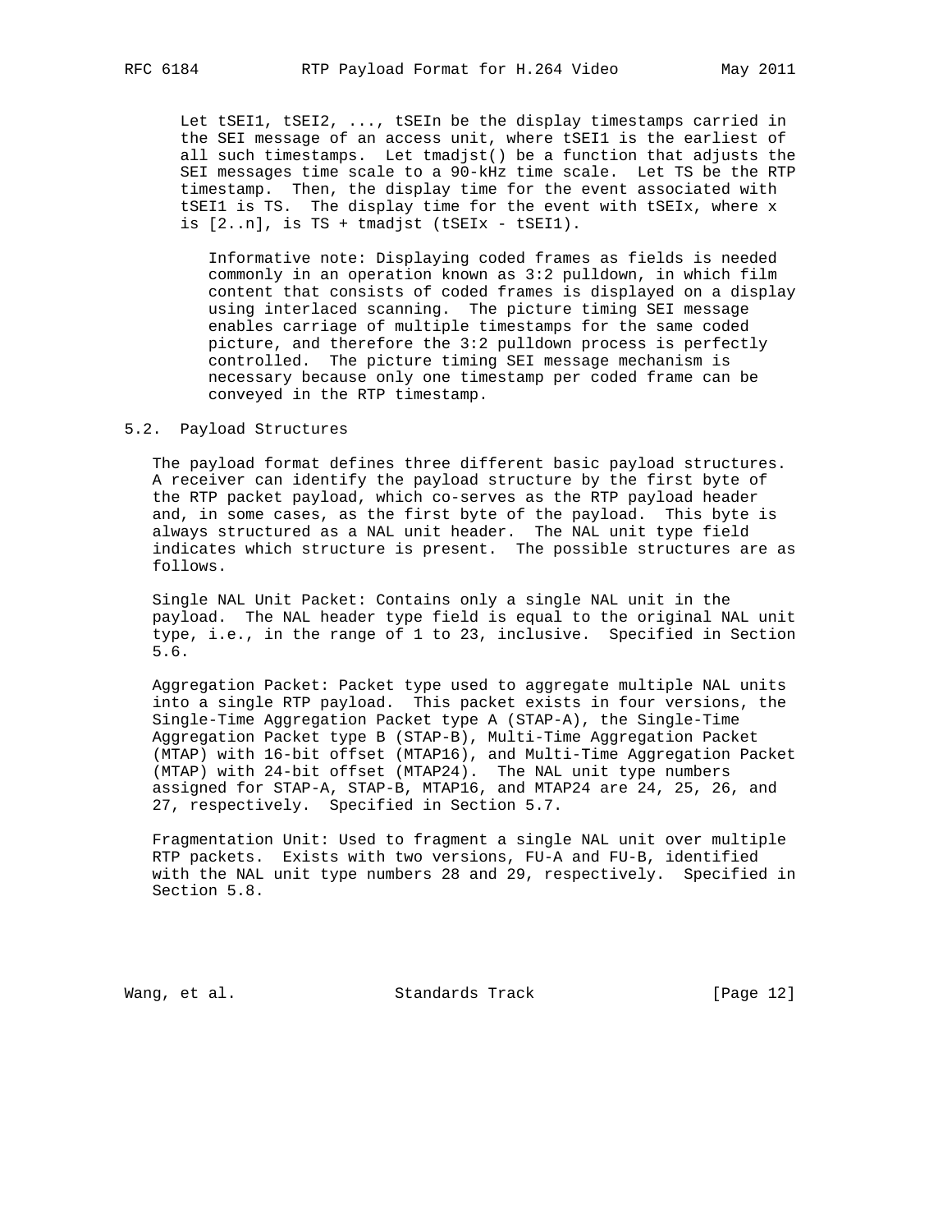Let tSEI1, tSEI2, ..., tSEIn be the display timestamps carried in the SEI message of an access unit, where tSEI1 is the earliest of all such timestamps. Let tmadjst() be a function that adjusts the SEI messages time scale to a 90-kHz time scale. Let TS be the RTP timestamp. Then, the display time for the event associated with tSEI1 is TS. The display time for the event with tSEIx, where x is [2..n], is TS + tmadjst (tSEIx - tSEI1).

> Informative note: Displaying coded frames as fields is needed commonly in an operation known as 3:2 pulldown, in which film content that consists of coded frames is displayed on a display using interlaced scanning. The picture timing SEI message enables carriage of multiple timestamps for the same coded picture, and therefore the 3:2 pulldown process is perfectly controlled. The picture timing SEI message mechanism is necessary because only one timestamp per coded frame can be conveyed in the RTP timestamp.

## 5.2. Payload Structures

The payload format defines three different basic payload structures. A receiver can identify the payload structure by the first byte of the RTP packet payload, which co-serves as the RTP payload header and, in some cases, as the first byte of the payload. This byte is always structured as a NAL unit header. The NAL unit type field indicates which structure is present. The possible structures are as follows.

Single NAL Unit Packet: Contains only a single NAL unit in the payload. The NAL header type field is equal to the original NAL unit type, i.e., in the range of 1 to 23, inclusive. Specified in Section 5.6.

Aggregation Packet: Packet type used to aggregate multiple NAL units into a single RTP payload. This packet exists in four versions, the Single-Time Aggregation Packet type A (STAP-A), the Single-Time Aggregation Packet type B (STAP-B), Multi-Time Aggregation Packet (MTAP) with 16-bit offset (MTAP16), and Multi-Time Aggregation Packet (MTAP) with 24-bit offset (MTAP24). The NAL unit type numbers assigned for STAP-A, STAP-B, MTAP16, and MTAP24 are 24, 25, 26, and 27, respectively. Specified in Section 5.7.

Fragmentation Unit: Used to fragment a single NAL unit over multiple RTP packets. Exists with two versions, FU-A and FU-B, identified with the NAL unit type numbers 28 and 29, respectively. Specified in Section 5.8.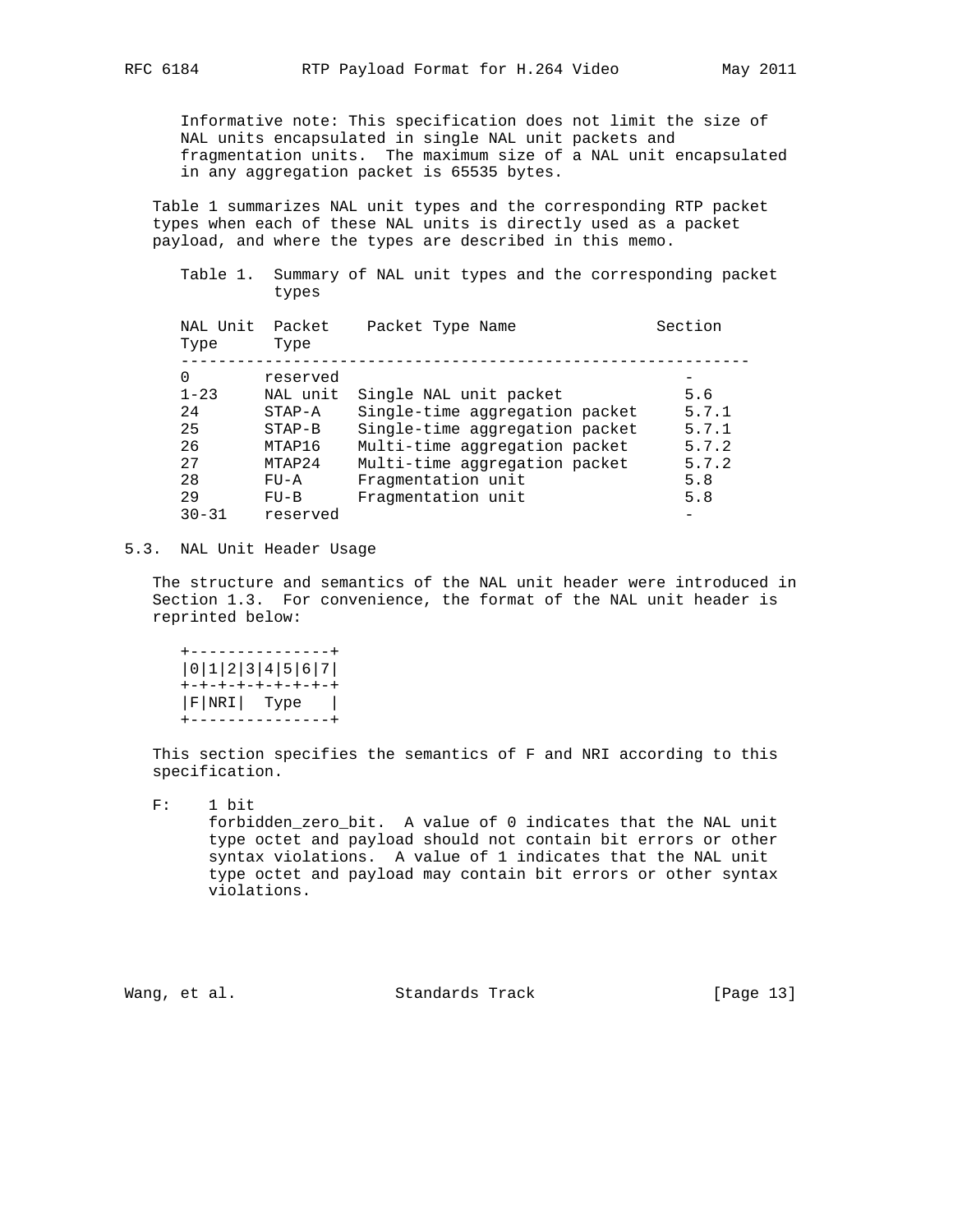Informative note: This specification does not limit the size of NAL units encapsulated in single NAL unit packets and fragmentation units. The maximum size of a NAL unit encapsulated in any aggregation packet is 65535 bytes.

Table 1 summarizes NAL unit types and the corresponding RTP packet types when each of these NAL units is directly used as a packet payload, and where the types are described in this memo.

Table 1. Summary of NAL unit types and the corresponding packet types

| NAL Unit Type | Packet Type | Packet Type Name | Section |
|---|---|---|---|
| 0 | reserved | | - |
| 1-23 | NAL unit | Single NAL unit packet | 5.6 |
| 24 | STAP-A | Single-time aggregation packet | 5.7.1 |
| 25 | STAP-B | Single-time aggregation packet | 5.7.1 |
| 26 | MTAP16 | Multi-time aggregation packet | 5.7.2 |
| 27 | MTAP24 | Multi-time aggregation packet | 5.7.2 |
| 28 | FU-A | Fragmentation unit | 5.8 |
| 29 | FU-B | Fragmentation unit | 5.8 |
| 30-31 | reserved | | - |

## 5.3. NAL Unit Header Usage

The structure and semantics of the NAL unit header were introduced in Section 1.3. For convenience, the format of the NAL unit header is reprinted below:

```
+---------------+
|0|1|2|3|4|5|6|7|
+-+-+-+-+-+-+-+-+
|F|NRI|  Type   |
+---------------+
```

This section specifies the semantics of F and NRI according to this specification.

F: 1 bit
forbidden_zero_bit. A value of 0 indicates that the NAL unit type octet and payload should not contain bit errors or other syntax violations. A value of 1 indicates that the NAL unit type octet and payload may contain bit errors or other syntax violations.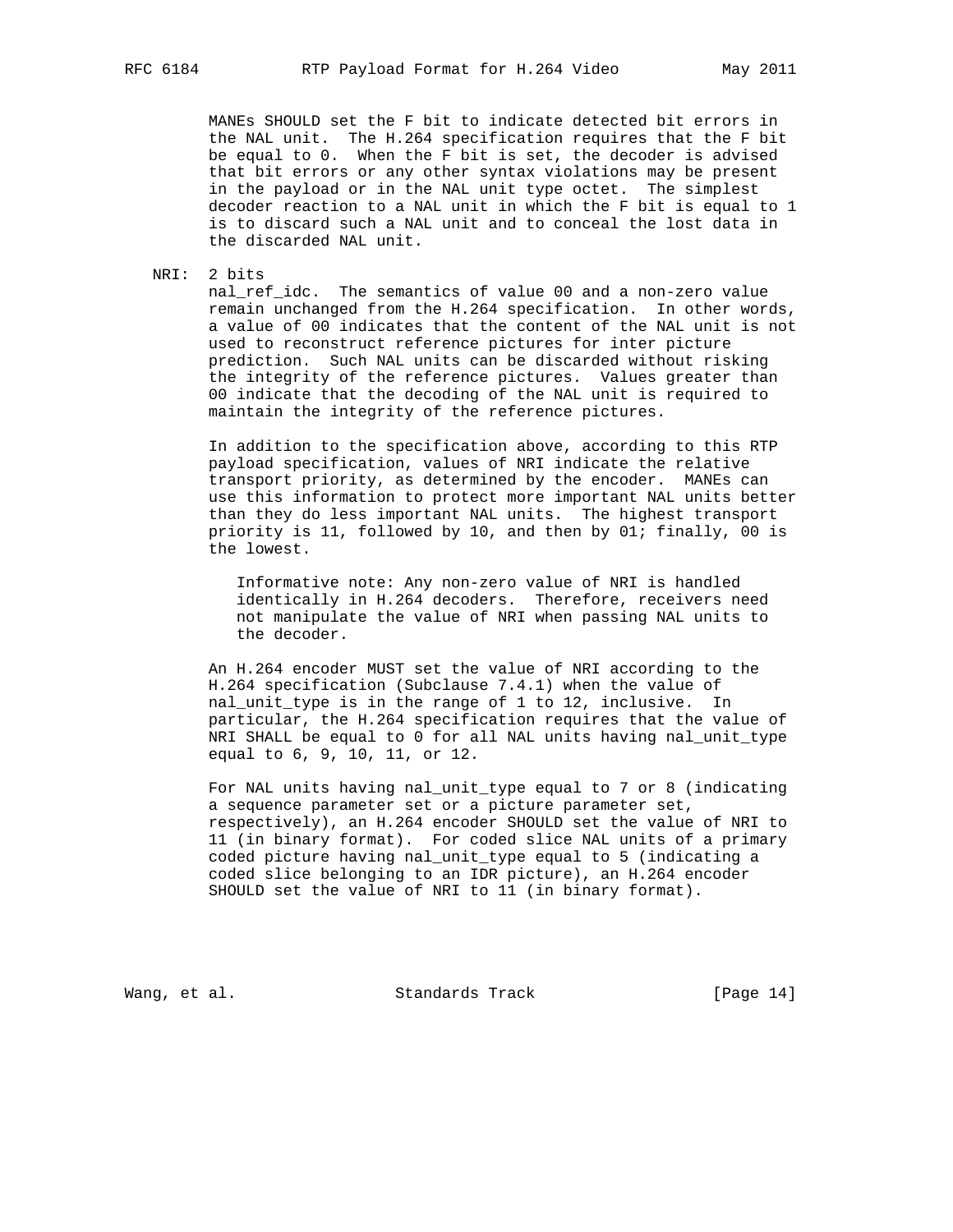MANEs SHOULD set the F bit to indicate detected bit errors in the NAL unit. The H.264 specification requires that the F bit be equal to 0. When the F bit is set, the decoder is advised that bit errors or any other syntax violations may be present in the payload or in the NAL unit type octet. The simplest decoder reaction to a NAL unit in which the F bit is equal to 1 is to discard such a NAL unit and to conceal the lost data in the discarded NAL unit.

NRI: 2 bits

nal_ref_idc. The semantics of value 00 and a non-zero value remain unchanged from the H.264 specification. In other words, a value of 00 indicates that the content of the NAL unit is not used to reconstruct reference pictures for inter picture prediction. Such NAL units can be discarded without risking the integrity of the reference pictures. Values greater than 00 indicate that the decoding of the NAL unit is required to maintain the integrity of the reference pictures.

In addition to the specification above, according to this RTP payload specification, values of NRI indicate the relative transport priority, as determined by the encoder. MANEs can use this information to protect more important NAL units better than they do less important NAL units. The highest transport priority is 11, followed by 10, and then by 01; finally, 00 is the lowest.

> Informative note: Any non-zero value of NRI is handled identically in H.264 decoders. Therefore, receivers need not manipulate the value of NRI when passing NAL units to the decoder.

An H.264 encoder MUST set the value of NRI according to the H.264 specification (Subclause 7.4.1) when the value of nal_unit_type is in the range of 1 to 12, inclusive. In particular, the H.264 specification requires that the value of NRI SHALL be equal to 0 for all NAL units having nal_unit_type equal to 6, 9, 10, 11, or 12.

For NAL units having nal_unit_type equal to 7 or 8 (indicating a sequence parameter set or a picture parameter set, respectively), an H.264 encoder SHOULD set the value of NRI to 11 (in binary format). For coded slice NAL units of a primary coded picture having nal_unit_type equal to 5 (indicating a coded slice belonging to an IDR picture), an H.264 encoder SHOULD set the value of NRI to 11 (in binary format).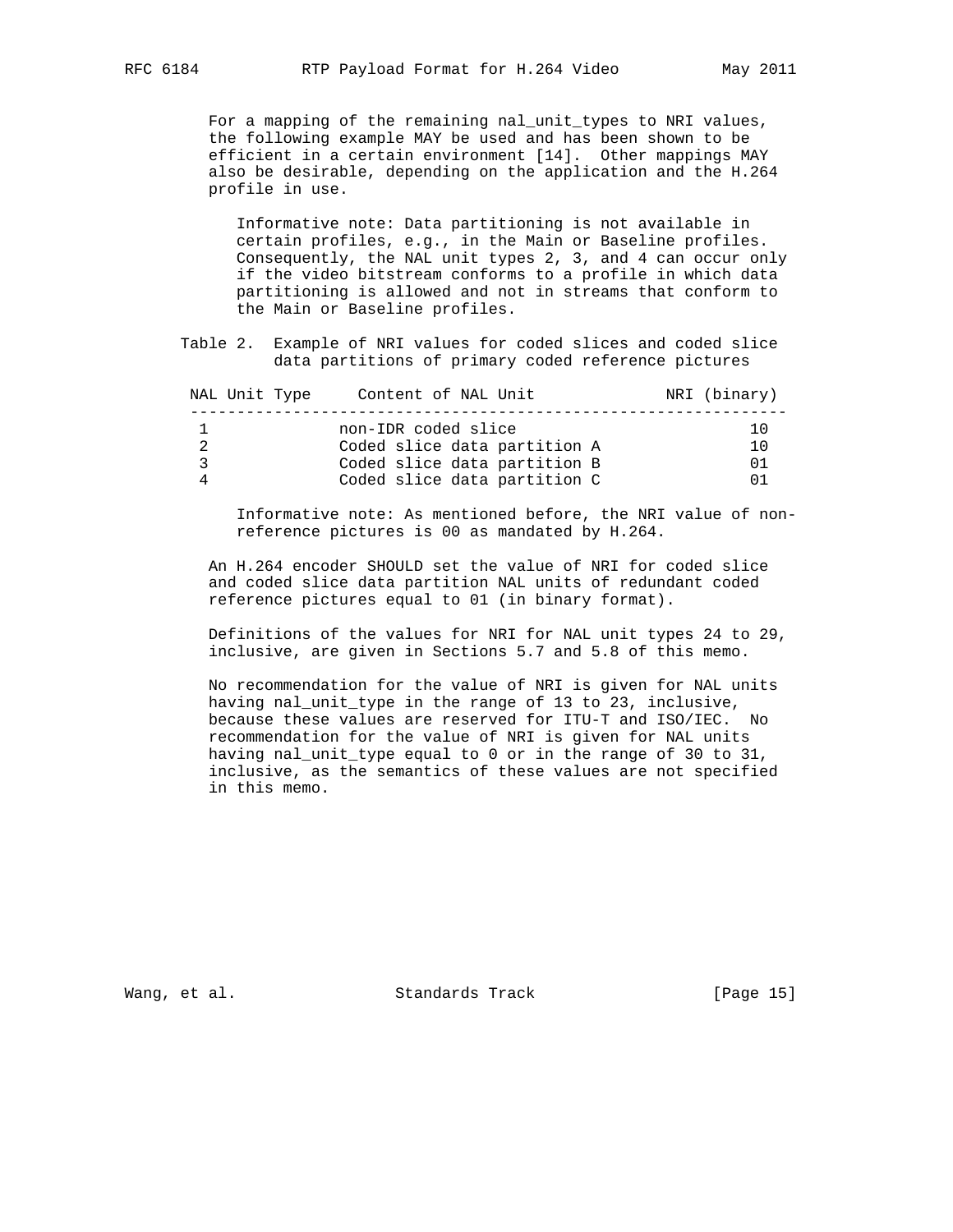For a mapping of the remaining nal_unit_types to NRI values, the following example MAY be used and has been shown to be efficient in a certain environment [14]. Other mappings MAY also be desirable, depending on the application and the H.264 profile in use.

> Informative note: Data partitioning is not available in certain profiles, e.g., in the Main or Baseline profiles. Consequently, the NAL unit types 2, 3, and 4 can occur only if the video bitstream conforms to a profile in which data partitioning is allowed and not in streams that conform to the Main or Baseline profiles.

Table 2. Example of NRI values for coded slices and coded slice data partitions of primary coded reference pictures

| NAL Unit Type | Content of NAL Unit | NRI (binary) |
|---|---|---|
| 1 | non-IDR coded slice | 10 |
| 2 | Coded slice data partition A | 10 |
| 3 | Coded slice data partition B | 01 |
| 4 | Coded slice data partition C | 01 |

> Informative note: As mentioned before, the NRI value of non-reference pictures is 00 as mandated by H.264.

An H.264 encoder SHOULD set the value of NRI for coded slice and coded slice data partition NAL units of redundant coded reference pictures equal to 01 (in binary format).

Definitions of the values for NRI for NAL unit types 24 to 29, inclusive, are given in Sections 5.7 and 5.8 of this memo.

No recommendation for the value of NRI is given for NAL units having nal_unit_type in the range of 13 to 23, inclusive, because these values are reserved for ITU-T and ISO/IEC. No recommendation for the value of NRI is given for NAL units having nal_unit_type equal to 0 or in the range of 30 to 31, inclusive, as the semantics of these values are not specified in this memo.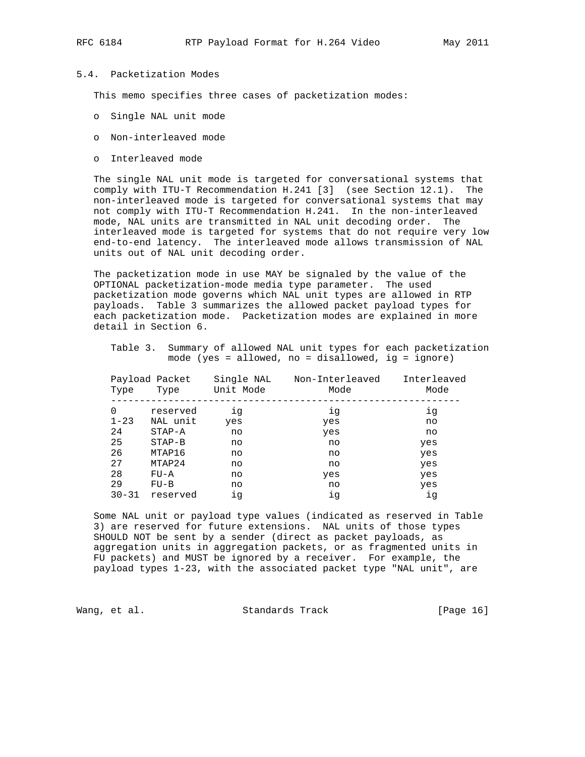### 5.4. Packetization Modes

This memo specifies three cases of packetization modes:

- Single NAL unit mode
- Non-interleaved mode
- Interleaved mode

The single NAL unit mode is targeted for conversational systems that comply with ITU-T Recommendation H.241 [3] (see Section 12.1). The non-interleaved mode is targeted for conversational systems that may not comply with ITU-T Recommendation H.241. In the non-interleaved mode, NAL units are transmitted in NAL unit decoding order. The interleaved mode is targeted for systems that do not require very low end-to-end latency. The interleaved mode allows transmission of NAL units out of NAL unit decoding order.

The packetization mode in use MAY be signaled by the value of the OPTIONAL packetization-mode media type parameter. The used packetization mode governs which NAL unit types are allowed in RTP payloads. Table 3 summarizes the allowed packet payload types for each packetization mode. Packetization modes are explained in more detail in Section 6.

Table 3. Summary of allowed NAL unit types for each packetization mode (yes = allowed, no = disallowed, ig = ignore)

| Payload Type | Packet Type | Single NAL Unit Mode | Non-Interleaved Mode | Interleaved Mode |
|---|---|---|---|---|
| 0 | reserved | ig | ig | ig |
| 1-23 | NAL unit | yes | yes | no |
| 24 | STAP-A | no | yes | no |
| 25 | STAP-B | no | no | yes |
| 26 | MTAP16 | no | no | yes |
| 27 | MTAP24 | no | no | yes |
| 28 | FU-A | no | yes | yes |
| 29 | FU-B | no | no | yes |
| 30-31 | reserved | ig | ig | ig |

Some NAL unit or payload type values (indicated as reserved in Table 3) are reserved for future extensions. NAL units of those types SHOULD NOT be sent by a sender (direct as packet payloads, as aggregation units in aggregation packets, or as fragmented units in FU packets) and MUST be ignored by a receiver. For example, the payload types 1-23, with the associated packet type "NAL unit", are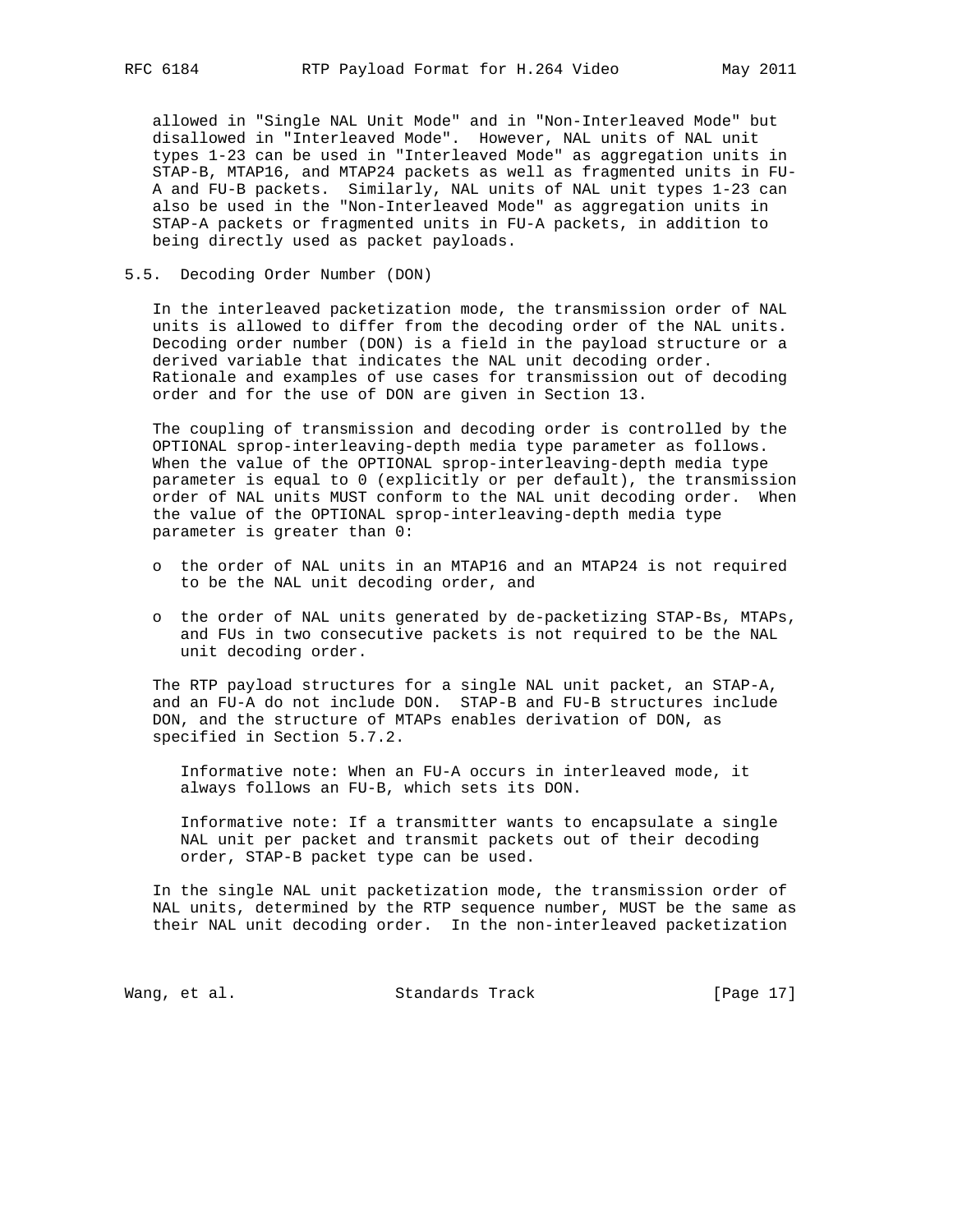allowed in "Single NAL Unit Mode" and in "Non-Interleaved Mode" but disallowed in "Interleaved Mode". However, NAL units of NAL unit types 1-23 can be used in "Interleaved Mode" as aggregation units in STAP-B, MTAP16, and MTAP24 packets as well as fragmented units in FU-A and FU-B packets. Similarly, NAL units of NAL unit types 1-23 can also be used in the "Non-Interleaved Mode" as aggregation units in STAP-A packets or fragmented units in FU-A packets, in addition to being directly used as packet payloads.

## 5.5. Decoding Order Number (DON)

In the interleaved packetization mode, the transmission order of NAL units is allowed to differ from the decoding order of the NAL units. Decoding order number (DON) is a field in the payload structure or a derived variable that indicates the NAL unit decoding order. Rationale and examples of use cases for transmission out of decoding order and for the use of DON are given in Section 13.

The coupling of transmission and decoding order is controlled by the OPTIONAL sprop-interleaving-depth media type parameter as follows. When the value of the OPTIONAL sprop-interleaving-depth media type parameter is equal to 0 (explicitly or per default), the transmission order of NAL units MUST conform to the NAL unit decoding order. When the value of the OPTIONAL sprop-interleaving-depth media type parameter is greater than 0:

- o the order of NAL units in an MTAP16 and an MTAP24 is not required to be the NAL unit decoding order, and
- o the order of NAL units generated by de-packetizing STAP-Bs, MTAPs, and FUs in two consecutive packets is not required to be the NAL unit decoding order.

The RTP payload structures for a single NAL unit packet, an STAP-A, and an FU-A do not include DON. STAP-B and FU-B structures include DON, and the structure of MTAPs enables derivation of DON, as specified in Section 5.7.2.

Informative note: When an FU-A occurs in interleaved mode, it always follows an FU-B, which sets its DON.

Informative note: If a transmitter wants to encapsulate a single NAL unit per packet and transmit packets out of their decoding order, STAP-B packet type can be used.

In the single NAL unit packetization mode, the transmission order of NAL units, determined by the RTP sequence number, MUST be the same as their NAL unit decoding order. In the non-interleaved packetization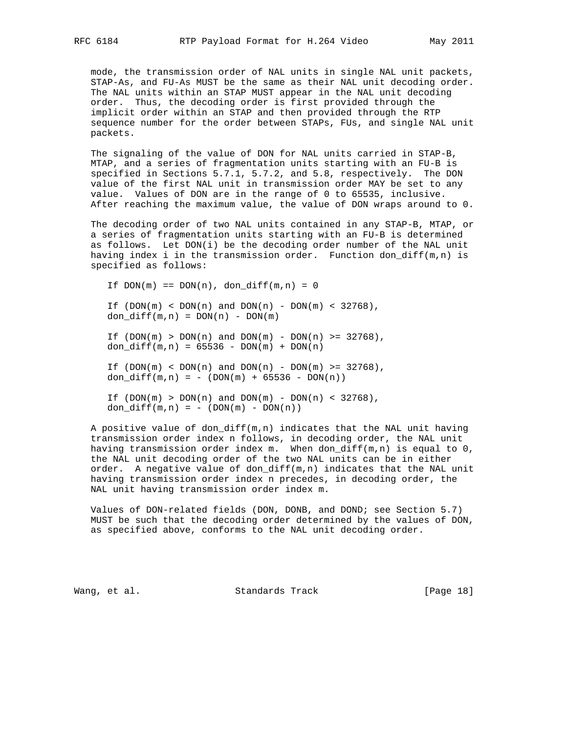mode, the transmission order of NAL units in single NAL unit packets, STAP-As, and FU-As MUST be the same as their NAL unit decoding order. The NAL units within an STAP MUST appear in the NAL unit decoding order. Thus, the decoding order is first provided through the implicit order within an STAP and then provided through the RTP sequence number for the order between STAPs, FUs, and single NAL unit packets.

The signaling of the value of DON for NAL units carried in STAP-B, MTAP, and a series of fragmentation units starting with an FU-B is specified in Sections 5.7.1, 5.7.2, and 5.8, respectively. The DON value of the first NAL unit in transmission order MAY be set to any value. Values of DON are in the range of 0 to 65535, inclusive. After reaching the maximum value, the value of DON wraps around to 0.

The decoding order of two NAL units contained in any STAP-B, MTAP, or a series of fragmentation units starting with an FU-B is determined as follows. Let DON(i) be the decoding order number of the NAL unit having index i in the transmission order. Function don_diff(m,n) is specified as follows:

```
   If DON(m) == DON(n), don_diff(m,n) = 0

   If (DON(m) < DON(n) and DON(n) - DON(m) < 32768),
   don_diff(m,n) = DON(n) - DON(m)

   If (DON(m) > DON(n) and DON(m) - DON(n) >= 32768),
   don_diff(m,n) = 65536 - DON(m) + DON(n)

   If (DON(m) < DON(n) and DON(n) - DON(m) >= 32768),
   don_diff(m,n) = - (DON(m) + 65536 - DON(n))

   If (DON(m) > DON(n) and DON(m) - DON(n) < 32768),
   don_diff(m,n) = - (DON(m) - DON(n))
```

A positive value of don_diff(m,n) indicates that the NAL unit having transmission order index n follows, in decoding order, the NAL unit having transmission order index m. When don_diff(m,n) is equal to 0, the NAL unit decoding order of the two NAL units can be in either order. A negative value of don_diff(m,n) indicates that the NAL unit having transmission order index n precedes, in decoding order, the NAL unit having transmission order index m.

Values of DON-related fields (DON, DONB, and DOND; see Section 5.7) MUST be such that the decoding order determined by the values of DON, as specified above, conforms to the NAL unit decoding order.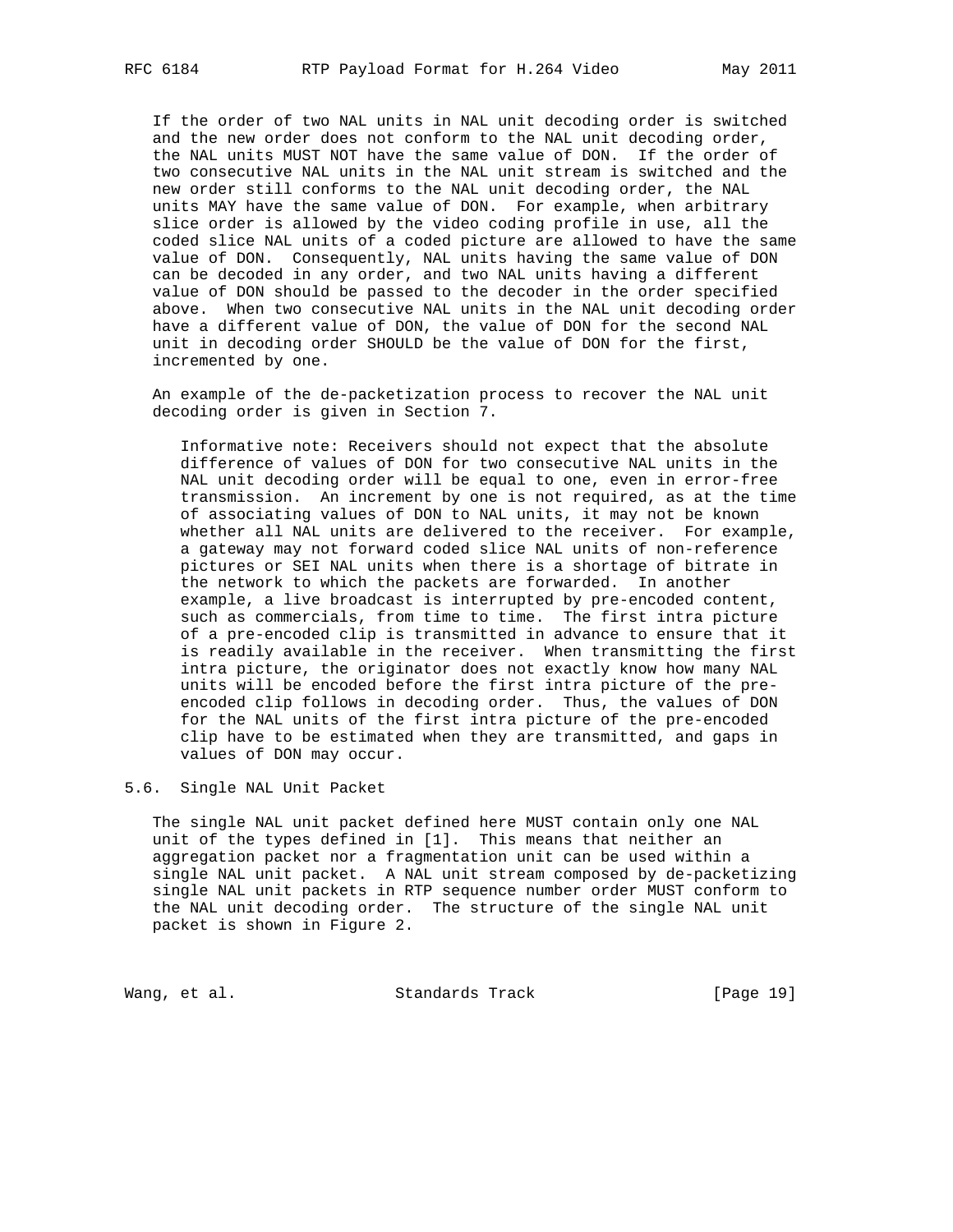If the order of two NAL units in NAL unit decoding order is switched and the new order does not conform to the NAL unit decoding order, the NAL units MUST NOT have the same value of DON. If the order of two consecutive NAL units in the NAL unit stream is switched and the new order still conforms to the NAL unit decoding order, the NAL units MAY have the same value of DON. For example, when arbitrary slice order is allowed by the video coding profile in use, all the coded slice NAL units of a coded picture are allowed to have the same value of DON. Consequently, NAL units having the same value of DON can be decoded in any order, and two NAL units having a different value of DON should be passed to the decoder in the order specified above. When two consecutive NAL units in the NAL unit decoding order have a different value of DON, the value of DON for the second NAL unit in decoding order SHOULD be the value of DON for the first, incremented by one.

An example of the de-packetization process to recover the NAL unit decoding order is given in Section 7.

> Informative note: Receivers should not expect that the absolute difference of values of DON for two consecutive NAL units in the NAL unit decoding order will be equal to one, even in error-free transmission. An increment by one is not required, as at the time of associating values of DON to NAL units, it may not be known whether all NAL units are delivered to the receiver. For example, a gateway may not forward coded slice NAL units of non-reference pictures or SEI NAL units when there is a shortage of bitrate in the network to which the packets are forwarded. In another example, a live broadcast is interrupted by pre-encoded content, such as commercials, from time to time. The first intra picture of a pre-encoded clip is transmitted in advance to ensure that it is readily available in the receiver. When transmitting the first intra picture, the originator does not exactly know how many NAL units will be encoded before the first intra picture of the pre-encoded clip follows in decoding order. Thus, the values of DON for the NAL units of the first intra picture of the pre-encoded clip have to be estimated when they are transmitted, and gaps in values of DON may occur.

## 5.6. Single NAL Unit Packet

The single NAL unit packet defined here MUST contain only one NAL unit of the types defined in [1]. This means that neither an aggregation packet nor a fragmentation unit can be used within a single NAL unit packet. A NAL unit stream composed by de-packetizing single NAL unit packets in RTP sequence number order MUST conform to the NAL unit decoding order. The structure of the single NAL unit packet is shown in Figure 2.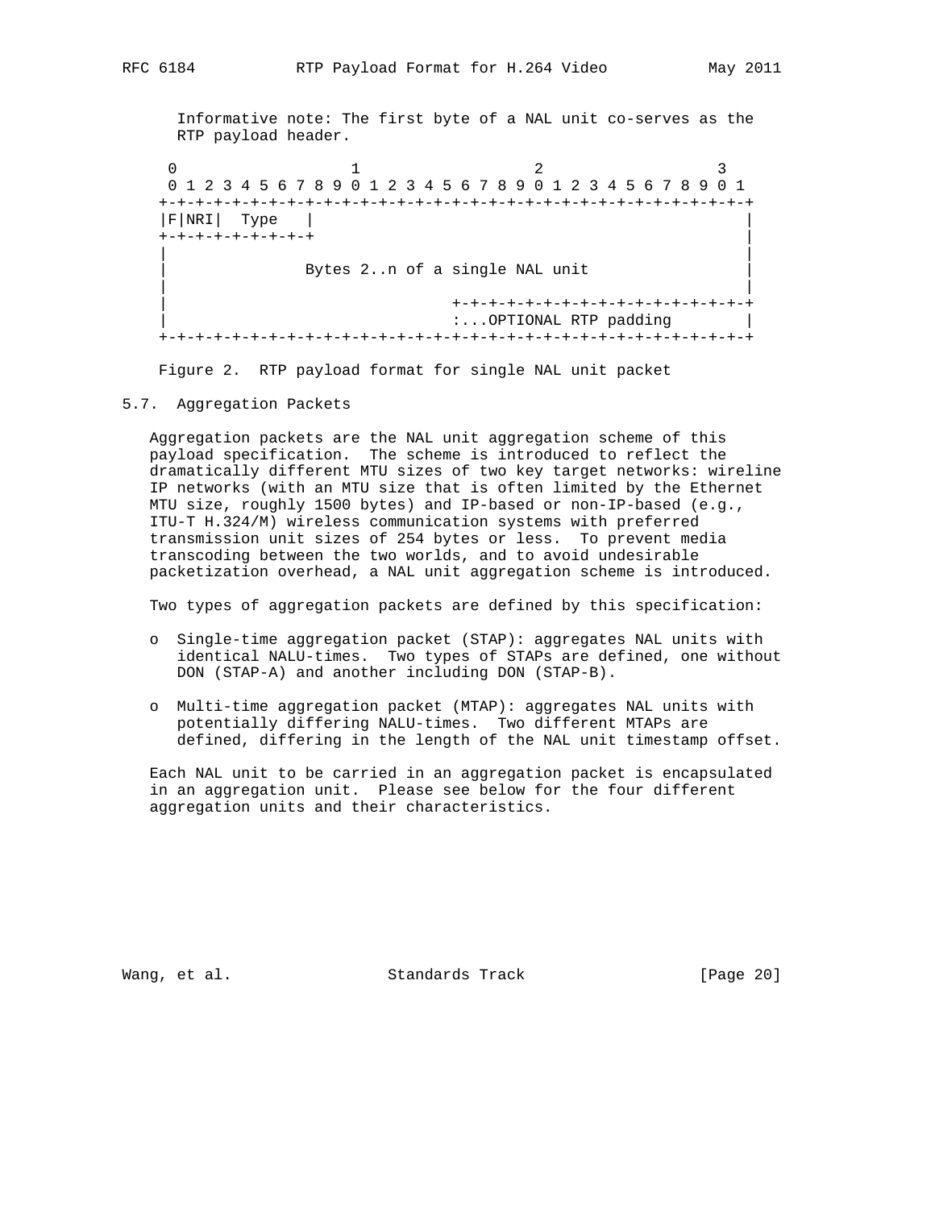Informative note: The first byte of a NAL unit co-serves as the RTP payload header.

```
 0                   1                   2                   3
 0 1 2 3 4 5 6 7 8 9 0 1 2 3 4 5 6 7 8 9 0 1 2 3 4 5 6 7 8 9 0 1
+-+-+-+-+-+-+-+-+-+-+-+-+-+-+-+-+-+-+-+-+-+-+-+-+-+-+-+-+-+-+-+-+
|F|NRI|  Type   |                                               |
+-+-+-+-+-+-+-+-+                                               |
|                                                               |
|               Bytes 2..n of a single NAL unit                 |
|                                                               |
|                               +-+-+-+-+-+-+-+-+-+-+-+-+-+-+-+-+
|                               :...OPTIONAL RTP padding        |
+-+-+-+-+-+-+-+-+-+-+-+-+-+-+-+-+-+-+-+-+-+-+-+-+-+-+-+-+-+-+-+-+
```

Figure 2. RTP payload format for single NAL unit packet

## 5.7. Aggregation Packets

Aggregation packets are the NAL unit aggregation scheme of this payload specification. The scheme is introduced to reflect the dramatically different MTU sizes of two key target networks: wireline IP networks (with an MTU size that is often limited by the Ethernet MTU size, roughly 1500 bytes) and IP-based or non-IP-based (e.g., ITU-T H.324/M) wireless communication systems with preferred transmission unit sizes of 254 bytes or less. To prevent media transcoding between the two worlds, and to avoid undesirable packetization overhead, a NAL unit aggregation scheme is introduced.

Two types of aggregation packets are defined by this specification:

- Single-time aggregation packet (STAP): aggregates NAL units with identical NALU-times. Two types of STAPs are defined, one without DON (STAP-A) and another including DON (STAP-B).
- Multi-time aggregation packet (MTAP): aggregates NAL units with potentially differing NALU-times. Two different MTAPs are defined, differing in the length of the NAL unit timestamp offset.

Each NAL unit to be carried in an aggregation packet is encapsulated in an aggregation unit. Please see below for the four different aggregation units and their characteristics.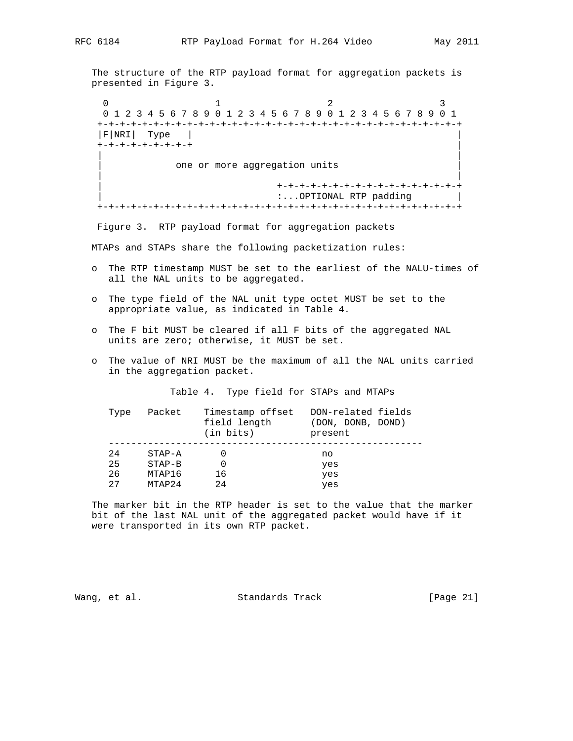The structure of the RTP payload format for aggregation packets is presented in Figure 3.

```
  0                   1                   2                   3
  0 1 2 3 4 5 6 7 8 9 0 1 2 3 4 5 6 7 8 9 0 1 2 3 4 5 6 7 8 9 0 1
 +-+-+-+-+-+-+-+-+-+-+-+-+-+-+-+-+-+-+-+-+-+-+-+-+-+-+-+-+-+-+-+-+
 |F|NRI|  Type   |                                               |
 +-+-+-+-+-+-+-+-+                                               |
 |                                                               |
 |             one or more aggregation units                     |
 |                                                               |
 |                               +-+-+-+-+-+-+-+-+-+-+-+-+-+-+-+-+
 |                               :...OPTIONAL RTP padding        |
 +-+-+-+-+-+-+-+-+-+-+-+-+-+-+-+-+-+-+-+-+-+-+-+-+-+-+-+-+-+-+-+-+
```

Figure 3. RTP payload format for aggregation packets

MTAPs and STAPs share the following packetization rules:

- The RTP timestamp MUST be set to the earliest of the NALU-times of all the NAL units to be aggregated.
- The type field of the NAL unit type octet MUST be set to the appropriate value, as indicated in Table 4.
- The F bit MUST be cleared if all F bits of the aggregated NAL units are zero; otherwise, it MUST be set.
- The value of NRI MUST be the maximum of all the NAL units carried in the aggregation packet.

Table 4. Type field for STAPs and MTAPs

| Type | Packet | Timestamp offset field length (in bits) | DON-related fields (DON, DONB, DOND) present |
|---|---|---|---|
| 24 | STAP-A | 0 | no |
| 25 | STAP-B | 0 | yes |
| 26 | MTAP16 | 16 | yes |
| 27 | MTAP24 | 24 | yes |

The marker bit in the RTP header is set to the value that the marker bit of the last NAL unit of the aggregated packet would have if it were transported in its own RTP packet.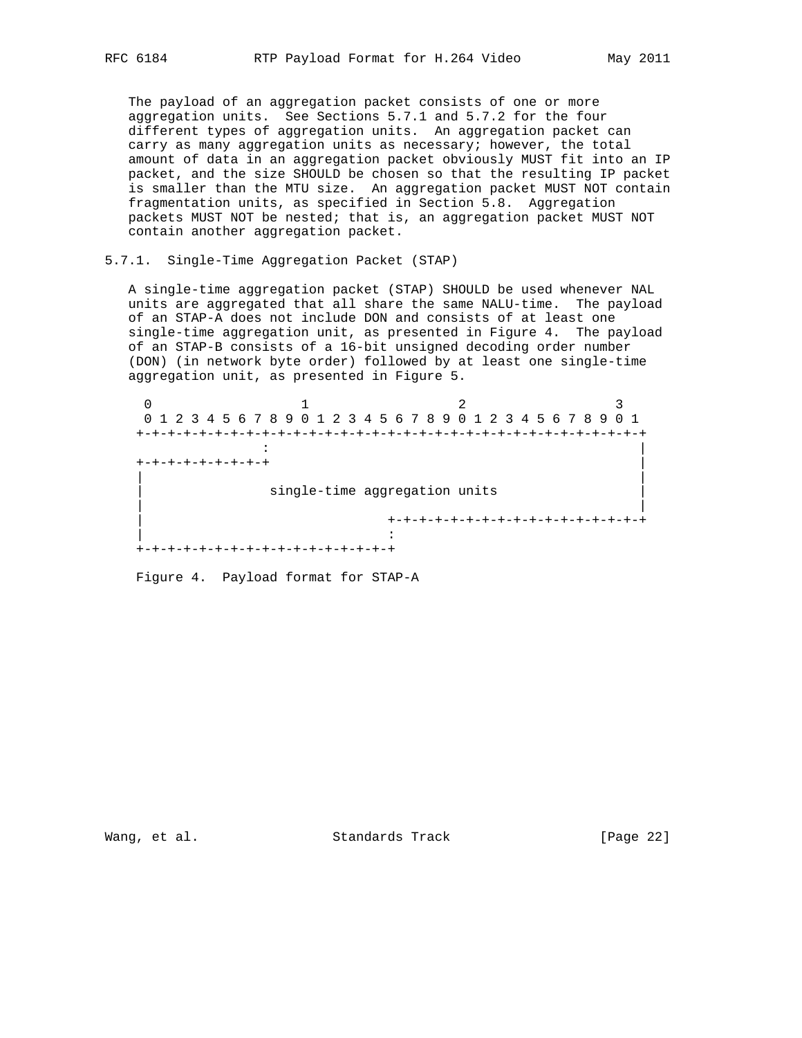The payload of an aggregation packet consists of one or more aggregation units. See Sections 5.7.1 and 5.7.2 for the four different types of aggregation units. An aggregation packet can carry as many aggregation units as necessary; however, the total amount of data in an aggregation packet obviously MUST fit into an IP packet, and the size SHOULD be chosen so that the resulting IP packet is smaller than the MTU size. An aggregation packet MUST NOT contain fragmentation units, as specified in Section 5.8. Aggregation packets MUST NOT be nested; that is, an aggregation packet MUST NOT contain another aggregation packet.

### 5.7.1. Single-Time Aggregation Packet (STAP)

A single-time aggregation packet (STAP) SHOULD be used whenever NAL units are aggregated that all share the same NALU-time. The payload of an STAP-A does not include DON and consists of at least one single-time aggregation unit, as presented in Figure 4. The payload of an STAP-B consists of a 16-bit unsigned decoding order number (DON) (in network byte order) followed by at least one single-time aggregation unit, as presented in Figure 5.

```
 0                   1                   2                   3
 0 1 2 3 4 5 6 7 8 9 0 1 2 3 4 5 6 7 8 9 0 1 2 3 4 5 6 7 8 9 0 1
+-+-+-+-+-+-+-+-+-+-+-+-+-+-+-+-+-+-+-+-+-+-+-+-+-+-+-+-+-+-+-+-+
               :                                               |
+-+-+-+-+-+-+-+-+                                               |
|                                                               |
|                single-time aggregation units                  |
|                                                               |
|                               +-+-+-+-+-+-+-+-+-+-+-+-+-+-+-+-+
|                               :
+-+-+-+-+-+-+-+-+-+-+-+-+-+-+-+-+
```

Figure 4. Payload format for STAP-A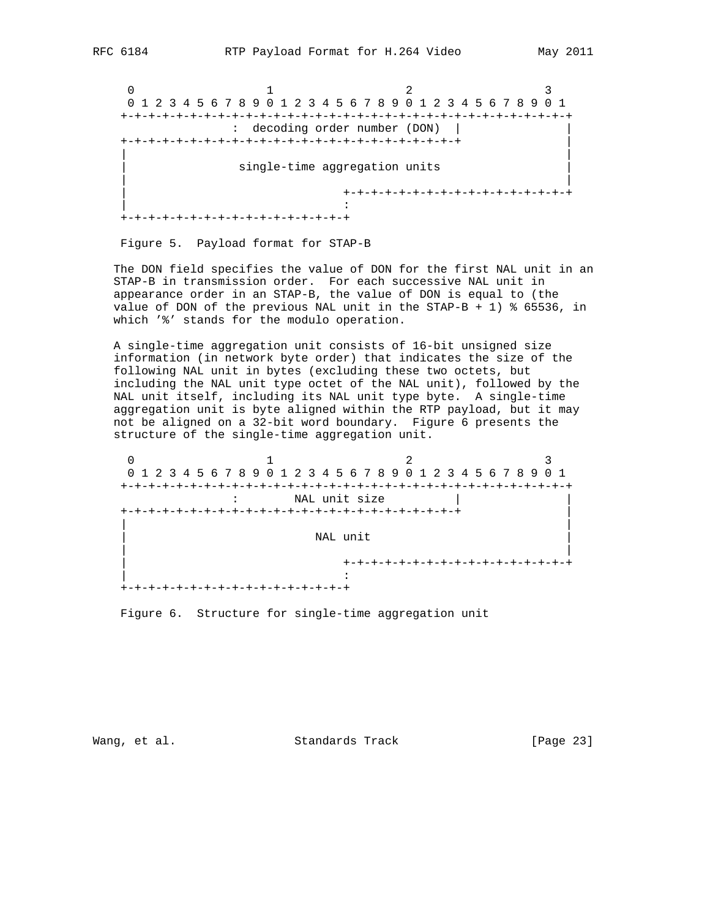```
    0                   1                   2                   3
    0 1 2 3 4 5 6 7 8 9 0 1 2 3 4 5 6 7 8 9 0 1 2 3 4 5 6 7 8 9 0 1
   +-+-+-+-+-+-+-+-+-+-+-+-+-+-+-+-+-+-+-+-+-+-+-+-+-+-+-+-+-+-+-+-+
                   :  decoding order number (DON)  |               |
   +-+-+-+-+-+-+-+-+-+-+-+-+-+-+-+-+-+-+-+-+-+-+-+-+-+               |
   |                                                               |
   |                single-time aggregation units                  |
   |                                                               |
   |                               +-+-+-+-+-+-+-+-+-+-+-+-+-+-+-+-+
   |                               :
   +-+-+-+-+-+-+-+-+-+-+-+-+-+-+-+-+
```

Figure 5. Payload format for STAP-B

The DON field specifies the value of DON for the first NAL unit in an STAP-B in transmission order. For each successive NAL unit in appearance order in an STAP-B, the value of DON is equal to (the value of DON of the previous NAL unit in the STAP-B + 1) % 65536, in which '%' stands for the modulo operation.

A single-time aggregation unit consists of 16-bit unsigned size information (in network byte order) that indicates the size of the following NAL unit in bytes (excluding these two octets, but including the NAL unit type octet of the NAL unit), followed by the NAL unit itself, including its NAL unit type byte. A single-time aggregation unit is byte aligned within the RTP payload, but it may not be aligned on a 32-bit word boundary. Figure 6 presents the structure of the single-time aggregation unit.

```
    0                   1                   2                   3
    0 1 2 3 4 5 6 7 8 9 0 1 2 3 4 5 6 7 8 9 0 1 2 3 4 5 6 7 8 9 0 1
   +-+-+-+-+-+-+-+-+-+-+-+-+-+-+-+-+-+-+-+-+-+-+-+-+-+-+-+-+-+-+-+-+
                   :        NAL unit size          |               |
   +-+-+-+-+-+-+-+-+-+-+-+-+-+-+-+-+-+-+-+-+-+-+-+-+-+               |
   |                                                               |
   |                           NAL unit                            |
   |                                                               |
   |                               +-+-+-+-+-+-+-+-+-+-+-+-+-+-+-+-+
   |                               :
   +-+-+-+-+-+-+-+-+-+-+-+-+-+-+-+-+
```

Figure 6. Structure for single-time aggregation unit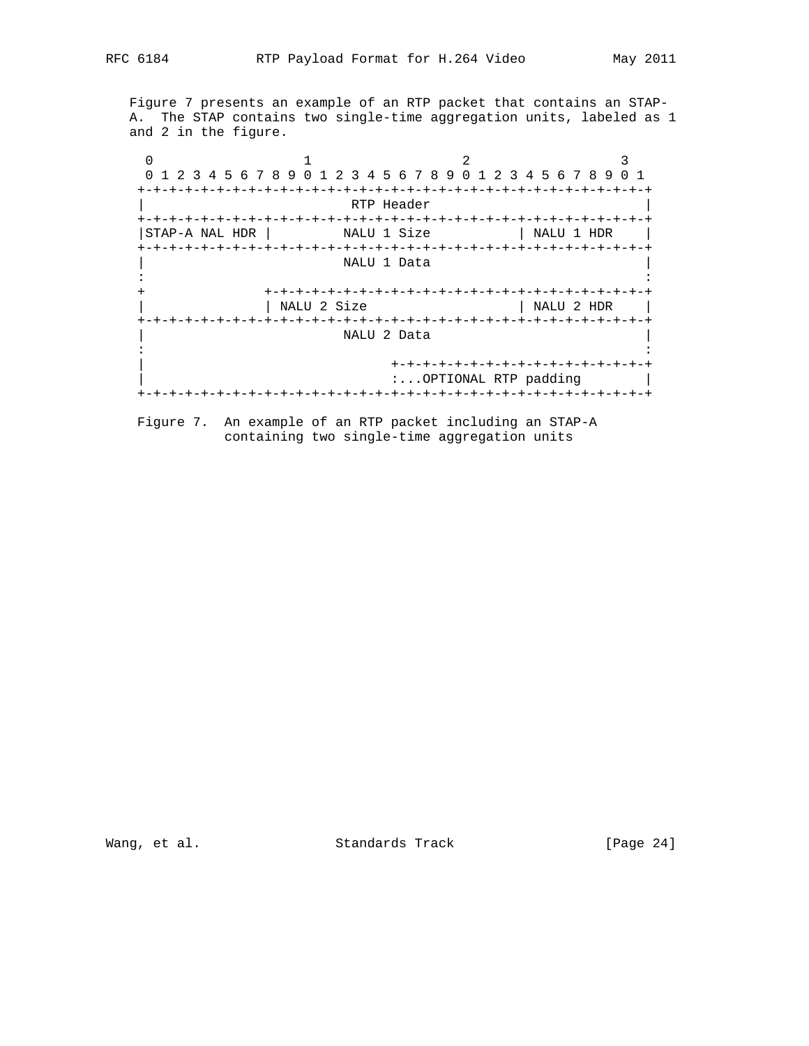Figure 7 presents an example of an RTP packet that contains an STAP-A. The STAP contains two single-time aggregation units, labeled as 1 and 2 in the figure.

```
 0                   1                   2                   3
 0 1 2 3 4 5 6 7 8 9 0 1 2 3 4 5 6 7 8 9 0 1 2 3 4 5 6 7 8 9 0 1
+-+-+-+-+-+-+-+-+-+-+-+-+-+-+-+-+-+-+-+-+-+-+-+-+-+-+-+-+-+-+-+-+
|                          RTP Header                           |
+-+-+-+-+-+-+-+-+-+-+-+-+-+-+-+-+-+-+-+-+-+-+-+-+-+-+-+-+-+-+-+-+
|STAP-A NAL HDR |         NALU 1 Size           | NALU 1 HDR    |
+-+-+-+-+-+-+-+-+-+-+-+-+-+-+-+-+-+-+-+-+-+-+-+-+-+-+-+-+-+-+-+-+
|                         NALU 1 Data                           |
:                                                               :
+               +-+-+-+-+-+-+-+-+-+-+-+-+-+-+-+-+-+-+-+-+-+-+-+-+
|               | NALU 2 Size                   | NALU 2 HDR    |
+-+-+-+-+-+-+-+-+-+-+-+-+-+-+-+-+-+-+-+-+-+-+-+-+-+-+-+-+-+-+-+-+
|                         NALU 2 Data                           |
:                                                               :
|                               +-+-+-+-+-+-+-+-+-+-+-+-+-+-+-+-+
|                               :...OPTIONAL RTP padding        |
+-+-+-+-+-+-+-+-+-+-+-+-+-+-+-+-+-+-+-+-+-+-+-+-+-+-+-+-+-+-+-+-+
```

Figure 7. An example of an RTP packet including an STAP-A containing two single-time aggregation units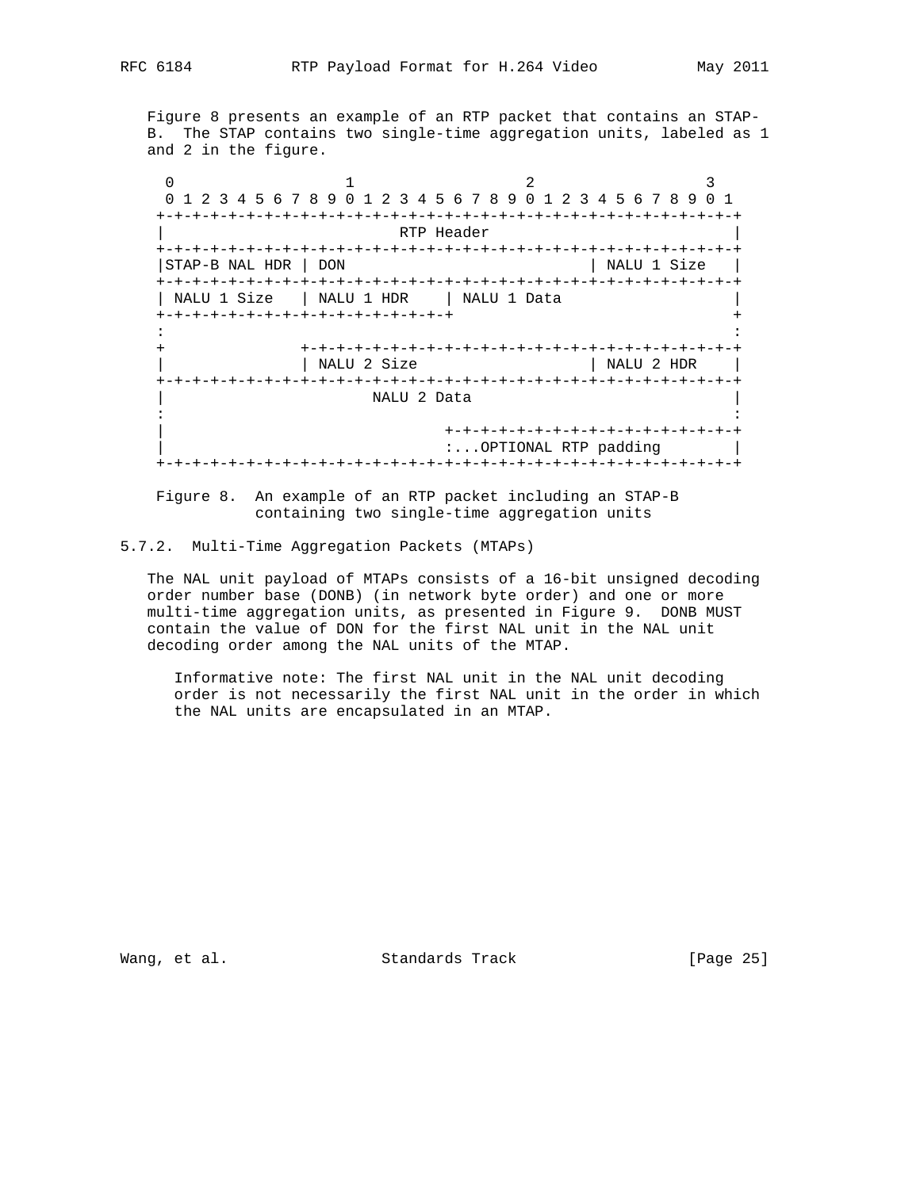Figure 8 presents an example of an RTP packet that contains an STAP-B. The STAP contains two single-time aggregation units, labeled as 1 and 2 in the figure.

```
 0                   1                   2                   3
 0 1 2 3 4 5 6 7 8 9 0 1 2 3 4 5 6 7 8 9 0 1 2 3 4 5 6 7 8 9 0 1
+-+-+-+-+-+-+-+-+-+-+-+-+-+-+-+-+-+-+-+-+-+-+-+-+-+-+-+-+-+-+-+-+
|                          RTP Header                           |
+-+-+-+-+-+-+-+-+-+-+-+-+-+-+-+-+-+-+-+-+-+-+-+-+-+-+-+-+-+-+-+-+
|STAP-B NAL HDR | DON                           | NALU 1 Size   |
+-+-+-+-+-+-+-+-+-+-+-+-+-+-+-+-+-+-+-+-+-+-+-+-+-+-+-+-+-+-+-+-+
| NALU 1 Size   | NALU 1 HDR    | NALU 1 Data                   |
+-+-+-+-+-+-+-+-+-+-+-+-+-+-+-+-+-+-+-+-+-+-+-+-+               +
:                                                               :
+               +-+-+-+-+-+-+-+-+-+-+-+-+-+-+-+-+-+-+-+-+-+-+-+-+
|               | NALU 2 Size                   | NALU 2 HDR    |
+-+-+-+-+-+-+-+-+-+-+-+-+-+-+-+-+-+-+-+-+-+-+-+-+-+-+-+-+-+-+-+-+
|                       NALU 2 Data                             |
:                                                               :
|                               +-+-+-+-+-+-+-+-+-+-+-+-+-+-+-+-+
|                               :...OPTIONAL RTP padding        |
+-+-+-+-+-+-+-+-+-+-+-+-+-+-+-+-+-+-+-+-+-+-+-+-+-+-+-+-+-+-+-+-+
```

Figure 8. An example of an RTP packet including an STAP-B containing two single-time aggregation units

### 5.7.2. Multi-Time Aggregation Packets (MTAPs)

The NAL unit payload of MTAPs consists of a 16-bit unsigned decoding order number base (DONB) (in network byte order) and one or more multi-time aggregation units, as presented in Figure 9. DONB MUST contain the value of DON for the first NAL unit in the NAL unit decoding order among the NAL units of the MTAP.

Informative note: The first NAL unit in the NAL unit decoding order is not necessarily the first NAL unit in the order in which the NAL units are encapsulated in an MTAP.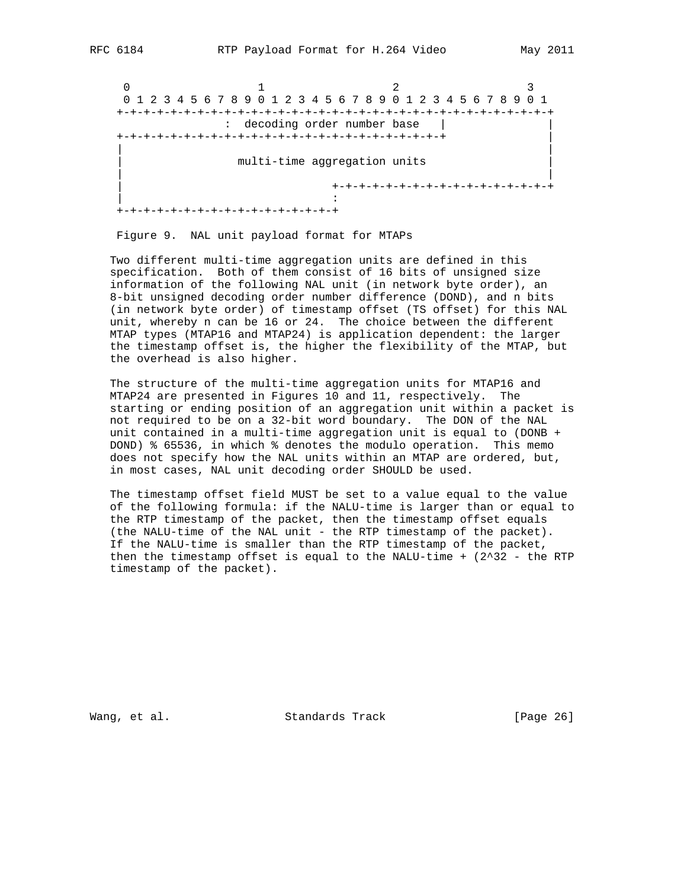```
     0                   1                   2                   3
     0 1 2 3 4 5 6 7 8 9 0 1 2 3 4 5 6 7 8 9 0 1 2 3 4 5 6 7 8 9 0 1
    +-+-+-+-+-+-+-+-+-+-+-+-+-+-+-+-+-+-+-+-+-+-+-+-+-+-+-+-+-+-+-+-+
                    :  decoding order number base   |               |
    +-+-+-+-+-+-+-+-+-+-+-+-+-+-+-+-+-+-+-+-+-+-+-+-+               |
    |                                                               |
    |                 multi-time aggregation units                  |
    |                                                               |
    |                               +-+-+-+-+-+-+-+-+-+-+-+-+-+-+-+-+
    |                               :
    +-+-+-+-+-+-+-+-+-+-+-+-+-+-+-+-+
```

Figure 9. NAL unit payload format for MTAPs

Two different multi-time aggregation units are defined in this specification. Both of them consist of 16 bits of unsigned size information of the following NAL unit (in network byte order), an 8-bit unsigned decoding order number difference (DOND), and n bits (in network byte order) of timestamp offset (TS offset) for this NAL unit, whereby n can be 16 or 24. The choice between the different MTAP types (MTAP16 and MTAP24) is application dependent: the larger the timestamp offset is, the higher the flexibility of the MTAP, but the overhead is also higher.

The structure of the multi-time aggregation units for MTAP16 and MTAP24 are presented in Figures 10 and 11, respectively. The starting or ending position of an aggregation unit within a packet is not required to be on a 32-bit word boundary. The DON of the NAL unit contained in a multi-time aggregation unit is equal to (DONB + DOND) % 65536, in which % denotes the modulo operation. This memo does not specify how the NAL units within an MTAP are ordered, but, in most cases, NAL unit decoding order SHOULD be used.

The timestamp offset field MUST be set to a value equal to the value of the following formula: if the NALU-time is larger than or equal to the RTP timestamp of the packet, then the timestamp offset equals (the NALU-time of the NAL unit - the RTP timestamp of the packet). If the NALU-time is smaller than the RTP timestamp of the packet, then the timestamp offset is equal to the NALU-time + ($2^{32}$ - the RTP timestamp of the packet).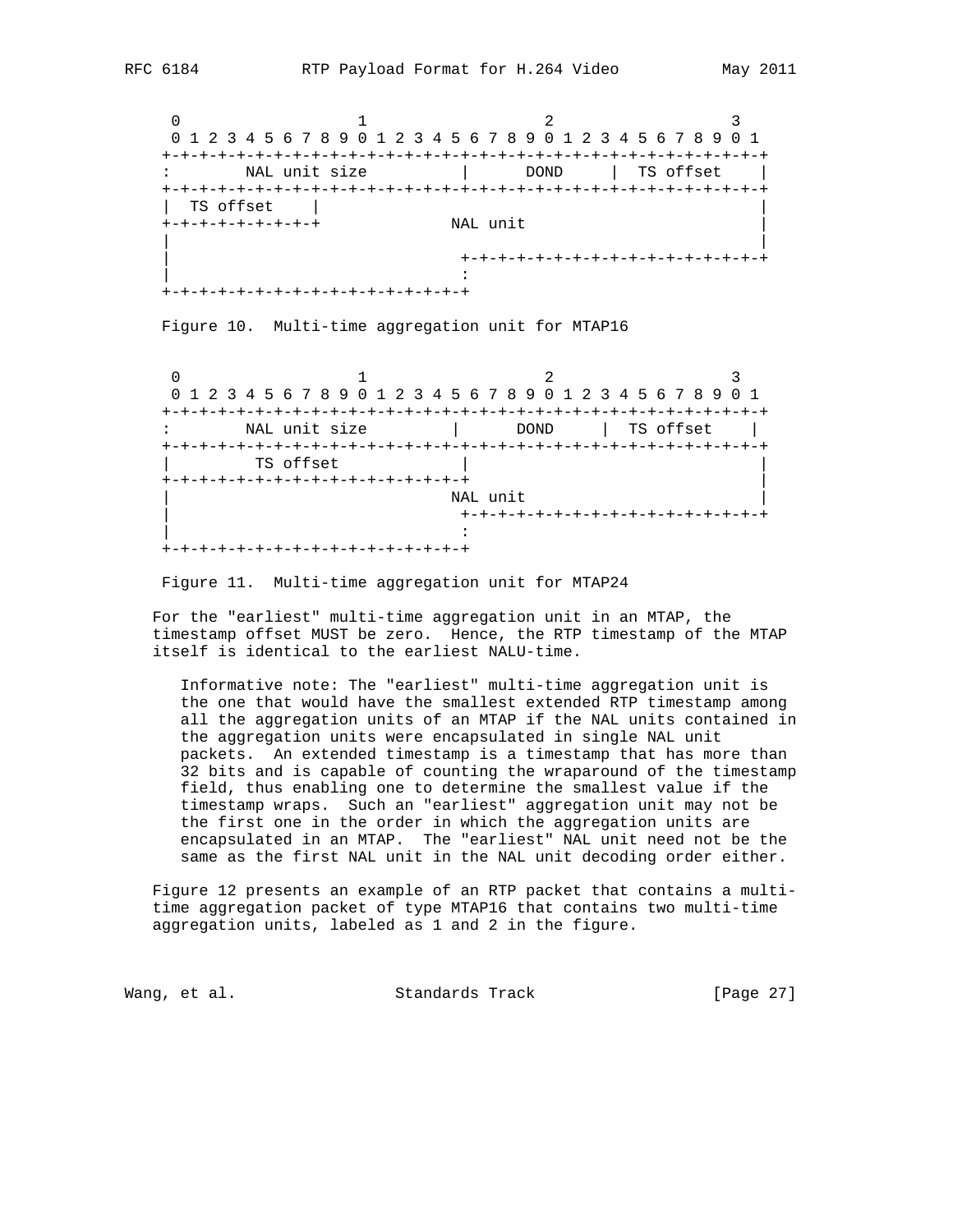```
     0                   1                   2                   3
     0 1 2 3 4 5 6 7 8 9 0 1 2 3 4 5 6 7 8 9 0 1 2 3 4 5 6 7 8 9 0 1
    +-+-+-+-+-+-+-+-+-+-+-+-+-+-+-+-+-+-+-+-+-+-+-+-+-+-+-+-+-+-+-+-+
    :        NAL unit size          |      DOND     |  TS offset    |
    +-+-+-+-+-+-+-+-+-+-+-+-+-+-+-+-+-+-+-+-+-+-+-+-+-+-+-+-+-+-+-+-+
    |  TS offset    |                                               |
    +-+-+-+-+-+-+-+-+              NAL unit                         |
    |                                                               |
    |                               +-+-+-+-+-+-+-+-+-+-+-+-+-+-+-+-+
    |                               :
    +-+-+-+-+-+-+-+-+-+-+-+-+-+-+-+-+
```

Figure 10. Multi-time aggregation unit for MTAP16

```
     0                   1                   2                   3
     0 1 2 3 4 5 6 7 8 9 0 1 2 3 4 5 6 7 8 9 0 1 2 3 4 5 6 7 8 9 0 1
    +-+-+-+-+-+-+-+-+-+-+-+-+-+-+-+-+-+-+-+-+-+-+-+-+-+-+-+-+-+-+-+-+
    :        NAL unit size          |      DOND     |  TS offset    |
    +-+-+-+-+-+-+-+-+-+-+-+-+-+-+-+-+-+-+-+-+-+-+-+-+-+-+-+-+-+-+-+-+
    |         TS offset             |                               |
    +-+-+-+-+-+-+-+-+-+-+-+-+-+-+-+-+                               |
    |                              NAL unit                         |
    |                               +-+-+-+-+-+-+-+-+-+-+-+-+-+-+-+-+
    |                               :
    +-+-+-+-+-+-+-+-+-+-+-+-+-+-+-+-+
```

Figure 11. Multi-time aggregation unit for MTAP24

For the "earliest" multi-time aggregation unit in an MTAP, the timestamp offset MUST be zero. Hence, the RTP timestamp of the MTAP itself is identical to the earliest NALU-time.

Informative note: The "earliest" multi-time aggregation unit is the one that would have the smallest extended RTP timestamp among all the aggregation units of an MTAP if the NAL units contained in the aggregation units were encapsulated in single NAL unit packets. An extended timestamp is a timestamp that has more than 32 bits and is capable of counting the wraparound of the timestamp field, thus enabling one to determine the smallest value if the timestamp wraps. Such an "earliest" aggregation unit may not be the first one in the order in which the aggregation units are encapsulated in an MTAP. The "earliest" NAL unit need not be the same as the first NAL unit in the NAL unit decoding order either.

Figure 12 presents an example of an RTP packet that contains a multi-time aggregation packet of type MTAP16 that contains two multi-time aggregation units, labeled as 1 and 2 in the figure.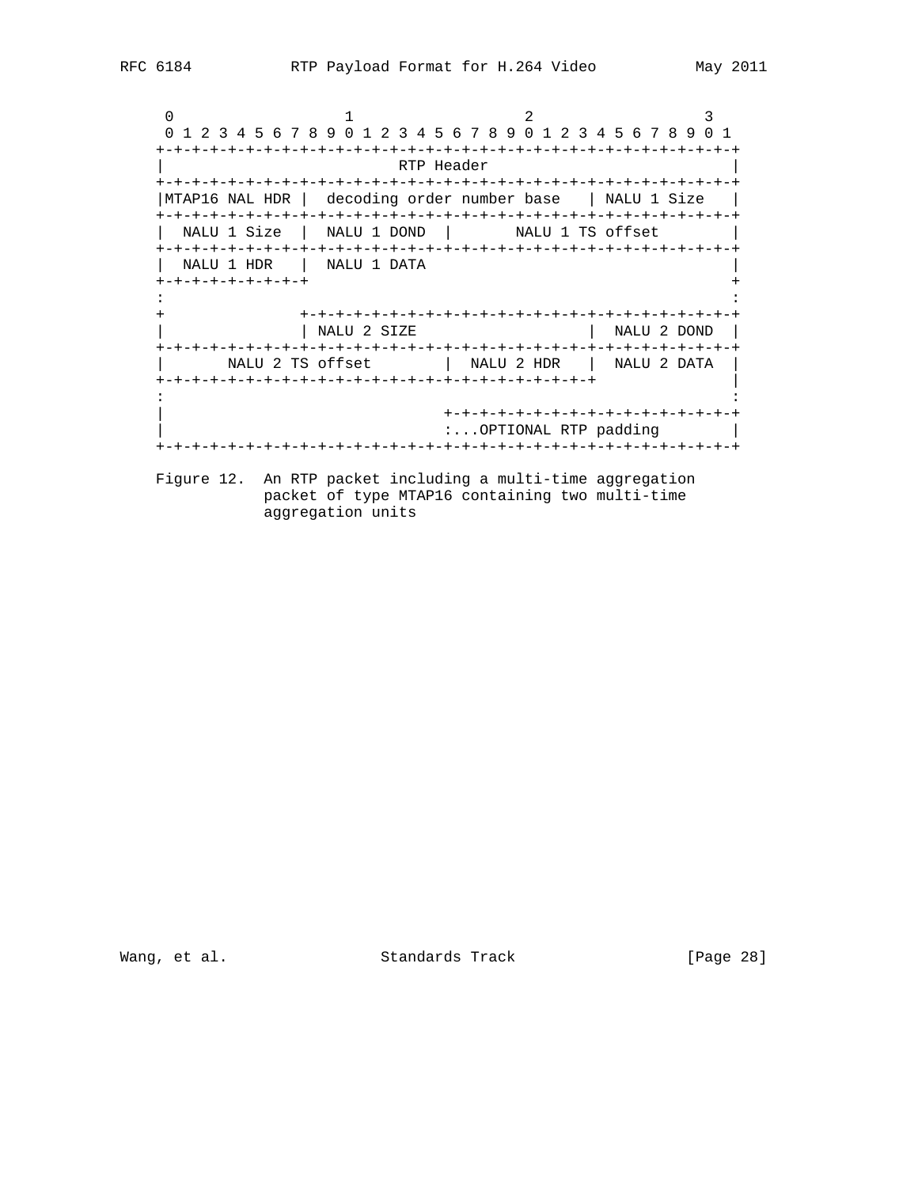```
     0                   1                   2                   3
     0 1 2 3 4 5 6 7 8 9 0 1 2 3 4 5 6 7 8 9 0 1 2 3 4 5 6 7 8 9 0 1
    +-+-+-+-+-+-+-+-+-+-+-+-+-+-+-+-+-+-+-+-+-+-+-+-+-+-+-+-+-+-+-+-+
    |                          RTP Header                           |
    +-+-+-+-+-+-+-+-+-+-+-+-+-+-+-+-+-+-+-+-+-+-+-+-+-+-+-+-+-+-+-+-+
    |MTAP16 NAL HDR |  decoding order number base   | NALU 1 Size   |
    +-+-+-+-+-+-+-+-+-+-+-+-+-+-+-+-+-+-+-+-+-+-+-+-+-+-+-+-+-+-+-+-+
    |  NALU 1 Size  |  NALU 1 DOND  |       NALU 1 TS offset        |
    +-+-+-+-+-+-+-+-+-+-+-+-+-+-+-+-+-+-+-+-+-+-+-+-+-+-+-+-+-+-+-+-+
    |  NALU 1 HDR   |  NALU 1 DATA                                  |
    +-+-+-+-+-+-+-+-+                                               +
    :                                                               :
    +               +-+-+-+-+-+-+-+-+-+-+-+-+-+-+-+-+-+-+-+-+-+-+-+-+
    |               | NALU 2 SIZE                   |  NALU 2 DOND  |
    +-+-+-+-+-+-+-+-+-+-+-+-+-+-+-+-+-+-+-+-+-+-+-+-+-+-+-+-+-+-+-+-+
    |       NALU 2 TS offset        |  NALU 2 HDR   |  NALU 2 DATA  |
    +-+-+-+-+-+-+-+-+-+-+-+-+-+-+-+-+-+-+-+-+-+-+-+-+               |
    :                                                               :
    |                               +-+-+-+-+-+-+-+-+-+-+-+-+-+-+-+-+
    |                               :...OPTIONAL RTP padding        |
    +-+-+-+-+-+-+-+-+-+-+-+-+-+-+-+-+-+-+-+-+-+-+-+-+-+-+-+-+-+-+-+-+
```

Figure 12. An RTP packet including a multi-time aggregation packet of type MTAP16 containing two multi-time aggregation units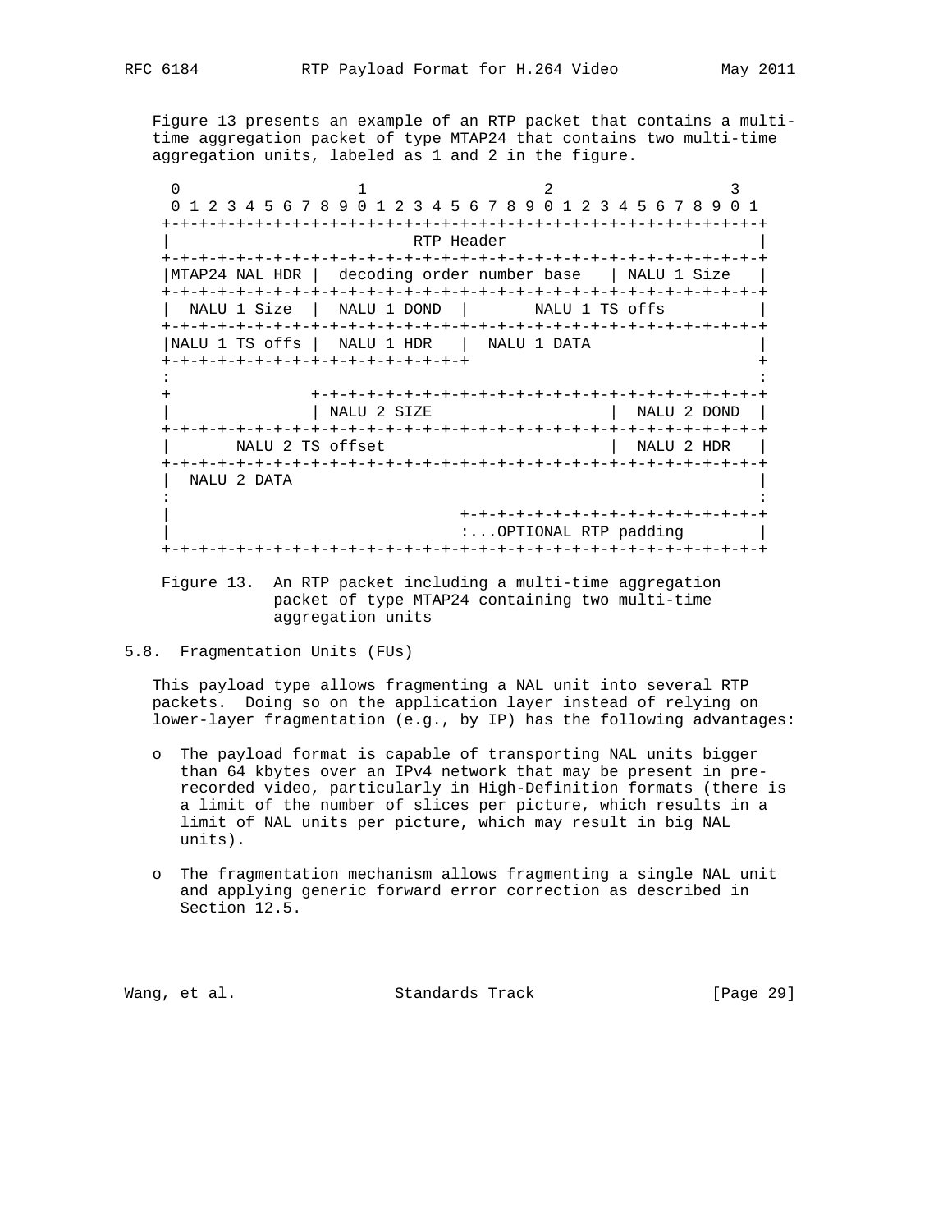Figure 13 presents an example of an RTP packet that contains a multi-time aggregation packet of type MTAP24 that contains two multi-time aggregation units, labeled as 1 and 2 in the figure.

```
 0                   1                   2                   3
 0 1 2 3 4 5 6 7 8 9 0 1 2 3 4 5 6 7 8 9 0 1 2 3 4 5 6 7 8 9 0 1
+-+-+-+-+-+-+-+-+-+-+-+-+-+-+-+-+-+-+-+-+-+-+-+-+-+-+-+-+-+-+-+-+
|                          RTP Header                           |
+-+-+-+-+-+-+-+-+-+-+-+-+-+-+-+-+-+-+-+-+-+-+-+-+-+-+-+-+-+-+-+-+
|MTAP24 NAL HDR |  decoding order number base   | NALU 1 Size   |
+-+-+-+-+-+-+-+-+-+-+-+-+-+-+-+-+-+-+-+-+-+-+-+-+-+-+-+-+-+-+-+-+
|  NALU 1 Size  |  NALU 1 DOND  |       NALU 1 TS offs          |
+-+-+-+-+-+-+-+-+-+-+-+-+-+-+-+-+-+-+-+-+-+-+-+-+-+-+-+-+-+-+-+-+
|NALU 1 TS offs |  NALU 1 HDR   |  NALU 1 DATA                  |
+-+-+-+-+-+-+-+-+-+-+-+-+-+-+-+-+                               +
:                                                               :
+               +-+-+-+-+-+-+-+-+-+-+-+-+-+-+-+-+-+-+-+-+-+-+-+-+
|               | NALU 2 SIZE                   |  NALU 2 DOND  |
+-+-+-+-+-+-+-+-+-+-+-+-+-+-+-+-+-+-+-+-+-+-+-+-+-+-+-+-+-+-+-+-+
|       NALU 2 TS offset                        |  NALU 2 HDR   |
+-+-+-+-+-+-+-+-+-+-+-+-+-+-+-+-+-+-+-+-+-+-+-+-+-+-+-+-+-+-+-+-+
|  NALU 2 DATA                                                  |
:                                                               :
|                               +-+-+-+-+-+-+-+-+-+-+-+-+-+-+-+-+
|                               :...OPTIONAL RTP padding        |
+-+-+-+-+-+-+-+-+-+-+-+-+-+-+-+-+-+-+-+-+-+-+-+-+-+-+-+-+-+-+-+-+
```

Figure 13. An RTP packet including a multi-time aggregation packet of type MTAP24 containing two multi-time aggregation units

## 5.8. Fragmentation Units (FUs)

This payload type allows fragmenting a NAL unit into several RTP packets. Doing so on the application layer instead of relying on lower-layer fragmentation (e.g., by IP) has the following advantages:

- The payload format is capable of transporting NAL units bigger than 64 kbytes over an IPv4 network that may be present in pre-recorded video, particularly in High-Definition formats (there is a limit of the number of slices per picture, which results in a limit of NAL units per picture, which may result in big NAL units).
- The fragmentation mechanism allows fragmenting a single NAL unit and applying generic forward error correction as described in Section 12.5.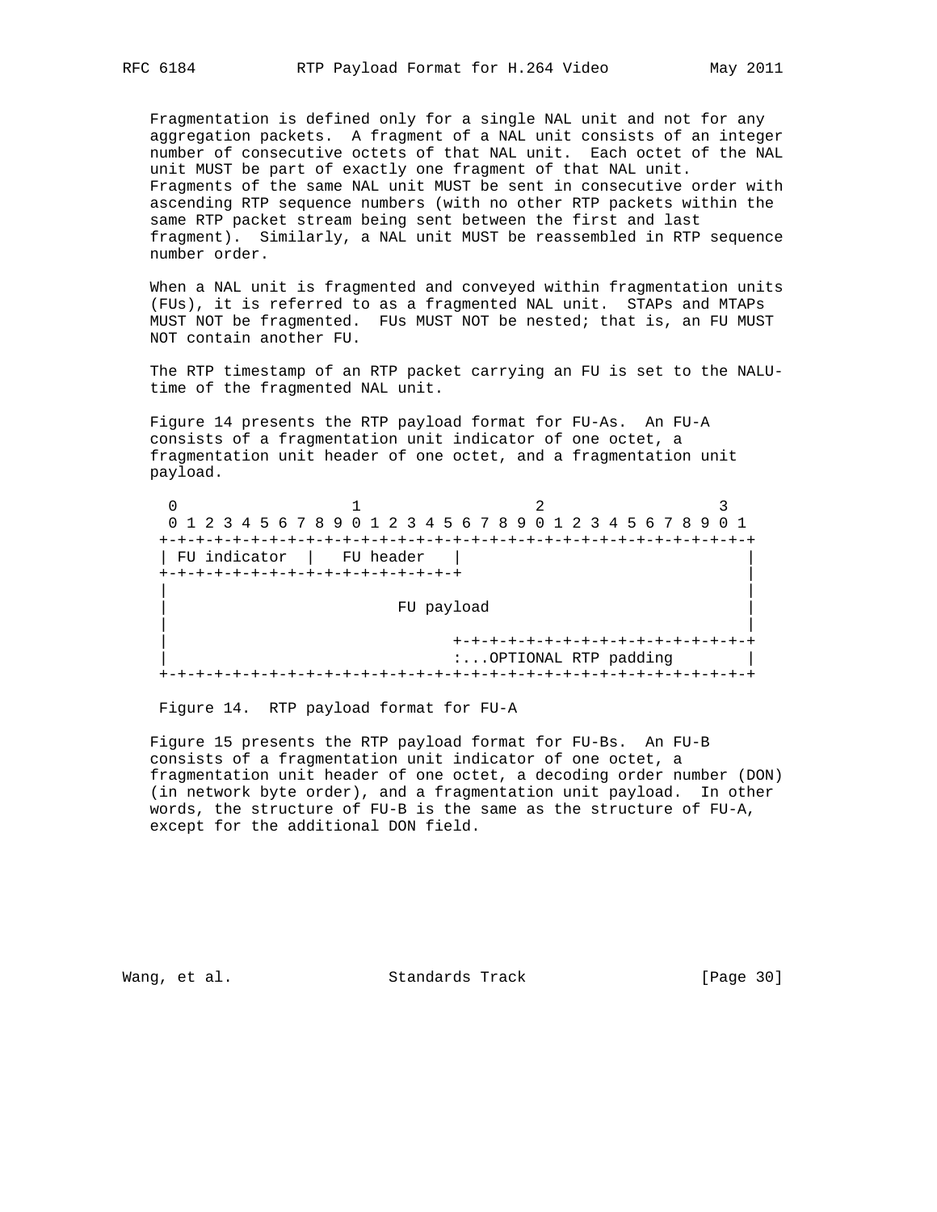Fragmentation is defined only for a single NAL unit and not for any aggregation packets. A fragment of a NAL unit consists of an integer number of consecutive octets of that NAL unit. Each octet of the NAL unit MUST be part of exactly one fragment of that NAL unit. Fragments of the same NAL unit MUST be sent in consecutive order with ascending RTP sequence numbers (with no other RTP packets within the same RTP packet stream being sent between the first and last fragment). Similarly, a NAL unit MUST be reassembled in RTP sequence number order.

When a NAL unit is fragmented and conveyed within fragmentation units (FUs), it is referred to as a fragmented NAL unit. STAPs and MTAPs MUST NOT be fragmented. FUs MUST NOT be nested; that is, an FU MUST NOT contain another FU.

The RTP timestamp of an RTP packet carrying an FU is set to the NALU-time of the fragmented NAL unit.

Figure 14 presents the RTP payload format for FU-As. An FU-A consists of a fragmentation unit indicator of one octet, a fragmentation unit header of one octet, and a fragmentation unit payload.

```
 0                   1                   2                   3
 0 1 2 3 4 5 6 7 8 9 0 1 2 3 4 5 6 7 8 9 0 1 2 3 4 5 6 7 8 9 0 1
+-+-+-+-+-+-+-+-+-+-+-+-+-+-+-+-+-+-+-+-+-+-+-+-+-+-+-+-+-+-+-+-+
| FU indicator  |   FU header   |                               |
+-+-+-+-+-+-+-+-+-+-+-+-+-+-+-+-+                               |
|                                                               |
|                         FU payload                            |
|                                                               |
|                               +-+-+-+-+-+-+-+-+-+-+-+-+-+-+-+-+
|                               :...OPTIONAL RTP padding        |
+-+-+-+-+-+-+-+-+-+-+-+-+-+-+-+-+-+-+-+-+-+-+-+-+-+-+-+-+-+-+-+-+
```

Figure 14. RTP payload format for FU-A

Figure 15 presents the RTP payload format for FU-Bs. An FU-B consists of a fragmentation unit indicator of one octet, a fragmentation unit header of one octet, a decoding order number (DON) (in network byte order), and a fragmentation unit payload. In other words, the structure of FU-B is the same as the structure of FU-A, except for the additional DON field.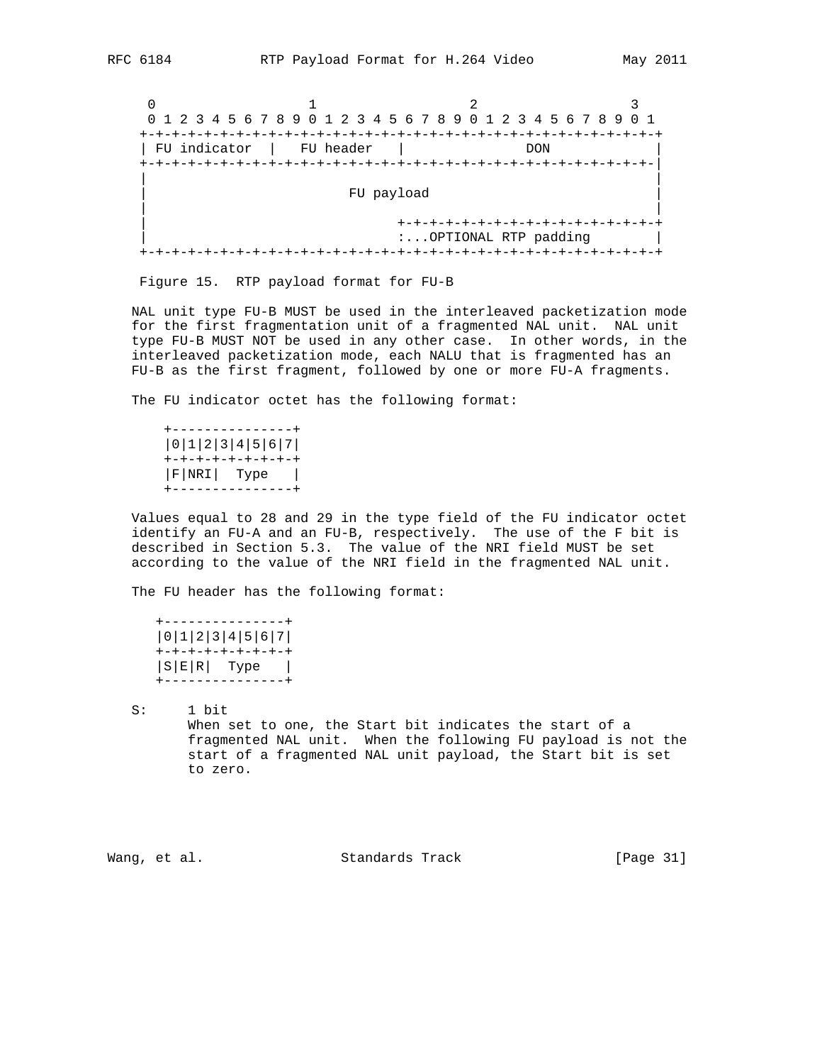```
 0                   1                   2                   3
 0 1 2 3 4 5 6 7 8 9 0 1 2 3 4 5 6 7 8 9 0 1 2 3 4 5 6 7 8 9 0 1
+-+-+-+-+-+-+-+-+-+-+-+-+-+-+-+-+-+-+-+-+-+-+-+-+-+-+-+-+-+-+-+-+
| FU indicator  |   FU header   |               DON             |
+-+-+-+-+-+-+-+-+-+-+-+-+-+-+-+-+-+-+-+-+-+-+-+-+-+-+-+-+-+-+-+-|
|                                                               |
|                         FU payload                            |
|                                                               |
|                               +-+-+-+-+-+-+-+-+-+-+-+-+-+-+-+-+
|                               :...OPTIONAL RTP padding        |
+-+-+-+-+-+-+-+-+-+-+-+-+-+-+-+-+-+-+-+-+-+-+-+-+-+-+-+-+-+-+-+-+
```

Figure 15. RTP payload format for FU-B

NAL unit type FU-B MUST be used in the interleaved packetization mode for the first fragmentation unit of a fragmented NAL unit. NAL unit type FU-B MUST NOT be used in any other case. In other words, in the interleaved packetization mode, each NALU that is fragmented has an FU-B as the first fragment, followed by one or more FU-A fragments.

The FU indicator octet has the following format:

```
+---------------+
|0|1|2|3|4|5|6|7|
+-+-+-+-+-+-+-+-+
|F|NRI|  Type   |
+---------------+
```

Values equal to 28 and 29 in the type field of the FU indicator octet identify an FU-A and an FU-B, respectively. The use of the F bit is described in Section 5.3. The value of the NRI field MUST be set according to the value of the NRI field in the fragmented NAL unit.

The FU header has the following format:

```
+---------------+
|0|1|2|3|4|5|6|7|
+-+-+-+-+-+-+-+-+
|S|E|R|  Type   |
+---------------+
```

S: 1 bit
When set to one, the Start bit indicates the start of a fragmented NAL unit. When the following FU payload is not the start of a fragmented NAL unit payload, the Start bit is set to zero.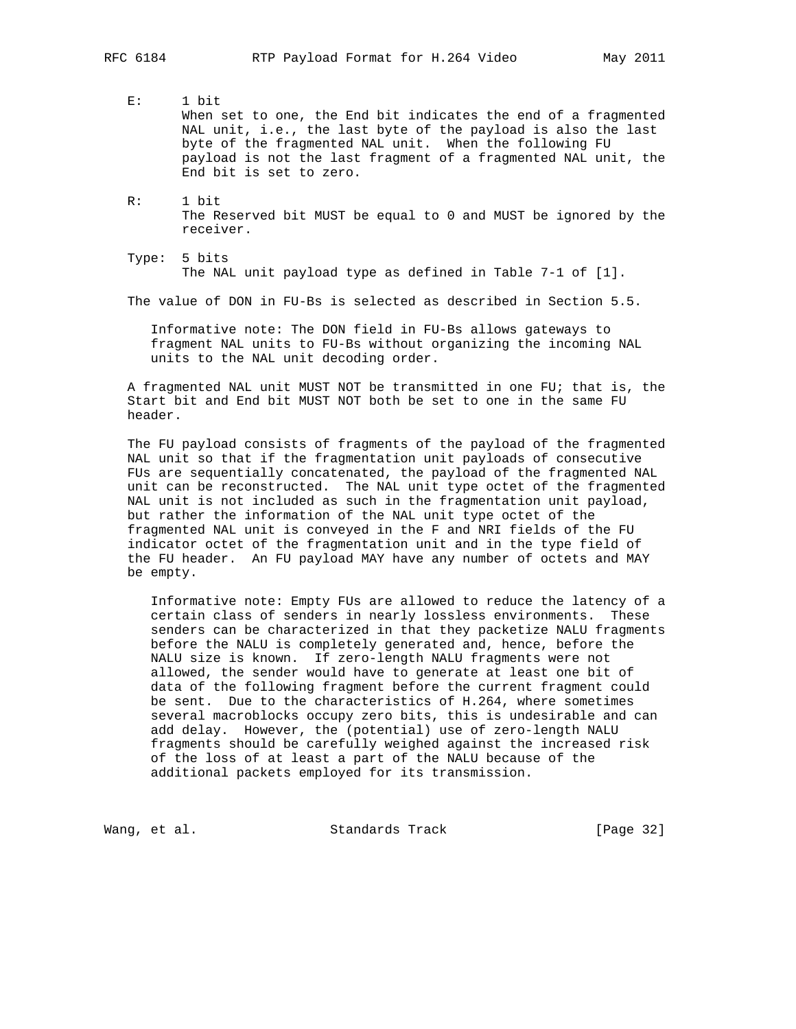E: 1 bit
When set to one, the End bit indicates the end of a fragmented NAL unit, i.e., the last byte of the payload is also the last byte of the fragmented NAL unit. When the following FU payload is not the last fragment of a fragmented NAL unit, the End bit is set to zero.

R: 1 bit
The Reserved bit MUST be equal to 0 and MUST be ignored by the receiver.

Type: 5 bits
The NAL unit payload type as defined in Table 7-1 of [1].

The value of DON in FU-Bs is selected as described in Section 5.5.

Informative note: The DON field in FU-Bs allows gateways to fragment NAL units to FU-Bs without organizing the incoming NAL units to the NAL unit decoding order.

A fragmented NAL unit MUST NOT be transmitted in one FU; that is, the Start bit and End bit MUST NOT both be set to one in the same FU header.

The FU payload consists of fragments of the payload of the fragmented NAL unit so that if the fragmentation unit payloads of consecutive FUs are sequentially concatenated, the payload of the fragmented NAL unit can be reconstructed. The NAL unit type octet of the fragmented NAL unit is not included as such in the fragmentation unit payload, but rather the information of the NAL unit type octet of the fragmented NAL unit is conveyed in the F and NRI fields of the FU indicator octet of the fragmentation unit and in the type field of the FU header. An FU payload MAY have any number of octets and MAY be empty.

Informative note: Empty FUs are allowed to reduce the latency of a certain class of senders in nearly lossless environments. These senders can be characterized in that they packetize NALU fragments before the NALU is completely generated and, hence, before the NALU size is known. If zero-length NALU fragments were not allowed, the sender would have to generate at least one bit of data of the following fragment before the current fragment could be sent. Due to the characteristics of H.264, where sometimes several macroblocks occupy zero bits, this is undesirable and can add delay. However, the (potential) use of zero-length NALU fragments should be carefully weighed against the increased risk of the loss of at least a part of the NALU because of the additional packets employed for its transmission.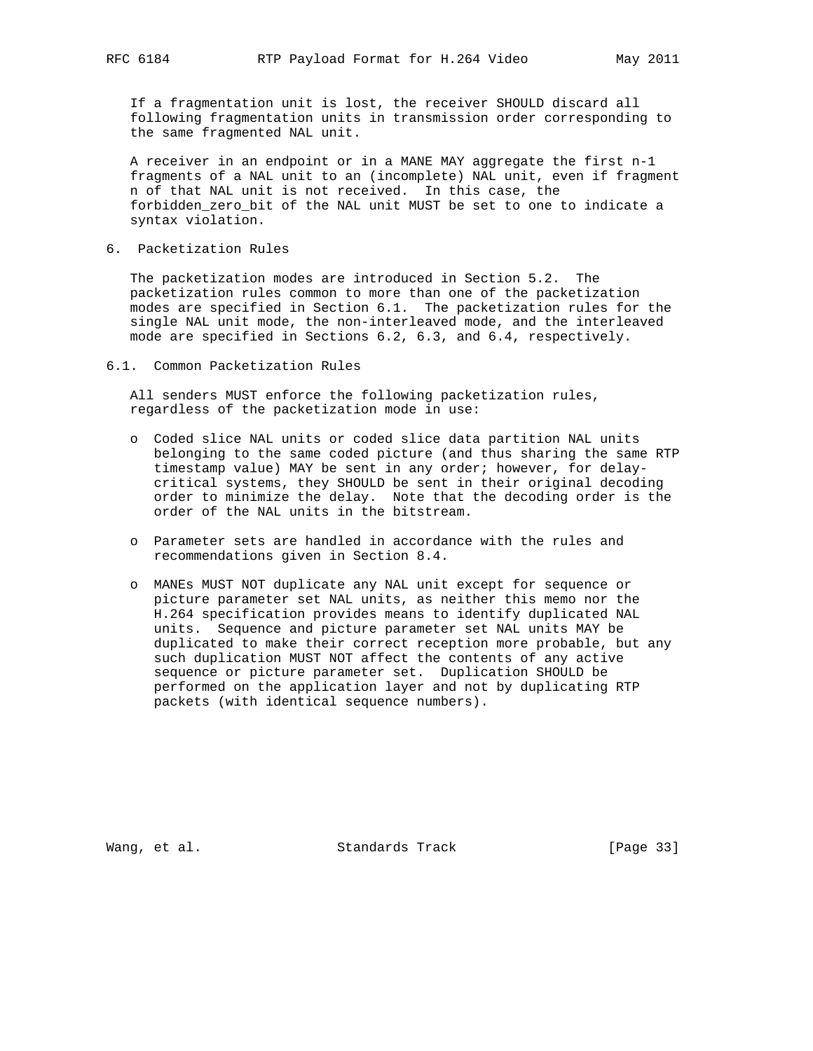If a fragmentation unit is lost, the receiver SHOULD discard all following fragmentation units in transmission order corresponding to the same fragmented NAL unit.

A receiver in an endpoint or in a MANE MAY aggregate the first n-1 fragments of a NAL unit to an (incomplete) NAL unit, even if fragment n of that NAL unit is not received. In this case, the forbidden_zero_bit of the NAL unit MUST be set to one to indicate a syntax violation.

# 6. Packetization Rules

The packetization modes are introduced in Section 5.2. The packetization rules common to more than one of the packetization modes are specified in Section 6.1. The packetization rules for the single NAL unit mode, the non-interleaved mode, and the interleaved mode are specified in Sections 6.2, 6.3, and 6.4, respectively.

## 6.1. Common Packetization Rules

All senders MUST enforce the following packetization rules, regardless of the packetization mode in use:

- Coded slice NAL units or coded slice data partition NAL units belonging to the same coded picture (and thus sharing the same RTP timestamp value) MAY be sent in any order; however, for delay-critical systems, they SHOULD be sent in their original decoding order to minimize the delay. Note that the decoding order is the order of the NAL units in the bitstream.

- Parameter sets are handled in accordance with the rules and recommendations given in Section 8.4.

- MANEs MUST NOT duplicate any NAL unit except for sequence or picture parameter set NAL units, as neither this memo nor the H.264 specification provides means to identify duplicated NAL units. Sequence and picture parameter set NAL units MAY be duplicated to make their correct reception more probable, but any such duplication MUST NOT affect the contents of any active sequence or picture parameter set. Duplication SHOULD be performed on the application layer and not by duplicating RTP packets (with identical sequence numbers).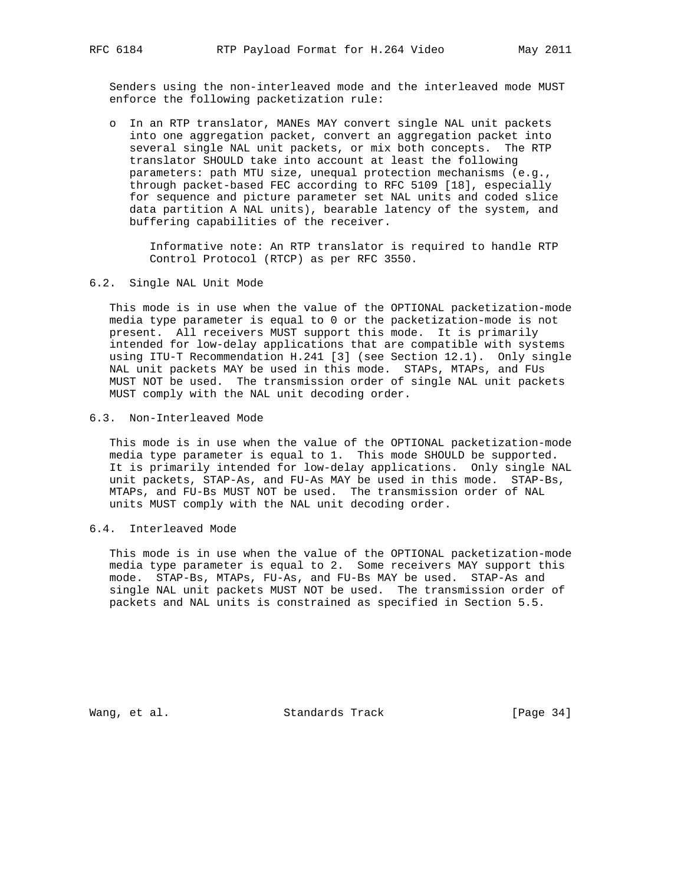Senders using the non-interleaved mode and the interleaved mode MUST enforce the following packetization rule:

- In an RTP translator, MANEs MAY convert single NAL unit packets into one aggregation packet, convert an aggregation packet into several single NAL unit packets, or mix both concepts. The RTP translator SHOULD take into account at least the following parameters: path MTU size, unequal protection mechanisms (e.g., through packet-based FEC according to RFC 5109 [18], especially for sequence and picture parameter set NAL units and coded slice data partition A NAL units), bearable latency of the system, and buffering capabilities of the receiver.

   Informative note: An RTP translator is required to handle RTP Control Protocol (RTCP) as per RFC 3550.

## 6.2. Single NAL Unit Mode

This mode is in use when the value of the OPTIONAL packetization-mode media type parameter is equal to 0 or the packetization-mode is not present. All receivers MUST support this mode. It is primarily intended for low-delay applications that are compatible with systems using ITU-T Recommendation H.241 [3] (see Section 12.1). Only single NAL unit packets MAY be used in this mode. STAPs, MTAPs, and FUs MUST NOT be used. The transmission order of single NAL unit packets MUST comply with the NAL unit decoding order.

## 6.3. Non-Interleaved Mode

This mode is in use when the value of the OPTIONAL packetization-mode media type parameter is equal to 1. This mode SHOULD be supported. It is primarily intended for low-delay applications. Only single NAL unit packets, STAP-As, and FU-As MAY be used in this mode. STAP-Bs, MTAPs, and FU-Bs MUST NOT be used. The transmission order of NAL units MUST comply with the NAL unit decoding order.

## 6.4. Interleaved Mode

This mode is in use when the value of the OPTIONAL packetization-mode media type parameter is equal to 2. Some receivers MAY support this mode. STAP-Bs, MTAPs, FU-As, and FU-Bs MAY be used. STAP-As and single NAL unit packets MUST NOT be used. The transmission order of packets and NAL units is constrained as specified in Section 5.5.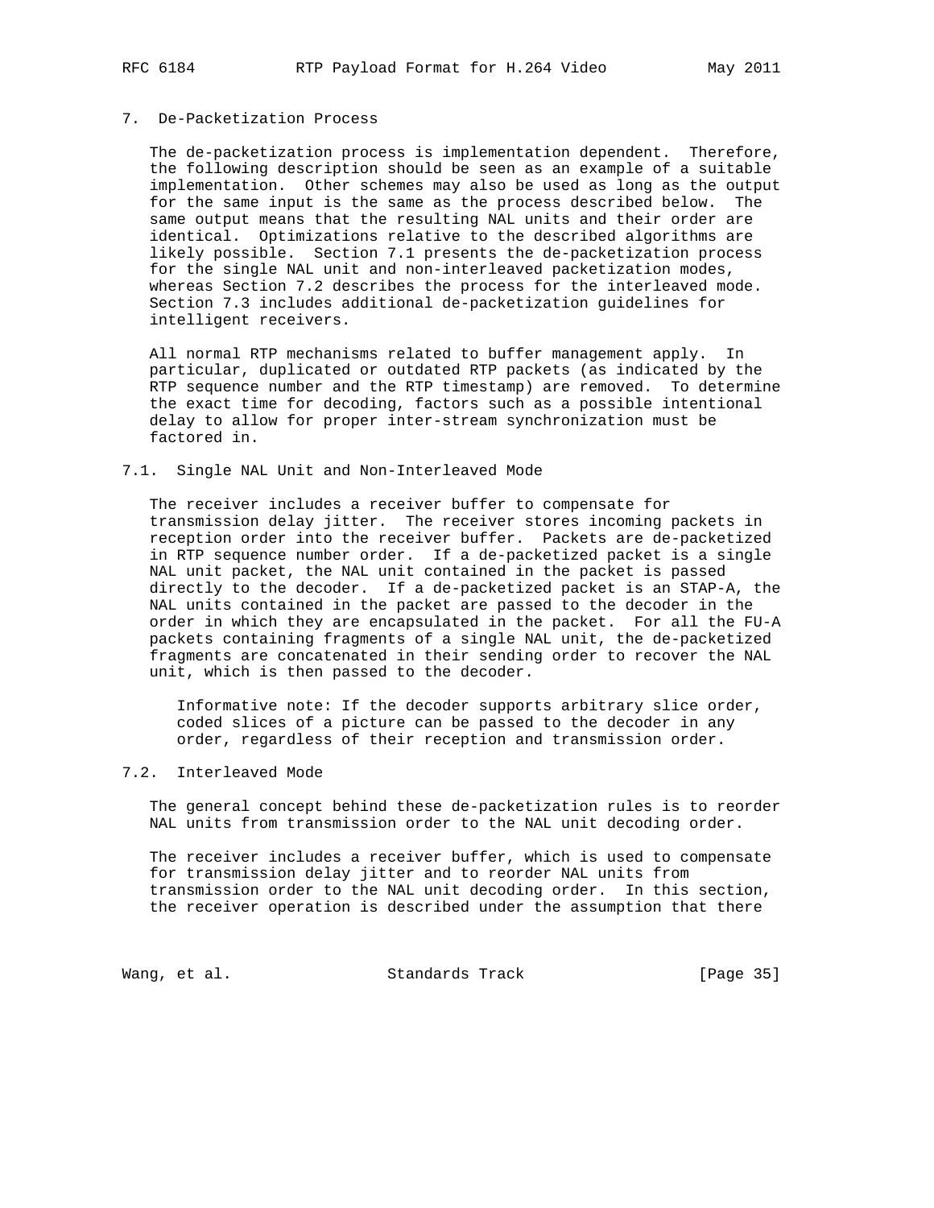## 7. De-Packetization Process

The de-packetization process is implementation dependent. Therefore, the following description should be seen as an example of a suitable implementation. Other schemes may also be used as long as the output for the same input is the same as the process described below. The same output means that the resulting NAL units and their order are identical. Optimizations relative to the described algorithms are likely possible. Section 7.1 presents the de-packetization process for the single NAL unit and non-interleaved packetization modes, whereas Section 7.2 describes the process for the interleaved mode. Section 7.3 includes additional de-packetization guidelines for intelligent receivers.

All normal RTP mechanisms related to buffer management apply. In particular, duplicated or outdated RTP packets (as indicated by the RTP sequence number and the RTP timestamp) are removed. To determine the exact time for decoding, factors such as a possible intentional delay to allow for proper inter-stream synchronization must be factored in.

### 7.1. Single NAL Unit and Non-Interleaved Mode

The receiver includes a receiver buffer to compensate for transmission delay jitter. The receiver stores incoming packets in reception order into the receiver buffer. Packets are de-packetized in RTP sequence number order. If a de-packetized packet is a single NAL unit packet, the NAL unit contained in the packet is passed directly to the decoder. If a de-packetized packet is an STAP-A, the NAL units contained in the packet are passed to the decoder in the order in which they are encapsulated in the packet. For all the FU-A packets containing fragments of a single NAL unit, the de-packetized fragments are concatenated in their sending order to recover the NAL unit, which is then passed to the decoder.

> Informative note: If the decoder supports arbitrary slice order, coded slices of a picture can be passed to the decoder in any order, regardless of their reception and transmission order.

### 7.2. Interleaved Mode

The general concept behind these de-packetization rules is to reorder NAL units from transmission order to the NAL unit decoding order.

The receiver includes a receiver buffer, which is used to compensate for transmission delay jitter and to reorder NAL units from transmission order to the NAL unit decoding order. In this section, the receiver operation is described under the assumption that there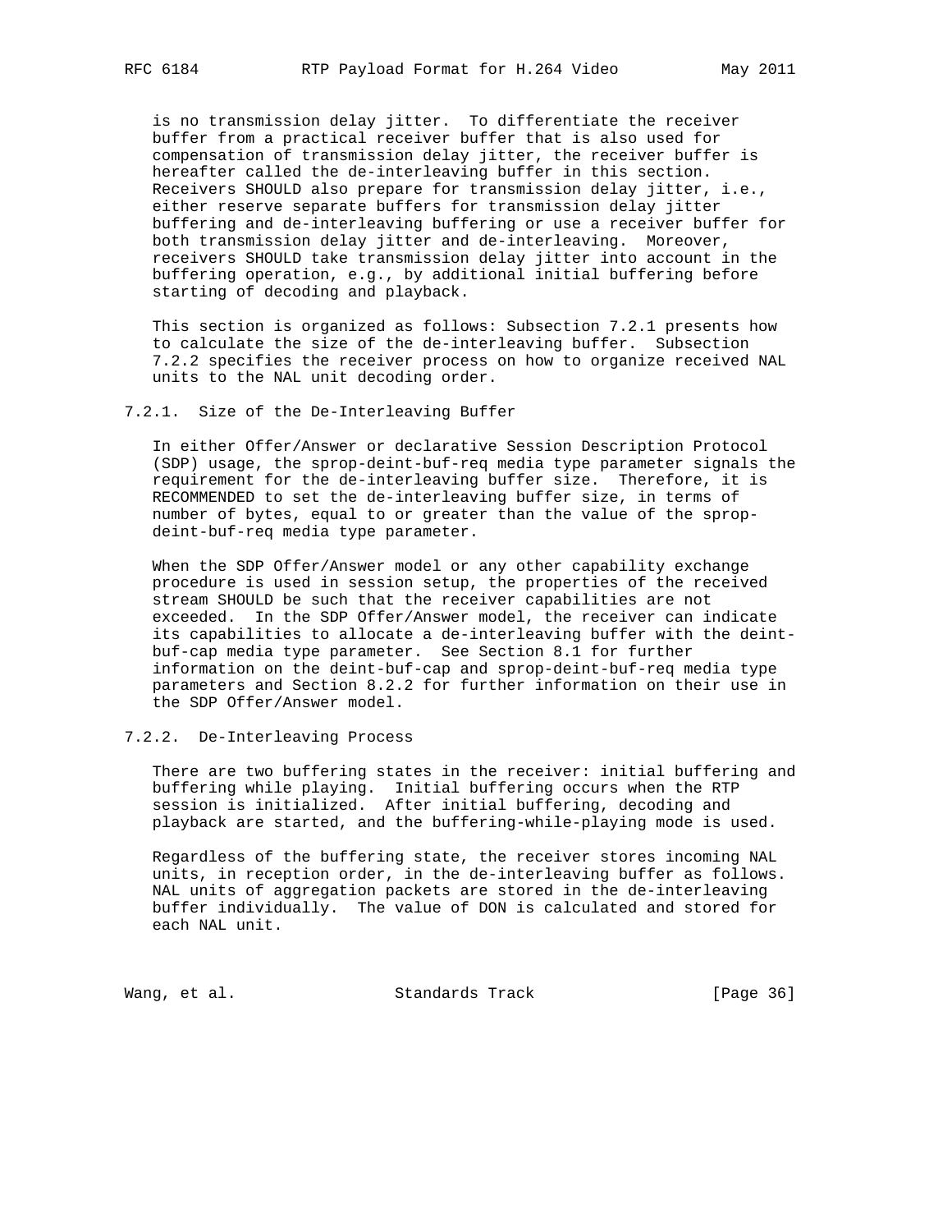is no transmission delay jitter. To differentiate the receiver buffer from a practical receiver buffer that is also used for compensation of transmission delay jitter, the receiver buffer is hereafter called the de-interleaving buffer in this section. Receivers SHOULD also prepare for transmission delay jitter, i.e., either reserve separate buffers for transmission delay jitter buffering and de-interleaving buffering or use a receiver buffer for both transmission delay jitter and de-interleaving. Moreover, receivers SHOULD take transmission delay jitter into account in the buffering operation, e.g., by additional initial buffering before starting of decoding and playback.

This section is organized as follows: Subsection 7.2.1 presents how to calculate the size of the de-interleaving buffer. Subsection 7.2.2 specifies the receiver process on how to organize received NAL units to the NAL unit decoding order.

### 7.2.1. Size of the De-Interleaving Buffer

In either Offer/Answer or declarative Session Description Protocol (SDP) usage, the sprop-deint-buf-req media type parameter signals the requirement for the de-interleaving buffer size. Therefore, it is RECOMMENDED to set the de-interleaving buffer size, in terms of number of bytes, equal to or greater than the value of the sprop-deint-buf-req media type parameter.

When the SDP Offer/Answer model or any other capability exchange procedure is used in session setup, the properties of the received stream SHOULD be such that the receiver capabilities are not exceeded. In the SDP Offer/Answer model, the receiver can indicate its capabilities to allocate a de-interleaving buffer with the deint-buf-cap media type parameter. See Section 8.1 for further information on the deint-buf-cap and sprop-deint-buf-req media type parameters and Section 8.2.2 for further information on their use in the SDP Offer/Answer model.

### 7.2.2. De-Interleaving Process

There are two buffering states in the receiver: initial buffering and buffering while playing. Initial buffering occurs when the RTP session is initialized. After initial buffering, decoding and playback are started, and the buffering-while-playing mode is used.

Regardless of the buffering state, the receiver stores incoming NAL units, in reception order, in the de-interleaving buffer as follows. NAL units of aggregation packets are stored in the de-interleaving buffer individually. The value of DON is calculated and stored for each NAL unit.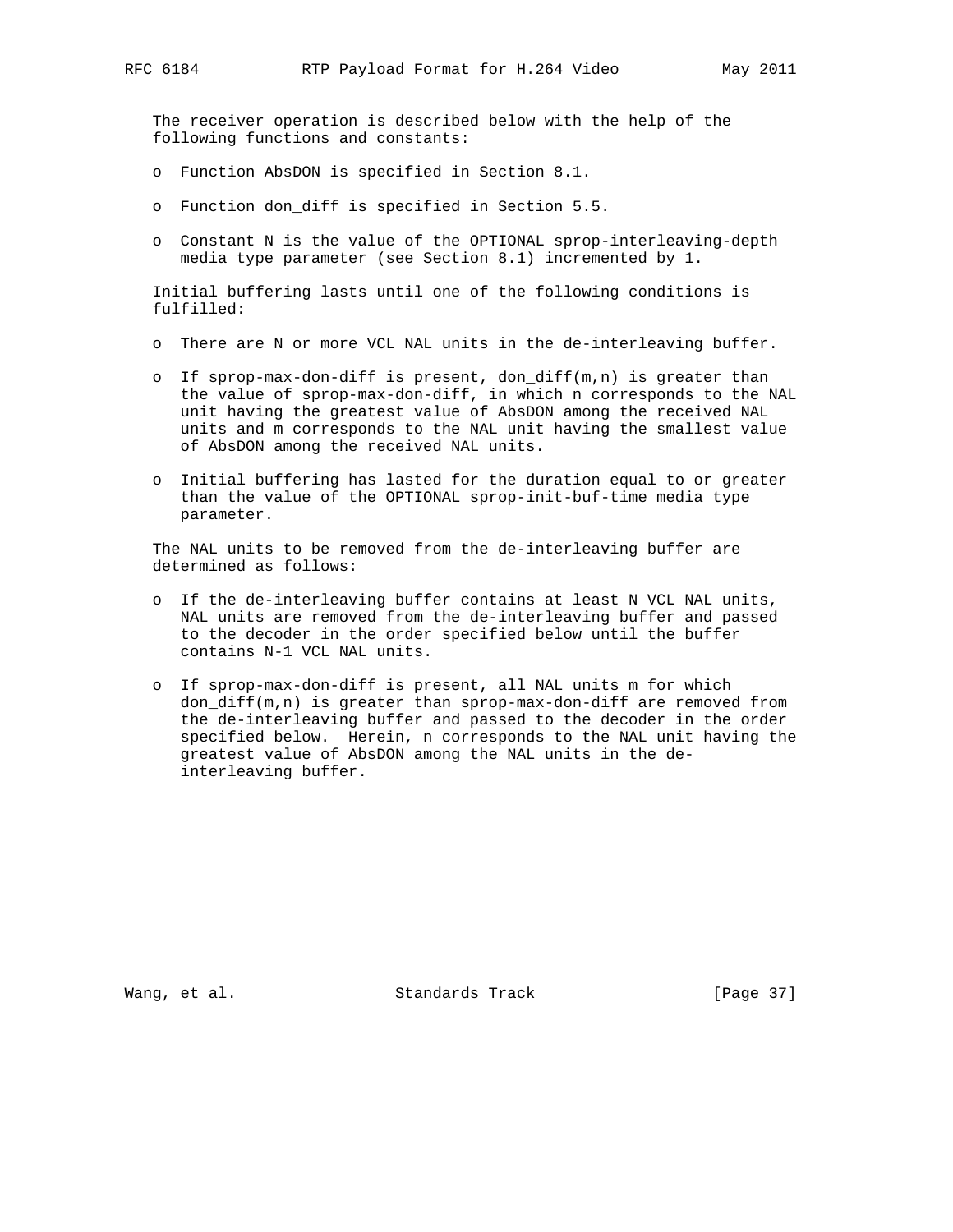The receiver operation is described below with the help of the following functions and constants:

- Function AbsDON is specified in Section 8.1.
- Function don_diff is specified in Section 5.5.
- Constant N is the value of the OPTIONAL sprop-interleaving-depth media type parameter (see Section 8.1) incremented by 1.

Initial buffering lasts until one of the following conditions is fulfilled:

- There are N or more VCL NAL units in the de-interleaving buffer.
- If sprop-max-don-diff is present, don_diff(m,n) is greater than the value of sprop-max-don-diff, in which n corresponds to the NAL unit having the greatest value of AbsDON among the received NAL units and m corresponds to the NAL unit having the smallest value of AbsDON among the received NAL units.
- Initial buffering has lasted for the duration equal to or greater than the value of the OPTIONAL sprop-init-buf-time media type parameter.

The NAL units to be removed from the de-interleaving buffer are determined as follows:

- If the de-interleaving buffer contains at least N VCL NAL units, NAL units are removed from the de-interleaving buffer and passed to the decoder in the order specified below until the buffer contains N-1 VCL NAL units.
- If sprop-max-don-diff is present, all NAL units m for which don_diff(m,n) is greater than sprop-max-don-diff are removed from the de-interleaving buffer and passed to the decoder in the order specified below. Herein, n corresponds to the NAL unit having the greatest value of AbsDON among the NAL units in the de-interleaving buffer.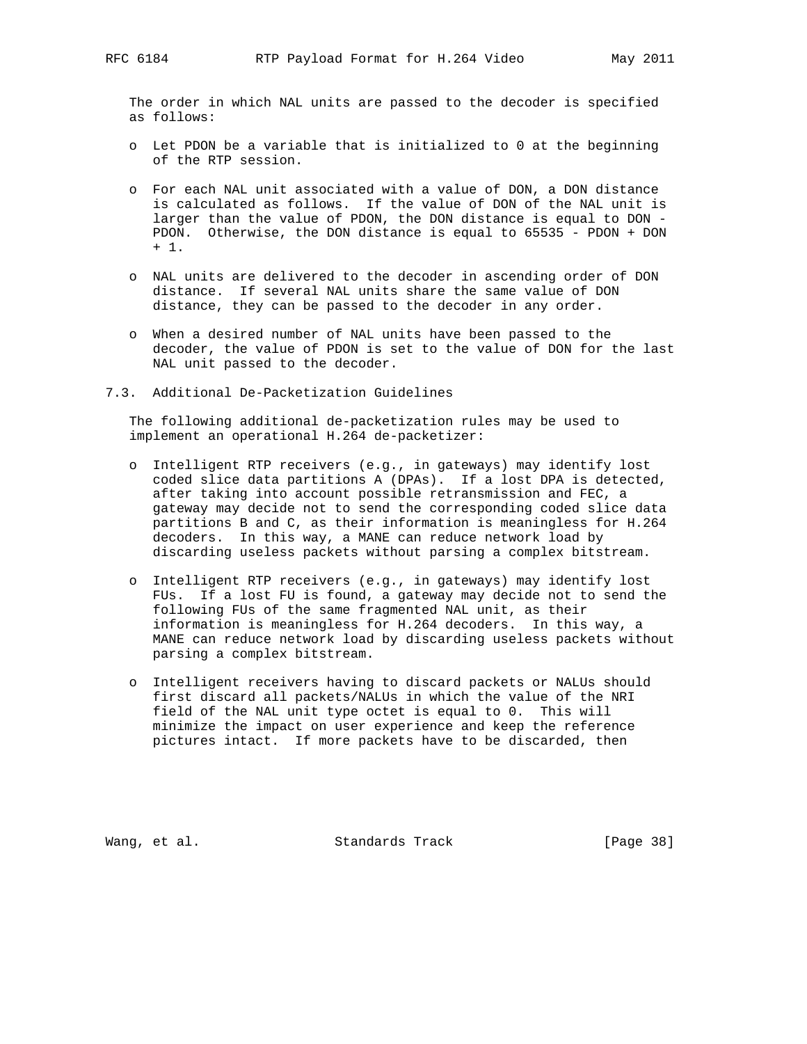The order in which NAL units are passed to the decoder is specified as follows:

- Let PDON be a variable that is initialized to 0 at the beginning of the RTP session.
- For each NAL unit associated with a value of DON, a DON distance is calculated as follows. If the value of DON of the NAL unit is larger than the value of PDON, the DON distance is equal to DON - PDON. Otherwise, the DON distance is equal to 65535 - PDON + DON + 1.
- NAL units are delivered to the decoder in ascending order of DON distance. If several NAL units share the same value of DON distance, they can be passed to the decoder in any order.
- When a desired number of NAL units have been passed to the decoder, the value of PDON is set to the value of DON for the last NAL unit passed to the decoder.

## 7.3. Additional De-Packetization Guidelines

The following additional de-packetization rules may be used to implement an operational H.264 de-packetizer:

- Intelligent RTP receivers (e.g., in gateways) may identify lost coded slice data partitions A (DPAs). If a lost DPA is detected, after taking into account possible retransmission and FEC, a gateway may decide not to send the corresponding coded slice data partitions B and C, as their information is meaningless for H.264 decoders. In this way, a MANE can reduce network load by discarding useless packets without parsing a complex bitstream.
- Intelligent RTP receivers (e.g., in gateways) may identify lost FUs. If a lost FU is found, a gateway may decide not to send the following FUs of the same fragmented NAL unit, as their information is meaningless for H.264 decoders. In this way, a MANE can reduce network load by discarding useless packets without parsing a complex bitstream.
- Intelligent receivers having to discard packets or NALUs should first discard all packets/NALUs in which the value of the NRI field of the NAL unit type octet is equal to 0. This will minimize the impact on user experience and keep the reference pictures intact. If more packets have to be discarded, then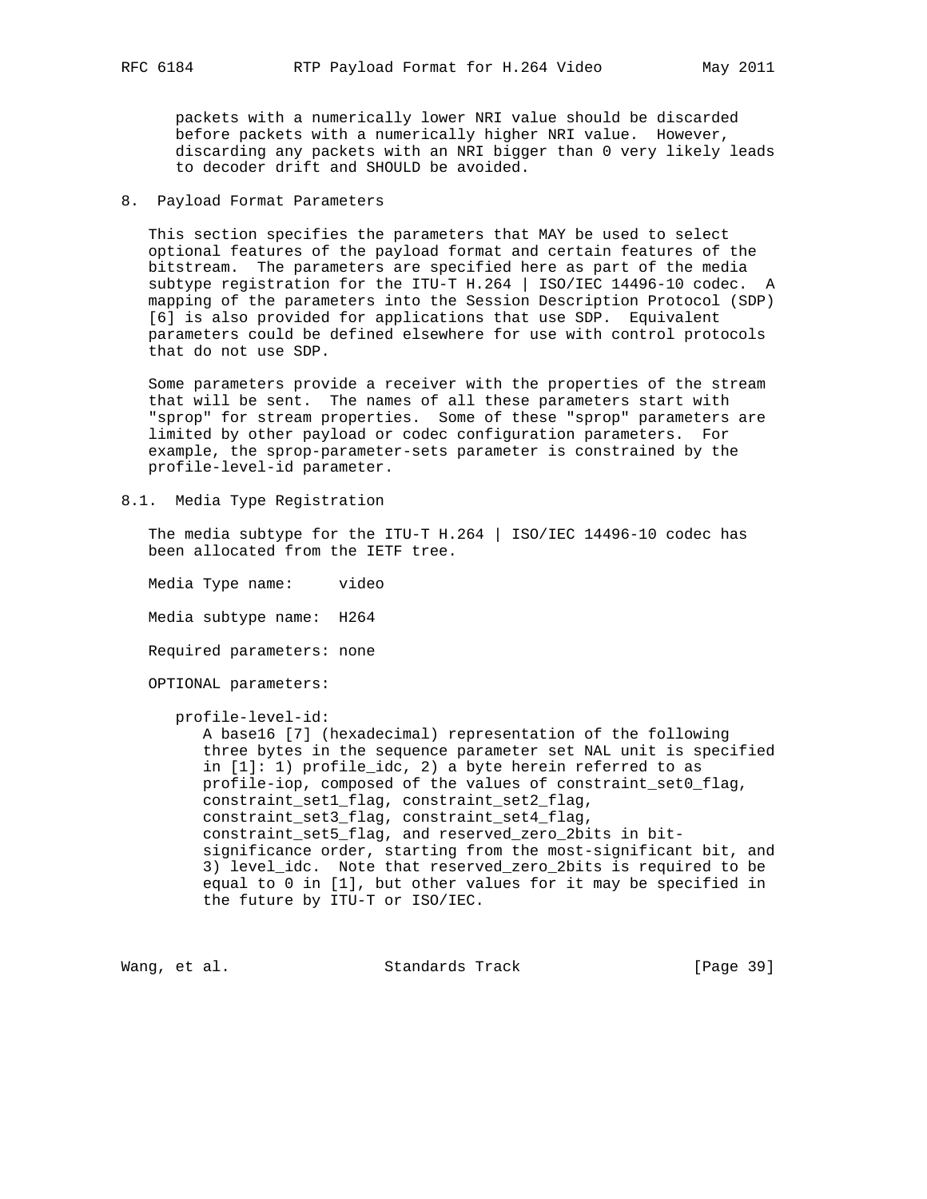packets with a numerically lower NRI value should be discarded before packets with a numerically higher NRI value. However, discarding any packets with an NRI bigger than 0 very likely leads to decoder drift and SHOULD be avoided.

## 8. Payload Format Parameters

This section specifies the parameters that MAY be used to select optional features of the payload format and certain features of the bitstream. The parameters are specified here as part of the media subtype registration for the ITU-T H.264 | ISO/IEC 14496-10 codec. A mapping of the parameters into the Session Description Protocol (SDP) [6] is also provided for applications that use SDP. Equivalent parameters could be defined elsewhere for use with control protocols that do not use SDP.

Some parameters provide a receiver with the properties of the stream that will be sent. The names of all these parameters start with "sprop" for stream properties. Some of these "sprop" parameters are limited by other payload or codec configuration parameters. For example, the sprop-parameter-sets parameter is constrained by the profile-level-id parameter.

### 8.1. Media Type Registration

The media subtype for the ITU-T H.264 | ISO/IEC 14496-10 codec has been allocated from the IETF tree.

Media Type name: video

Media subtype name: H264

Required parameters: none

OPTIONAL parameters:

profile-level-id:
A base16 [7] (hexadecimal) representation of the following three bytes in the sequence parameter set NAL unit is specified in [1]: 1) profile_idc, 2) a byte herein referred to as profile-iop, composed of the values of constraint_set0_flag, constraint_set1_flag, constraint_set2_flag, constraint_set3_flag, constraint_set4_flag, constraint_set5_flag, and reserved_zero_2bits in bit-significance order, starting from the most-significant bit, and 3) level_idc. Note that reserved_zero_2bits is required to be equal to 0 in [1], but other values for it may be specified in the future by ITU-T or ISO/IEC.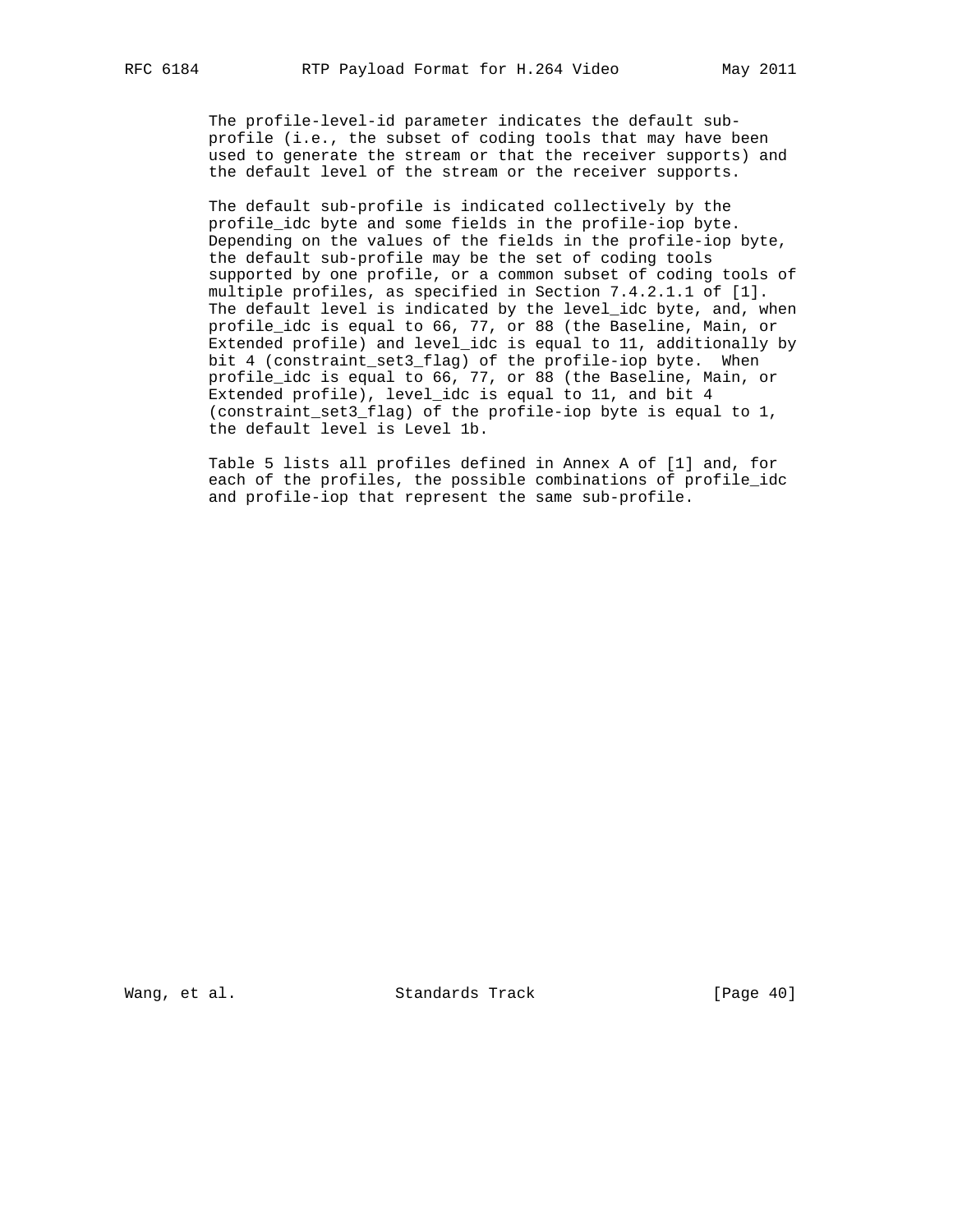The profile-level-id parameter indicates the default sub-profile (i.e., the subset of coding tools that may have been used to generate the stream or that the receiver supports) and the default level of the stream or the receiver supports.

The default sub-profile is indicated collectively by the profile_idc byte and some fields in the profile-iop byte. Depending on the values of the fields in the profile-iop byte, the default sub-profile may be the set of coding tools supported by one profile, or a common subset of coding tools of multiple profiles, as specified in Section 7.4.2.1.1 of [1]. The default level is indicated by the level_idc byte, and, when profile_idc is equal to 66, 77, or 88 (the Baseline, Main, or Extended profile) and level_idc is equal to 11, additionally by bit 4 (constraint_set3_flag) of the profile-iop byte. When profile_idc is equal to 66, 77, or 88 (the Baseline, Main, or Extended profile), level_idc is equal to 11, and bit 4 (constraint_set3_flag) of the profile-iop byte is equal to 1, the default level is Level 1b.

Table 5 lists all profiles defined in Annex A of [1] and, for each of the profiles, the possible combinations of profile_idc and profile-iop that represent the same sub-profile.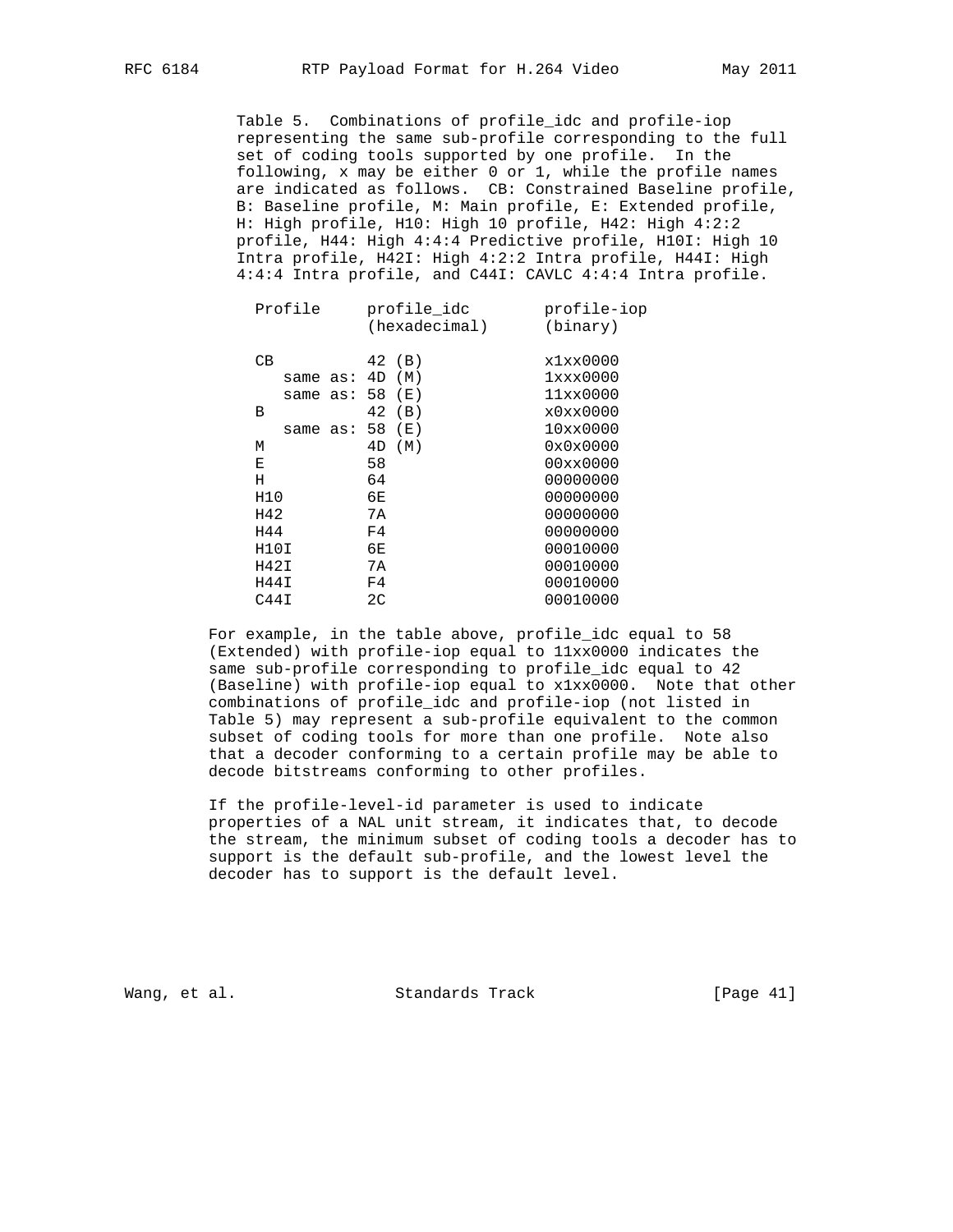Table 5. Combinations of profile_idc and profile-iop representing the same sub-profile corresponding to the full set of coding tools supported by one profile. In the following, x may be either 0 or 1, while the profile names are indicated as follows. CB: Constrained Baseline profile, B: Baseline profile, M: Main profile, E: Extended profile, H: High profile, H10: High 10 profile, H42: High 4:2:2 profile, H44: High 4:4:4 Predictive profile, H10I: High 10 Intra profile, H42I: High 4:2:2 Intra profile, H44I: High 4:4:4 Intra profile, and C44I: CAVLC 4:4:4 Intra profile.

| Profile | profile_idc (hexadecimal) | profile-iop (binary) |
|---|---|---|
| CB | 42 (B) | x1xx0000 |
| same as: | 4D (M) | 1xxx0000 |
| same as: | 58 (E) | 11xx0000 |
| B | 42 (B) | x0xx0000 |
| same as: | 58 (E) | 10xx0000 |
| M | 4D (M) | 0x0x0000 |
| E | 58 | 00xx0000 |
| H | 64 | 00000000 |
| H10 | 6E | 00000000 |
| H42 | 7A | 00000000 |
| H44 | F4 | 00000000 |
| H10I | 6E | 00010000 |
| H42I | 7A | 00010000 |
| H44I | F4 | 00010000 |
| C44I | 2C | 00010000 |

For example, in the table above, profile_idc equal to 58 (Extended) with profile-iop equal to 11xx0000 indicates the same sub-profile corresponding to profile_idc equal to 42 (Baseline) with profile-iop equal to x1xx0000. Note that other combinations of profile_idc and profile-iop (not listed in Table 5) may represent a sub-profile equivalent to the common subset of coding tools for more than one profile. Note also that a decoder conforming to a certain profile may be able to decode bitstreams conforming to other profiles.

If the profile-level-id parameter is used to indicate properties of a NAL unit stream, it indicates that, to decode the stream, the minimum subset of coding tools a decoder has to support is the default sub-profile, and the lowest level the decoder has to support is the default level.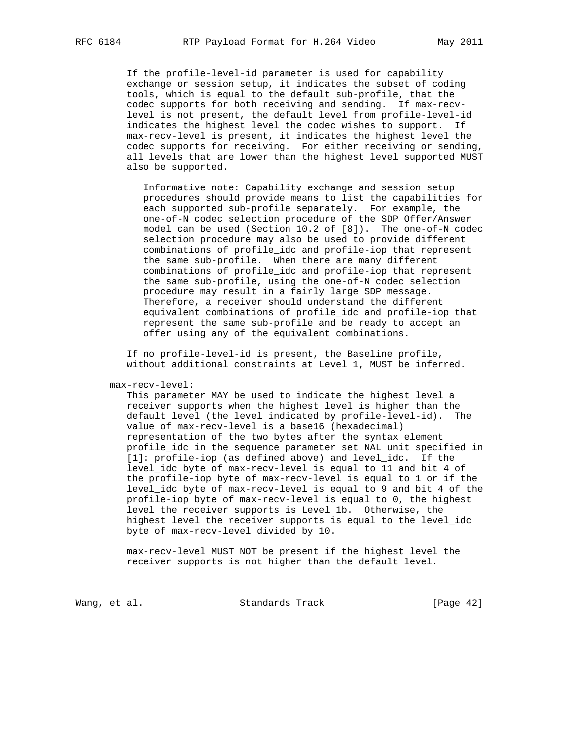If the profile-level-id parameter is used for capability exchange or session setup, it indicates the subset of coding tools, which is equal to the default sub-profile, that the codec supports for both receiving and sending. If max-recv-level is not present, the default level from profile-level-id indicates the highest level the codec wishes to support. If max-recv-level is present, it indicates the highest level the codec supports for receiving. For either receiving or sending, all levels that are lower than the highest level supported MUST also be supported.

> Informative note: Capability exchange and session setup procedures should provide means to list the capabilities for each supported sub-profile separately. For example, the one-of-N codec selection procedure of the SDP Offer/Answer model can be used (Section 10.2 of [8]). The one-of-N codec selection procedure may also be used to provide different combinations of profile_idc and profile-iop that represent the same sub-profile. When there are many different combinations of profile_idc and profile-iop that represent the same sub-profile, using the one-of-N codec selection procedure may result in a fairly large SDP message. Therefore, a receiver should understand the different equivalent combinations of profile_idc and profile-iop that represent the same sub-profile and be ready to accept an offer using any of the equivalent combinations.

If no profile-level-id is present, the Baseline profile, without additional constraints at Level 1, MUST be inferred.

max-recv-level:

This parameter MAY be used to indicate the highest level a receiver supports when the highest level is higher than the default level (the level indicated by profile-level-id). The value of max-recv-level is a base16 (hexadecimal) representation of the two bytes after the syntax element profile_idc in the sequence parameter set NAL unit specified in [1]: profile-iop (as defined above) and level_idc. If the level_idc byte of max-recv-level is equal to 11 and bit 4 of the profile-iop byte of max-recv-level is equal to 1 or if the level_idc byte of max-recv-level is equal to 9 and bit 4 of the profile-iop byte of max-recv-level is equal to 0, the highest level the receiver supports is Level 1b. Otherwise, the highest level the receiver supports is equal to the level_idc byte of max-recv-level divided by 10.

max-recv-level MUST NOT be present if the highest level the receiver supports is not higher than the default level.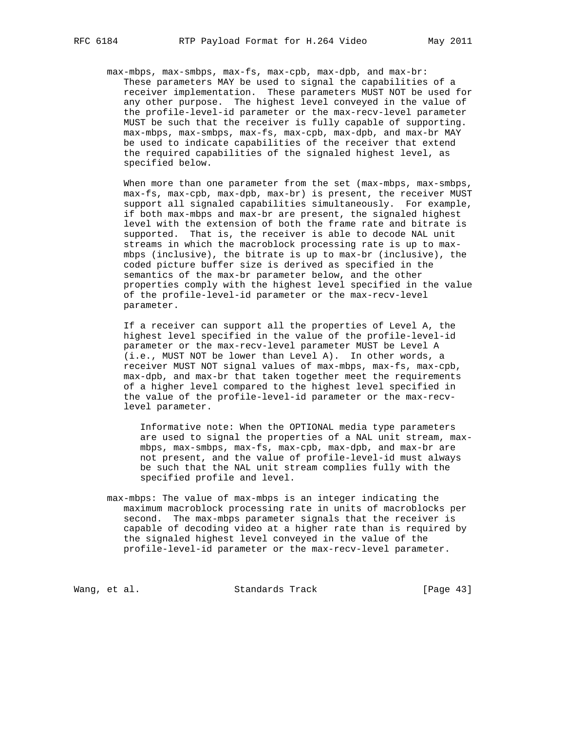max-mbps, max-smbps, max-fs, max-cpb, max-dpb, and max-br:
These parameters MAY be used to signal the capabilities of a receiver implementation. These parameters MUST NOT be used for any other purpose. The highest level conveyed in the value of the profile-level-id parameter or the max-recv-level parameter MUST be such that the receiver is fully capable of supporting. max-mbps, max-smbps, max-fs, max-cpb, max-dpb, and max-br MAY be used to indicate capabilities of the receiver that extend the required capabilities of the signaled highest level, as specified below.

When more than one parameter from the set (max-mbps, max-smbps, max-fs, max-cpb, max-dpb, max-br) is present, the receiver MUST support all signaled capabilities simultaneously. For example, if both max-mbps and max-br are present, the signaled highest level with the extension of both the frame rate and bitrate is supported. That is, the receiver is able to decode NAL unit streams in which the macroblock processing rate is up to max-mbps (inclusive), the bitrate is up to max-br (inclusive), the coded picture buffer size is derived as specified in the semantics of the max-br parameter below, and the other properties comply with the highest level specified in the value of the profile-level-id parameter or the max-recv-level parameter.

If a receiver can support all the properties of Level A, the highest level specified in the value of the profile-level-id parameter or the max-recv-level parameter MUST be Level A (i.e., MUST NOT be lower than Level A). In other words, a receiver MUST NOT signal values of max-mbps, max-fs, max-cpb, max-dpb, and max-br that taken together meet the requirements of a higher level compared to the highest level specified in the value of the profile-level-id parameter or the max-recv-level parameter.

> Informative note: When the OPTIONAL media type parameters are used to signal the properties of a NAL unit stream, max-mbps, max-smbps, max-fs, max-cpb, max-dpb, and max-br are not present, and the value of profile-level-id must always be such that the NAL unit stream complies fully with the specified profile and level.

max-mbps: The value of max-mbps is an integer indicating the maximum macroblock processing rate in units of macroblocks per second. The max-mbps parameter signals that the receiver is capable of decoding video at a higher rate than is required by the signaled highest level conveyed in the value of the profile-level-id parameter or the max-recv-level parameter.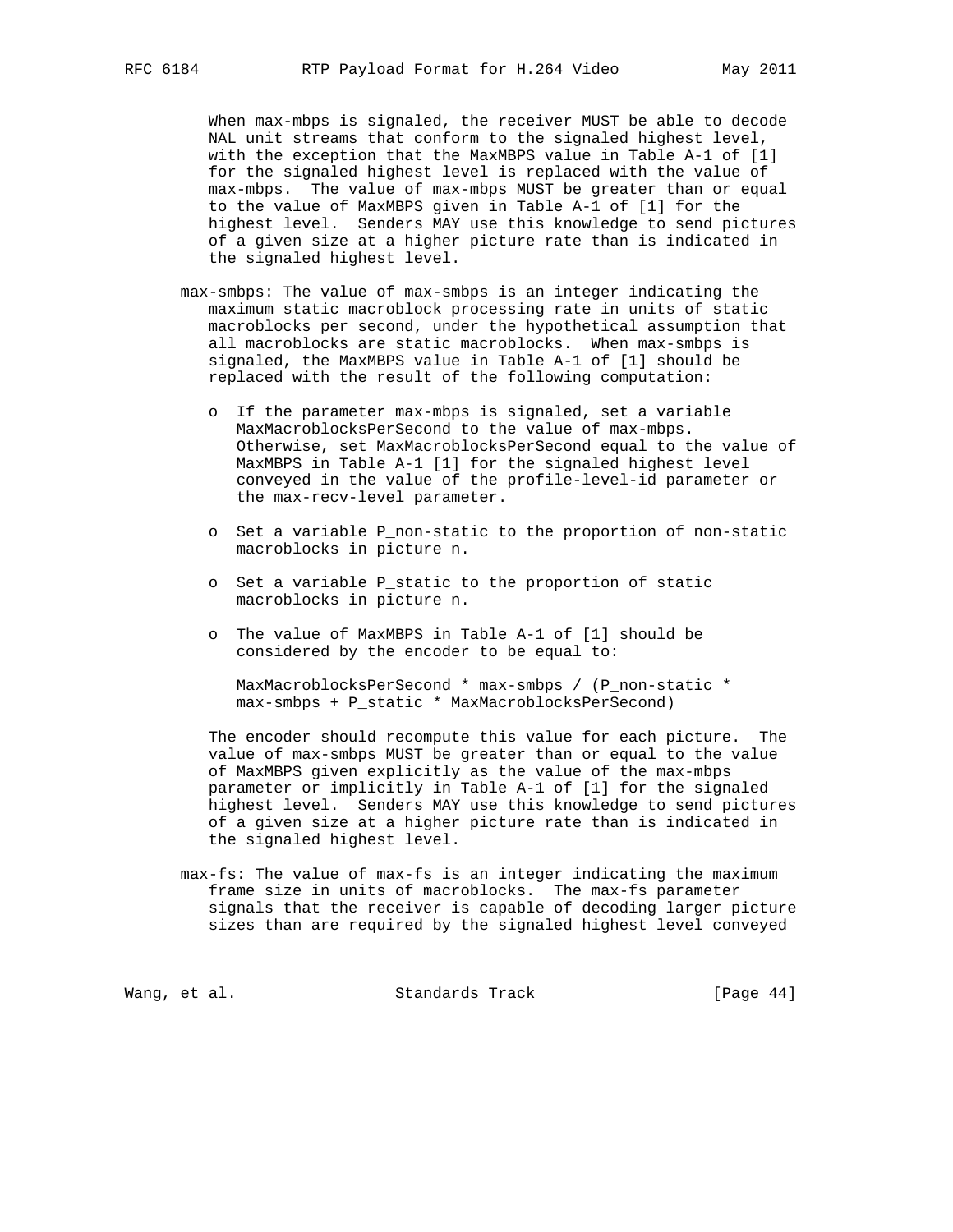When max-mbps is signaled, the receiver MUST be able to decode NAL unit streams that conform to the signaled highest level, with the exception that the MaxMBPS value in Table A-1 of [1] for the signaled highest level is replaced with the value of max-mbps. The value of max-mbps MUST be greater than or equal to the value of MaxMBPS given in Table A-1 of [1] for the highest level. Senders MAY use this knowledge to send pictures of a given size at a higher picture rate than is indicated in the signaled highest level.

max-smbps: The value of max-smbps is an integer indicating the maximum static macroblock processing rate in units of static macroblocks per second, under the hypothetical assumption that all macroblocks are static macroblocks. When max-smbps is signaled, the MaxMBPS value in Table A-1 of [1] should be replaced with the result of the following computation:

- o If the parameter max-mbps is signaled, set a variable MaxMacroblocksPerSecond to the value of max-mbps. Otherwise, set MaxMacroblocksPerSecond equal to the value of MaxMBPS in Table A-1 [1] for the signaled highest level conveyed in the value of the profile-level-id parameter or the max-recv-level parameter.

- o Set a variable P_non-static to the proportion of non-static macroblocks in picture n.

- o Set a variable P_static to the proportion of static macroblocks in picture n.

- o The value of MaxMBPS in Table A-1 of [1] should be considered by the encoder to be equal to:

  MaxMacroblocksPerSecond * max-smbps / (P_non-static * max-smbps + P_static * MaxMacroblocksPerSecond)

The encoder should recompute this value for each picture. The value of max-smbps MUST be greater than or equal to the value of MaxMBPS given explicitly as the value of the max-mbps parameter or implicitly in Table A-1 of [1] for the signaled highest level. Senders MAY use this knowledge to send pictures of a given size at a higher picture rate than is indicated in the signaled highest level.

max-fs: The value of max-fs is an integer indicating the maximum frame size in units of macroblocks. The max-fs parameter signals that the receiver is capable of decoding larger picture sizes than are required by the signaled highest level conveyed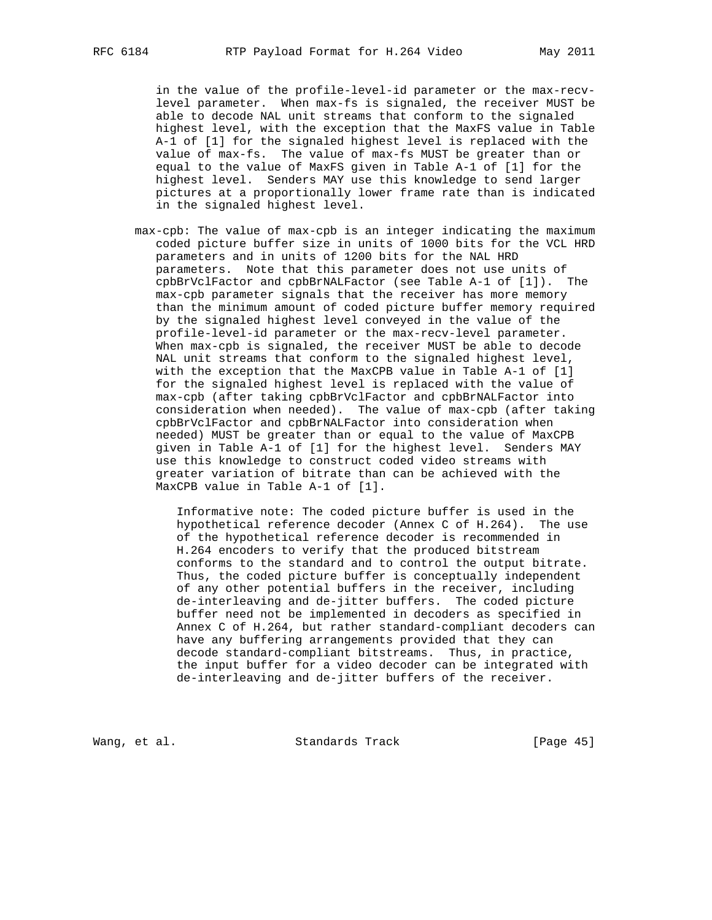in the value of the profile-level-id parameter or the max-recv-level parameter. When max-fs is signaled, the receiver MUST be able to decode NAL unit streams that conform to the signaled highest level, with the exception that the MaxFS value in Table A-1 of [1] for the signaled highest level is replaced with the value of max-fs. The value of max-fs MUST be greater than or equal to the value of MaxFS given in Table A-1 of [1] for the highest level. Senders MAY use this knowledge to send larger pictures at a proportionally lower frame rate than is indicated in the signaled highest level.

max-cpb: The value of max-cpb is an integer indicating the maximum coded picture buffer size in units of 1000 bits for the VCL HRD parameters and in units of 1200 bits for the NAL HRD parameters. Note that this parameter does not use units of cpbBrVclFactor and cpbBrNALFactor (see Table A-1 of [1]). The max-cpb parameter signals that the receiver has more memory than the minimum amount of coded picture buffer memory required by the signaled highest level conveyed in the value of the profile-level-id parameter or the max-recv-level parameter. When max-cpb is signaled, the receiver MUST be able to decode NAL unit streams that conform to the signaled highest level, with the exception that the MaxCPB value in Table A-1 of [1] for the signaled highest level is replaced with the value of max-cpb (after taking cpbBrVclFactor and cpbBrNALFactor into consideration when needed). The value of max-cpb (after taking cpbBrVclFactor and cpbBrNALFactor into consideration when needed) MUST be greater than or equal to the value of MaxCPB given in Table A-1 of [1] for the highest level. Senders MAY use this knowledge to construct coded video streams with greater variation of bitrate than can be achieved with the MaxCPB value in Table A-1 of [1].

Informative note: The coded picture buffer is used in the hypothetical reference decoder (Annex C of H.264). The use of the hypothetical reference decoder is recommended in H.264 encoders to verify that the produced bitstream conforms to the standard and to control the output bitrate. Thus, the coded picture buffer is conceptually independent of any other potential buffers in the receiver, including de-interleaving and de-jitter buffers. The coded picture buffer need not be implemented in decoders as specified in Annex C of H.264, but rather standard-compliant decoders can have any buffering arrangements provided that they can decode standard-compliant bitstreams. Thus, in practice, the input buffer for a video decoder can be integrated with de-interleaving and de-jitter buffers of the receiver.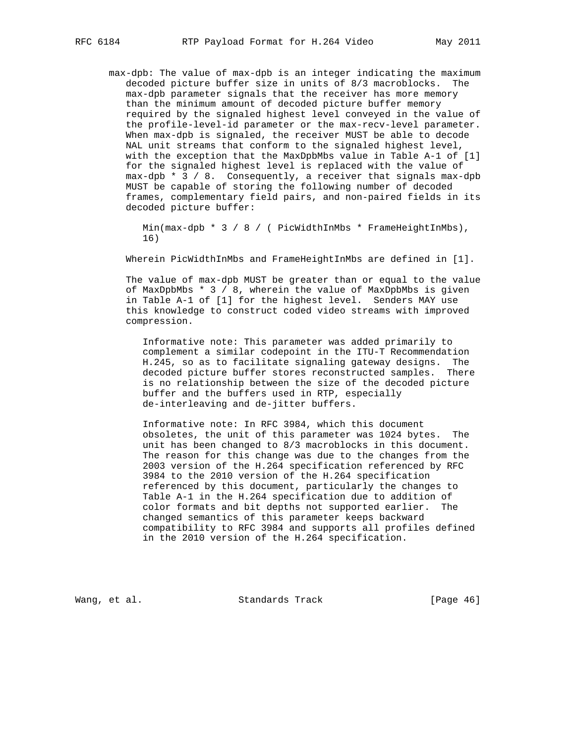max-dpb: The value of max-dpb is an integer indicating the maximum decoded picture buffer size in units of 8/3 macroblocks. The max-dpb parameter signals that the receiver has more memory than the minimum amount of decoded picture buffer memory required by the signaled highest level conveyed in the value of the profile-level-id parameter or the max-recv-level parameter. When max-dpb is signaled, the receiver MUST be able to decode NAL unit streams that conform to the signaled highest level, with the exception that the MaxDpbMbs value in Table A-1 of [1] for the signaled highest level is replaced with the value of max-dpb * 3 / 8. Consequently, a receiver that signals max-dpb MUST be capable of storing the following number of decoded frames, complementary field pairs, and non-paired fields in its decoded picture buffer:

```
Min(max-dpb * 3 / 8 / ( PicWidthInMbs * FrameHeightInMbs),
16)
```

Wherein PicWidthInMbs and FrameHeightInMbs are defined in [1].

The value of max-dpb MUST be greater than or equal to the value of MaxDpbMbs * 3 / 8, wherein the value of MaxDpbMbs is given in Table A-1 of [1] for the highest level. Senders MAY use this knowledge to construct coded video streams with improved compression.

Informative note: This parameter was added primarily to complement a similar codepoint in the ITU-T Recommendation H.245, so as to facilitate signaling gateway designs. The decoded picture buffer stores reconstructed samples. There is no relationship between the size of the decoded picture buffer and the buffers used in RTP, especially de-interleaving and de-jitter buffers.

Informative note: In RFC 3984, which this document obsoletes, the unit of this parameter was 1024 bytes. The unit has been changed to 8/3 macroblocks in this document. The reason for this change was due to the changes from the 2003 version of the H.264 specification referenced by RFC 3984 to the 2010 version of the H.264 specification referenced by this document, particularly the changes to Table A-1 in the H.264 specification due to addition of color formats and bit depths not supported earlier. The changed semantics of this parameter keeps backward compatibility to RFC 3984 and supports all profiles defined in the 2010 version of the H.264 specification.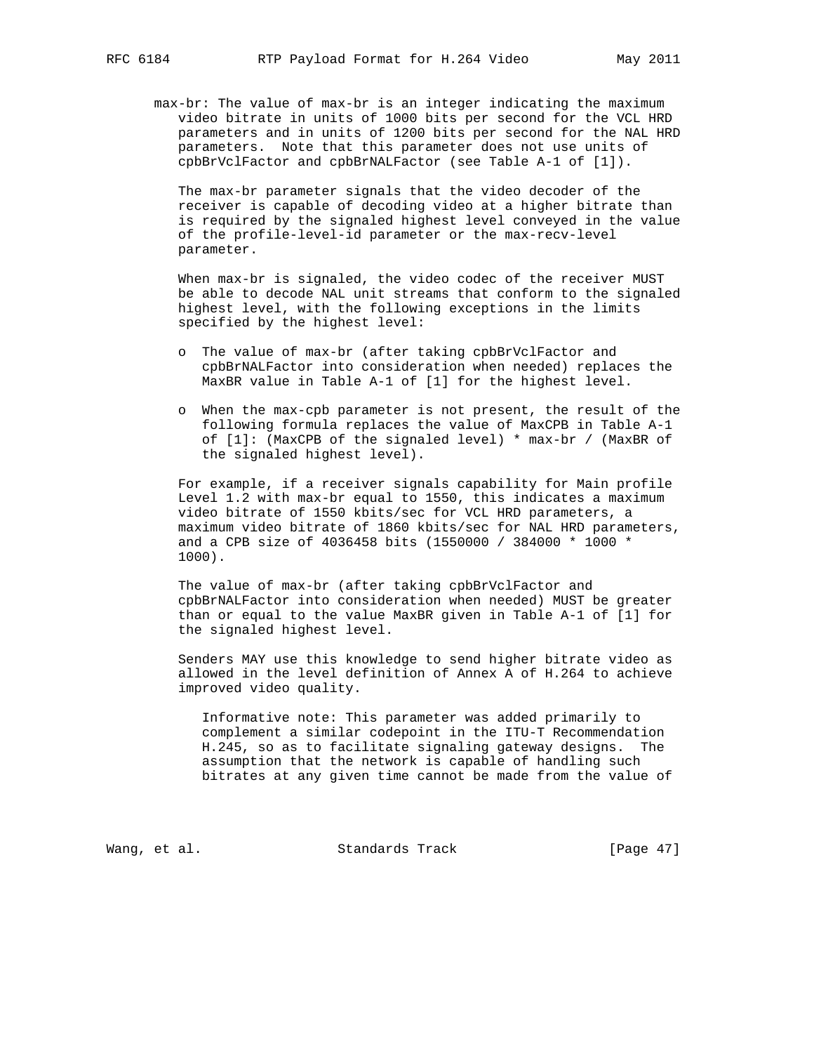max-br: The value of max-br is an integer indicating the maximum video bitrate in units of 1000 bits per second for the VCL HRD parameters and in units of 1200 bits per second for the NAL HRD parameters. Note that this parameter does not use units of cpbBrVclFactor and cpbBrNALFactor (see Table A-1 of [1]).

The max-br parameter signals that the video decoder of the receiver is capable of decoding video at a higher bitrate than is required by the signaled highest level conveyed in the value of the profile-level-id parameter or the max-recv-level parameter.

When max-br is signaled, the video codec of the receiver MUST be able to decode NAL unit streams that conform to the signaled highest level, with the following exceptions in the limits specified by the highest level:

- The value of max-br (after taking cpbBrVclFactor and cpbBrNALFactor into consideration when needed) replaces the MaxBR value in Table A-1 of [1] for the highest level.
- When the max-cpb parameter is not present, the result of the following formula replaces the value of MaxCPB in Table A-1 of [1]: (MaxCPB of the signaled level) * max-br / (MaxBR of the signaled highest level).

For example, if a receiver signals capability for Main profile Level 1.2 with max-br equal to 1550, this indicates a maximum video bitrate of 1550 kbits/sec for VCL HRD parameters, a maximum video bitrate of 1860 kbits/sec for NAL HRD parameters, and a CPB size of 4036458 bits (1550000 / 384000 * 1000 * 1000).

The value of max-br (after taking cpbBrVclFactor and cpbBrNALFactor into consideration when needed) MUST be greater than or equal to the value MaxBR given in Table A-1 of [1] for the signaled highest level.

Senders MAY use this knowledge to send higher bitrate video as allowed in the level definition of Annex A of H.264 to achieve improved video quality.

Informative note: This parameter was added primarily to complement a similar codepoint in the ITU-T Recommendation H.245, so as to facilitate signaling gateway designs. The assumption that the network is capable of handling such bitrates at any given time cannot be made from the value of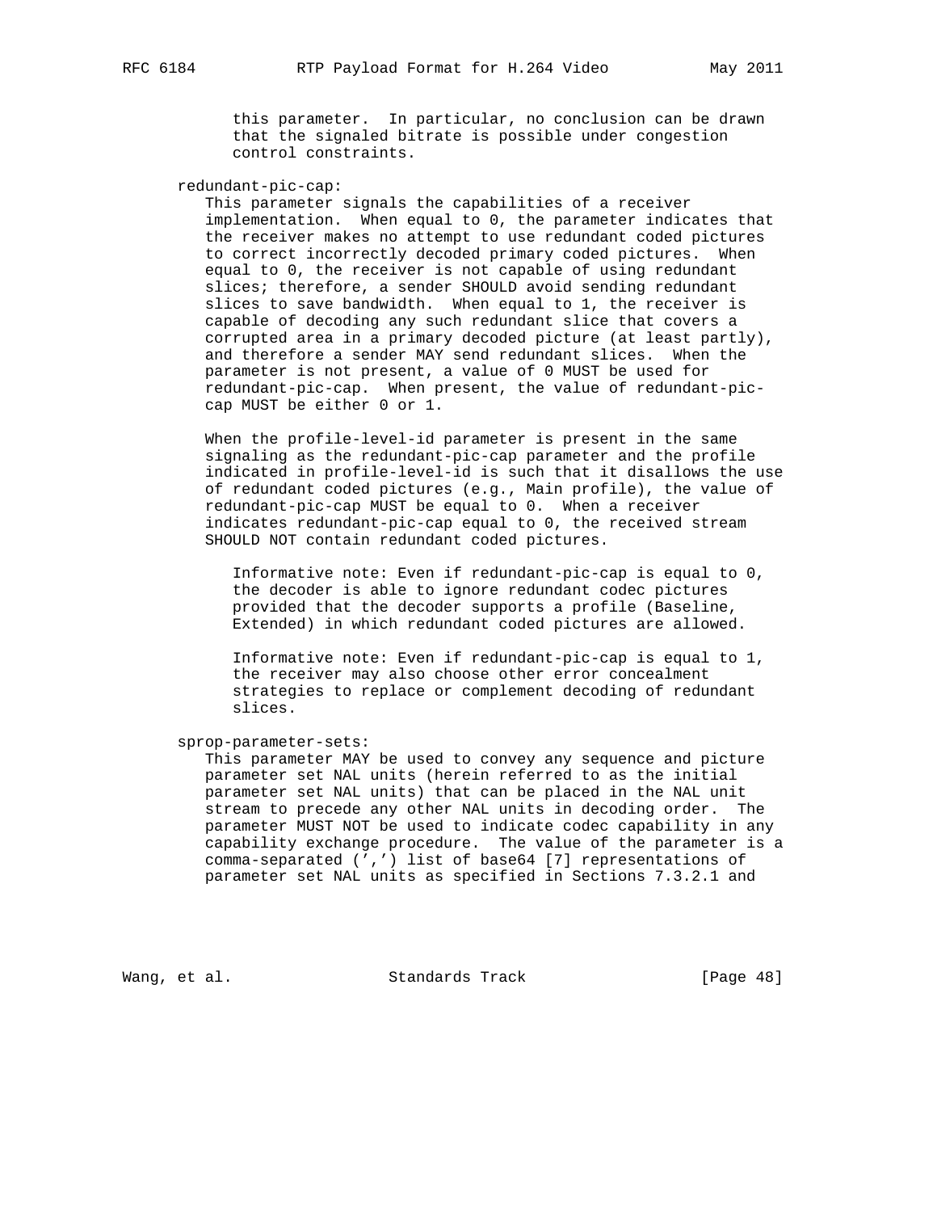this parameter. In particular, no conclusion can be drawn that the signaled bitrate is possible under congestion control constraints.

redundant-pic-cap:

This parameter signals the capabilities of a receiver implementation. When equal to 0, the parameter indicates that the receiver makes no attempt to use redundant coded pictures to correct incorrectly decoded primary coded pictures. When equal to 0, the receiver is not capable of using redundant slices; therefore, a sender SHOULD avoid sending redundant slices to save bandwidth. When equal to 1, the receiver is capable of decoding any such redundant slice that covers a corrupted area in a primary decoded picture (at least partly), and therefore a sender MAY send redundant slices. When the parameter is not present, a value of 0 MUST be used for redundant-pic-cap. When present, the value of redundant-pic-cap MUST be either 0 or 1.

When the profile-level-id parameter is present in the same signaling as the redundant-pic-cap parameter and the profile indicated in profile-level-id is such that it disallows the use of redundant coded pictures (e.g., Main profile), the value of redundant-pic-cap MUST be equal to 0. When a receiver indicates redundant-pic-cap equal to 0, the received stream SHOULD NOT contain redundant coded pictures.

Informative note: Even if redundant-pic-cap is equal to 0, the decoder is able to ignore redundant codec pictures provided that the decoder supports a profile (Baseline, Extended) in which redundant coded pictures are allowed.

Informative note: Even if redundant-pic-cap is equal to 1, the receiver may also choose other error concealment strategies to replace or complement decoding of redundant slices.

sprop-parameter-sets:

This parameter MAY be used to convey any sequence and picture parameter set NAL units (herein referred to as the initial parameter set NAL units) that can be placed in the NAL unit stream to precede any other NAL units in decoding order. The parameter MUST NOT be used to indicate codec capability in any capability exchange procedure. The value of the parameter is a comma-separated (',') list of base64 [7] representations of parameter set NAL units as specified in Sections 7.3.2.1 and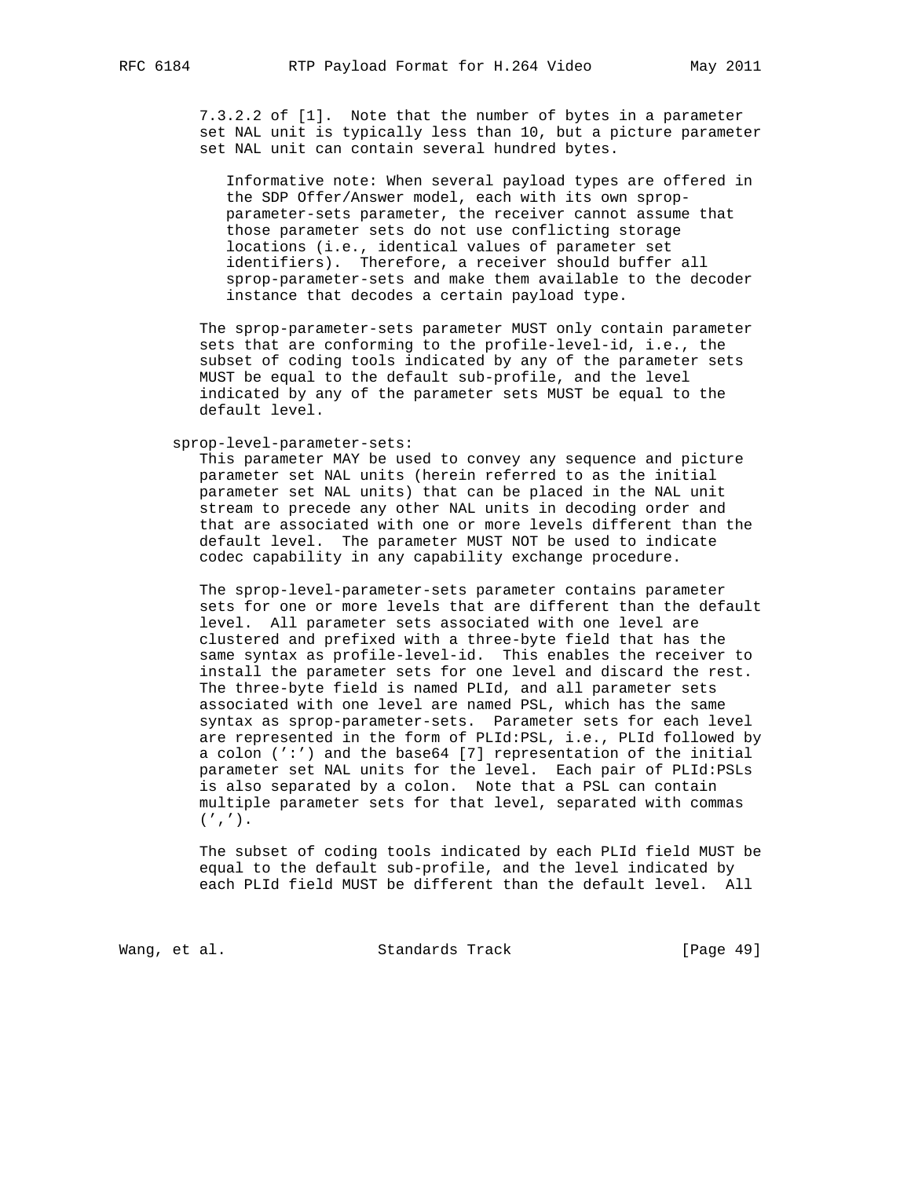7.3.2.2 of [1]. Note that the number of bytes in a parameter set NAL unit is typically less than 10, but a picture parameter set NAL unit can contain several hundred bytes.

Informative note: When several payload types are offered in the SDP Offer/Answer model, each with its own sprop-parameter-sets parameter, the receiver cannot assume that those parameter sets do not use conflicting storage locations (i.e., identical values of parameter set identifiers). Therefore, a receiver should buffer all sprop-parameter-sets and make them available to the decoder instance that decodes a certain payload type.

The sprop-parameter-sets parameter MUST only contain parameter sets that are conforming to the profile-level-id, i.e., the subset of coding tools indicated by any of the parameter sets MUST be equal to the default sub-profile, and the level indicated by any of the parameter sets MUST be equal to the default level.

sprop-level-parameter-sets:

This parameter MAY be used to convey any sequence and picture parameter set NAL units (herein referred to as the initial parameter set NAL units) that can be placed in the NAL unit stream to precede any other NAL units in decoding order and that are associated with one or more levels different than the default level. The parameter MUST NOT be used to indicate codec capability in any capability exchange procedure.

The sprop-level-parameter-sets parameter contains parameter sets for one or more levels that are different than the default level. All parameter sets associated with one level are clustered and prefixed with a three-byte field that has the same syntax as profile-level-id. This enables the receiver to install the parameter sets for one level and discard the rest. The three-byte field is named PLId, and all parameter sets associated with one level are named PSL, which has the same syntax as sprop-parameter-sets. Parameter sets for each level are represented in the form of PLId:PSL, i.e., PLId followed by a colon (':') and the base64 [7] representation of the initial parameter set NAL units for the level. Each pair of PLId:PSLs is also separated by a colon. Note that a PSL can contain multiple parameter sets for that level, separated with commas (',').

The subset of coding tools indicated by each PLId field MUST be equal to the default sub-profile, and the level indicated by each PLId field MUST be different than the default level. All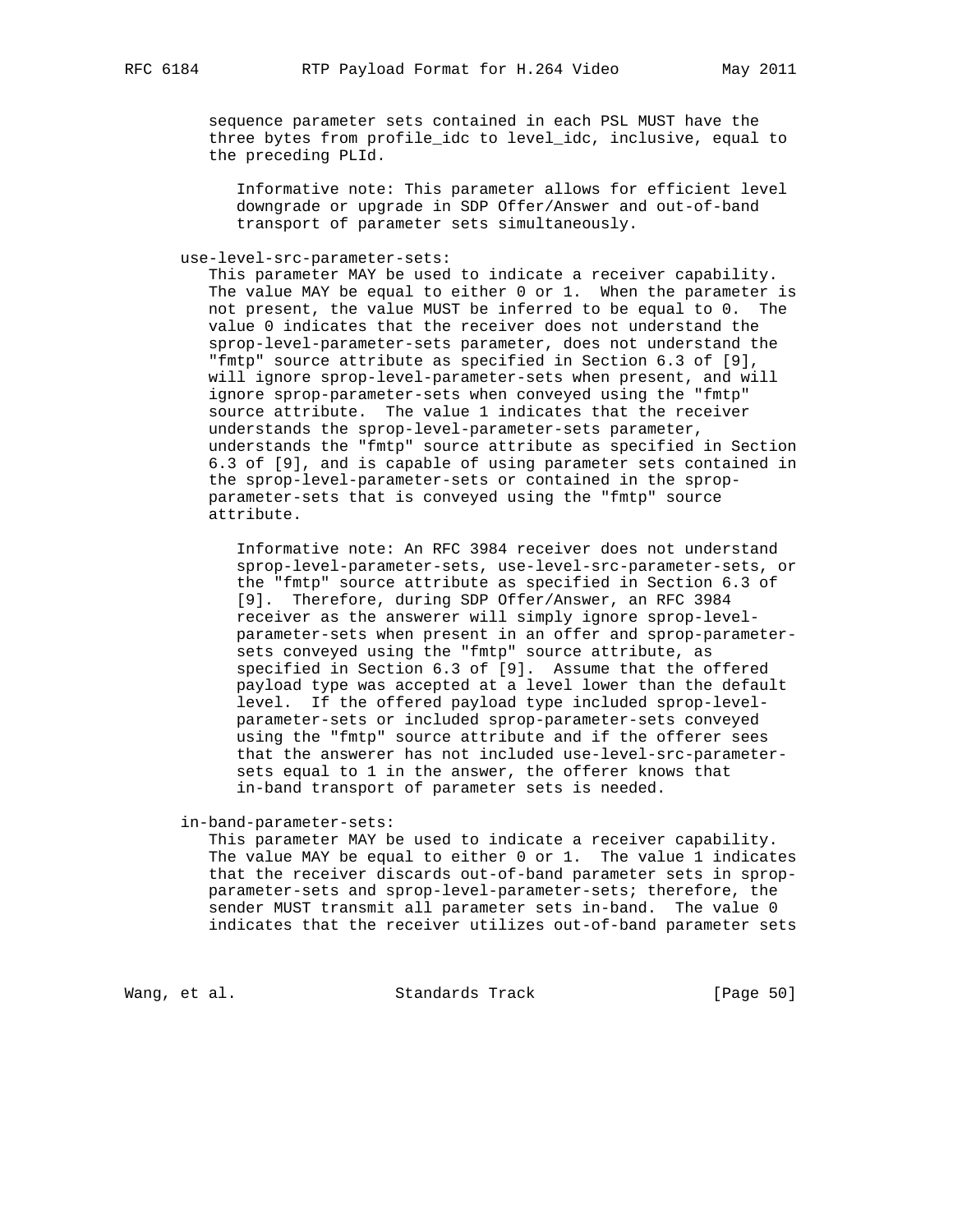sequence parameter sets contained in each PSL MUST have the three bytes from profile_idc to level_idc, inclusive, equal to the preceding PLId.

> Informative note: This parameter allows for efficient level downgrade or upgrade in SDP Offer/Answer and out-of-band transport of parameter sets simultaneously.

use-level-src-parameter-sets:

This parameter MAY be used to indicate a receiver capability. The value MAY be equal to either 0 or 1. When the parameter is not present, the value MUST be inferred to be equal to 0. The value 0 indicates that the receiver does not understand the sprop-level-parameter-sets parameter, does not understand the "fmtp" source attribute as specified in Section 6.3 of [9], will ignore sprop-level-parameter-sets when present, and will ignore sprop-parameter-sets when conveyed using the "fmtp" source attribute. The value 1 indicates that the receiver understands the sprop-level-parameter-sets parameter, understands the "fmtp" source attribute as specified in Section 6.3 of [9], and is capable of using parameter sets contained in the sprop-level-parameter-sets or contained in the sprop-parameter-sets that is conveyed using the "fmtp" source attribute.

> Informative note: An RFC 3984 receiver does not understand sprop-level-parameter-sets, use-level-src-parameter-sets, or the "fmtp" source attribute as specified in Section 6.3 of [9]. Therefore, during SDP Offer/Answer, an RFC 3984 receiver as the answerer will simply ignore sprop-level-parameter-sets when present in an offer and sprop-parameter-sets conveyed using the "fmtp" source attribute, as specified in Section 6.3 of [9]. Assume that the offered payload type was accepted at a level lower than the default level. If the offered payload type included sprop-level-parameter-sets or included sprop-parameter-sets conveyed using the "fmtp" source attribute and if the offerer sees that the answerer has not included use-level-src-parameter-sets equal to 1 in the answer, the offerer knows that in-band transport of parameter sets is needed.

in-band-parameter-sets:

This parameter MAY be used to indicate a receiver capability. The value MAY be equal to either 0 or 1. The value 1 indicates that the receiver discards out-of-band parameter sets in sprop-parameter-sets and sprop-level-parameter-sets; therefore, the sender MUST transmit all parameter sets in-band. The value 0 indicates that the receiver utilizes out-of-band parameter sets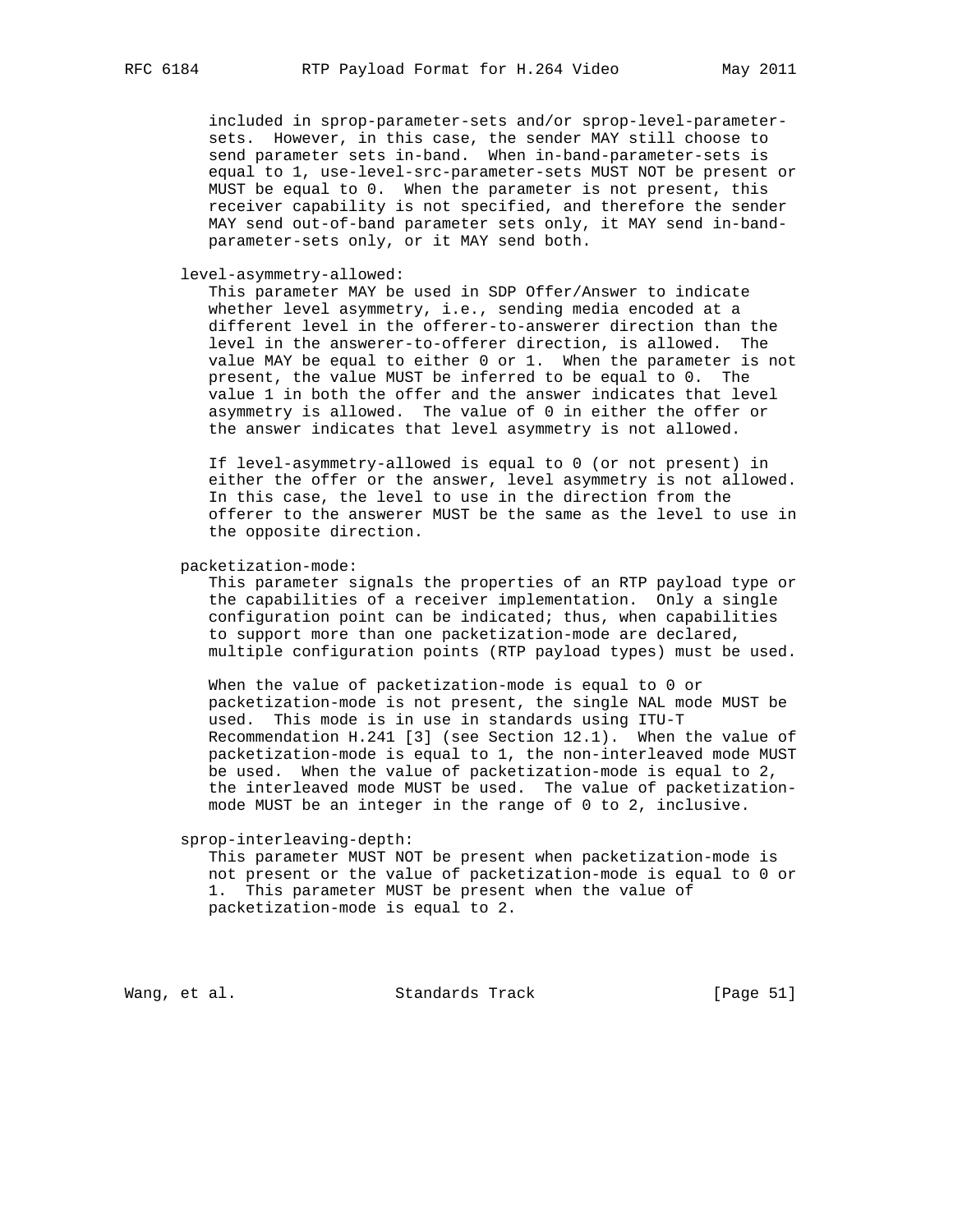included in sprop-parameter-sets and/or sprop-level-parameter-sets. However, in this case, the sender MAY still choose to send parameter sets in-band. When in-band-parameter-sets is equal to 1, use-level-src-parameter-sets MUST NOT be present or MUST be equal to 0. When the parameter is not present, this receiver capability is not specified, and therefore the sender MAY send out-of-band parameter sets only, it MAY send in-band-parameter-sets only, or it MAY send both.

level-asymmetry-allowed:

This parameter MAY be used in SDP Offer/Answer to indicate whether level asymmetry, i.e., sending media encoded at a different level in the offerer-to-answerer direction than the level in the answerer-to-offerer direction, is allowed. The value MAY be equal to either 0 or 1. When the parameter is not present, the value MUST be inferred to be equal to 0. The value 1 in both the offer and the answer indicates that level asymmetry is allowed. The value of 0 in either the offer or the answer indicates that level asymmetry is not allowed.

If level-asymmetry-allowed is equal to 0 (or not present) in either the offer or the answer, level asymmetry is not allowed. In this case, the level to use in the direction from the offerer to the answerer MUST be the same as the level to use in the opposite direction.

packetization-mode:

This parameter signals the properties of an RTP payload type or the capabilities of a receiver implementation. Only a single configuration point can be indicated; thus, when capabilities to support more than one packetization-mode are declared, multiple configuration points (RTP payload types) must be used.

When the value of packetization-mode is equal to 0 or packetization-mode is not present, the single NAL mode MUST be used. This mode is in use in standards using ITU-T Recommendation H.241 [3] (see Section 12.1). When the value of packetization-mode is equal to 1, the non-interleaved mode MUST be used. When the value of packetization-mode is equal to 2, the interleaved mode MUST be used. The value of packetization-mode MUST be an integer in the range of 0 to 2, inclusive.

sprop-interleaving-depth:

This parameter MUST NOT be present when packetization-mode is not present or the value of packetization-mode is equal to 0 or 1. This parameter MUST be present when the value of packetization-mode is equal to 2.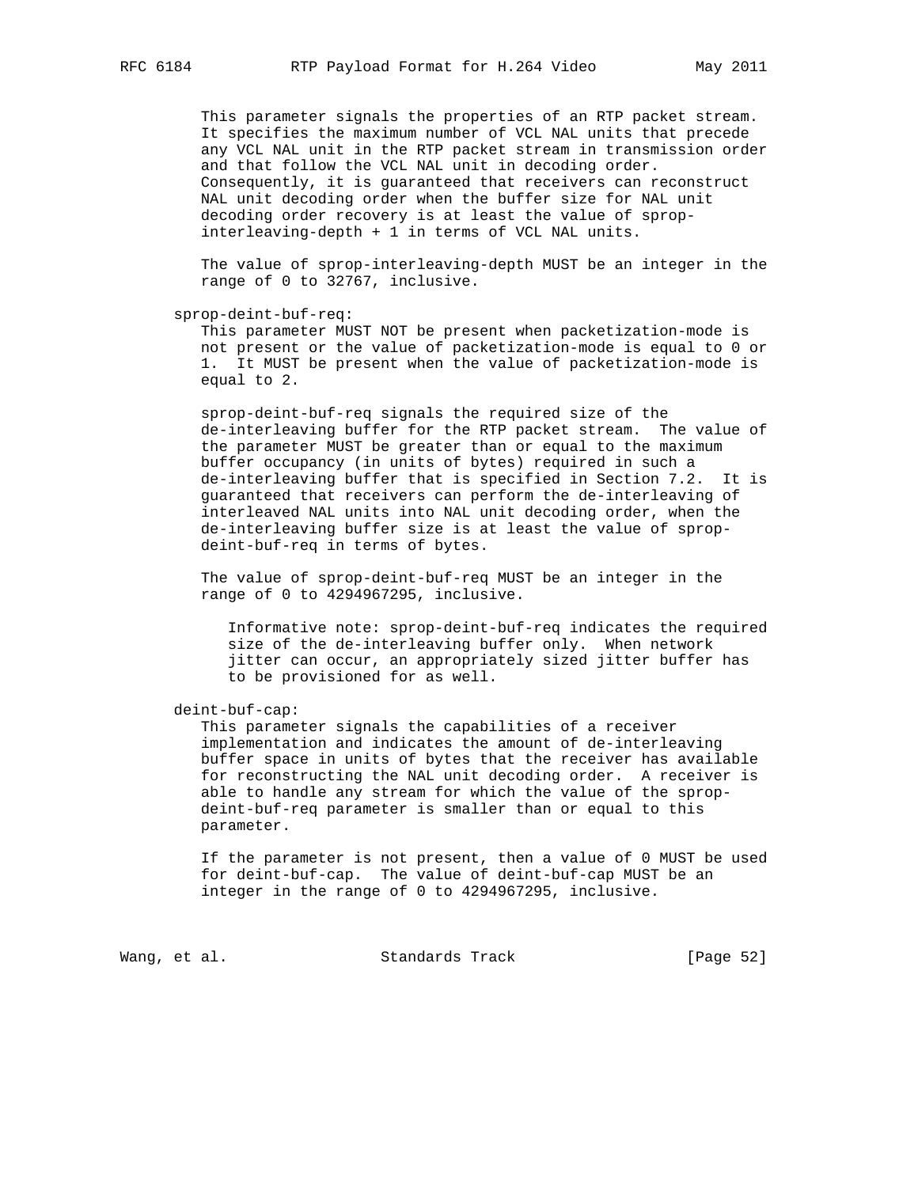This parameter signals the properties of an RTP packet stream. It specifies the maximum number of VCL NAL units that precede any VCL NAL unit in the RTP packet stream in transmission order and that follow the VCL NAL unit in decoding order. Consequently, it is guaranteed that receivers can reconstruct NAL unit decoding order when the buffer size for NAL unit decoding order recovery is at least the value of sprop-interleaving-depth + 1 in terms of VCL NAL units.

The value of sprop-interleaving-depth MUST be an integer in the range of 0 to 32767, inclusive.

sprop-deint-buf-req:

This parameter MUST NOT be present when packetization-mode is not present or the value of packetization-mode is equal to 0 or 1. It MUST be present when the value of packetization-mode is equal to 2.

sprop-deint-buf-req signals the required size of the de-interleaving buffer for the RTP packet stream. The value of the parameter MUST be greater than or equal to the maximum buffer occupancy (in units of bytes) required in such a de-interleaving buffer that is specified in Section 7.2. It is guaranteed that receivers can perform the de-interleaving of interleaved NAL units into NAL unit decoding order, when the de-interleaving buffer size is at least the value of sprop-deint-buf-req in terms of bytes.

The value of sprop-deint-buf-req MUST be an integer in the range of 0 to 4294967295, inclusive.

> Informative note: sprop-deint-buf-req indicates the required size of the de-interleaving buffer only. When network jitter can occur, an appropriately sized jitter buffer has to be provisioned for as well.

deint-buf-cap:

This parameter signals the capabilities of a receiver implementation and indicates the amount of de-interleaving buffer space in units of bytes that the receiver has available for reconstructing the NAL unit decoding order. A receiver is able to handle any stream for which the value of the sprop-deint-buf-req parameter is smaller than or equal to this parameter.

If the parameter is not present, then a value of 0 MUST be used for deint-buf-cap. The value of deint-buf-cap MUST be an integer in the range of 0 to 4294967295, inclusive.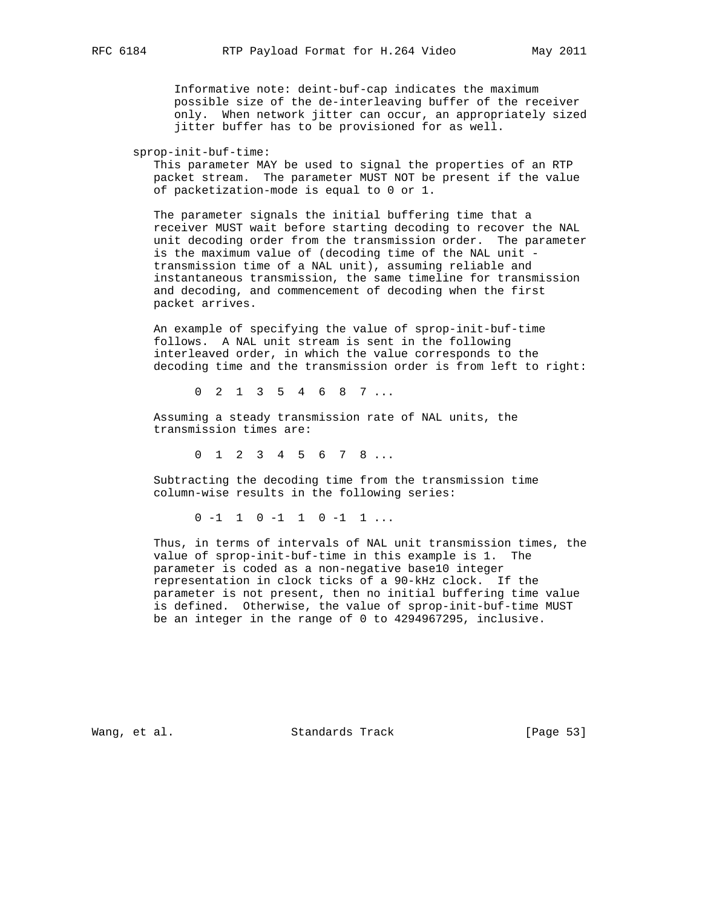Informative note: deint-buf-cap indicates the maximum possible size of the de-interleaving buffer of the receiver only. When network jitter can occur, an appropriately sized jitter buffer has to be provisioned for as well.

sprop-init-buf-time:

This parameter MAY be used to signal the properties of an RTP packet stream. The parameter MUST NOT be present if the value of packetization-mode is equal to 0 or 1.

The parameter signals the initial buffering time that a receiver MUST wait before starting decoding to recover the NAL unit decoding order from the transmission order. The parameter is the maximum value of (decoding time of the NAL unit - transmission time of a NAL unit), assuming reliable and instantaneous transmission, the same timeline for transmission and decoding, and commencement of decoding when the first packet arrives.

An example of specifying the value of sprop-init-buf-time follows. A NAL unit stream is sent in the following interleaved order, in which the value corresponds to the decoding time and the transmission order is from left to right:

```
0  2  1  3  5  4  6  8  7 ...
```

Assuming a steady transmission rate of NAL units, the transmission times are:

```
0  1  2  3  4  5  6  7  8 ...
```

Subtracting the decoding time from the transmission time column-wise results in the following series:

```
0 -1  1  0 -1  1  0 -1  1 ...
```

Thus, in terms of intervals of NAL unit transmission times, the value of sprop-init-buf-time in this example is 1. The parameter is coded as a non-negative base10 integer representation in clock ticks of a 90-kHz clock. If the parameter is not present, then no initial buffering time value is defined. Otherwise, the value of sprop-init-buf-time MUST be an integer in the range of 0 to 4294967295, inclusive.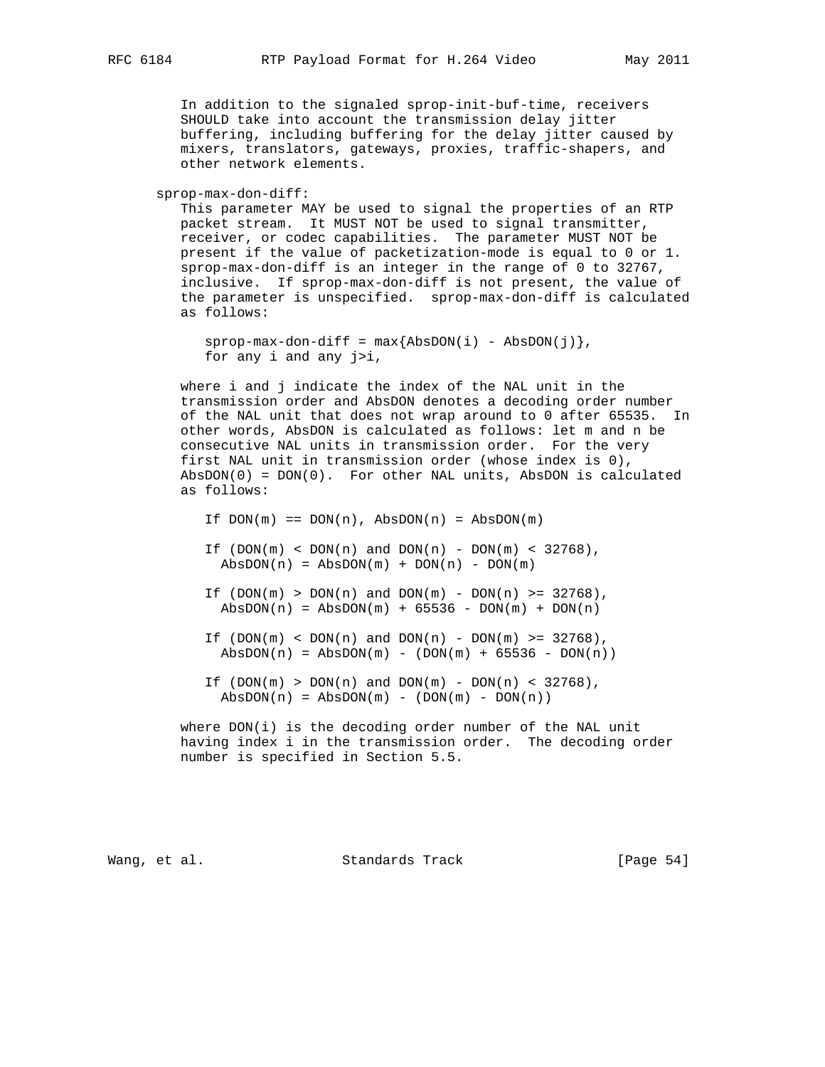In addition to the signaled sprop-init-buf-time, receivers SHOULD take into account the transmission delay jitter buffering, including buffering for the delay jitter caused by mixers, translators, gateways, proxies, traffic-shapers, and other network elements.

sprop-max-don-diff:

This parameter MAY be used to signal the properties of an RTP packet stream. It MUST NOT be used to signal transmitter, receiver, or codec capabilities. The parameter MUST NOT be present if the value of packetization-mode is equal to 0 or 1. sprop-max-don-diff is an integer in the range of 0 to 32767, inclusive. If sprop-max-don-diff is not present, the value of the parameter is unspecified. sprop-max-don-diff is calculated as follows:

```
sprop-max-don-diff = max{AbsDON(i) - AbsDON(j)},
for any i and any j>i,
```

where i and j indicate the index of the NAL unit in the transmission order and AbsDON denotes a decoding order number of the NAL unit that does not wrap around to 0 after 65535. In other words, AbsDON is calculated as follows: let m and n be consecutive NAL units in transmission order. For the very first NAL unit in transmission order (whose index is 0), AbsDON(0) = DON(0). For other NAL units, AbsDON is calculated as follows:

```
If DON(m) == DON(n), AbsDON(n) = AbsDON(m)

If (DON(m) < DON(n) and DON(n) - DON(m) < 32768),
  AbsDON(n) = AbsDON(m) + DON(n) - DON(m)

If (DON(m) > DON(n) and DON(m) - DON(n) >= 32768),
  AbsDON(n) = AbsDON(m) + 65536 - DON(m) + DON(n)

If (DON(m) < DON(n) and DON(n) - DON(m) >= 32768),
  AbsDON(n) = AbsDON(m) - (DON(m) + 65536 - DON(n))

If (DON(m) > DON(n) and DON(m) - DON(n) < 32768),
  AbsDON(n) = AbsDON(m) - (DON(m) - DON(n))
```

where DON(i) is the decoding order number of the NAL unit having index i in the transmission order. The decoding order number is specified in Section 5.5.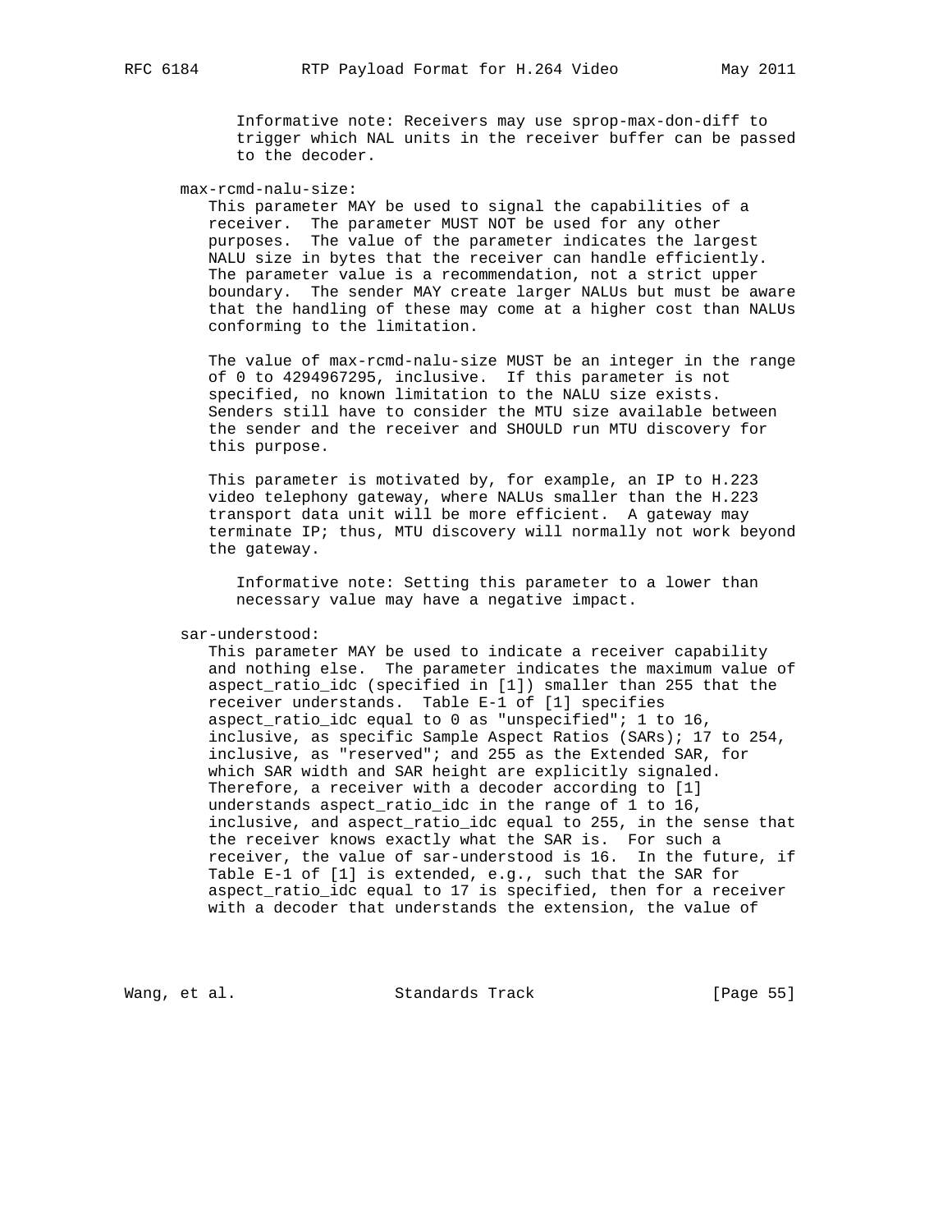Informative note: Receivers may use sprop-max-don-diff to trigger which NAL units in the receiver buffer can be passed to the decoder.

max-rcmd-nalu-size:

This parameter MAY be used to signal the capabilities of a receiver. The parameter MUST NOT be used for any other purposes. The value of the parameter indicates the largest NALU size in bytes that the receiver can handle efficiently. The parameter value is a recommendation, not a strict upper boundary. The sender MAY create larger NALUs but must be aware that the handling of these may come at a higher cost than NALUs conforming to the limitation.

The value of max-rcmd-nalu-size MUST be an integer in the range of 0 to 4294967295, inclusive. If this parameter is not specified, no known limitation to the NALU size exists. Senders still have to consider the MTU size available between the sender and the receiver and SHOULD run MTU discovery for this purpose.

This parameter is motivated by, for example, an IP to H.223 video telephony gateway, where NALUs smaller than the H.223 transport data unit will be more efficient. A gateway may terminate IP; thus, MTU discovery will normally not work beyond the gateway.

Informative note: Setting this parameter to a lower than necessary value may have a negative impact.

sar-understood:

This parameter MAY be used to indicate a receiver capability and nothing else. The parameter indicates the maximum value of aspect_ratio_idc (specified in [1]) smaller than 255 that the receiver understands. Table E-1 of [1] specifies aspect_ratio_idc equal to 0 as "unspecified"; 1 to 16, inclusive, as specific Sample Aspect Ratios (SARs); 17 to 254, inclusive, as "reserved"; and 255 as the Extended SAR, for which SAR width and SAR height are explicitly signaled. Therefore, a receiver with a decoder according to [1] understands aspect_ratio_idc in the range of 1 to 16, inclusive, and aspect_ratio_idc equal to 255, in the sense that the receiver knows exactly what the SAR is. For such a receiver, the value of sar-understood is 16. In the future, if Table E-1 of [1] is extended, e.g., such that the SAR for aspect_ratio_idc equal to 17 is specified, then for a receiver with a decoder that understands the extension, the value of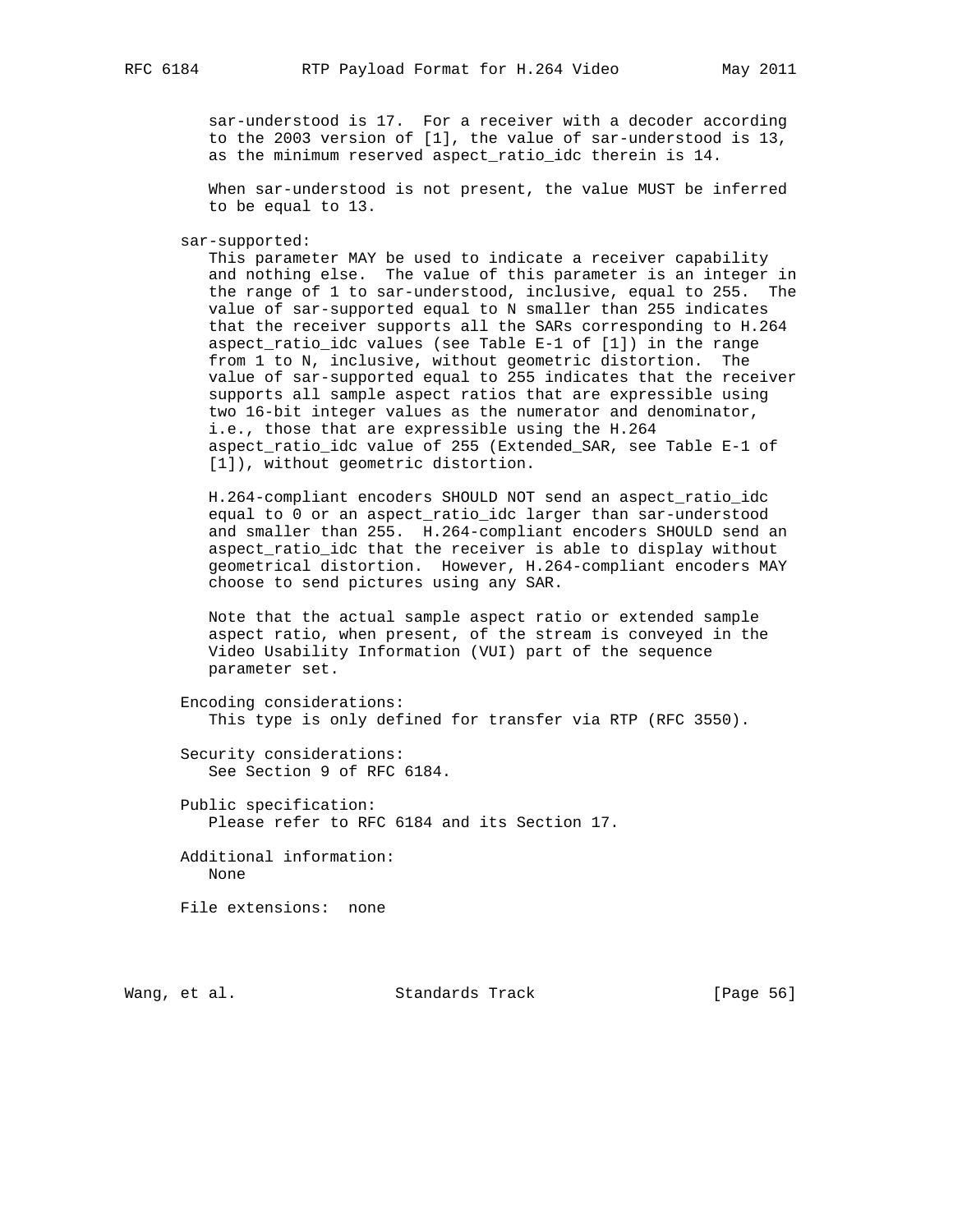sar-understood is 17. For a receiver with a decoder according to the 2003 version of [1], the value of sar-understood is 13, as the minimum reserved aspect_ratio_idc therein is 14.

When sar-understood is not present, the value MUST be inferred to be equal to 13.

sar-supported:

This parameter MAY be used to indicate a receiver capability and nothing else. The value of this parameter is an integer in the range of 1 to sar-understood, inclusive, equal to 255. The value of sar-supported equal to N smaller than 255 indicates that the receiver supports all the SARs corresponding to H.264 aspect_ratio_idc values (see Table E-1 of [1]) in the range from 1 to N, inclusive, without geometric distortion. The value of sar-supported equal to 255 indicates that the receiver supports all sample aspect ratios that are expressible using two 16-bit integer values as the numerator and denominator, i.e., those that are expressible using the H.264 aspect_ratio_idc value of 255 (Extended_SAR, see Table E-1 of [1]), without geometric distortion.

H.264-compliant encoders SHOULD NOT send an aspect_ratio_idc equal to 0 or an aspect_ratio_idc larger than sar-understood and smaller than 255. H.264-compliant encoders SHOULD send an aspect_ratio_idc that the receiver is able to display without geometrical distortion. However, H.264-compliant encoders MAY choose to send pictures using any SAR.

Note that the actual sample aspect ratio or extended sample aspect ratio, when present, of the stream is conveyed in the Video Usability Information (VUI) part of the sequence parameter set.

Encoding considerations:

This type is only defined for transfer via RTP (RFC 3550).

Security considerations:

See Section 9 of RFC 6184.

Public specification:

Please refer to RFC 6184 and its Section 17.

Additional information:

None

File extensions: none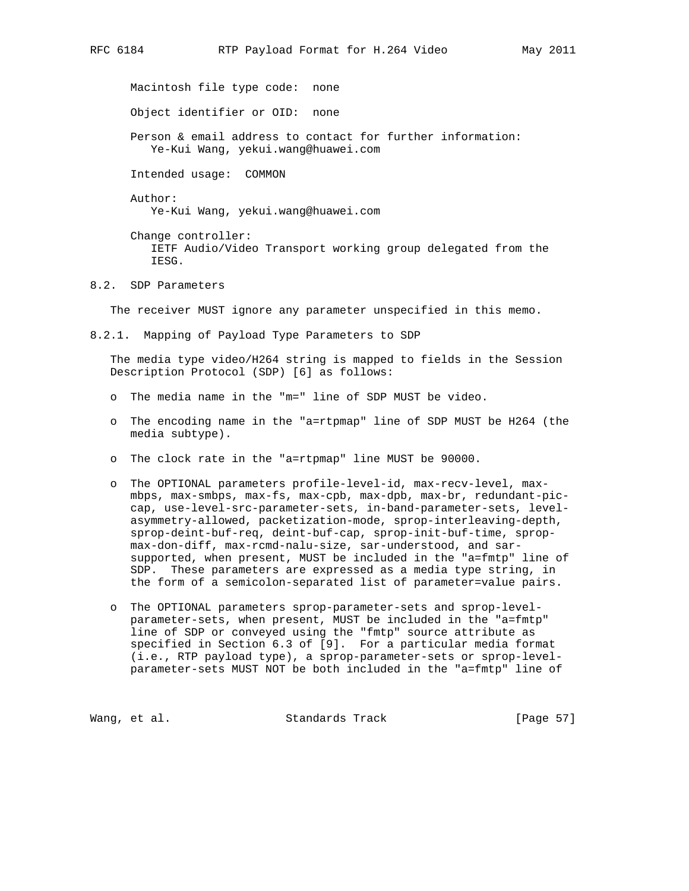Macintosh file type code: none

Object identifier or OID: none

Person & email address to contact for further information:
Ye-Kui Wang, yekui.wang@huawei.com

Intended usage: COMMON

Author:
Ye-Kui Wang, yekui.wang@huawei.com

Change controller:
IETF Audio/Video Transport working group delegated from the IESG.

## 8.2. SDP Parameters

The receiver MUST ignore any parameter unspecified in this memo.

### 8.2.1. Mapping of Payload Type Parameters to SDP

The media type video/H264 string is mapped to fields in the Session Description Protocol (SDP) [6] as follows:

- The media name in the "m=" line of SDP MUST be video.
- The encoding name in the "a=rtpmap" line of SDP MUST be H264 (the media subtype).
- The clock rate in the "a=rtpmap" line MUST be 90000.
- The OPTIONAL parameters profile-level-id, max-recv-level, max-mbps, max-smbps, max-fs, max-cpb, max-dpb, max-br, redundant-pic-cap, use-level-src-parameter-sets, in-band-parameter-sets, level-asymmetry-allowed, packetization-mode, sprop-interleaving-depth, sprop-deint-buf-req, deint-buf-cap, sprop-init-buf-time, sprop-max-don-diff, max-rcmd-nalu-size, sar-understood, and sar-supported, when present, MUST be included in the "a=fmtp" line of SDP. These parameters are expressed as a media type string, in the form of a semicolon-separated list of parameter=value pairs.
- The OPTIONAL parameters sprop-parameter-sets and sprop-level-parameter-sets, when present, MUST be included in the "a=fmtp" line of SDP or conveyed using the "fmtp" source attribute as specified in Section 6.3 of [9]. For a particular media format (i.e., RTP payload type), a sprop-parameter-sets or sprop-level-parameter-sets MUST NOT be both included in the "a=fmtp" line of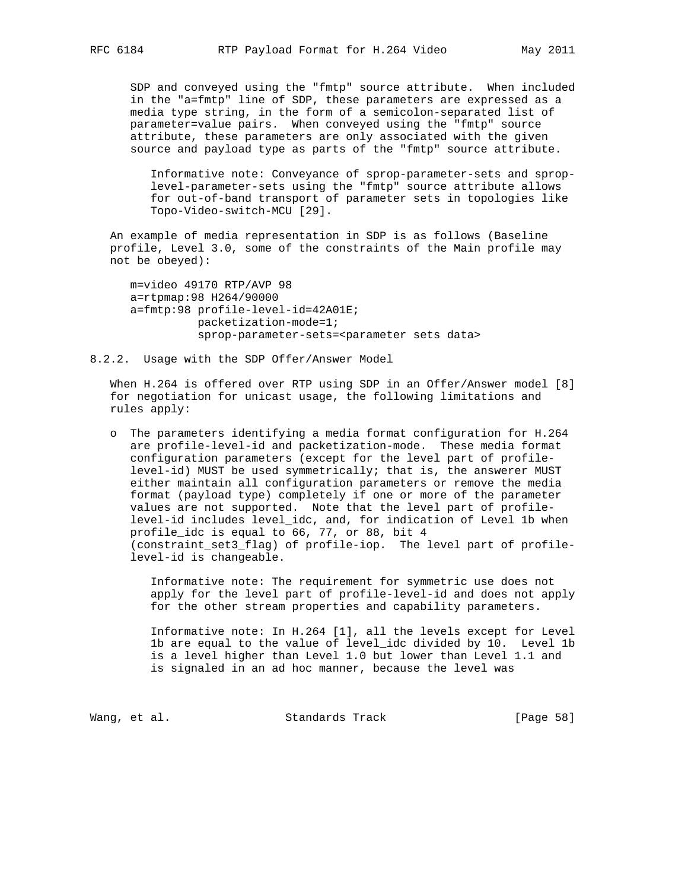SDP and conveyed using the "fmtp" source attribute. When included in the "a=fmtp" line of SDP, these parameters are expressed as a media type string, in the form of a semicolon-separated list of parameter=value pairs. When conveyed using the "fmtp" source attribute, these parameters are only associated with the given source and payload type as parts of the "fmtp" source attribute.

Informative note: Conveyance of sprop-parameter-sets and sprop-level-parameter-sets using the "fmtp" source attribute allows for out-of-band transport of parameter sets in topologies like Topo-Video-switch-MCU [29].

An example of media representation in SDP is as follows (Baseline profile, Level 3.0, some of the constraints of the Main profile may not be obeyed):

```
m=video 49170 RTP/AVP 98
a=rtpmap:98 H264/90000
a=fmtp:98 profile-level-id=42A01E;
          packetization-mode=1;
          sprop-parameter-sets=<parameter sets data>
```

### 8.2.2. Usage with the SDP Offer/Answer Model

When H.264 is offered over RTP using SDP in an Offer/Answer model [8] for negotiation for unicast usage, the following limitations and rules apply:

- The parameters identifying a media format configuration for H.264 are profile-level-id and packetization-mode. These media format configuration parameters (except for the level part of profile-level-id) MUST be used symmetrically; that is, the answerer MUST either maintain all configuration parameters or remove the media format (payload type) completely if one or more of the parameter values are not supported. Note that the level part of profile-level-id includes level_idc, and, for indication of Level 1b when profile_idc is equal to 66, 77, or 88, bit 4 (constraint_set3_flag) of profile-iop. The level part of profile-level-id is changeable.

  Informative note: The requirement for symmetric use does not apply for the level part of profile-level-id and does not apply for the other stream properties and capability parameters.

  Informative note: In H.264 [1], all the levels except for Level 1b are equal to the value of level_idc divided by 10. Level 1b is a level higher than Level 1.0 but lower than Level 1.1 and is signaled in an ad hoc manner, because the level was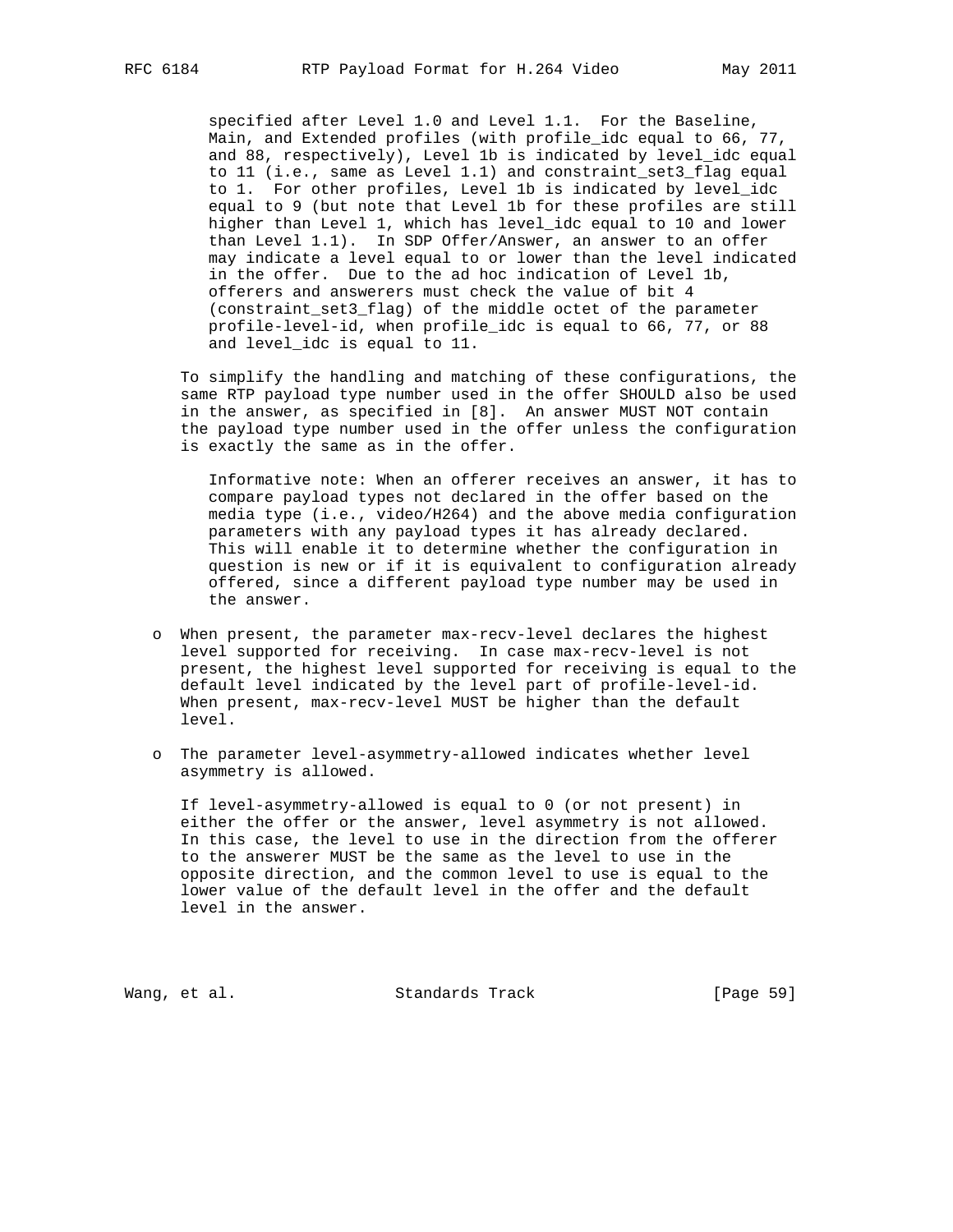specified after Level 1.0 and Level 1.1. For the Baseline, Main, and Extended profiles (with profile_idc equal to 66, 77, and 88, respectively), Level 1b is indicated by level_idc equal to 11 (i.e., same as Level 1.1) and constraint_set3_flag equal to 1. For other profiles, Level 1b is indicated by level_idc equal to 9 (but note that Level 1b for these profiles are still higher than Level 1, which has level_idc equal to 10 and lower than Level 1.1). In SDP Offer/Answer, an answer to an offer may indicate a level equal to or lower than the level indicated in the offer. Due to the ad hoc indication of Level 1b, offerers and answerers must check the value of bit 4 (constraint_set3_flag) of the middle octet of the parameter profile-level-id, when profile_idc is equal to 66, 77, or 88 and level_idc is equal to 11.

To simplify the handling and matching of these configurations, the same RTP payload type number used in the offer SHOULD also be used in the answer, as specified in [8]. An answer MUST NOT contain the payload type number used in the offer unless the configuration is exactly the same as in the offer.

Informative note: When an offerer receives an answer, it has to compare payload types not declared in the offer based on the media type (i.e., video/H264) and the above media configuration parameters with any payload types it has already declared. This will enable it to determine whether the configuration in question is new or if it is equivalent to configuration already offered, since a different payload type number may be used in the answer.

- When present, the parameter max-recv-level declares the highest level supported for receiving. In case max-recv-level is not present, the highest level supported for receiving is equal to the default level indicated by the level part of profile-level-id. When present, max-recv-level MUST be higher than the default level.

- The parameter level-asymmetry-allowed indicates whether level asymmetry is allowed.

  If level-asymmetry-allowed is equal to 0 (or not present) in either the offer or the answer, level asymmetry is not allowed. In this case, the level to use in the direction from the offerer to the answerer MUST be the same as the level to use in the opposite direction, and the common level to use is equal to the lower value of the default level in the offer and the default level in the answer.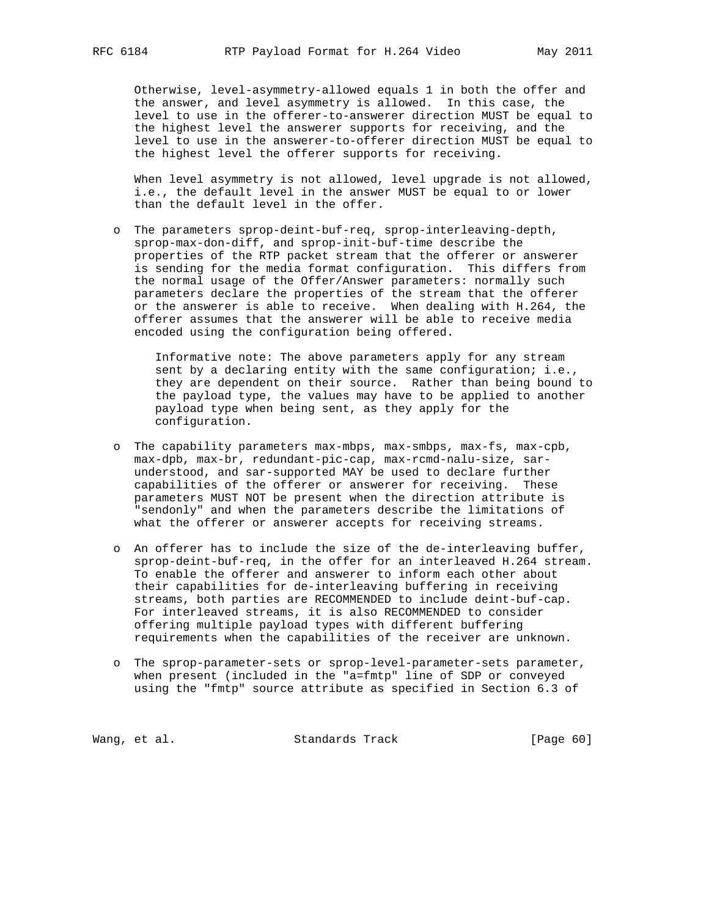Otherwise, level-asymmetry-allowed equals 1 in both the offer and the answer, and level asymmetry is allowed. In this case, the level to use in the offerer-to-answerer direction MUST be equal to the highest level the answerer supports for receiving, and the level to use in the answerer-to-offerer direction MUST be equal to the highest level the offerer supports for receiving.

When level asymmetry is not allowed, level upgrade is not allowed, i.e., the default level in the answer MUST be equal to or lower than the default level in the offer.

- The parameters sprop-deint-buf-req, sprop-interleaving-depth, sprop-max-don-diff, and sprop-init-buf-time describe the properties of the RTP packet stream that the offerer or answerer is sending for the media format configuration. This differs from the normal usage of the Offer/Answer parameters: normally such parameters declare the properties of the stream that the offerer or the answerer is able to receive. When dealing with H.264, the offerer assumes that the answerer will be able to receive media encoded using the configuration being offered.

  Informative note: The above parameters apply for any stream sent by a declaring entity with the same configuration; i.e., they are dependent on their source. Rather than being bound to the payload type, the values may have to be applied to another payload type when being sent, as they apply for the configuration.

- The capability parameters max-mbps, max-smbps, max-fs, max-cpb, max-dpb, max-br, redundant-pic-cap, max-rcmd-nalu-size, sar-understood, and sar-supported MAY be used to declare further capabilities of the offerer or answerer for receiving. These parameters MUST NOT be present when the direction attribute is "sendonly" and when the parameters describe the limitations of what the offerer or answerer accepts for receiving streams.

- An offerer has to include the size of the de-interleaving buffer, sprop-deint-buf-req, in the offer for an interleaved H.264 stream. To enable the offerer and answerer to inform each other about their capabilities for de-interleaving buffering in receiving streams, both parties are RECOMMENDED to include deint-buf-cap. For interleaved streams, it is also RECOMMENDED to consider offering multiple payload types with different buffering requirements when the capabilities of the receiver are unknown.

- The sprop-parameter-sets or sprop-level-parameter-sets parameter, when present (included in the "a=fmtp" line of SDP or conveyed using the "fmtp" source attribute as specified in Section 6.3 of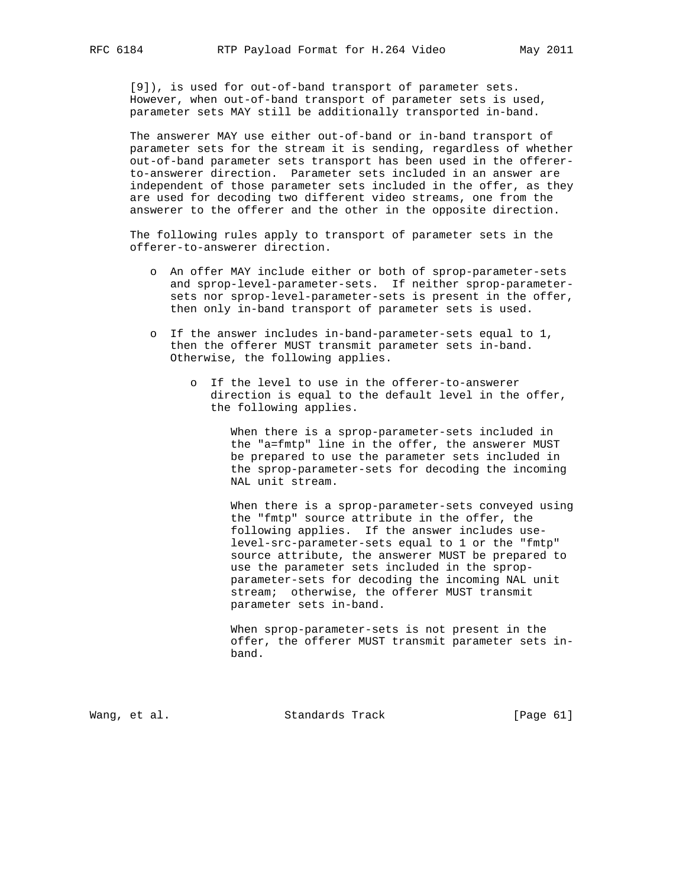[9]), is used for out-of-band transport of parameter sets. However, when out-of-band transport of parameter sets is used, parameter sets MAY still be additionally transported in-band.

The answerer MAY use either out-of-band or in-band transport of parameter sets for the stream it is sending, regardless of whether out-of-band parameter sets transport has been used in the offerer-to-answerer direction. Parameter sets included in an answer are independent of those parameter sets included in the offer, as they are used for decoding two different video streams, one from the answerer to the offerer and the other in the opposite direction.

The following rules apply to transport of parameter sets in the offerer-to-answerer direction.

- An offer MAY include either or both of sprop-parameter-sets and sprop-level-parameter-sets. If neither sprop-parameter-sets nor sprop-level-parameter-sets is present in the offer, then only in-band transport of parameter sets is used.

- If the answer includes in-band-parameter-sets equal to 1, then the offerer MUST transmit parameter sets in-band. Otherwise, the following applies.

  - If the level to use in the offerer-to-answerer direction is equal to the default level in the offer, the following applies.

    When there is a sprop-parameter-sets included in the "a=fmtp" line in the offer, the answerer MUST be prepared to use the parameter sets included in the sprop-parameter-sets for decoding the incoming NAL unit stream.

    When there is a sprop-parameter-sets conveyed using the "fmtp" source attribute in the offer, the following applies. If the answer includes use-level-src-parameter-sets equal to 1 or the "fmtp" source attribute, the answerer MUST be prepared to use the parameter sets included in the sprop-parameter-sets for decoding the incoming NAL unit stream; otherwise, the offerer MUST transmit parameter sets in-band.

    When sprop-parameter-sets is not present in the offer, the offerer MUST transmit parameter sets in-band.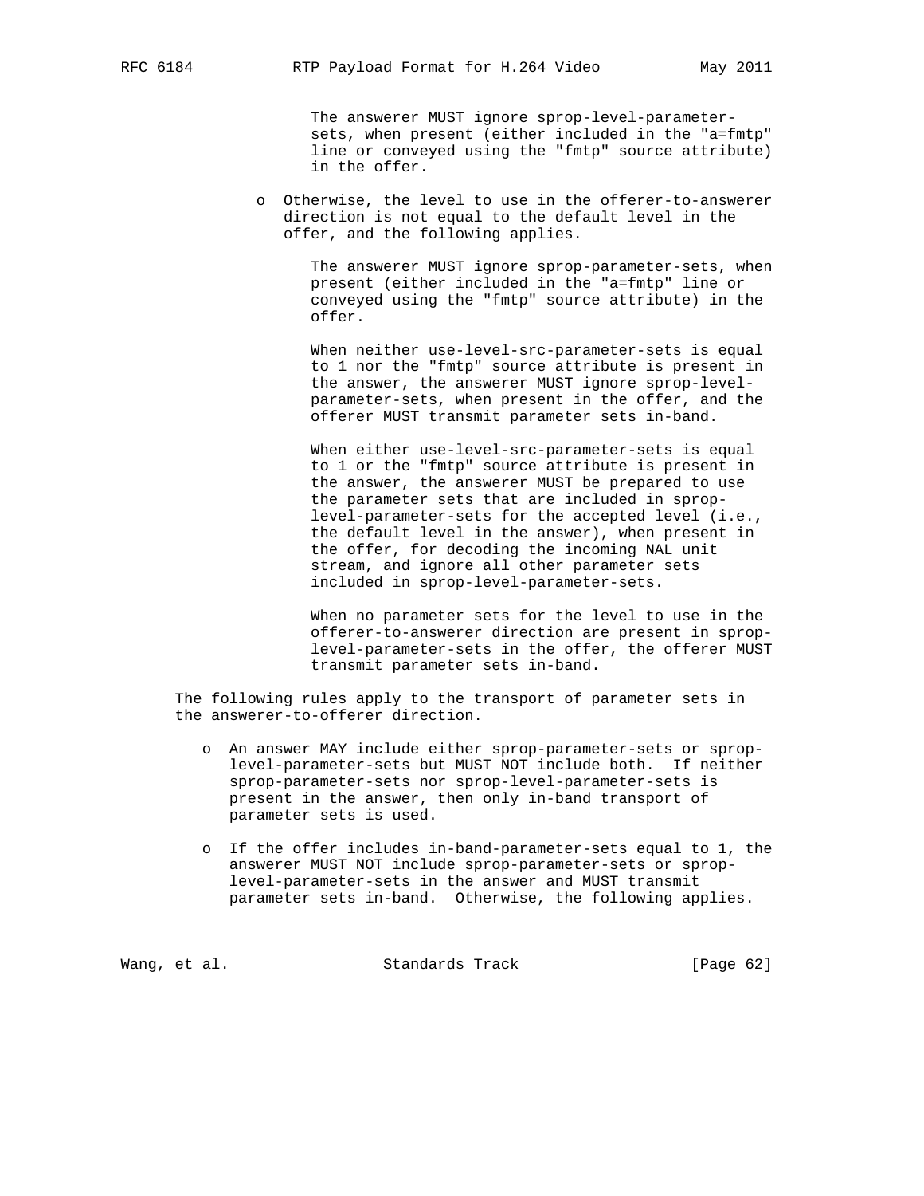The answerer MUST ignore sprop-level-parameter-sets, when present (either included in the "a=fmtp" line or conveyed using the "fmtp" source attribute) in the offer.

- Otherwise, the level to use in the offerer-to-answerer direction is not equal to the default level in the offer, and the following applies.

  The answerer MUST ignore sprop-parameter-sets, when present (either included in the "a=fmtp" line or conveyed using the "fmtp" source attribute) in the offer.

  When neither use-level-src-parameter-sets is equal to 1 nor the "fmtp" source attribute is present in the answer, the answerer MUST ignore sprop-level-parameter-sets, when present in the offer, and the offerer MUST transmit parameter sets in-band.

  When either use-level-src-parameter-sets is equal to 1 or the "fmtp" source attribute is present in the answer, the answerer MUST be prepared to use the parameter sets that are included in sprop-level-parameter-sets for the accepted level (i.e., the default level in the answer), when present in the offer, for decoding the incoming NAL unit stream, and ignore all other parameter sets included in sprop-level-parameter-sets.

  When no parameter sets for the level to use in the offerer-to-answerer direction are present in sprop-level-parameter-sets in the offer, the offerer MUST transmit parameter sets in-band.

The following rules apply to the transport of parameter sets in the answerer-to-offerer direction.

- An answer MAY include either sprop-parameter-sets or sprop-level-parameter-sets but MUST NOT include both. If neither sprop-parameter-sets nor sprop-level-parameter-sets is present in the answer, then only in-band transport of parameter sets is used.

- If the offer includes in-band-parameter-sets equal to 1, the answerer MUST NOT include sprop-parameter-sets or sprop-level-parameter-sets in the answer and MUST transmit parameter sets in-band. Otherwise, the following applies.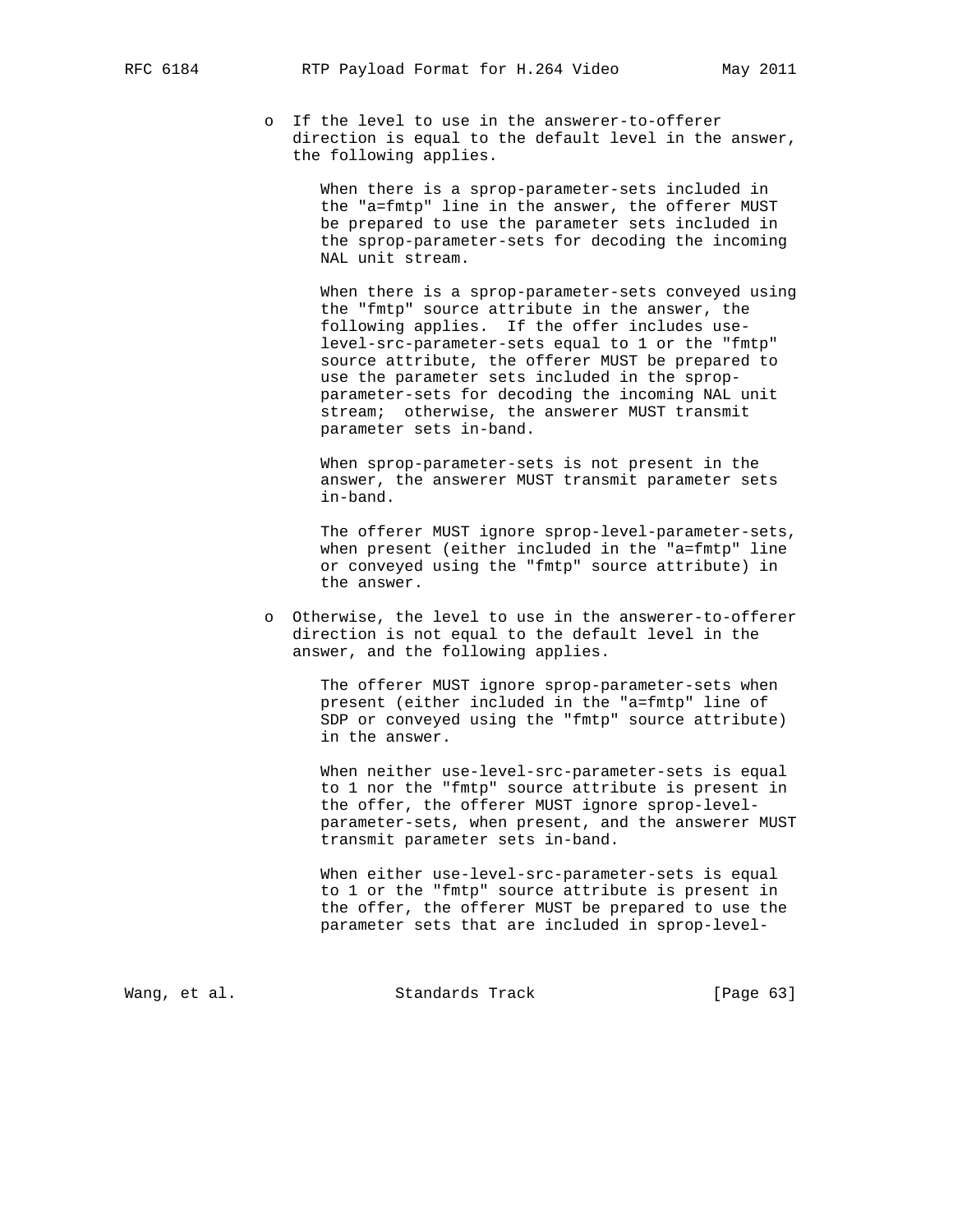- If the level to use in the answerer-to-offerer direction is equal to the default level in the answer, the following applies.

  When there is a sprop-parameter-sets included in the "a=fmtp" line in the answer, the offerer MUST be prepared to use the parameter sets included in the sprop-parameter-sets for decoding the incoming NAL unit stream.

  When there is a sprop-parameter-sets conveyed using the "fmtp" source attribute in the answer, the following applies. If the offer includes use-level-src-parameter-sets equal to 1 or the "fmtp" source attribute, the offerer MUST be prepared to use the parameter sets included in the sprop-parameter-sets for decoding the incoming NAL unit stream; otherwise, the answerer MUST transmit parameter sets in-band.

  When sprop-parameter-sets is not present in the answer, the answerer MUST transmit parameter sets in-band.

  The offerer MUST ignore sprop-level-parameter-sets, when present (either included in the "a=fmtp" line or conveyed using the "fmtp" source attribute) in the answer.

- Otherwise, the level to use in the answerer-to-offerer direction is not equal to the default level in the answer, and the following applies.

  The offerer MUST ignore sprop-parameter-sets when present (either included in the "a=fmtp" line of SDP or conveyed using the "fmtp" source attribute) in the answer.

  When neither use-level-src-parameter-sets is equal to 1 nor the "fmtp" source attribute is present in the offer, the offerer MUST ignore sprop-level-parameter-sets, when present, and the answerer MUST transmit parameter sets in-band.

  When either use-level-src-parameter-sets is equal to 1 or the "fmtp" source attribute is present in the offer, the offerer MUST be prepared to use the parameter sets that are included in sprop-level-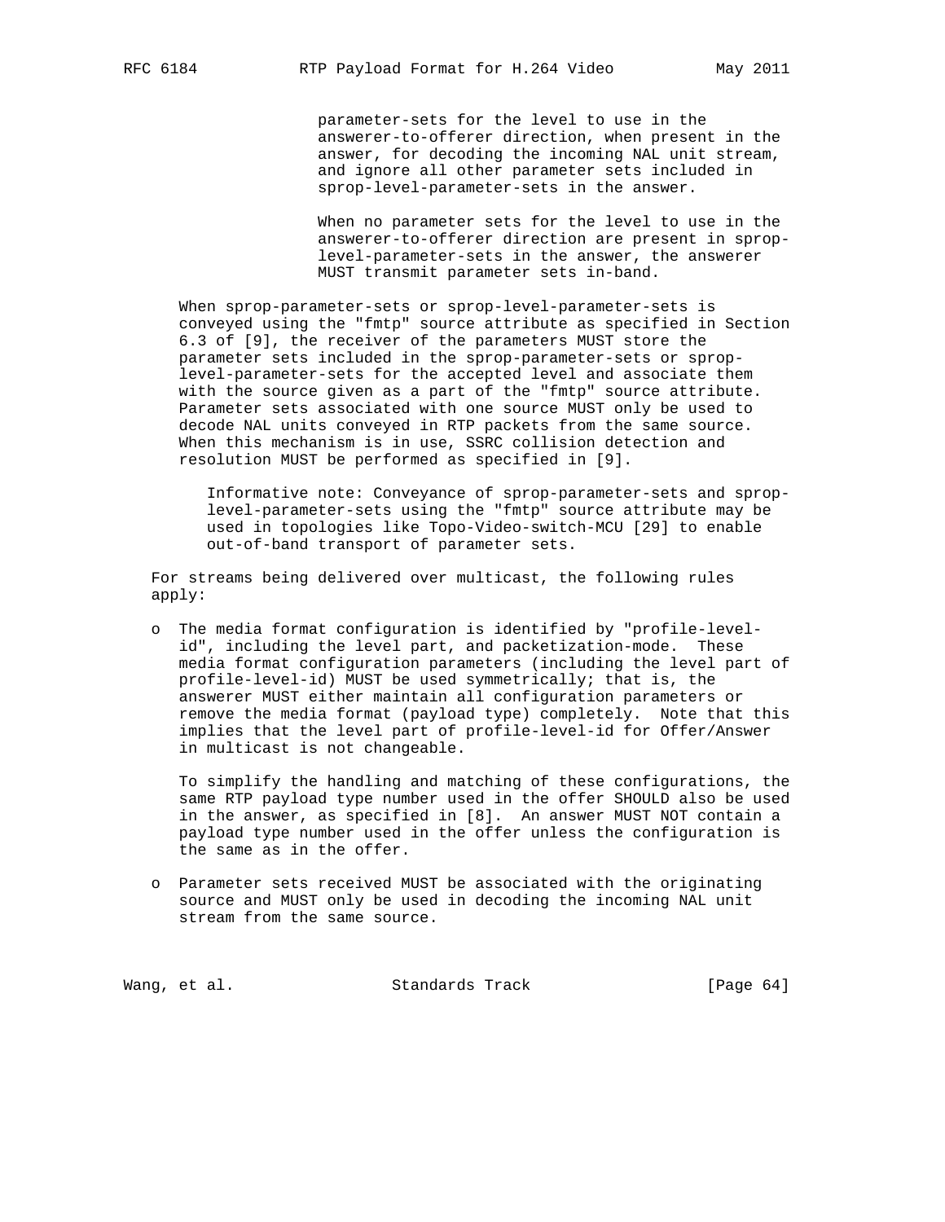parameter-sets for the level to use in the answerer-to-offerer direction, when present in the answer, for decoding the incoming NAL unit stream, and ignore all other parameter sets included in sprop-level-parameter-sets in the answer.

When no parameter sets for the level to use in the answerer-to-offerer direction are present in sprop-level-parameter-sets in the answer, the answerer MUST transmit parameter sets in-band.

When sprop-parameter-sets or sprop-level-parameter-sets is conveyed using the "fmtp" source attribute as specified in Section 6.3 of [9], the receiver of the parameters MUST store the parameter sets included in the sprop-parameter-sets or sprop-level-parameter-sets for the accepted level and associate them with the source given as a part of the "fmtp" source attribute. Parameter sets associated with one source MUST only be used to decode NAL units conveyed in RTP packets from the same source. When this mechanism is in use, SSRC collision detection and resolution MUST be performed as specified in [9].

Informative note: Conveyance of sprop-parameter-sets and sprop-level-parameter-sets using the "fmtp" source attribute may be used in topologies like Topo-Video-switch-MCU [29] to enable out-of-band transport of parameter sets.

For streams being delivered over multicast, the following rules apply:

- The media format configuration is identified by "profile-level-id", including the level part, and packetization-mode. These media format configuration parameters (including the level part of profile-level-id) MUST be used symmetrically; that is, the answerer MUST either maintain all configuration parameters or remove the media format (payload type) completely. Note that this implies that the level part of profile-level-id for Offer/Answer in multicast is not changeable.

  To simplify the handling and matching of these configurations, the same RTP payload type number used in the offer SHOULD also be used in the answer, as specified in [8]. An answer MUST NOT contain a payload type number used in the offer unless the configuration is the same as in the offer.

- Parameter sets received MUST be associated with the originating source and MUST only be used in decoding the incoming NAL unit stream from the same source.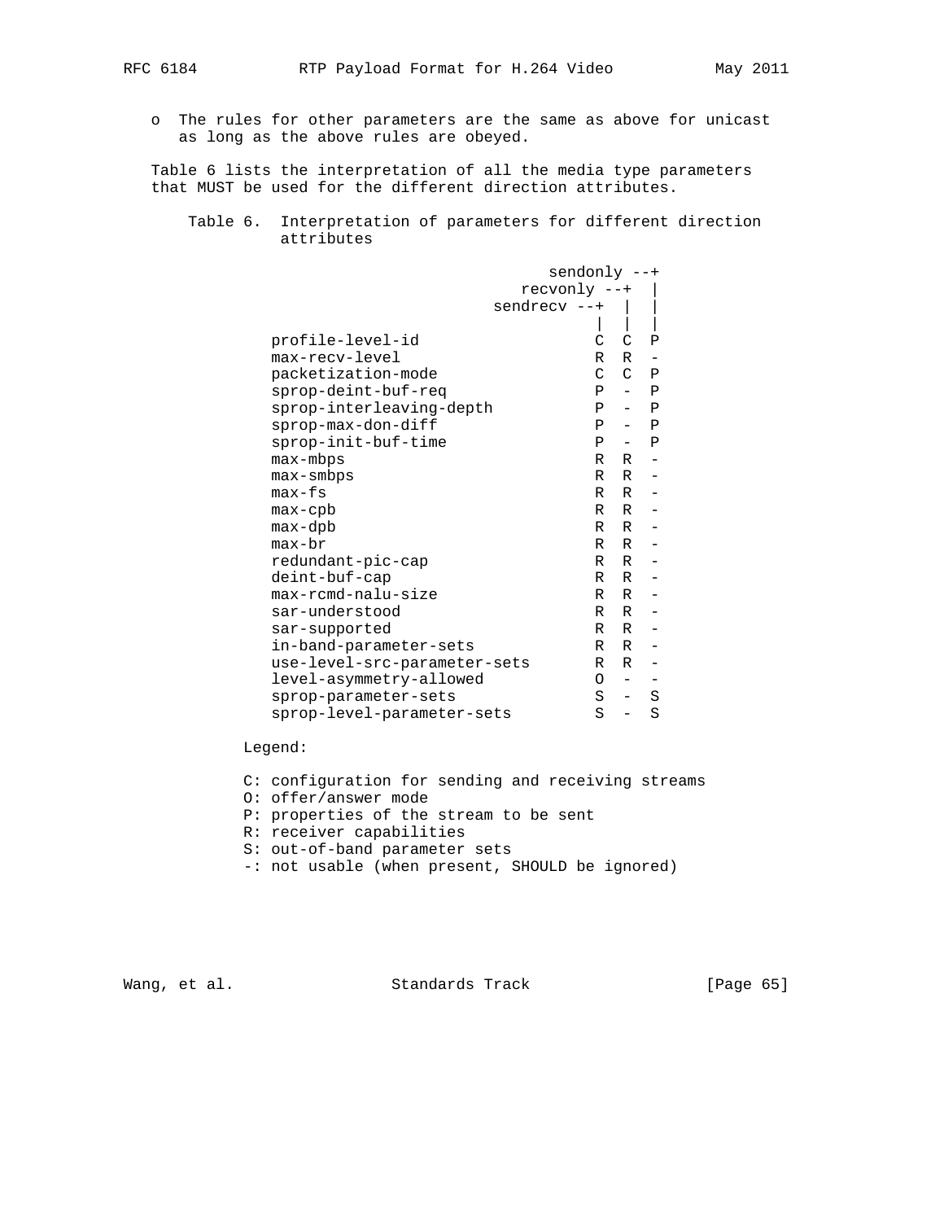o The rules for other parameters are the same as above for unicast as long as the above rules are obeyed.

Table 6 lists the interpretation of all the media type parameters that MUST be used for the different direction attributes.

Table 6. Interpretation of parameters for different direction attributes

| Parameter | sendrecv | recvonly | sendonly |
| --- | --- | --- | --- |
| profile-level-id | C | C | P |
| max-recv-level | R | R | - |
| packetization-mode | C | C | P |
| sprop-deint-buf-req | P | - | P |
| sprop-interleaving-depth | P | - | P |
| sprop-max-don-diff | P | - | P |
| sprop-init-buf-time | P | - | P |
| max-mbps | R | R | - |
| max-smbps | R | R | - |
| max-fs | R | R | - |
| max-cpb | R | R | - |
| max-dpb | R | R | - |
| max-br | R | R | - |
| redundant-pic-cap | R | R | - |
| deint-buf-cap | R | R | - |
| max-rcmd-nalu-size | R | R | - |
| sar-understood | R | R | - |
| sar-supported | R | R | - |
| in-band-parameter-sets | R | R | - |
| use-level-src-parameter-sets | R | R | - |
| level-asymmetry-allowed | O | - | - |
| sprop-parameter-sets | S | - | S |
| sprop-level-parameter-sets | S | - | S |

Legend:

C: configuration for sending and receiving streams
O: offer/answer mode
P: properties of the stream to be sent
R: receiver capabilities
S: out-of-band parameter sets
-: not usable (when present, SHOULD be ignored)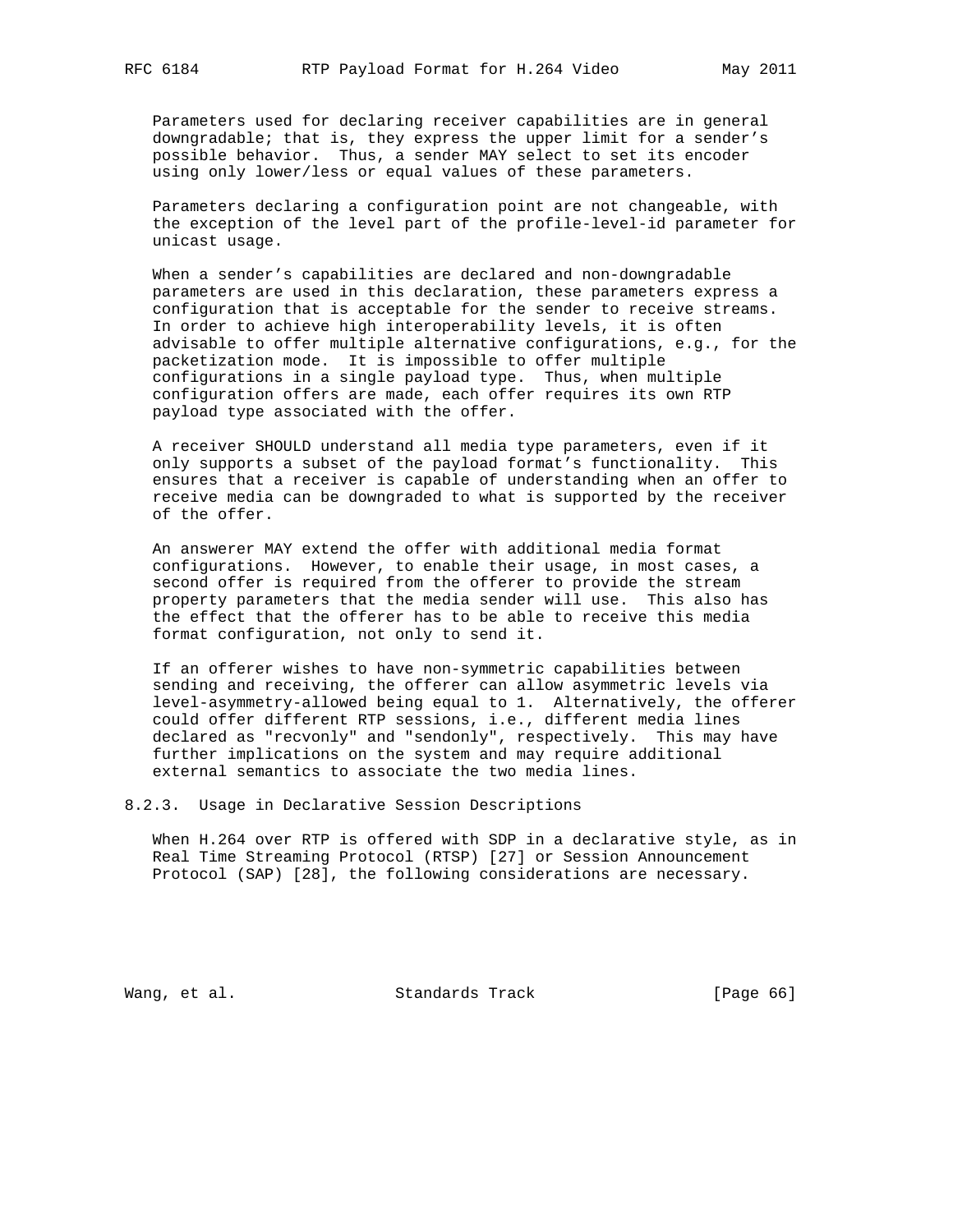Parameters used for declaring receiver capabilities are in general downgradable; that is, they express the upper limit for a sender's possible behavior. Thus, a sender MAY select to set its encoder using only lower/less or equal values of these parameters.

Parameters declaring a configuration point are not changeable, with the exception of the level part of the profile-level-id parameter for unicast usage.

When a sender's capabilities are declared and non-downgradable parameters are used in this declaration, these parameters express a configuration that is acceptable for the sender to receive streams. In order to achieve high interoperability levels, it is often advisable to offer multiple alternative configurations, e.g., for the packetization mode. It is impossible to offer multiple configurations in a single payload type. Thus, when multiple configuration offers are made, each offer requires its own RTP payload type associated with the offer.

A receiver SHOULD understand all media type parameters, even if it only supports a subset of the payload format's functionality. This ensures that a receiver is capable of understanding when an offer to receive media can be downgraded to what is supported by the receiver of the offer.

An answerer MAY extend the offer with additional media format configurations. However, to enable their usage, in most cases, a second offer is required from the offerer to provide the stream property parameters that the media sender will use. This also has the effect that the offerer has to be able to receive this media format configuration, not only to send it.

If an offerer wishes to have non-symmetric capabilities between sending and receiving, the offerer can allow asymmetric levels via level-asymmetry-allowed being equal to 1. Alternatively, the offerer could offer different RTP sessions, i.e., different media lines declared as "recvonly" and "sendonly", respectively. This may have further implications on the system and may require additional external semantics to associate the two media lines.

### 8.2.3. Usage in Declarative Session Descriptions

When H.264 over RTP is offered with SDP in a declarative style, as in Real Time Streaming Protocol (RTSP) [27] or Session Announcement Protocol (SAP) [28], the following considerations are necessary.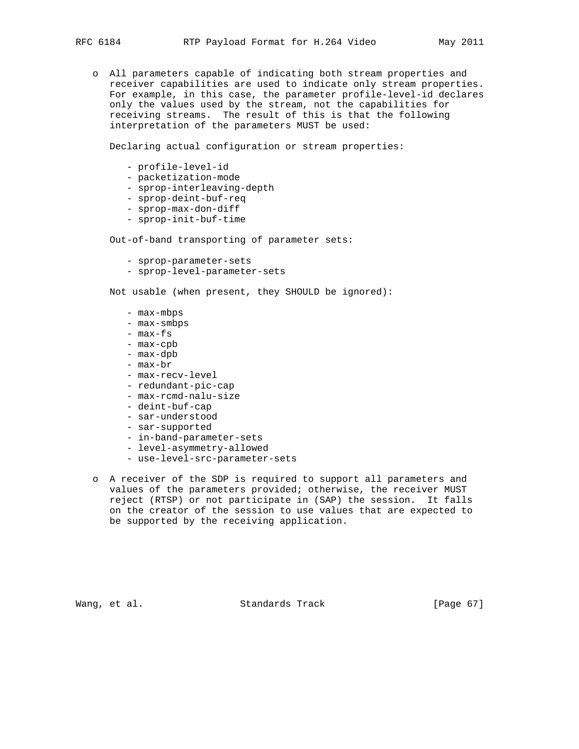- All parameters capable of indicating both stream properties and receiver capabilities are used to indicate only stream properties. For example, in this case, the parameter profile-level-id declares only the values used by the stream, not the capabilities for receiving streams. The result of this is that the following interpretation of the parameters MUST be used:

  Declaring actual configuration or stream properties:

  - profile-level-id
  - packetization-mode
  - sprop-interleaving-depth
  - sprop-deint-buf-req
  - sprop-max-don-diff
  - sprop-init-buf-time

  Out-of-band transporting of parameter sets:

  - sprop-parameter-sets
  - sprop-level-parameter-sets

  Not usable (when present, they SHOULD be ignored):

  - max-mbps
  - max-smbps
  - max-fs
  - max-cpb
  - max-dpb
  - max-br
  - max-recv-level
  - redundant-pic-cap
  - max-rcmd-nalu-size
  - deint-buf-cap
  - sar-understood
  - sar-supported
  - in-band-parameter-sets
  - level-asymmetry-allowed
  - use-level-src-parameter-sets

- A receiver of the SDP is required to support all parameters and values of the parameters provided; otherwise, the receiver MUST reject (RTSP) or not participate in (SAP) the session. It falls on the creator of the session to use values that are expected to be supported by the receiving application.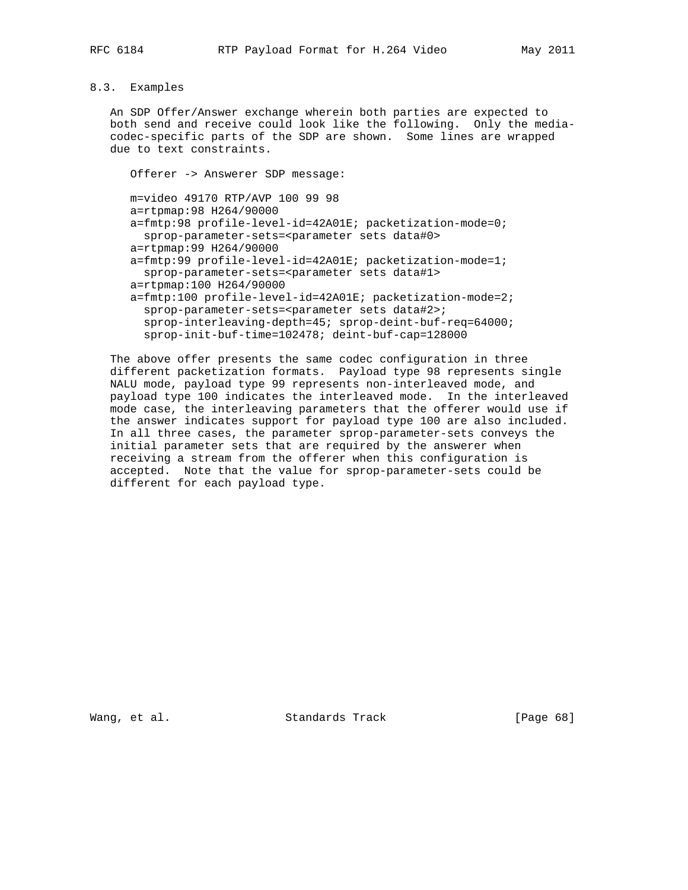### 8.3. Examples

An SDP Offer/Answer exchange wherein both parties are expected to both send and receive could look like the following. Only the media-codec-specific parts of the SDP are shown. Some lines are wrapped due to text constraints.

```
Offerer -> Answerer SDP message:

m=video 49170 RTP/AVP 100 99 98
a=rtpmap:98 H264/90000
a=fmtp:98 profile-level-id=42A01E; packetization-mode=0;
  sprop-parameter-sets=<parameter sets data#0>
a=rtpmap:99 H264/90000
a=fmtp:99 profile-level-id=42A01E; packetization-mode=1;
  sprop-parameter-sets=<parameter sets data#1>
a=rtpmap:100 H264/90000
a=fmtp:100 profile-level-id=42A01E; packetization-mode=2;
  sprop-parameter-sets=<parameter sets data#2>;
  sprop-interleaving-depth=45; sprop-deint-buf-req=64000;
  sprop-init-buf-time=102478; deint-buf-cap=128000
```

The above offer presents the same codec configuration in three different packetization formats. Payload type 98 represents single NALU mode, payload type 99 represents non-interleaved mode, and payload type 100 indicates the interleaved mode. In the interleaved mode case, the interleaving parameters that the offerer would use if the answer indicates support for payload type 100 are also included. In all three cases, the parameter sprop-parameter-sets conveys the initial parameter sets that are required by the answerer when receiving a stream from the offerer when this configuration is accepted. Note that the value for sprop-parameter-sets could be different for each payload type.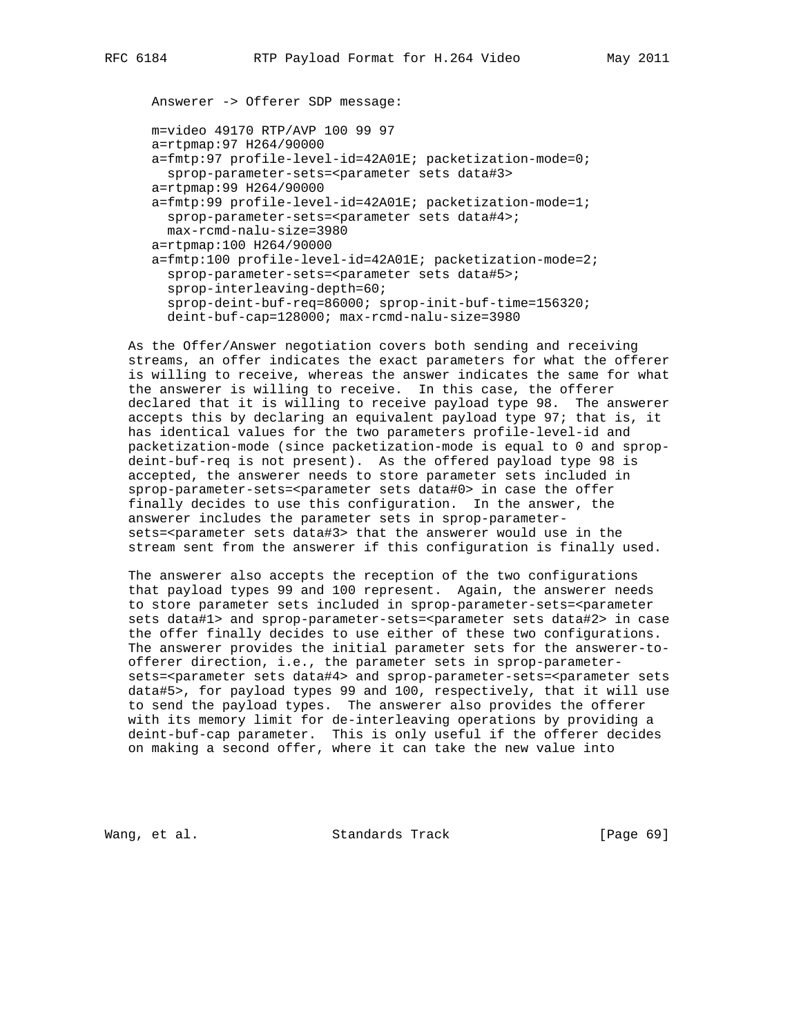Answerer -> Offerer SDP message:

```
m=video 49170 RTP/AVP 100 99 97
a=rtpmap:97 H264/90000
a=fmtp:97 profile-level-id=42A01E; packetization-mode=0;
  sprop-parameter-sets=<parameter sets data#3>
a=rtpmap:99 H264/90000
a=fmtp:99 profile-level-id=42A01E; packetization-mode=1;
  sprop-parameter-sets=<parameter sets data#4>;
  max-rcmd-nalu-size=3980
a=rtpmap:100 H264/90000
a=fmtp:100 profile-level-id=42A01E; packetization-mode=2;
  sprop-parameter-sets=<parameter sets data#5>;
  sprop-interleaving-depth=60;
  sprop-deint-buf-req=86000; sprop-init-buf-time=156320;
  deint-buf-cap=128000; max-rcmd-nalu-size=3980
```

As the Offer/Answer negotiation covers both sending and receiving streams, an offer indicates the exact parameters for what the offerer is willing to receive, whereas the answer indicates the same for what the answerer is willing to receive. In this case, the offerer declared that it is willing to receive payload type 98. The answerer accepts this by declaring an equivalent payload type 97; that is, it has identical values for the two parameters profile-level-id and packetization-mode (since packetization-mode is equal to 0 and sprop-deint-buf-req is not present). As the offered payload type 98 is accepted, the answerer needs to store parameter sets included in sprop-parameter-sets=<parameter sets data#0> in case the offer finally decides to use this configuration. In the answer, the answerer includes the parameter sets in sprop-parameter-sets=<parameter sets data#3> that the answerer would use in the stream sent from the answerer if this configuration is finally used.

The answerer also accepts the reception of the two configurations that payload types 99 and 100 represent. Again, the answerer needs to store parameter sets included in sprop-parameter-sets=<parameter sets data#1> and sprop-parameter-sets=<parameter sets data#2> in case the offer finally decides to use either of these two configurations. The answerer provides the initial parameter sets for the answerer-to-offerer direction, i.e., the parameter sets in sprop-parameter-sets=<parameter sets data#4> and sprop-parameter-sets=<parameter sets data#5>, for payload types 99 and 100, respectively, that it will use to send the payload types. The answerer also provides the offerer with its memory limit for de-interleaving operations by providing a deint-buf-cap parameter. This is only useful if the offerer decides on making a second offer, where it can take the new value into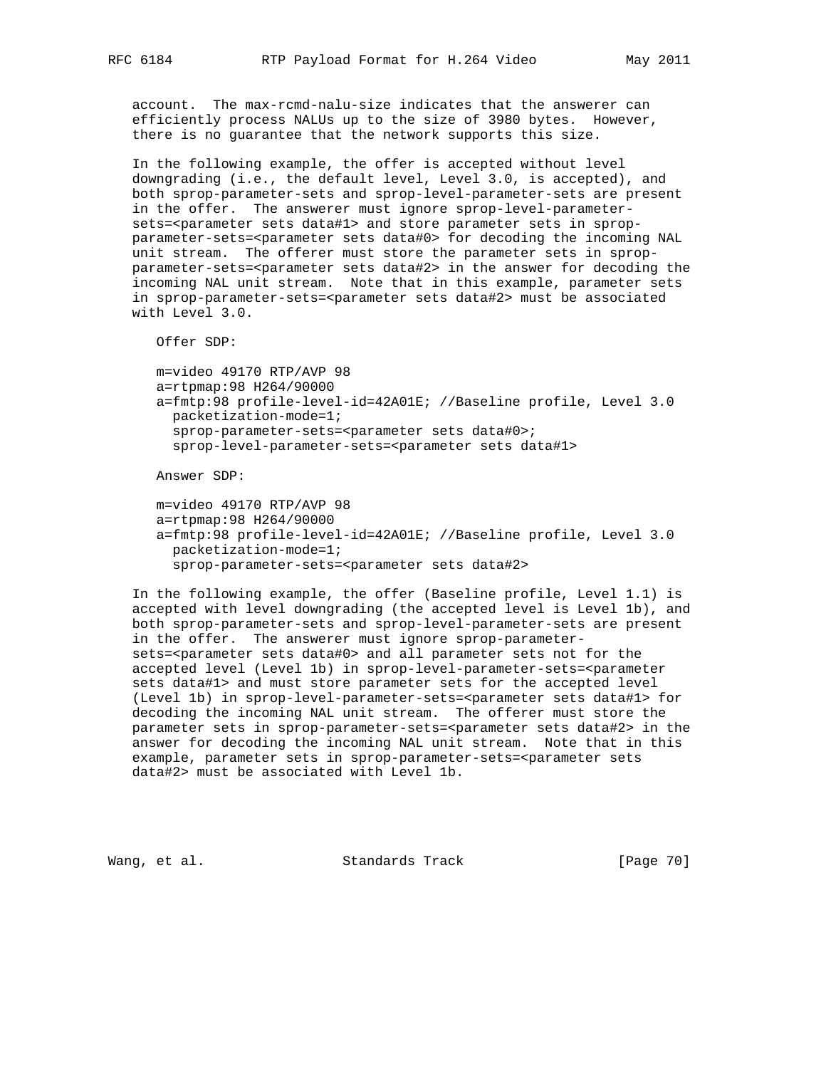account. The max-rcmd-nalu-size indicates that the answerer can efficiently process NALUs up to the size of 3980 bytes. However, there is no guarantee that the network supports this size.

In the following example, the offer is accepted without level downgrading (i.e., the default level, Level 3.0, is accepted), and both sprop-parameter-sets and sprop-level-parameter-sets are present in the offer. The answerer must ignore sprop-level-parameter-sets=<parameter sets data#1> and store parameter sets in sprop-parameter-sets=<parameter sets data#0> for decoding the incoming NAL unit stream. The offerer must store the parameter sets in sprop-parameter-sets=<parameter sets data#2> in the answer for decoding the incoming NAL unit stream. Note that in this example, parameter sets in sprop-parameter-sets=<parameter sets data#2> must be associated with Level 3.0.

Offer SDP:

```
m=video 49170 RTP/AVP 98
a=rtpmap:98 H264/90000
a=fmtp:98 profile-level-id=42A01E; //Baseline profile, Level 3.0
  packetization-mode=1;
  sprop-parameter-sets=<parameter sets data#0>;
  sprop-level-parameter-sets=<parameter sets data#1>
```

Answer SDP:

```
m=video 49170 RTP/AVP 98
a=rtpmap:98 H264/90000
a=fmtp:98 profile-level-id=42A01E; //Baseline profile, Level 3.0
  packetization-mode=1;
  sprop-parameter-sets=<parameter sets data#2>
```

In the following example, the offer (Baseline profile, Level 1.1) is accepted with level downgrading (the accepted level is Level 1b), and both sprop-parameter-sets and sprop-level-parameter-sets are present in the offer. The answerer must ignore sprop-parameter-sets=<parameter sets data#0> and all parameter sets not for the accepted level (Level 1b) in sprop-level-parameter-sets=<parameter sets data#1> and must store parameter sets for the accepted level (Level 1b) in sprop-level-parameter-sets=<parameter sets data#1> for decoding the incoming NAL unit stream. The offerer must store the parameter sets in sprop-parameter-sets=<parameter sets data#2> in the answer for decoding the incoming NAL unit stream. Note that in this example, parameter sets in sprop-parameter-sets=<parameter sets data#2> must be associated with Level 1b.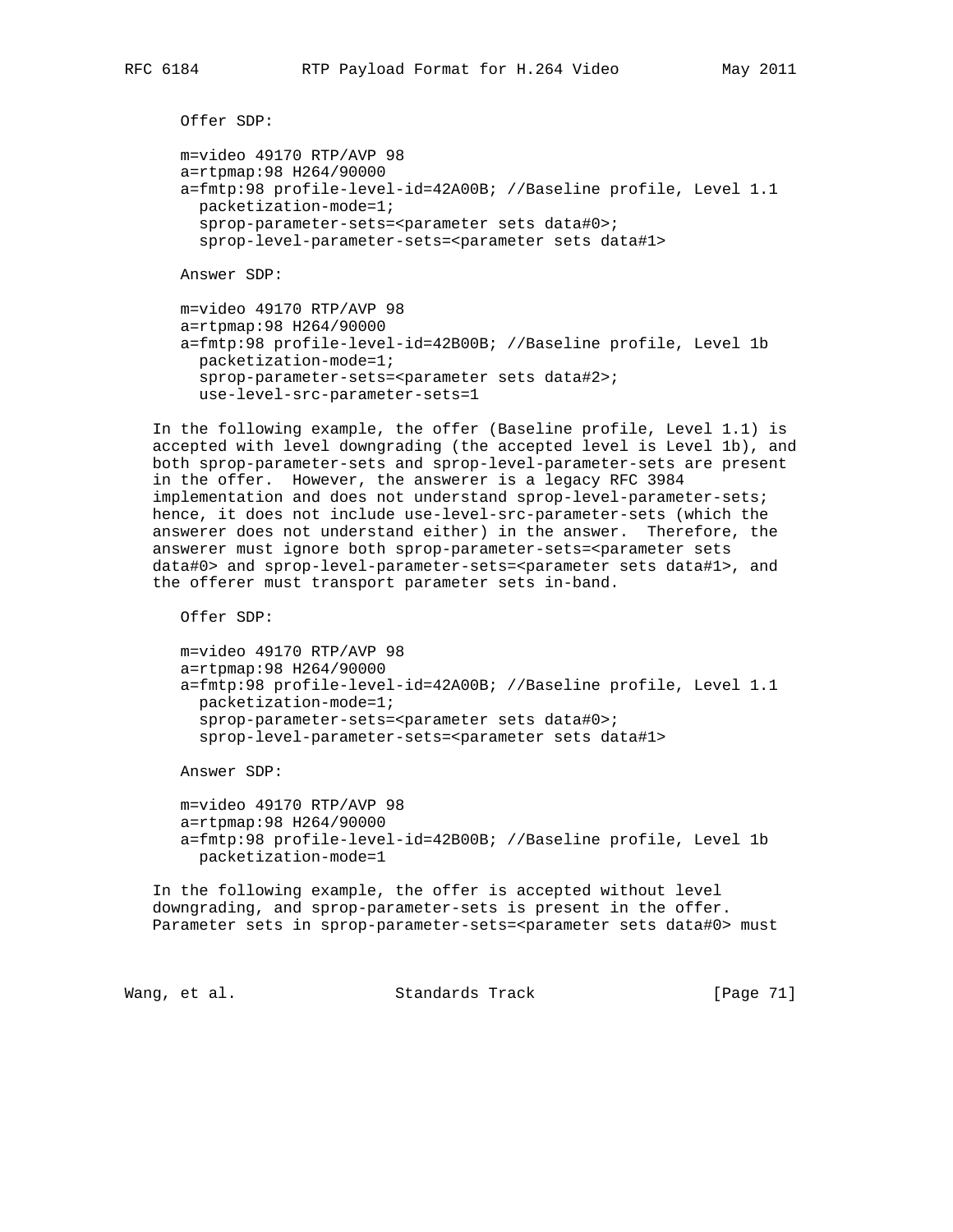Offer SDP:

```
m=video 49170 RTP/AVP 98
a=rtpmap:98 H264/90000
a=fmtp:98 profile-level-id=42A00B; //Baseline profile, Level 1.1
  packetization-mode=1;
  sprop-parameter-sets=<parameter sets data#0>;
  sprop-level-parameter-sets=<parameter sets data#1>
```

Answer SDP:

```
m=video 49170 RTP/AVP 98
a=rtpmap:98 H264/90000
a=fmtp:98 profile-level-id=42B00B; //Baseline profile, Level 1b
  packetization-mode=1;
  sprop-parameter-sets=<parameter sets data#2>;
  use-level-src-parameter-sets=1
```

In the following example, the offer (Baseline profile, Level 1.1) is accepted with level downgrading (the accepted level is Level 1b), and both sprop-parameter-sets and sprop-level-parameter-sets are present in the offer. However, the answerer is a legacy RFC 3984 implementation and does not understand sprop-level-parameter-sets; hence, it does not include use-level-src-parameter-sets (which the answerer does not understand either) in the answer. Therefore, the answerer must ignore both sprop-parameter-sets=<parameter sets data#0> and sprop-level-parameter-sets=<parameter sets data#1>, and the offerer must transport parameter sets in-band.

Offer SDP:

```
m=video 49170 RTP/AVP 98
a=rtpmap:98 H264/90000
a=fmtp:98 profile-level-id=42A00B; //Baseline profile, Level 1.1
  packetization-mode=1;
  sprop-parameter-sets=<parameter sets data#0>;
  sprop-level-parameter-sets=<parameter sets data#1>
```

Answer SDP:

```
m=video 49170 RTP/AVP 98
a=rtpmap:98 H264/90000
a=fmtp:98 profile-level-id=42B00B; //Baseline profile, Level 1b
  packetization-mode=1
```

In the following example, the offer is accepted without level downgrading, and sprop-parameter-sets is present in the offer. Parameter sets in sprop-parameter-sets=<parameter sets data#0> must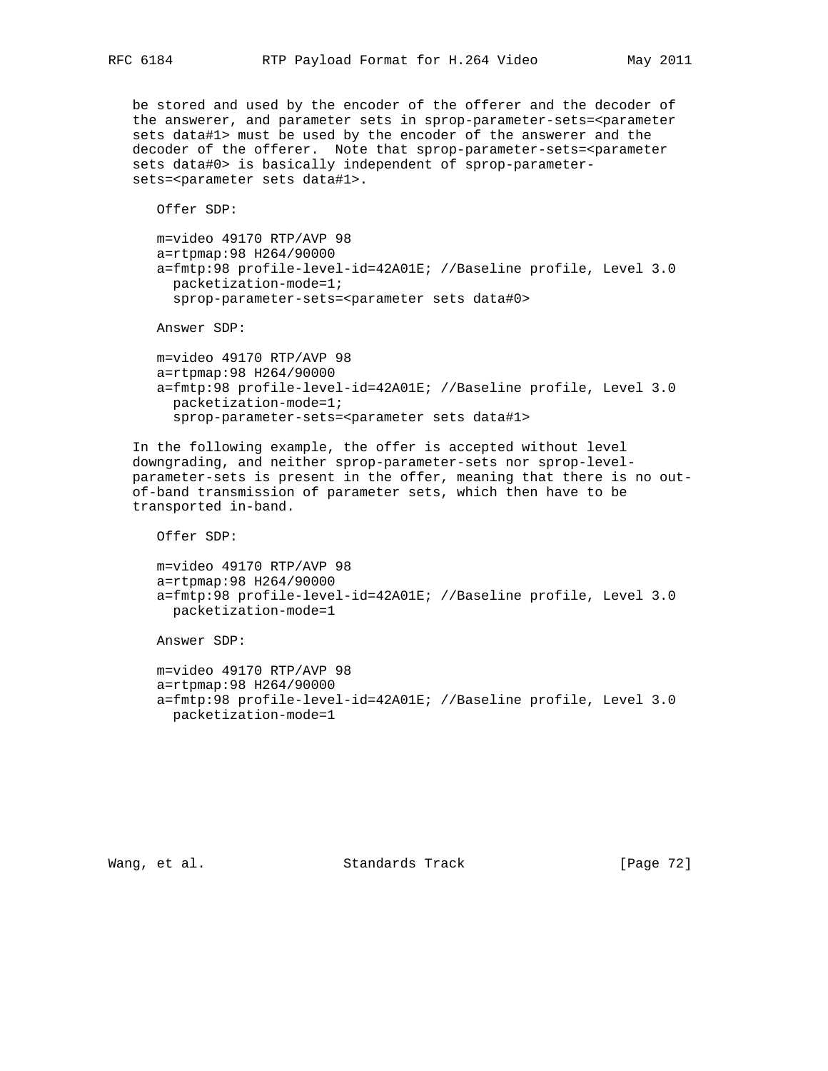be stored and used by the encoder of the offerer and the decoder of the answerer, and parameter sets in sprop-parameter-sets=<parameter sets data#1> must be used by the encoder of the answerer and the decoder of the offerer. Note that sprop-parameter-sets=<parameter sets data#0> is basically independent of sprop-parameter-sets=<parameter sets data#1>.

Offer SDP:

```
m=video 49170 RTP/AVP 98
a=rtpmap:98 H264/90000
a=fmtp:98 profile-level-id=42A01E; //Baseline profile, Level 3.0
  packetization-mode=1;
  sprop-parameter-sets=<parameter sets data#0>
```

Answer SDP:

```
m=video 49170 RTP/AVP 98
a=rtpmap:98 H264/90000
a=fmtp:98 profile-level-id=42A01E; //Baseline profile, Level 3.0
  packetization-mode=1;
  sprop-parameter-sets=<parameter sets data#1>
```

In the following example, the offer is accepted without level downgrading, and neither sprop-parameter-sets nor sprop-level-parameter-sets is present in the offer, meaning that there is no out-of-band transmission of parameter sets, which then have to be transported in-band.

Offer SDP:

```
m=video 49170 RTP/AVP 98
a=rtpmap:98 H264/90000
a=fmtp:98 profile-level-id=42A01E; //Baseline profile, Level 3.0
  packetization-mode=1
```

Answer SDP:

```
m=video 49170 RTP/AVP 98
a=rtpmap:98 H264/90000
a=fmtp:98 profile-level-id=42A01E; //Baseline profile, Level 3.0
  packetization-mode=1
```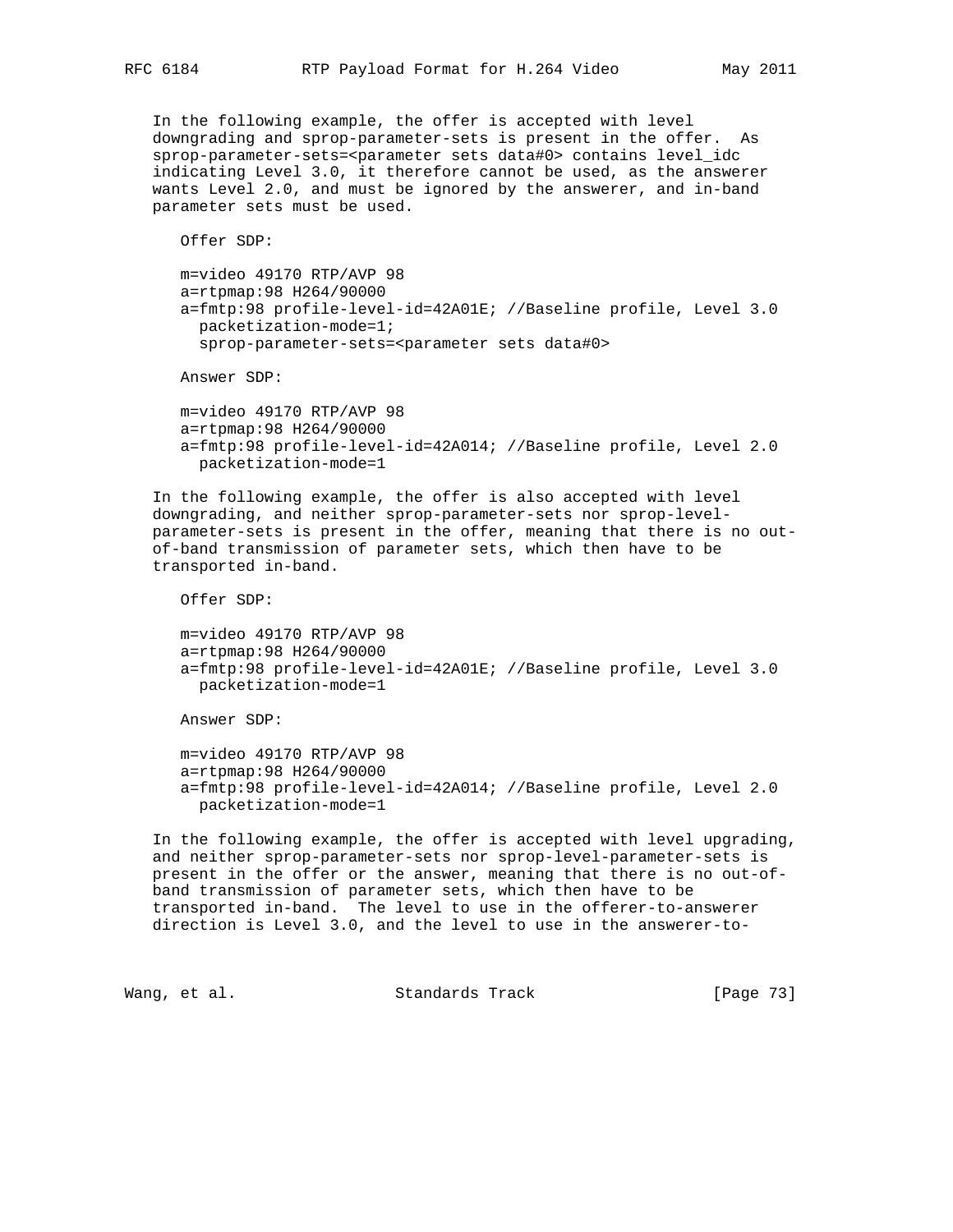In the following example, the offer is accepted with level downgrading and sprop-parameter-sets is present in the offer. As sprop-parameter-sets=<parameter sets data#0> contains level_idc indicating Level 3.0, it therefore cannot be used, as the answerer wants Level 2.0, and must be ignored by the answerer, and in-band parameter sets must be used.

```
Offer SDP:

m=video 49170 RTP/AVP 98
a=rtpmap:98 H264/90000
a=fmtp:98 profile-level-id=42A01E; //Baseline profile, Level 3.0
  packetization-mode=1;
  sprop-parameter-sets=<parameter sets data#0>

Answer SDP:

m=video 49170 RTP/AVP 98
a=rtpmap:98 H264/90000
a=fmtp:98 profile-level-id=42A014; //Baseline profile, Level 2.0
  packetization-mode=1
```

In the following example, the offer is also accepted with level downgrading, and neither sprop-parameter-sets nor sprop-level-parameter-sets is present in the offer, meaning that there is no out-of-band transmission of parameter sets, which then have to be transported in-band.

```
Offer SDP:

m=video 49170 RTP/AVP 98
a=rtpmap:98 H264/90000
a=fmtp:98 profile-level-id=42A01E; //Baseline profile, Level 3.0
  packetization-mode=1

Answer SDP:

m=video 49170 RTP/AVP 98
a=rtpmap:98 H264/90000
a=fmtp:98 profile-level-id=42A014; //Baseline profile, Level 2.0
  packetization-mode=1
```

In the following example, the offer is accepted with level upgrading, and neither sprop-parameter-sets nor sprop-level-parameter-sets is present in the offer or the answer, meaning that there is no out-of-band transmission of parameter sets, which then have to be transported in-band. The level to use in the offerer-to-answerer direction is Level 3.0, and the level to use in the answerer-to-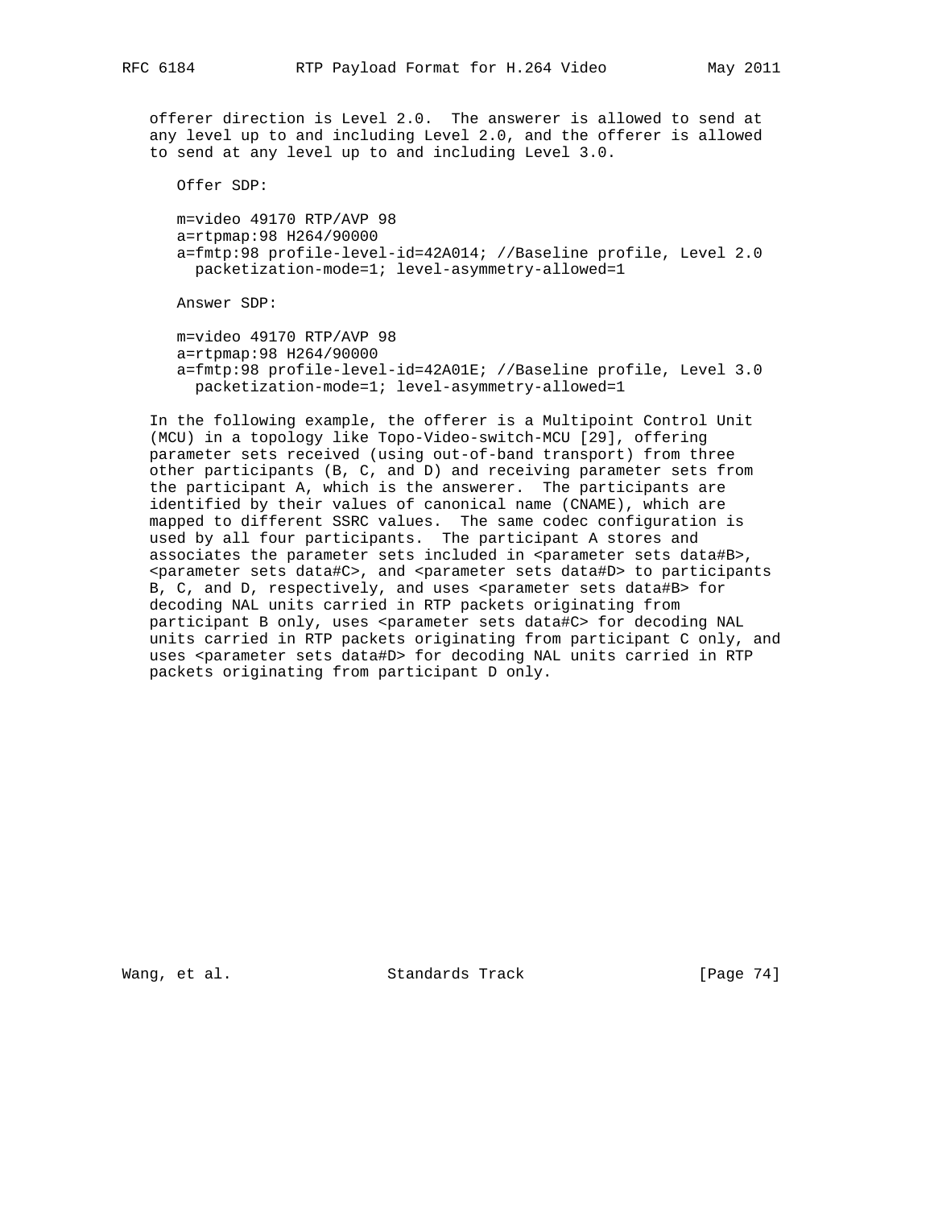offerer direction is Level 2.0. The answerer is allowed to send at any level up to and including Level 2.0, and the offerer is allowed to send at any level up to and including Level 3.0.

Offer SDP:

```
m=video 49170 RTP/AVP 98
a=rtpmap:98 H264/90000
a=fmtp:98 profile-level-id=42A014; //Baseline profile, Level 2.0
  packetization-mode=1; level-asymmetry-allowed=1
```

Answer SDP:

```
m=video 49170 RTP/AVP 98
a=rtpmap:98 H264/90000
a=fmtp:98 profile-level-id=42A01E; //Baseline profile, Level 3.0
  packetization-mode=1; level-asymmetry-allowed=1
```

In the following example, the offerer is a Multipoint Control Unit (MCU) in a topology like Topo-Video-switch-MCU [29], offering parameter sets received (using out-of-band transport) from three other participants (B, C, and D) and receiving parameter sets from the participant A, which is the answerer. The participants are identified by their values of canonical name (CNAME), which are mapped to different SSRC values. The same codec configuration is used by all four participants. The participant A stores and associates the parameter sets included in <parameter sets data#B>, <parameter sets data#C>, and <parameter sets data#D> to participants B, C, and D, respectively, and uses <parameter sets data#B> for decoding NAL units carried in RTP packets originating from participant B only, uses <parameter sets data#C> for decoding NAL units carried in RTP packets originating from participant C only, and uses <parameter sets data#D> for decoding NAL units carried in RTP packets originating from participant D only.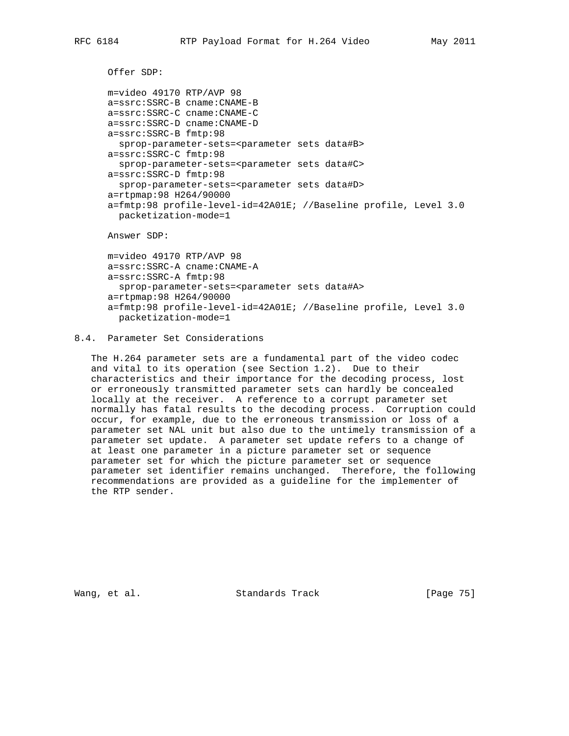Offer SDP:

```
m=video 49170 RTP/AVP 98
a=ssrc:SSRC-B cname:CNAME-B
a=ssrc:SSRC-C cname:CNAME-C
a=ssrc:SSRC-D cname:CNAME-D
a=ssrc:SSRC-B fmtp:98
  sprop-parameter-sets=<parameter sets data#B>
a=ssrc:SSRC-C fmtp:98
  sprop-parameter-sets=<parameter sets data#C>
a=ssrc:SSRC-D fmtp:98
  sprop-parameter-sets=<parameter sets data#D>
a=rtpmap:98 H264/90000
a=fmtp:98 profile-level-id=42A01E; //Baseline profile, Level 3.0
  packetization-mode=1
```

Answer SDP:

```
m=video 49170 RTP/AVP 98
a=ssrc:SSRC-A cname:CNAME-A
a=ssrc:SSRC-A fmtp:98
  sprop-parameter-sets=<parameter sets data#A>
a=rtpmap:98 H264/90000
a=fmtp:98 profile-level-id=42A01E; //Baseline profile, Level 3.0
  packetization-mode=1
```

### 8.4. Parameter Set Considerations

The H.264 parameter sets are a fundamental part of the video codec and vital to its operation (see Section 1.2). Due to their characteristics and their importance for the decoding process, lost or erroneously transmitted parameter sets can hardly be concealed locally at the receiver. A reference to a corrupt parameter set normally has fatal results to the decoding process. Corruption could occur, for example, due to the erroneous transmission or loss of a parameter set NAL unit but also due to the untimely transmission of a parameter set update. A parameter set update refers to a change of at least one parameter in a picture parameter set or sequence parameter set for which the picture parameter set or sequence parameter set identifier remains unchanged. Therefore, the following recommendations are provided as a guideline for the implementer of the RTP sender.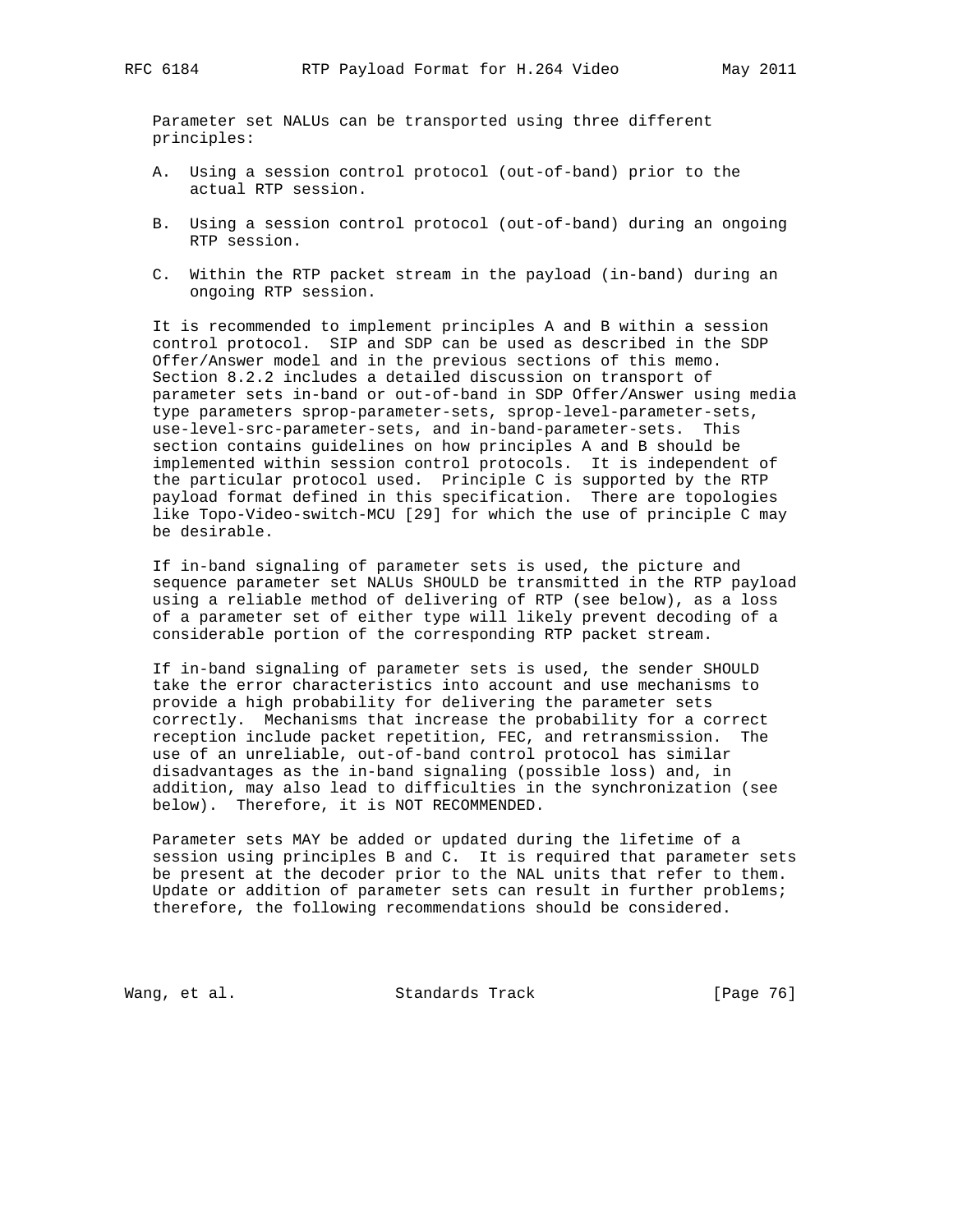Parameter set NALUs can be transported using three different principles:

A. Using a session control protocol (out-of-band) prior to the actual RTP session.

B. Using a session control protocol (out-of-band) during an ongoing RTP session.

C. Within the RTP packet stream in the payload (in-band) during an ongoing RTP session.

It is recommended to implement principles A and B within a session control protocol. SIP and SDP can be used as described in the SDP Offer/Answer model and in the previous sections of this memo. Section 8.2.2 includes a detailed discussion on transport of parameter sets in-band or out-of-band in SDP Offer/Answer using media type parameters sprop-parameter-sets, sprop-level-parameter-sets, use-level-src-parameter-sets, and in-band-parameter-sets. This section contains guidelines on how principles A and B should be implemented within session control protocols. It is independent of the particular protocol used. Principle C is supported by the RTP payload format defined in this specification. There are topologies like Topo-Video-switch-MCU [29] for which the use of principle C may be desirable.

If in-band signaling of parameter sets is used, the picture and sequence parameter set NALUs SHOULD be transmitted in the RTP payload using a reliable method of delivering of RTP (see below), as a loss of a parameter set of either type will likely prevent decoding of a considerable portion of the corresponding RTP packet stream.

If in-band signaling of parameter sets is used, the sender SHOULD take the error characteristics into account and use mechanisms to provide a high probability for delivering the parameter sets correctly. Mechanisms that increase the probability for a correct reception include packet repetition, FEC, and retransmission. The use of an unreliable, out-of-band control protocol has similar disadvantages as the in-band signaling (possible loss) and, in addition, may also lead to difficulties in the synchronization (see below). Therefore, it is NOT RECOMMENDED.

Parameter sets MAY be added or updated during the lifetime of a session using principles B and C. It is required that parameter sets be present at the decoder prior to the NAL units that refer to them. Update or addition of parameter sets can result in further problems; therefore, the following recommendations should be considered.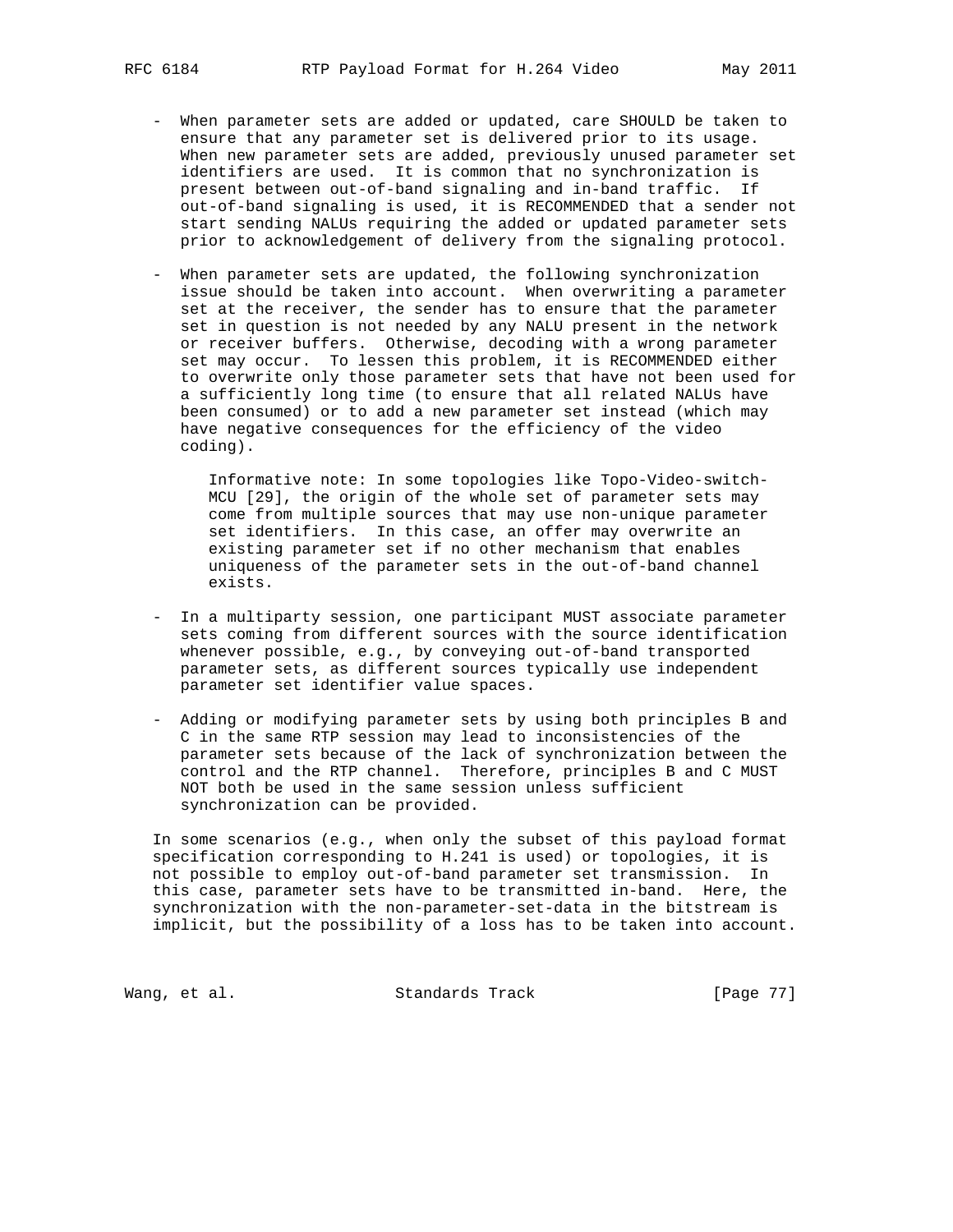- When parameter sets are added or updated, care SHOULD be taken to ensure that any parameter set is delivered prior to its usage. When new parameter sets are added, previously unused parameter set identifiers are used. It is common that no synchronization is present between out-of-band signaling and in-band traffic. If out-of-band signaling is used, it is RECOMMENDED that a sender not start sending NALUs requiring the added or updated parameter sets prior to acknowledgement of delivery from the signaling protocol.

- When parameter sets are updated, the following synchronization issue should be taken into account. When overwriting a parameter set at the receiver, the sender has to ensure that the parameter set in question is not needed by any NALU present in the network or receiver buffers. Otherwise, decoding with a wrong parameter set may occur. To lessen this problem, it is RECOMMENDED either to overwrite only those parameter sets that have not been used for a sufficiently long time (to ensure that all related NALUs have been consumed) or to add a new parameter set instead (which may have negative consequences for the efficiency of the video coding).

  Informative note: In some topologies like Topo-Video-switch-MCU [29], the origin of the whole set of parameter sets may come from multiple sources that may use non-unique parameter set identifiers. In this case, an offer may overwrite an existing parameter set if no other mechanism that enables uniqueness of the parameter sets in the out-of-band channel exists.

- In a multiparty session, one participant MUST associate parameter sets coming from different sources with the source identification whenever possible, e.g., by conveying out-of-band transported parameter sets, as different sources typically use independent parameter set identifier value spaces.

- Adding or modifying parameter sets by using both principles B and C in the same RTP session may lead to inconsistencies of the parameter sets because of the lack of synchronization between the control and the RTP channel. Therefore, principles B and C MUST NOT both be used in the same session unless sufficient synchronization can be provided.

In some scenarios (e.g., when only the subset of this payload format specification corresponding to H.241 is used) or topologies, it is not possible to employ out-of-band parameter set transmission. In this case, parameter sets have to be transmitted in-band. Here, the synchronization with the non-parameter-set-data in the bitstream is implicit, but the possibility of a loss has to be taken into account.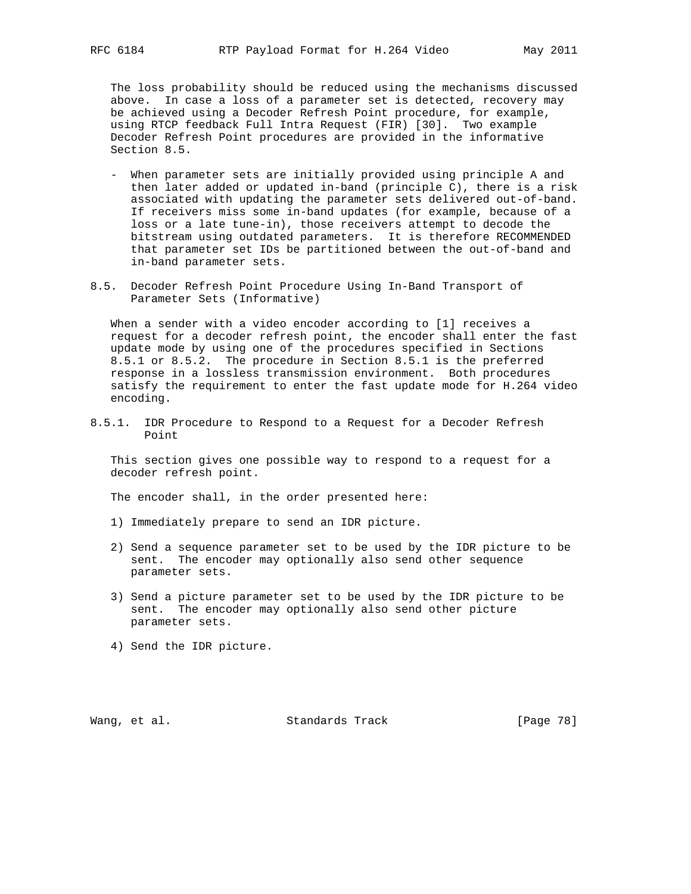The loss probability should be reduced using the mechanisms discussed above. In case a loss of a parameter set is detected, recovery may be achieved using a Decoder Refresh Point procedure, for example, using RTCP feedback Full Intra Request (FIR) [30]. Two example Decoder Refresh Point procedures are provided in the informative Section 8.5.

- When parameter sets are initially provided using principle A and then later added or updated in-band (principle C), there is a risk associated with updating the parameter sets delivered out-of-band. If receivers miss some in-band updates (for example, because of a loss or a late tune-in), those receivers attempt to decode the bitstream using outdated parameters. It is therefore RECOMMENDED that parameter set IDs be partitioned between the out-of-band and in-band parameter sets.

### 8.5. Decoder Refresh Point Procedure Using In-Band Transport of Parameter Sets (Informative)

When a sender with a video encoder according to [1] receives a request for a decoder refresh point, the encoder shall enter the fast update mode by using one of the procedures specified in Sections 8.5.1 or 8.5.2. The procedure in Section 8.5.1 is the preferred response in a lossless transmission environment. Both procedures satisfy the requirement to enter the fast update mode for H.264 video encoding.

#### 8.5.1. IDR Procedure to Respond to a Request for a Decoder Refresh Point

This section gives one possible way to respond to a request for a decoder refresh point.

The encoder shall, in the order presented here:

1) Immediately prepare to send an IDR picture.

2) Send a sequence parameter set to be used by the IDR picture to be sent. The encoder may optionally also send other sequence parameter sets.

3) Send a picture parameter set to be used by the IDR picture to be sent. The encoder may optionally also send other picture parameter sets.

4) Send the IDR picture.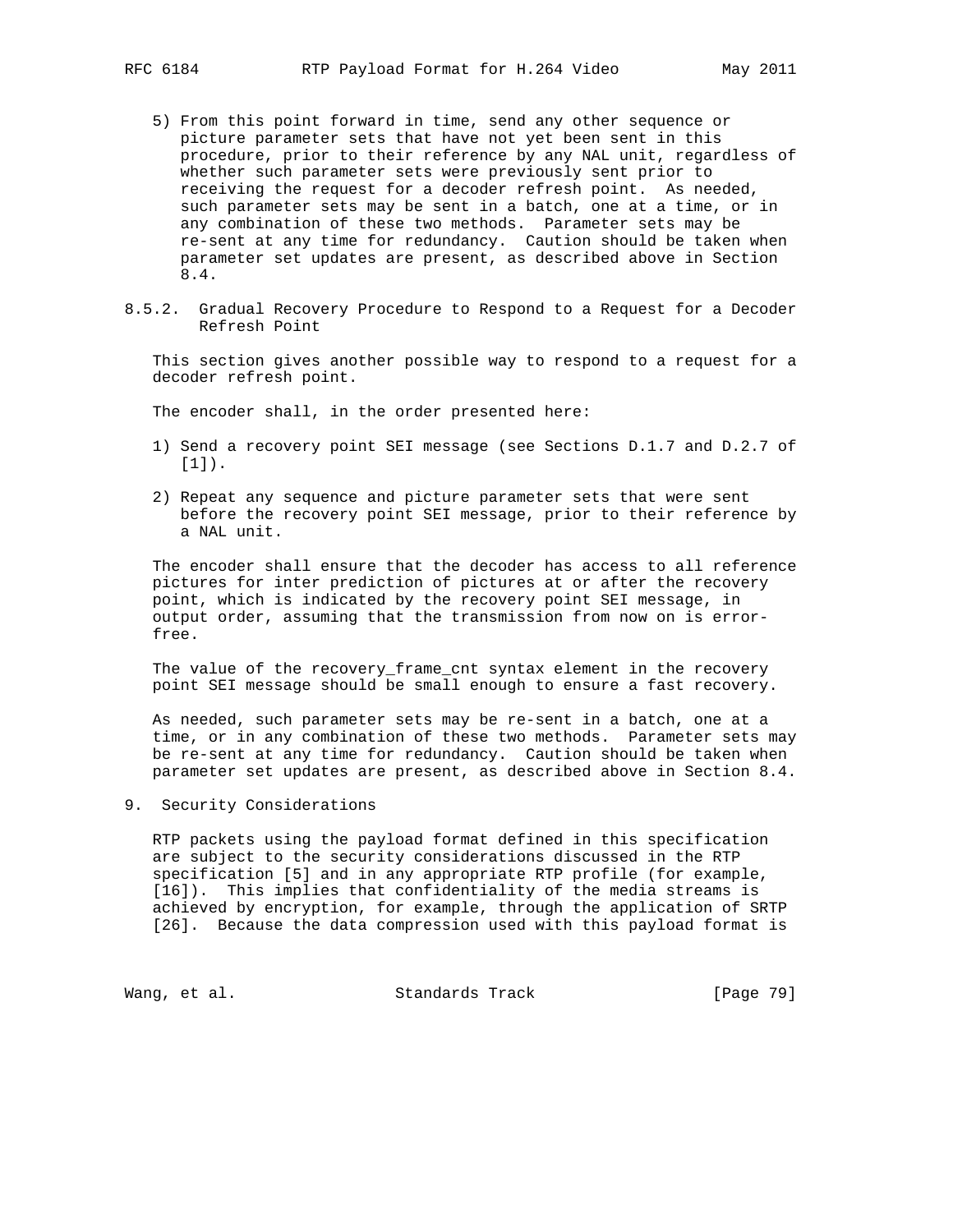5) From this point forward in time, send any other sequence or picture parameter sets that have not yet been sent in this procedure, prior to their reference by any NAL unit, regardless of whether such parameter sets were previously sent prior to receiving the request for a decoder refresh point. As needed, such parameter sets may be sent in a batch, one at a time, or in any combination of these two methods. Parameter sets may be re-sent at any time for redundancy. Caution should be taken when parameter set updates are present, as described above in Section 8.4.

### 8.5.2. Gradual Recovery Procedure to Respond to a Request for a Decoder Refresh Point

This section gives another possible way to respond to a request for a decoder refresh point.

The encoder shall, in the order presented here:

1) Send a recovery point SEI message (see Sections D.1.7 and D.2.7 of [1]).

2) Repeat any sequence and picture parameter sets that were sent before the recovery point SEI message, prior to their reference by a NAL unit.

The encoder shall ensure that the decoder has access to all reference pictures for inter prediction of pictures at or after the recovery point, which is indicated by the recovery point SEI message, in output order, assuming that the transmission from now on is error-free.

The value of the recovery_frame_cnt syntax element in the recovery point SEI message should be small enough to ensure a fast recovery.

As needed, such parameter sets may be re-sent in a batch, one at a time, or in any combination of these two methods. Parameter sets may be re-sent at any time for redundancy. Caution should be taken when parameter set updates are present, as described above in Section 8.4.

## 9. Security Considerations

RTP packets using the payload format defined in this specification are subject to the security considerations discussed in the RTP specification [5] and in any appropriate RTP profile (for example, [16]). This implies that confidentiality of the media streams is achieved by encryption, for example, through the application of SRTP [26]. Because the data compression used with this payload format is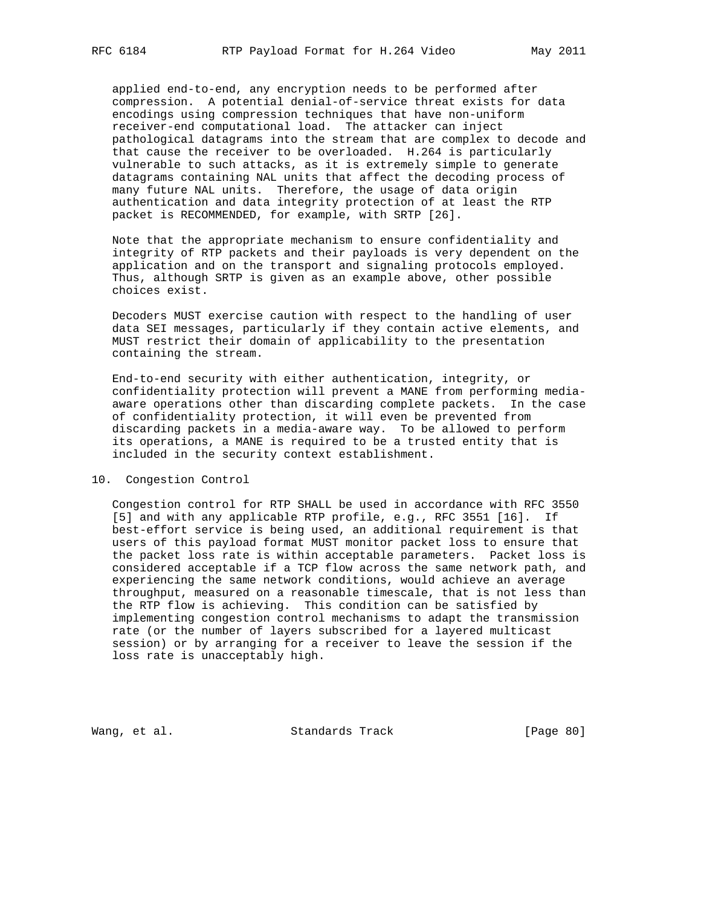applied end-to-end, any encryption needs to be performed after compression. A potential denial-of-service threat exists for data encodings using compression techniques that have non-uniform receiver-end computational load. The attacker can inject pathological datagrams into the stream that are complex to decode and that cause the receiver to be overloaded. H.264 is particularly vulnerable to such attacks, as it is extremely simple to generate datagrams containing NAL units that affect the decoding process of many future NAL units. Therefore, the usage of data origin authentication and data integrity protection of at least the RTP packet is RECOMMENDED, for example, with SRTP [26].

Note that the appropriate mechanism to ensure confidentiality and integrity of RTP packets and their payloads is very dependent on the application and on the transport and signaling protocols employed. Thus, although SRTP is given as an example above, other possible choices exist.

Decoders MUST exercise caution with respect to the handling of user data SEI messages, particularly if they contain active elements, and MUST restrict their domain of applicability to the presentation containing the stream.

End-to-end security with either authentication, integrity, or confidentiality protection will prevent a MANE from performing media-aware operations other than discarding complete packets. In the case of confidentiality protection, it will even be prevented from discarding packets in a media-aware way. To be allowed to perform its operations, a MANE is required to be a trusted entity that is included in the security context establishment.

# 10. Congestion Control

Congestion control for RTP SHALL be used in accordance with RFC 3550 [5] and with any applicable RTP profile, e.g., RFC 3551 [16]. If best-effort service is being used, an additional requirement is that users of this payload format MUST monitor packet loss to ensure that the packet loss rate is within acceptable parameters. Packet loss is considered acceptable if a TCP flow across the same network path, and experiencing the same network conditions, would achieve an average throughput, measured on a reasonable timescale, that is not less than the RTP flow is achieving. This condition can be satisfied by implementing congestion control mechanisms to adapt the transmission rate (or the number of layers subscribed for a layered multicast session) or by arranging for a receiver to leave the session if the loss rate is unacceptably high.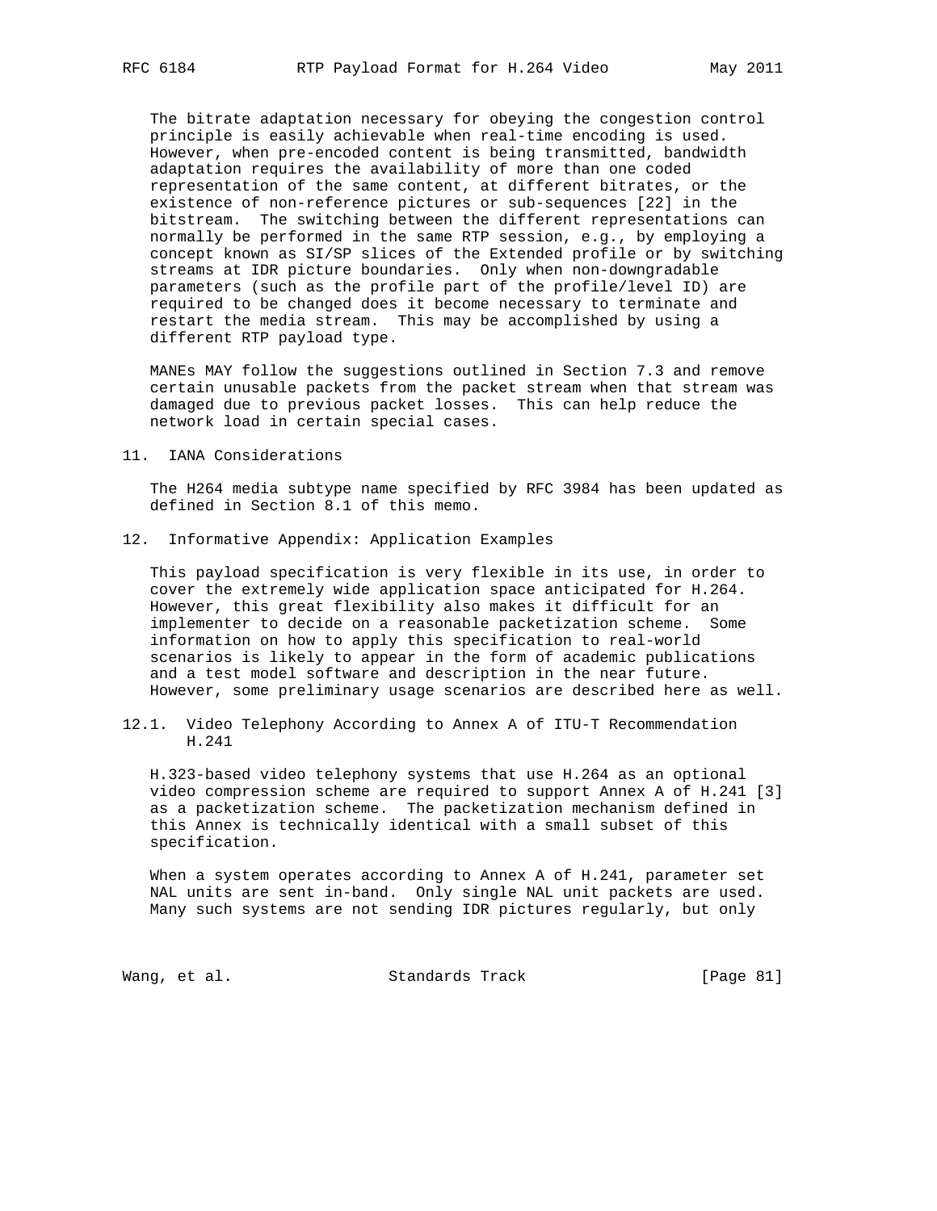The bitrate adaptation necessary for obeying the congestion control principle is easily achievable when real-time encoding is used. However, when pre-encoded content is being transmitted, bandwidth adaptation requires the availability of more than one coded representation of the same content, at different bitrates, or the existence of non-reference pictures or sub-sequences [22] in the bitstream. The switching between the different representations can normally be performed in the same RTP session, e.g., by employing a concept known as SI/SP slices of the Extended profile or by switching streams at IDR picture boundaries. Only when non-downgradable parameters (such as the profile part of the profile/level ID) are required to be changed does it become necessary to terminate and restart the media stream. This may be accomplished by using a different RTP payload type.

MANEs MAY follow the suggestions outlined in Section 7.3 and remove certain unusable packets from the packet stream when that stream was damaged due to previous packet losses. This can help reduce the network load in certain special cases.

## 11. IANA Considerations

The H264 media subtype name specified by RFC 3984 has been updated as defined in Section 8.1 of this memo.

## 12. Informative Appendix: Application Examples

This payload specification is very flexible in its use, in order to cover the extremely wide application space anticipated for H.264. However, this great flexibility also makes it difficult for an implementer to decide on a reasonable packetization scheme. Some information on how to apply this specification to real-world scenarios is likely to appear in the form of academic publications and a test model software and description in the near future. However, some preliminary usage scenarios are described here as well.

### 12.1. Video Telephony According to Annex A of ITU-T Recommendation H.241

H.323-based video telephony systems that use H.264 as an optional video compression scheme are required to support Annex A of H.241 [3] as a packetization scheme. The packetization mechanism defined in this Annex is technically identical with a small subset of this specification.

When a system operates according to Annex A of H.241, parameter set NAL units are sent in-band. Only single NAL unit packets are used. Many such systems are not sending IDR pictures regularly, but only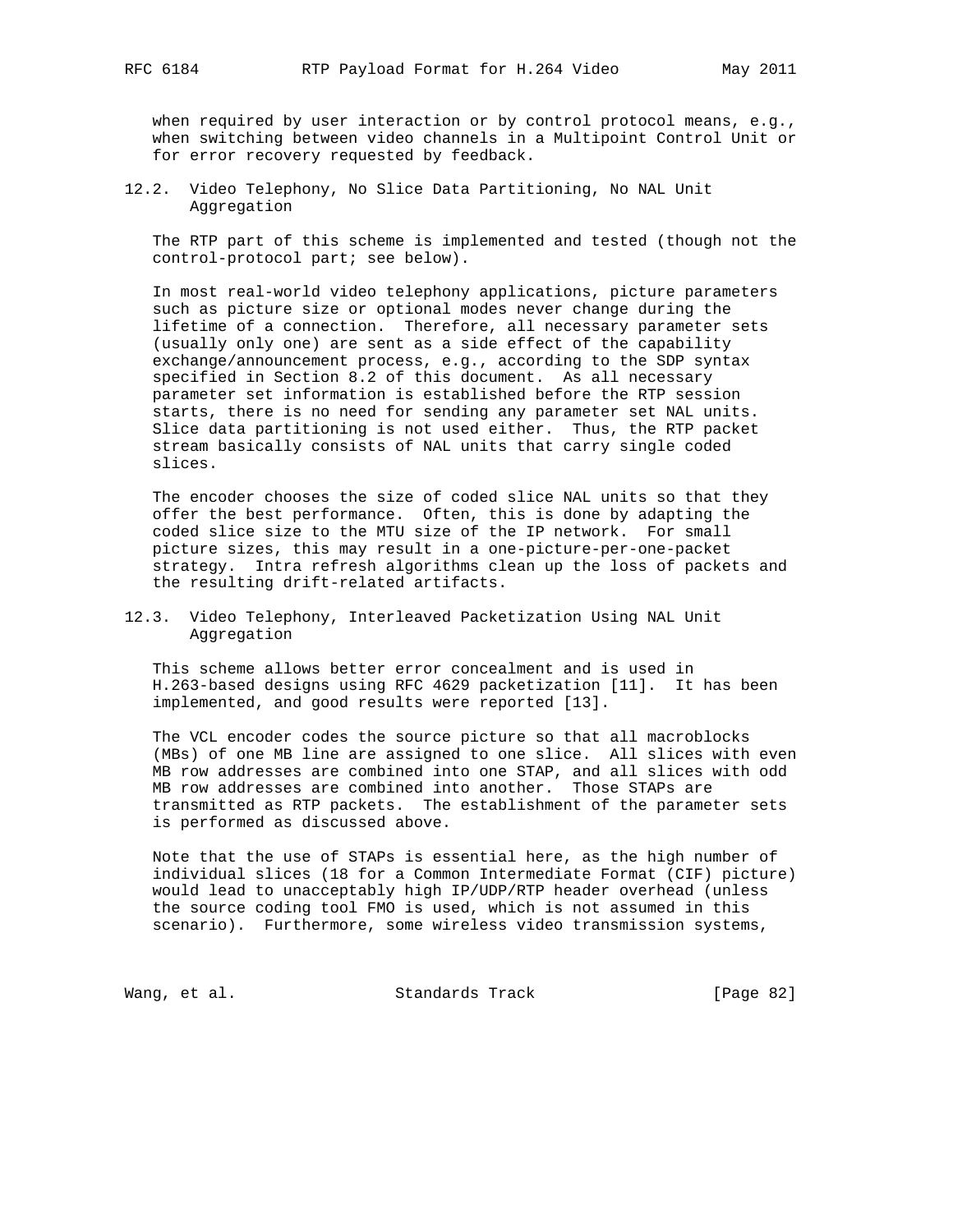when required by user interaction or by control protocol means, e.g., when switching between video channels in a Multipoint Control Unit or for error recovery requested by feedback.

### 12.2. Video Telephony, No Slice Data Partitioning, No NAL Unit Aggregation

The RTP part of this scheme is implemented and tested (though not the control-protocol part; see below).

In most real-world video telephony applications, picture parameters such as picture size or optional modes never change during the lifetime of a connection. Therefore, all necessary parameter sets (usually only one) are sent as a side effect of the capability exchange/announcement process, e.g., according to the SDP syntax specified in Section 8.2 of this document. As all necessary parameter set information is established before the RTP session starts, there is no need for sending any parameter set NAL units. Slice data partitioning is not used either. Thus, the RTP packet stream basically consists of NAL units that carry single coded slices.

The encoder chooses the size of coded slice NAL units so that they offer the best performance. Often, this is done by adapting the coded slice size to the MTU size of the IP network. For small picture sizes, this may result in a one-picture-per-one-packet strategy. Intra refresh algorithms clean up the loss of packets and the resulting drift-related artifacts.

### 12.3. Video Telephony, Interleaved Packetization Using NAL Unit Aggregation

This scheme allows better error concealment and is used in H.263-based designs using RFC 4629 packetization [11]. It has been implemented, and good results were reported [13].

The VCL encoder codes the source picture so that all macroblocks (MBs) of one MB line are assigned to one slice. All slices with even MB row addresses are combined into one STAP, and all slices with odd MB row addresses are combined into another. Those STAPs are transmitted as RTP packets. The establishment of the parameter sets is performed as discussed above.

Note that the use of STAPs is essential here, as the high number of individual slices (18 for a Common Intermediate Format (CIF) picture) would lead to unacceptably high IP/UDP/RTP header overhead (unless the source coding tool FMO is used, which is not assumed in this scenario). Furthermore, some wireless video transmission systems,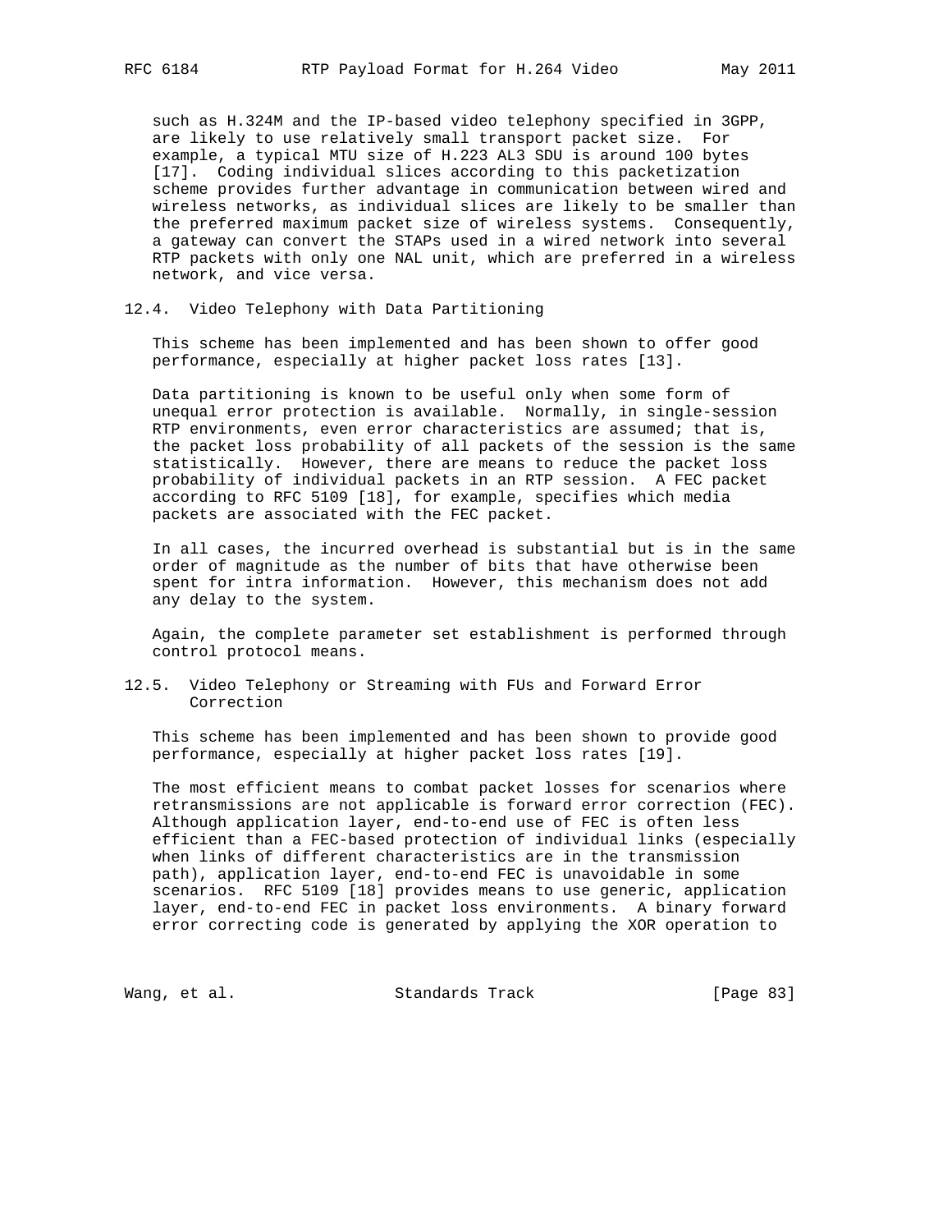such as H.324M and the IP-based video telephony specified in 3GPP, are likely to use relatively small transport packet size. For example, a typical MTU size of H.223 AL3 SDU is around 100 bytes [17]. Coding individual slices according to this packetization scheme provides further advantage in communication between wired and wireless networks, as individual slices are likely to be smaller than the preferred maximum packet size of wireless systems. Consequently, a gateway can convert the STAPs used in a wired network into several RTP packets with only one NAL unit, which are preferred in a wireless network, and vice versa.

## 12.4. Video Telephony with Data Partitioning

This scheme has been implemented and has been shown to offer good performance, especially at higher packet loss rates [13].

Data partitioning is known to be useful only when some form of unequal error protection is available. Normally, in single-session RTP environments, even error characteristics are assumed; that is, the packet loss probability of all packets of the session is the same statistically. However, there are means to reduce the packet loss probability of individual packets in an RTP session. A FEC packet according to RFC 5109 [18], for example, specifies which media packets are associated with the FEC packet.

In all cases, the incurred overhead is substantial but is in the same order of magnitude as the number of bits that have otherwise been spent for intra information. However, this mechanism does not add any delay to the system.

Again, the complete parameter set establishment is performed through control protocol means.

## 12.5. Video Telephony or Streaming with FUs and Forward Error Correction

This scheme has been implemented and has been shown to provide good performance, especially at higher packet loss rates [19].

The most efficient means to combat packet losses for scenarios where retransmissions are not applicable is forward error correction (FEC). Although application layer, end-to-end use of FEC is often less efficient than a FEC-based protection of individual links (especially when links of different characteristics are in the transmission path), application layer, end-to-end FEC is unavoidable in some scenarios. RFC 5109 [18] provides means to use generic, application layer, end-to-end FEC in packet loss environments. A binary forward error correcting code is generated by applying the XOR operation to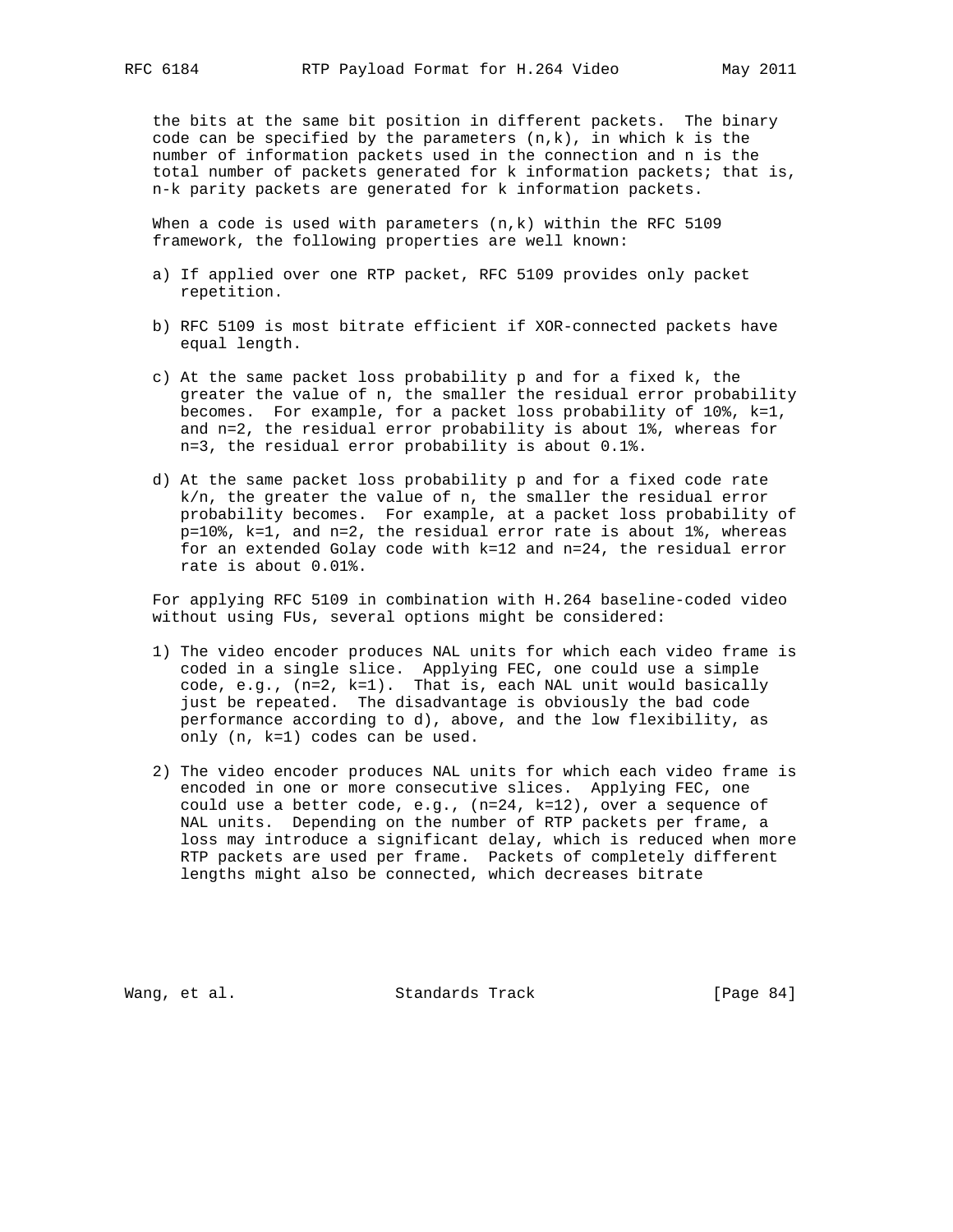the bits at the same bit position in different packets. The binary code can be specified by the parameters (n,k), in which k is the number of information packets used in the connection and n is the total number of packets generated for k information packets; that is, n-k parity packets are generated for k information packets.

When a code is used with parameters (n,k) within the RFC 5109 framework, the following properties are well known:

a) If applied over one RTP packet, RFC 5109 provides only packet repetition.

b) RFC 5109 is most bitrate efficient if XOR-connected packets have equal length.

c) At the same packet loss probability p and for a fixed k, the greater the value of n, the smaller the residual error probability becomes. For example, for a packet loss probability of 10%, k=1, and n=2, the residual error probability is about 1%, whereas for n=3, the residual error probability is about 0.1%.

d) At the same packet loss probability p and for a fixed code rate k/n, the greater the value of n, the smaller the residual error probability becomes. For example, at a packet loss probability of p=10%, k=1, and n=2, the residual error rate is about 1%, whereas for an extended Golay code with k=12 and n=24, the residual error rate is about 0.01%.

For applying RFC 5109 in combination with H.264 baseline-coded video without using FUs, several options might be considered:

1) The video encoder produces NAL units for which each video frame is coded in a single slice. Applying FEC, one could use a simple code, e.g., (n=2, k=1). That is, each NAL unit would basically just be repeated. The disadvantage is obviously the bad code performance according to d), above, and the low flexibility, as only (n, k=1) codes can be used.

2) The video encoder produces NAL units for which each video frame is encoded in one or more consecutive slices. Applying FEC, one could use a better code, e.g., (n=24, k=12), over a sequence of NAL units. Depending on the number of RTP packets per frame, a loss may introduce a significant delay, which is reduced when more RTP packets are used per frame. Packets of completely different lengths might also be connected, which decreases bitrate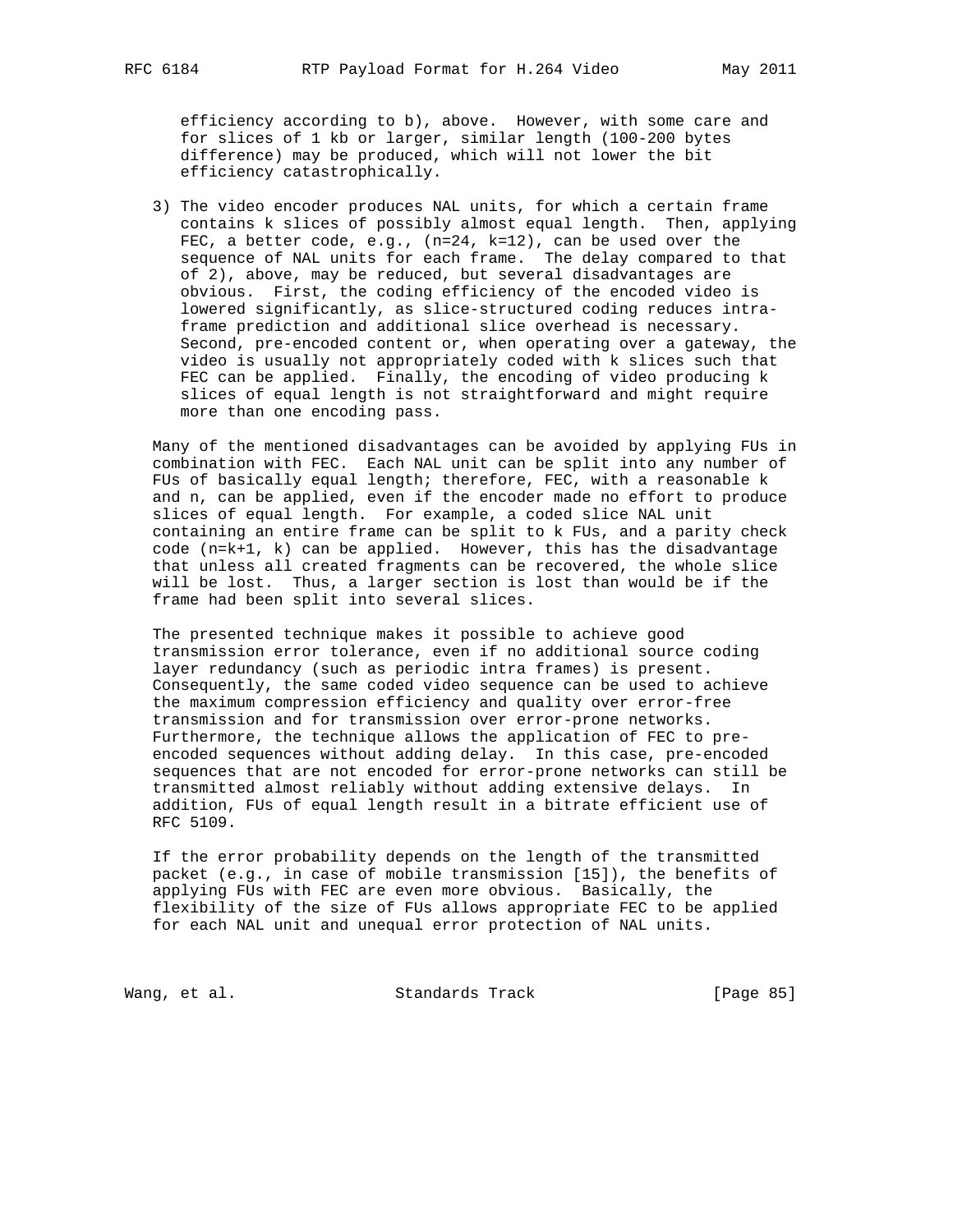efficiency according to b), above. However, with some care and for slices of 1 kb or larger, similar length (100-200 bytes difference) may be produced, which will not lower the bit efficiency catastrophically.

3) The video encoder produces NAL units, for which a certain frame contains k slices of possibly almost equal length. Then, applying FEC, a better code, e.g., (n=24, k=12), can be used over the sequence of NAL units for each frame. The delay compared to that of 2), above, may be reduced, but several disadvantages are obvious. First, the coding efficiency of the encoded video is lowered significantly, as slice-structured coding reduces intra-frame prediction and additional slice overhead is necessary. Second, pre-encoded content or, when operating over a gateway, the video is usually not appropriately coded with k slices such that FEC can be applied. Finally, the encoding of video producing k slices of equal length is not straightforward and might require more than one encoding pass.

Many of the mentioned disadvantages can be avoided by applying FUs in combination with FEC. Each NAL unit can be split into any number of FUs of basically equal length; therefore, FEC, with a reasonable k and n, can be applied, even if the encoder made no effort to produce slices of equal length. For example, a coded slice NAL unit containing an entire frame can be split to k FUs, and a parity check code (n=k+1, k) can be applied. However, this has the disadvantage that unless all created fragments can be recovered, the whole slice will be lost. Thus, a larger section is lost than would be if the frame had been split into several slices.

The presented technique makes it possible to achieve good transmission error tolerance, even if no additional source coding layer redundancy (such as periodic intra frames) is present. Consequently, the same coded video sequence can be used to achieve the maximum compression efficiency and quality over error-free transmission and for transmission over error-prone networks. Furthermore, the technique allows the application of FEC to pre-encoded sequences without adding delay. In this case, pre-encoded sequences that are not encoded for error-prone networks can still be transmitted almost reliably without adding extensive delays. In addition, FUs of equal length result in a bitrate efficient use of RFC 5109.

If the error probability depends on the length of the transmitted packet (e.g., in case of mobile transmission [15]), the benefits of applying FUs with FEC are even more obvious. Basically, the flexibility of the size of FUs allows appropriate FEC to be applied for each NAL unit and unequal error protection of NAL units.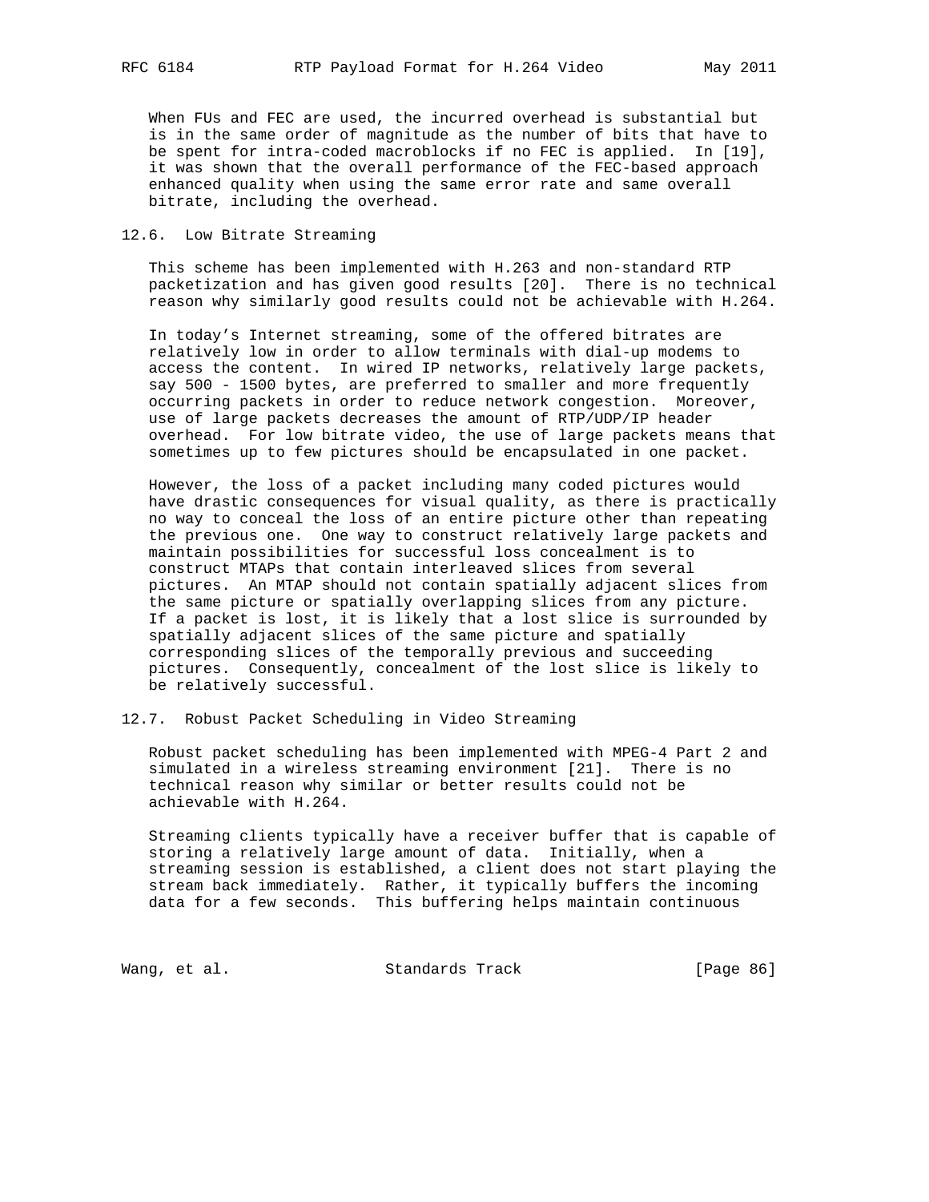When FUs and FEC are used, the incurred overhead is substantial but is in the same order of magnitude as the number of bits that have to be spent for intra-coded macroblocks if no FEC is applied. In [19], it was shown that the overall performance of the FEC-based approach enhanced quality when using the same error rate and same overall bitrate, including the overhead.

### 12.6. Low Bitrate Streaming

This scheme has been implemented with H.263 and non-standard RTP packetization and has given good results [20]. There is no technical reason why similarly good results could not be achievable with H.264.

In today's Internet streaming, some of the offered bitrates are relatively low in order to allow terminals with dial-up modems to access the content. In wired IP networks, relatively large packets, say 500 - 1500 bytes, are preferred to smaller and more frequently occurring packets in order to reduce network congestion. Moreover, use of large packets decreases the amount of RTP/UDP/IP header overhead. For low bitrate video, the use of large packets means that sometimes up to few pictures should be encapsulated in one packet.

However, the loss of a packet including many coded pictures would have drastic consequences for visual quality, as there is practically no way to conceal the loss of an entire picture other than repeating the previous one. One way to construct relatively large packets and maintain possibilities for successful loss concealment is to construct MTAPs that contain interleaved slices from several pictures. An MTAP should not contain spatially adjacent slices from the same picture or spatially overlapping slices from any picture. If a packet is lost, it is likely that a lost slice is surrounded by spatially adjacent slices of the same picture and spatially corresponding slices of the temporally previous and succeeding pictures. Consequently, concealment of the lost slice is likely to be relatively successful.

### 12.7. Robust Packet Scheduling in Video Streaming

Robust packet scheduling has been implemented with MPEG-4 Part 2 and simulated in a wireless streaming environment [21]. There is no technical reason why similar or better results could not be achievable with H.264.

Streaming clients typically have a receiver buffer that is capable of storing a relatively large amount of data. Initially, when a streaming session is established, a client does not start playing the stream back immediately. Rather, it typically buffers the incoming data for a few seconds. This buffering helps maintain continuous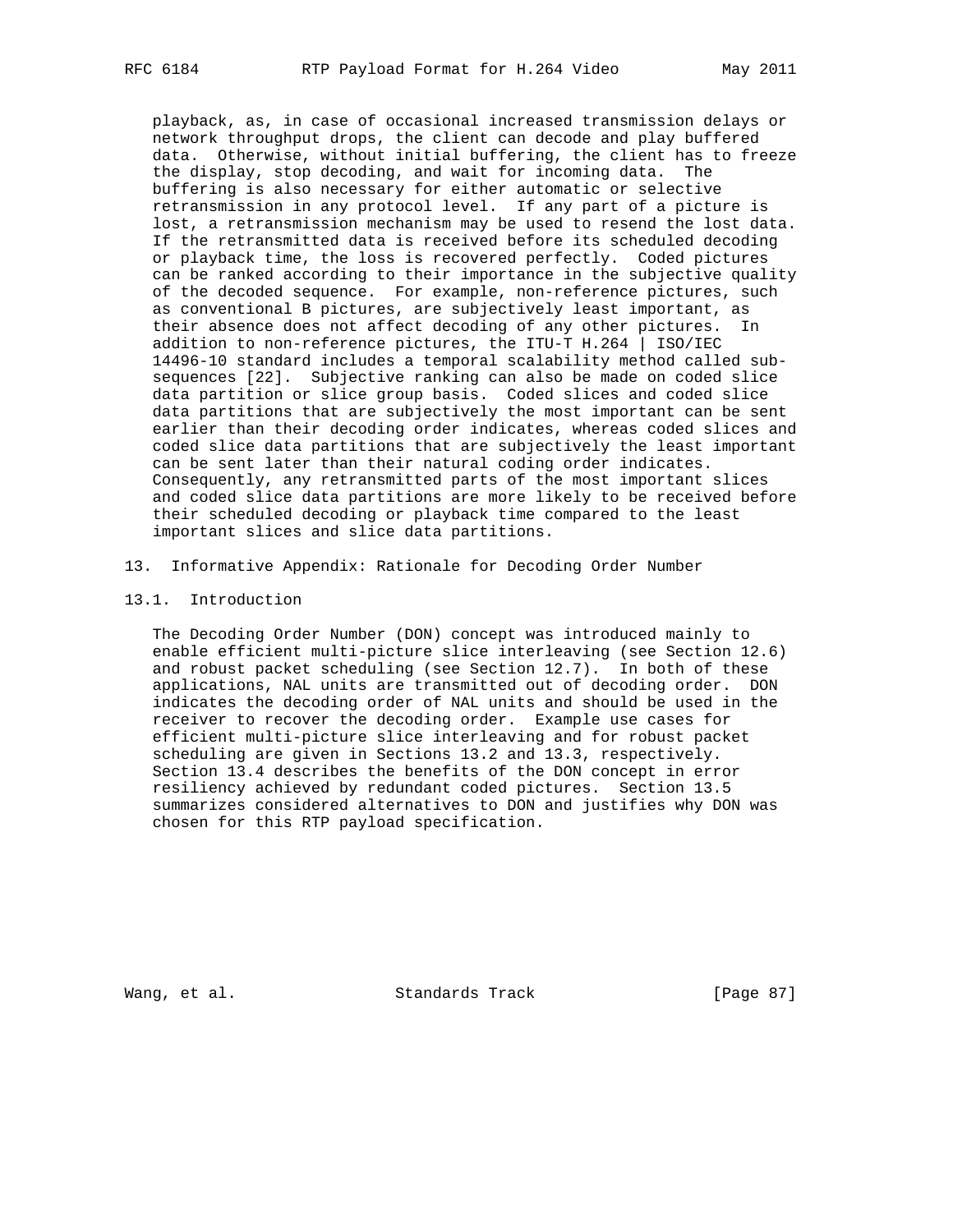playback, as, in case of occasional increased transmission delays or network throughput drops, the client can decode and play buffered data. Otherwise, without initial buffering, the client has to freeze the display, stop decoding, and wait for incoming data. The buffering is also necessary for either automatic or selective retransmission in any protocol level. If any part of a picture is lost, a retransmission mechanism may be used to resend the lost data. If the retransmitted data is received before its scheduled decoding or playback time, the loss is recovered perfectly. Coded pictures can be ranked according to their importance in the subjective quality of the decoded sequence. For example, non-reference pictures, such as conventional B pictures, are subjectively least important, as their absence does not affect decoding of any other pictures. In addition to non-reference pictures, the ITU-T H.264 | ISO/IEC 14496-10 standard includes a temporal scalability method called sub-sequences [22]. Subjective ranking can also be made on coded slice data partition or slice group basis. Coded slices and coded slice data partitions that are subjectively the most important can be sent earlier than their decoding order indicates, whereas coded slices and coded slice data partitions that are subjectively the least important can be sent later than their natural coding order indicates. Consequently, any retransmitted parts of the most important slices and coded slice data partitions are more likely to be received before their scheduled decoding or playback time compared to the least important slices and slice data partitions.

## 13. Informative Appendix: Rationale for Decoding Order Number

### 13.1. Introduction

The Decoding Order Number (DON) concept was introduced mainly to enable efficient multi-picture slice interleaving (see Section 12.6) and robust packet scheduling (see Section 12.7). In both of these applications, NAL units are transmitted out of decoding order. DON indicates the decoding order of NAL units and should be used in the receiver to recover the decoding order. Example use cases for efficient multi-picture slice interleaving and for robust packet scheduling are given in Sections 13.2 and 13.3, respectively. Section 13.4 describes the benefits of the DON concept in error resiliency achieved by redundant coded pictures. Section 13.5 summarizes considered alternatives to DON and justifies why DON was chosen for this RTP payload specification.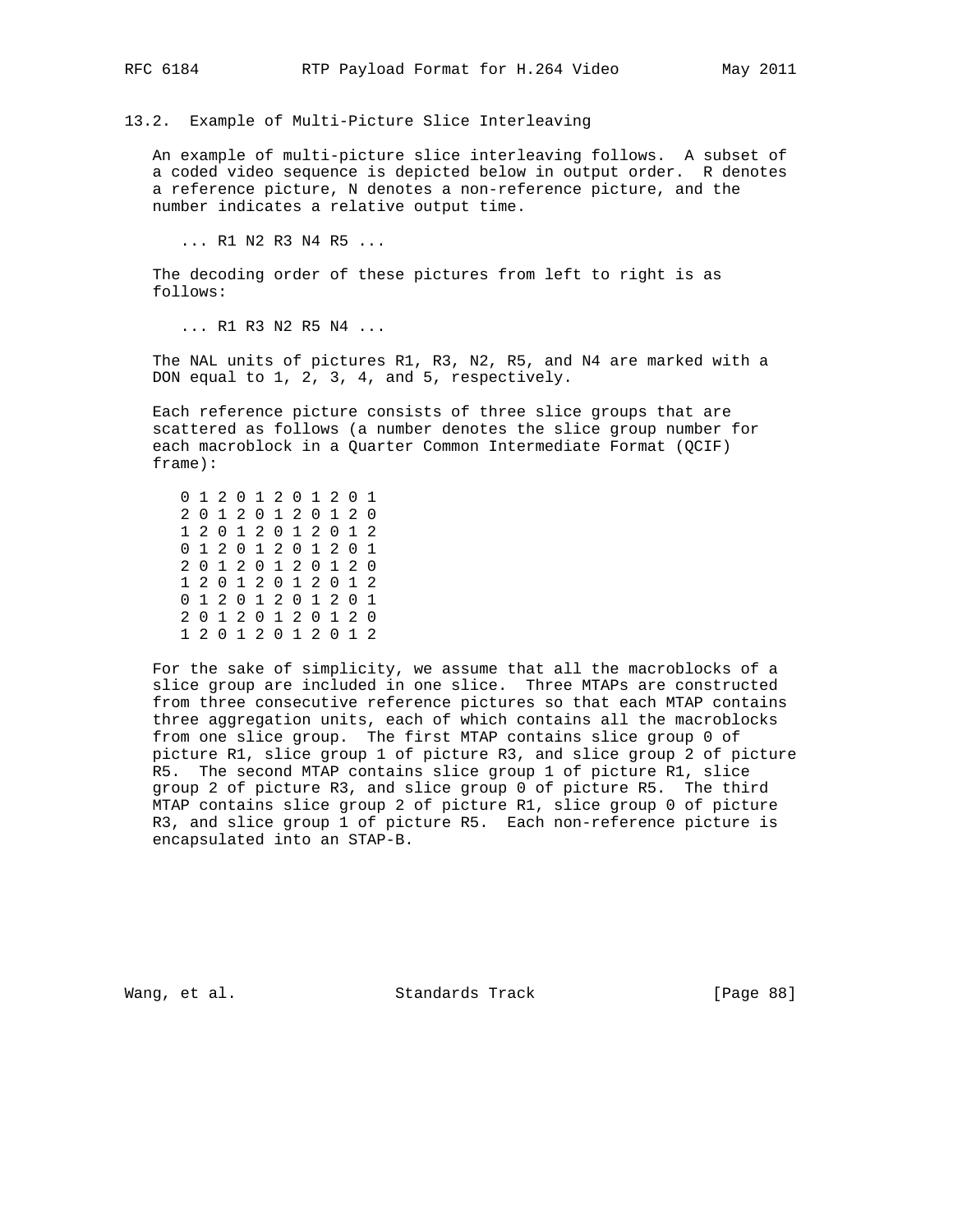### 13.2. Example of Multi-Picture Slice Interleaving

An example of multi-picture slice interleaving follows. A subset of a coded video sequence is depicted below in output order. R denotes a reference picture, N denotes a non-reference picture, and the number indicates a relative output time.

```
... R1 N2 R3 N4 R5 ...
```

The decoding order of these pictures from left to right is as follows:

```
... R1 R3 N2 R5 N4 ...
```

The NAL units of pictures R1, R3, N2, R5, and N4 are marked with a DON equal to 1, 2, 3, 4, and 5, respectively.

Each reference picture consists of three slice groups that are scattered as follows (a number denotes the slice group number for each macroblock in a Quarter Common Intermediate Format (QCIF) frame):

```
0 1 2 0 1 2 0 1 2 0 1
2 0 1 2 0 1 2 0 1 2 0
1 2 0 1 2 0 1 2 0 1 2
0 1 2 0 1 2 0 1 2 0 1
2 0 1 2 0 1 2 0 1 2 0
1 2 0 1 2 0 1 2 0 1 2
0 1 2 0 1 2 0 1 2 0 1
2 0 1 2 0 1 2 0 1 2 0
1 2 0 1 2 0 1 2 0 1 2
```

For the sake of simplicity, we assume that all the macroblocks of a slice group are included in one slice. Three MTAPs are constructed from three consecutive reference pictures so that each MTAP contains three aggregation units, each of which contains all the macroblocks from one slice group. The first MTAP contains slice group 0 of picture R1, slice group 1 of picture R3, and slice group 2 of picture R5. The second MTAP contains slice group 1 of picture R1, slice group 2 of picture R3, and slice group 0 of picture R5. The third MTAP contains slice group 2 of picture R1, slice group 0 of picture R3, and slice group 1 of picture R5. Each non-reference picture is encapsulated into an STAP-B.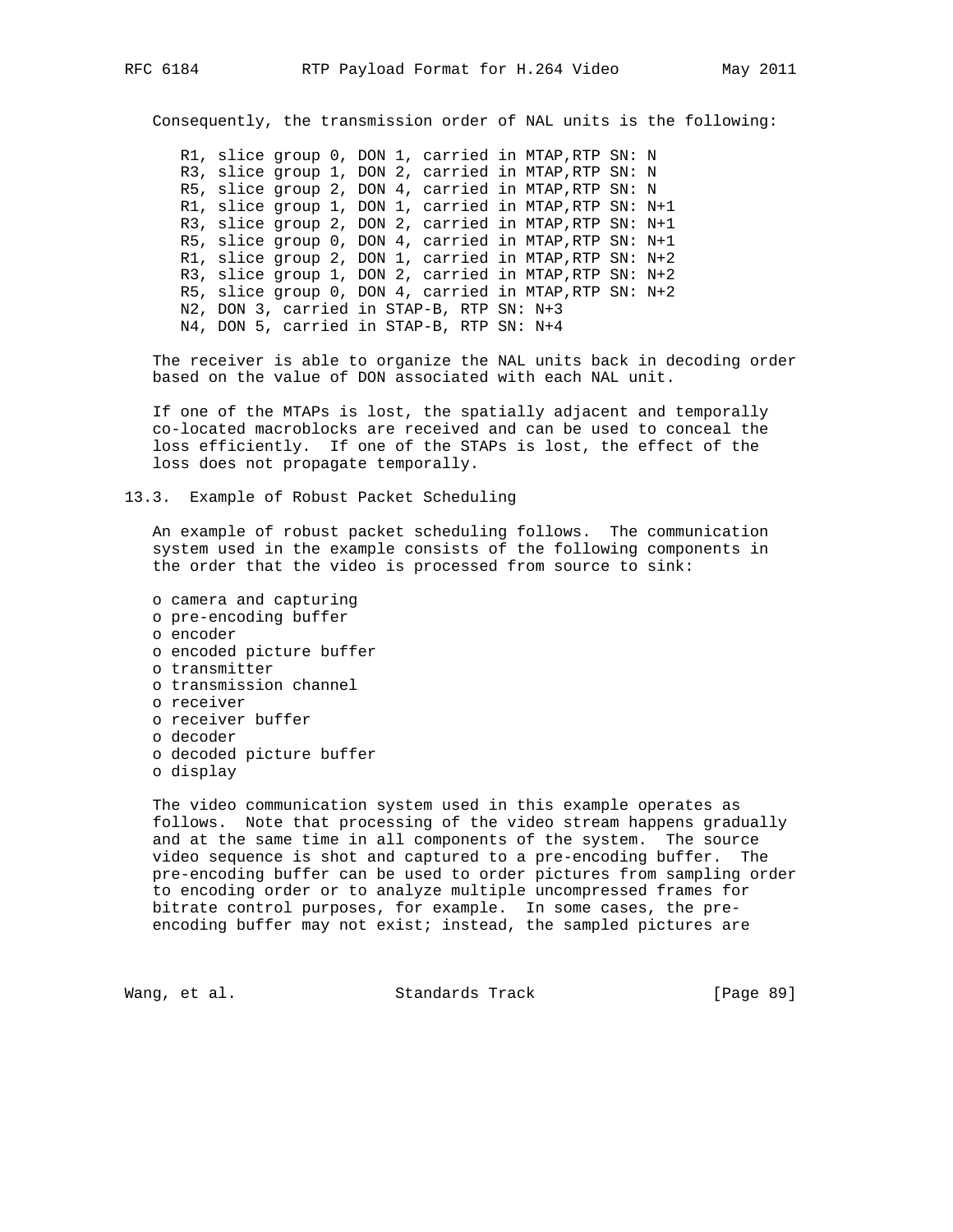Consequently, the transmission order of NAL units is the following:

```
R1, slice group 0, DON 1, carried in MTAP,RTP SN: N
R3, slice group 1, DON 2, carried in MTAP,RTP SN: N
R5, slice group 2, DON 4, carried in MTAP,RTP SN: N
R1, slice group 1, DON 1, carried in MTAP,RTP SN: N+1
R3, slice group 2, DON 2, carried in MTAP,RTP SN: N+1
R5, slice group 0, DON 4, carried in MTAP,RTP SN: N+1
R1, slice group 2, DON 1, carried in MTAP,RTP SN: N+2
R3, slice group 1, DON 2, carried in MTAP,RTP SN: N+2
R5, slice group 0, DON 4, carried in MTAP,RTP SN: N+2
N2, DON 3, carried in STAP-B, RTP SN: N+3
N4, DON 5, carried in STAP-B, RTP SN: N+4
```

The receiver is able to organize the NAL units back in decoding order based on the value of DON associated with each NAL unit.

If one of the MTAPs is lost, the spatially adjacent and temporally co-located macroblocks are received and can be used to conceal the loss efficiently. If one of the STAPs is lost, the effect of the loss does not propagate temporally.

### 13.3. Example of Robust Packet Scheduling

An example of robust packet scheduling follows. The communication system used in the example consists of the following components in the order that the video is processed from source to sink:

- camera and capturing
- pre-encoding buffer
- encoder
- encoded picture buffer
- transmitter
- transmission channel
- receiver
- receiver buffer
- decoder
- decoded picture buffer
- display

The video communication system used in this example operates as follows. Note that processing of the video stream happens gradually and at the same time in all components of the system. The source video sequence is shot and captured to a pre-encoding buffer. The pre-encoding buffer can be used to order pictures from sampling order to encoding order or to analyze multiple uncompressed frames for bitrate control purposes, for example. In some cases, the pre-encoding buffer may not exist; instead, the sampled pictures are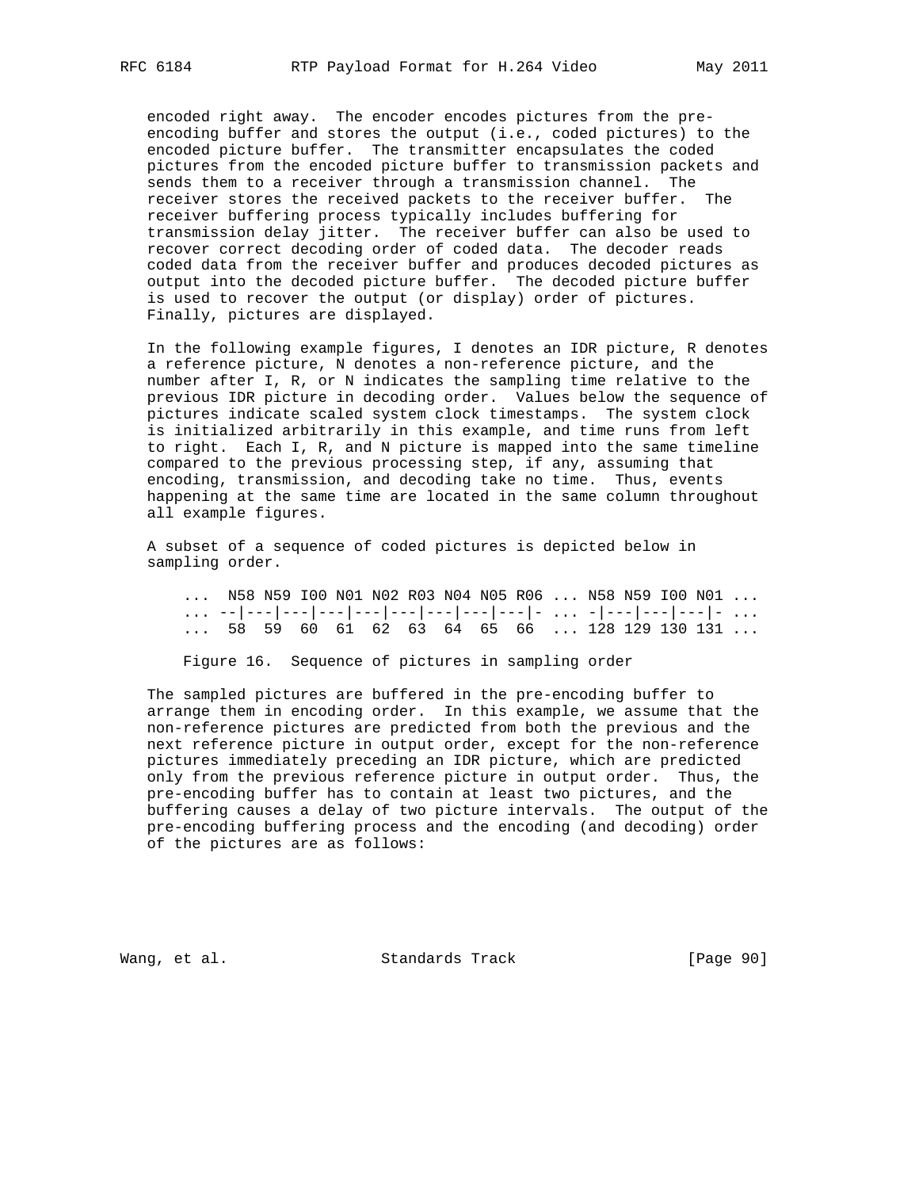encoded right away. The encoder encodes pictures from the pre-encoding buffer and stores the output (i.e., coded pictures) to the encoded picture buffer. The transmitter encapsulates the coded pictures from the encoded picture buffer to transmission packets and sends them to a receiver through a transmission channel. The receiver stores the received packets to the receiver buffer. The receiver buffering process typically includes buffering for transmission delay jitter. The receiver buffer can also be used to recover correct decoding order of coded data. The decoder reads coded data from the receiver buffer and produces decoded pictures as output into the decoded picture buffer. The decoded picture buffer is used to recover the output (or display) order of pictures. Finally, pictures are displayed.

In the following example figures, I denotes an IDR picture, R denotes a reference picture, N denotes a non-reference picture, and the number after I, R, or N indicates the sampling time relative to the previous IDR picture in decoding order. Values below the sequence of pictures indicate scaled system clock timestamps. The system clock is initialized arbitrarily in this example, and time runs from left to right. Each I, R, and N picture is mapped into the same timeline compared to the previous processing step, if any, assuming that encoding, transmission, and decoding take no time. Thus, events happening at the same time are located in the same column throughout all example figures.

A subset of a sequence of coded pictures is depicted below in sampling order.

```
...  N58 N59 I00 N01 N02 R03 N04 N05 R06 ... N58 N59 I00 N01 ...
... --|---|---|---|---|---|---|---|---|- ... -|---|---|---|- ...
...  58  59  60  61  62  63  64  65  66  ... 128 129 130 131 ...
```

Figure 16. Sequence of pictures in sampling order

The sampled pictures are buffered in the pre-encoding buffer to arrange them in encoding order. In this example, we assume that the non-reference pictures are predicted from both the previous and the next reference picture in output order, except for the non-reference pictures immediately preceding an IDR picture, which are predicted only from the previous reference picture in output order. Thus, the pre-encoding buffer has to contain at least two pictures, and the buffering causes a delay of two picture intervals. The output of the pre-encoding buffering process and the encoding (and decoding) order of the pictures are as follows: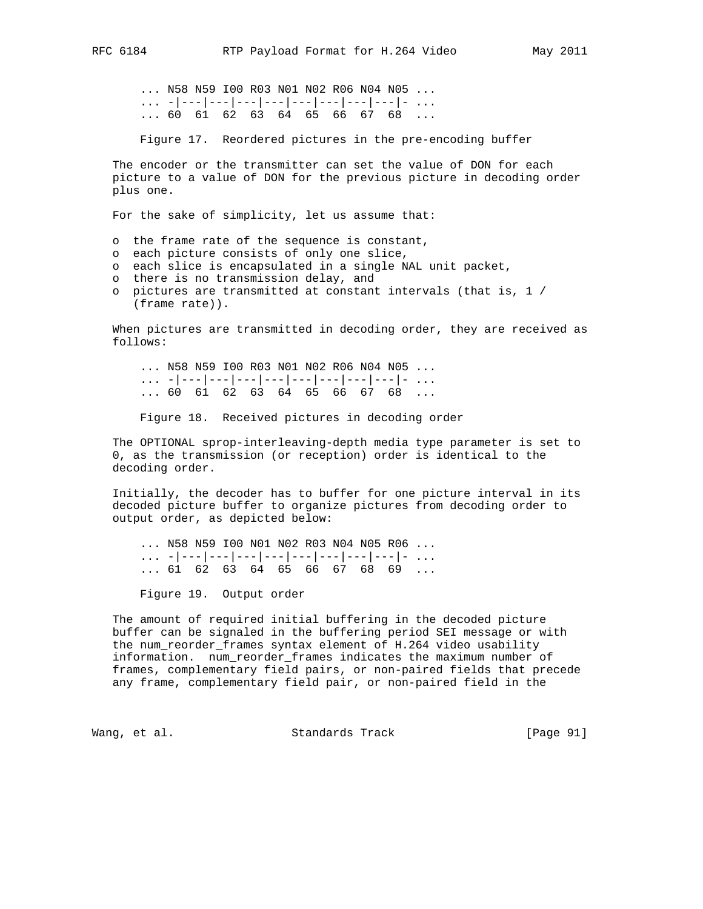```
... N58 N59 I00 R03 N01 N02 R06 N04 N05 ...
... -|---|---|---|---|---|---|---|---|- ...
... 60  61  62  63  64  65  66  67  68  ...
```

Figure 17. Reordered pictures in the pre-encoding buffer

The encoder or the transmitter can set the value of DON for each picture to a value of DON for the previous picture in decoding order plus one.

For the sake of simplicity, let us assume that:

- the frame rate of the sequence is constant,
- each picture consists of only one slice,
- each slice is encapsulated in a single NAL unit packet,
- there is no transmission delay, and
- pictures are transmitted at constant intervals (that is, 1 / (frame rate)).

When pictures are transmitted in decoding order, they are received as follows:

```
... N58 N59 I00 R03 N01 N02 R06 N04 N05 ...
... -|---|---|---|---|---|---|---|---|- ...
... 60  61  62  63  64  65  66  67  68  ...
```

Figure 18. Received pictures in decoding order

The OPTIONAL sprop-interleaving-depth media type parameter is set to 0, as the transmission (or reception) order is identical to the decoding order.

Initially, the decoder has to buffer for one picture interval in its decoded picture buffer to organize pictures from decoding order to output order, as depicted below:

```
... N58 N59 I00 N01 N02 R03 N04 N05 R06 ...
... -|---|---|---|---|---|---|---|---|- ...
... 61  62  63  64  65  66  67  68  69  ...
```

Figure 19. Output order

The amount of required initial buffering in the decoded picture buffer can be signaled in the buffering period SEI message or with the num_reorder_frames syntax element of H.264 video usability information. num_reorder_frames indicates the maximum number of frames, complementary field pairs, or non-paired fields that precede any frame, complementary field pair, or non-paired field in the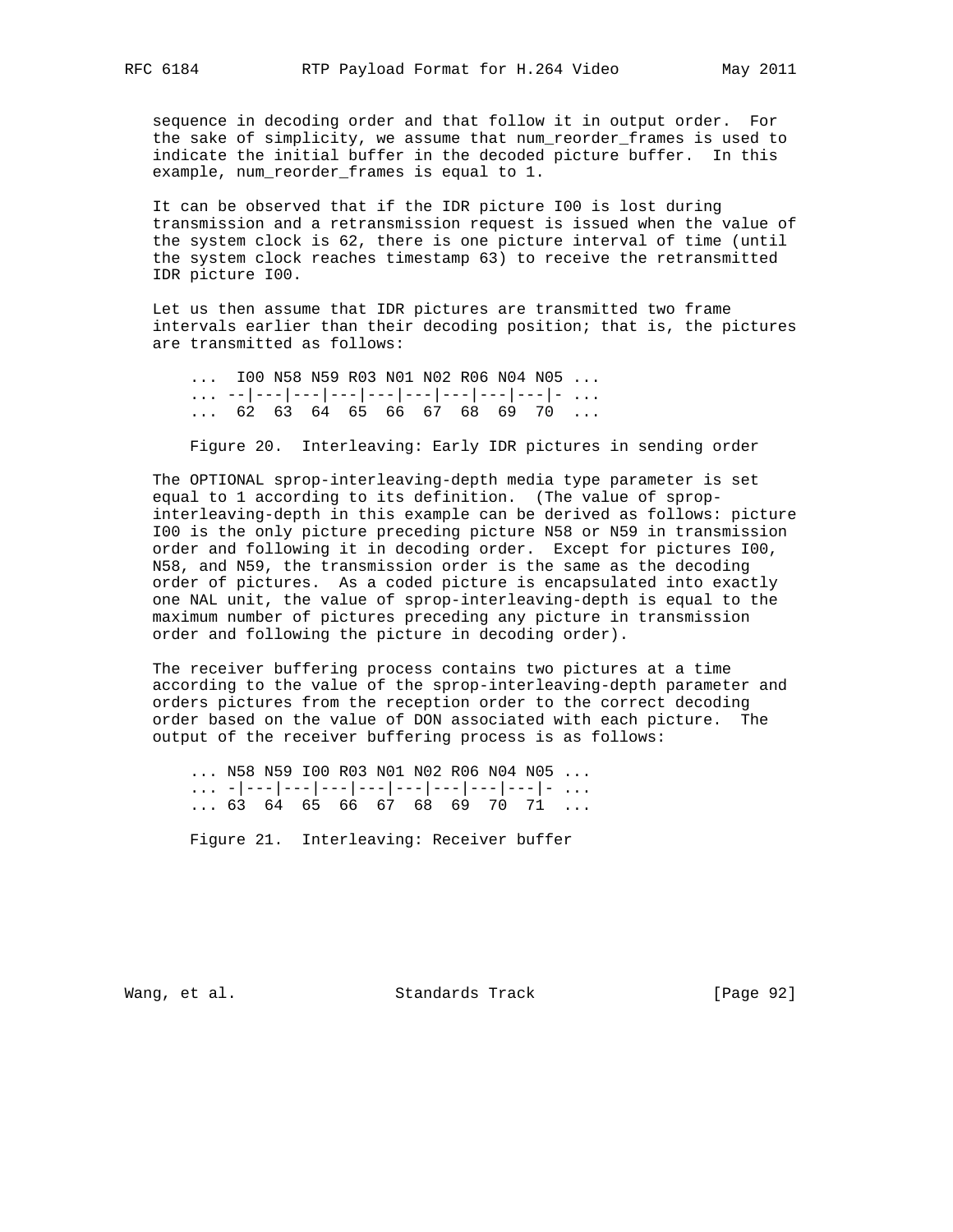sequence in decoding order and that follow it in output order. For the sake of simplicity, we assume that num_reorder_frames is used to indicate the initial buffer in the decoded picture buffer. In this example, num_reorder_frames is equal to 1.

It can be observed that if the IDR picture I00 is lost during transmission and a retransmission request is issued when the value of the system clock is 62, there is one picture interval of time (until the system clock reaches timestamp 63) to receive the retransmitted IDR picture I00.

Let us then assume that IDR pictures are transmitted two frame intervals earlier than their decoding position; that is, the pictures are transmitted as follows:

```
... I00 N58 N59 R03 N01 N02 R06 N04 N05 ...
... --|---|---|---|---|---|---|---|---|- ...
... 62  63  64  65  66  67  68  69  70  ...
```

Figure 20. Interleaving: Early IDR pictures in sending order

The OPTIONAL sprop-interleaving-depth media type parameter is set equal to 1 according to its definition. (The value of sprop-interleaving-depth in this example can be derived as follows: picture I00 is the only picture preceding picture N58 or N59 in transmission order and following it in decoding order. Except for pictures I00, N58, and N59, the transmission order is the same as the decoding order of pictures. As a coded picture is encapsulated into exactly one NAL unit, the value of sprop-interleaving-depth is equal to the maximum number of pictures preceding any picture in transmission order and following the picture in decoding order).

The receiver buffering process contains two pictures at a time according to the value of the sprop-interleaving-depth parameter and orders pictures from the reception order to the correct decoding order based on the value of DON associated with each picture. The output of the receiver buffering process is as follows:

```
... N58 N59 I00 R03 N01 N02 R06 N04 N05 ...
... -|---|---|---|---|---|---|---|---|- ...
... 63  64  65  66  67  68  69  70  71  ...
```

Figure 21. Interleaving: Receiver buffer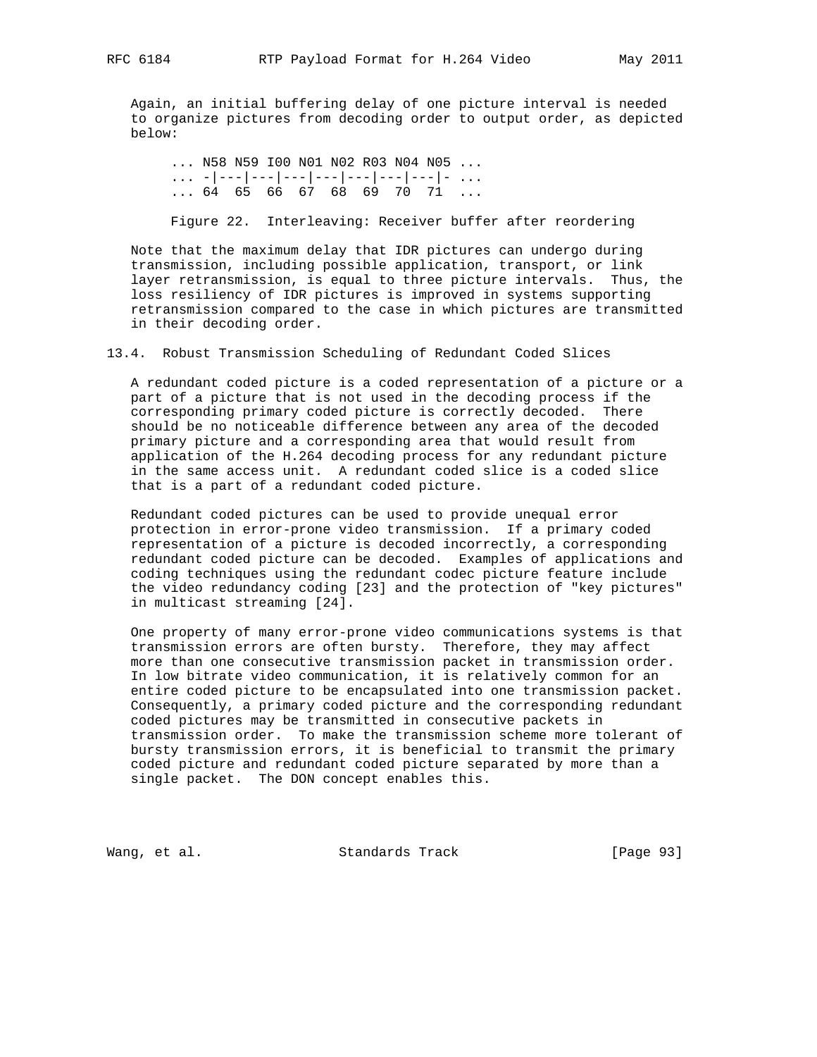Again, an initial buffering delay of one picture interval is needed to organize pictures from decoding order to output order, as depicted below:

```
... N58 N59 I00 N01 N02 R03 N04 N05 ...
... -|---|---|---|---|---|---|---|- ...
... 64  65  66  67  68  69  70  71  ...
```

Figure 22. Interleaving: Receiver buffer after reordering

Note that the maximum delay that IDR pictures can undergo during transmission, including possible application, transport, or link layer retransmission, is equal to three picture intervals. Thus, the loss resiliency of IDR pictures is improved in systems supporting retransmission compared to the case in which pictures are transmitted in their decoding order.

### 13.4. Robust Transmission Scheduling of Redundant Coded Slices

A redundant coded picture is a coded representation of a picture or a part of a picture that is not used in the decoding process if the corresponding primary coded picture is correctly decoded. There should be no noticeable difference between any area of the decoded primary picture and a corresponding area that would result from application of the H.264 decoding process for any redundant picture in the same access unit. A redundant coded slice is a coded slice that is a part of a redundant coded picture.

Redundant coded pictures can be used to provide unequal error protection in error-prone video transmission. If a primary coded representation of a picture is decoded incorrectly, a corresponding redundant coded picture can be decoded. Examples of applications and coding techniques using the redundant codec picture feature include the video redundancy coding [23] and the protection of "key pictures" in multicast streaming [24].

One property of many error-prone video communications systems is that transmission errors are often bursty. Therefore, they may affect more than one consecutive transmission packet in transmission order. In low bitrate video communication, it is relatively common for an entire coded picture to be encapsulated into one transmission packet. Consequently, a primary coded picture and the corresponding redundant coded pictures may be transmitted in consecutive packets in transmission order. To make the transmission scheme more tolerant of bursty transmission errors, it is beneficial to transmit the primary coded picture and redundant coded picture separated by more than a single packet. The DON concept enables this.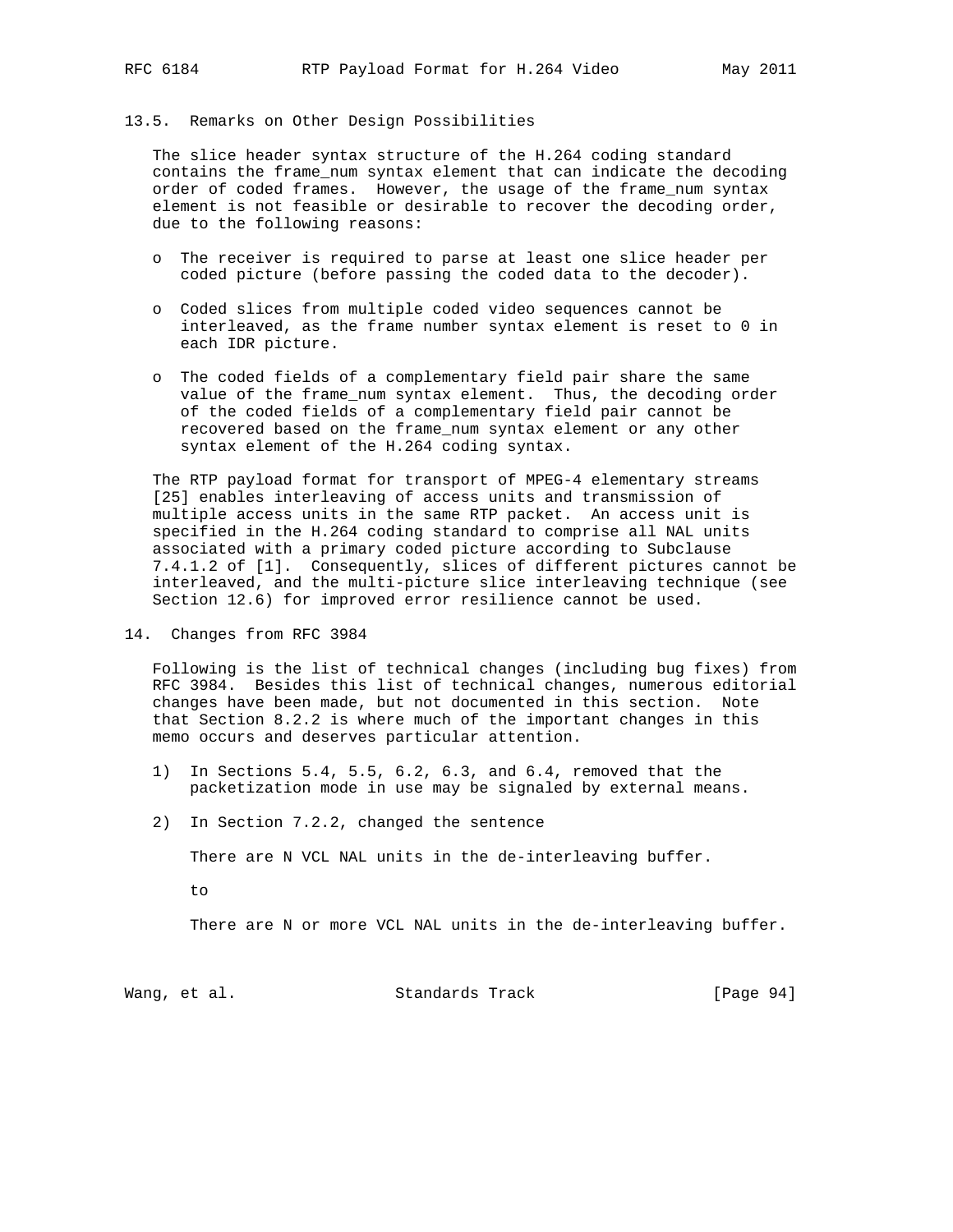### 13.5. Remarks on Other Design Possibilities

The slice header syntax structure of the H.264 coding standard contains the frame_num syntax element that can indicate the decoding order of coded frames. However, the usage of the frame_num syntax element is not feasible or desirable to recover the decoding order, due to the following reasons:

- The receiver is required to parse at least one slice header per coded picture (before passing the coded data to the decoder).
- Coded slices from multiple coded video sequences cannot be interleaved, as the frame number syntax element is reset to 0 in each IDR picture.
- The coded fields of a complementary field pair share the same value of the frame_num syntax element. Thus, the decoding order of the coded fields of a complementary field pair cannot be recovered based on the frame_num syntax element or any other syntax element of the H.264 coding syntax.

The RTP payload format for transport of MPEG-4 elementary streams [25] enables interleaving of access units and transmission of multiple access units in the same RTP packet. An access unit is specified in the H.264 coding standard to comprise all NAL units associated with a primary coded picture according to Subclause 7.4.1.2 of [1]. Consequently, slices of different pictures cannot be interleaved, and the multi-picture slice interleaving technique (see Section 12.6) for improved error resilience cannot be used.

## 14. Changes from RFC 3984

Following is the list of technical changes (including bug fixes) from RFC 3984. Besides this list of technical changes, numerous editorial changes have been made, but not documented in this section. Note that Section 8.2.2 is where much of the important changes in this memo occurs and deserves particular attention.

1) In Sections 5.4, 5.5, 6.2, 6.3, and 6.4, removed that the packetization mode in use may be signaled by external means.

2) In Section 7.2.2, changed the sentence

   There are N VCL NAL units in the de-interleaving buffer.

   to

   There are N or more VCL NAL units in the de-interleaving buffer.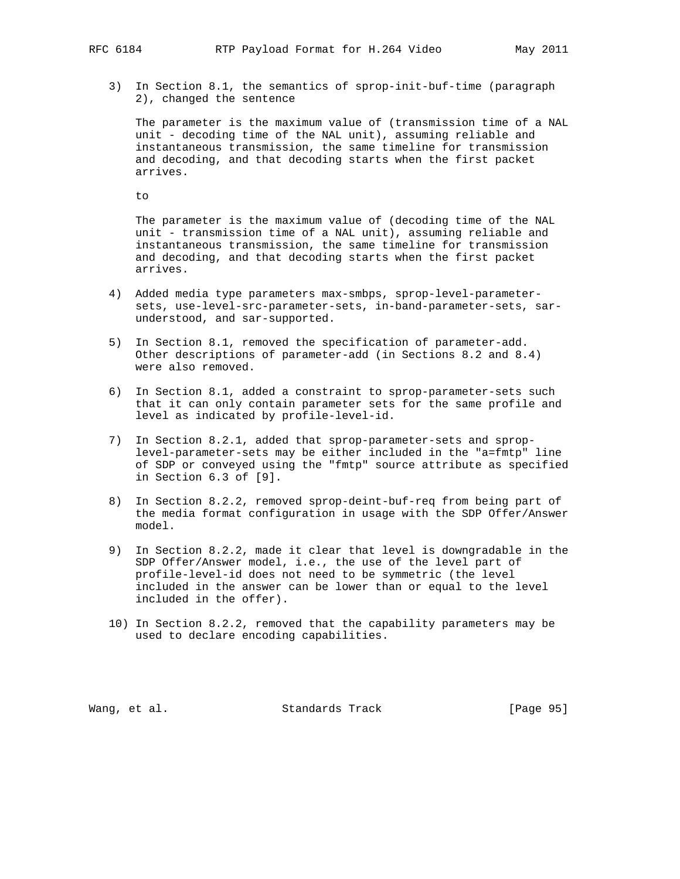3) In Section 8.1, the semantics of sprop-init-buf-time (paragraph 2), changed the sentence

   The parameter is the maximum value of (transmission time of a NAL unit - decoding time of the NAL unit), assuming reliable and instantaneous transmission, the same timeline for transmission and decoding, and that decoding starts when the first packet arrives.

   to

   The parameter is the maximum value of (decoding time of the NAL unit - transmission time of a NAL unit), assuming reliable and instantaneous transmission, the same timeline for transmission and decoding, and that decoding starts when the first packet arrives.

4) Added media type parameters max-smbps, sprop-level-parameter-sets, use-level-src-parameter-sets, in-band-parameter-sets, sar-understood, and sar-supported.

5) In Section 8.1, removed the specification of parameter-add. Other descriptions of parameter-add (in Sections 8.2 and 8.4) were also removed.

6) In Section 8.1, added a constraint to sprop-parameter-sets such that it can only contain parameter sets for the same profile and level as indicated by profile-level-id.

7) In Section 8.2.1, added that sprop-parameter-sets and sprop-level-parameter-sets may be either included in the "a=fmtp" line of SDP or conveyed using the "fmtp" source attribute as specified in Section 6.3 of [9].

8) In Section 8.2.2, removed sprop-deint-buf-req from being part of the media format configuration in usage with the SDP Offer/Answer model.

9) In Section 8.2.2, made it clear that level is downgradable in the SDP Offer/Answer model, i.e., the use of the level part of profile-level-id does not need to be symmetric (the level included in the answer can be lower than or equal to the level included in the offer).

10) In Section 8.2.2, removed that the capability parameters may be used to declare encoding capabilities.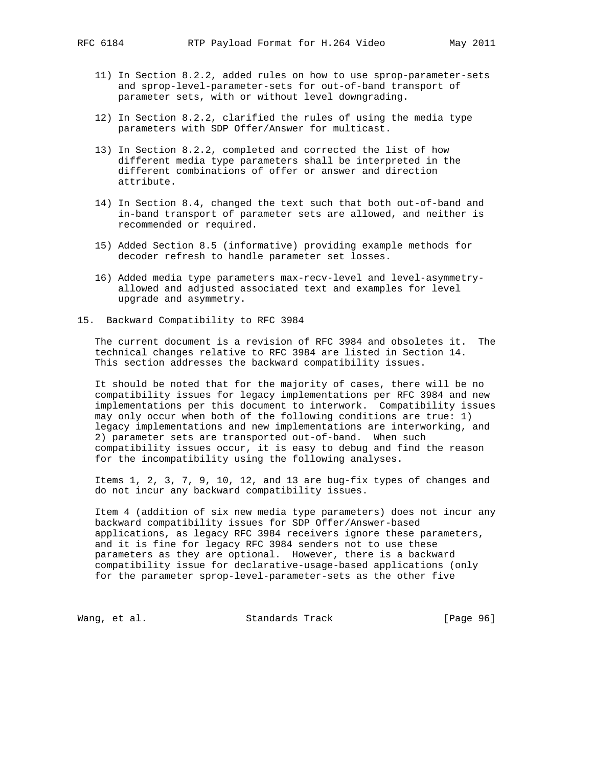11) In Section 8.2.2, added rules on how to use sprop-parameter-sets and sprop-level-parameter-sets for out-of-band transport of parameter sets, with or without level downgrading.

12) In Section 8.2.2, clarified the rules of using the media type parameters with SDP Offer/Answer for multicast.

13) In Section 8.2.2, completed and corrected the list of how different media type parameters shall be interpreted in the different combinations of offer or answer and direction attribute.

14) In Section 8.4, changed the text such that both out-of-band and in-band transport of parameter sets are allowed, and neither is recommended or required.

15) Added Section 8.5 (informative) providing example methods for decoder refresh to handle parameter set losses.

16) Added media type parameters max-recv-level and level-asymmetry-allowed and adjusted associated text and examples for level upgrade and asymmetry.

## 15. Backward Compatibility to RFC 3984

The current document is a revision of RFC 3984 and obsoletes it. The technical changes relative to RFC 3984 are listed in Section 14. This section addresses the backward compatibility issues.

It should be noted that for the majority of cases, there will be no compatibility issues for legacy implementations per RFC 3984 and new implementations per this document to interwork. Compatibility issues may only occur when both of the following conditions are true: 1) legacy implementations and new implementations are interworking, and 2) parameter sets are transported out-of-band. When such compatibility issues occur, it is easy to debug and find the reason for the incompatibility using the following analyses.

Items 1, 2, 3, 7, 9, 10, 12, and 13 are bug-fix types of changes and do not incur any backward compatibility issues.

Item 4 (addition of six new media type parameters) does not incur any backward compatibility issues for SDP Offer/Answer-based applications, as legacy RFC 3984 receivers ignore these parameters, and it is fine for legacy RFC 3984 senders not to use these parameters as they are optional. However, there is a backward compatibility issue for declarative-usage-based applications (only for the parameter sprop-level-parameter-sets as the other five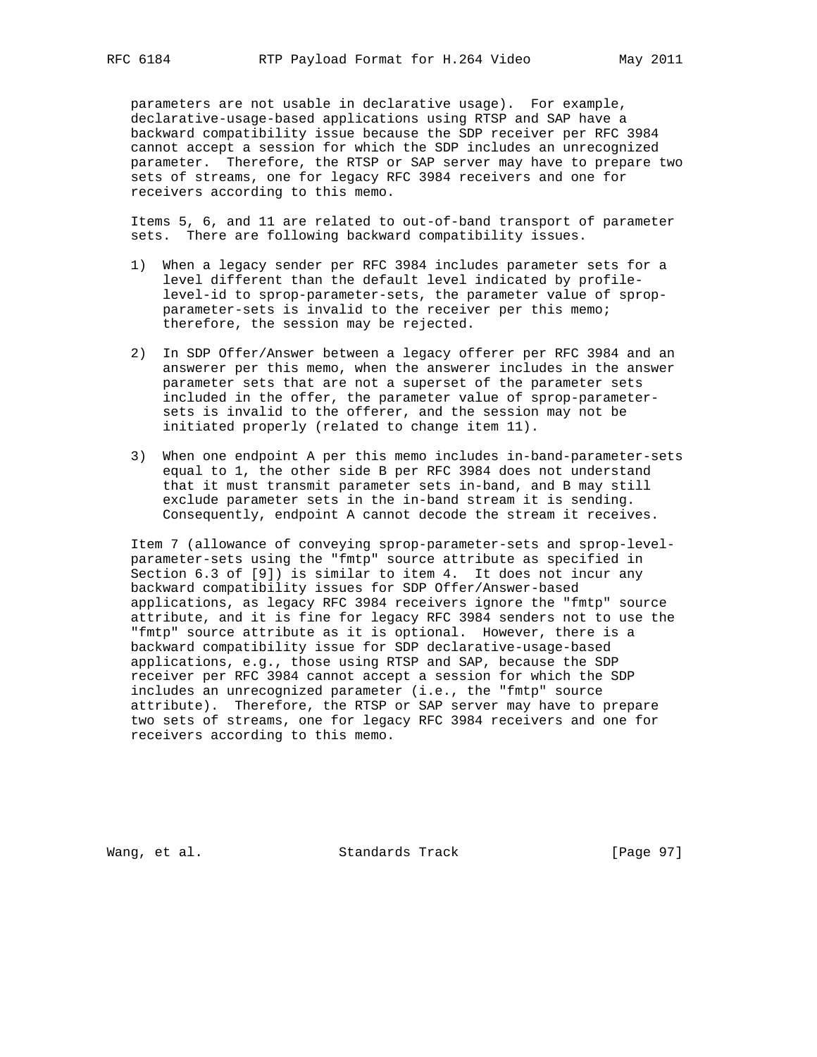parameters are not usable in declarative usage). For example, declarative-usage-based applications using RTSP and SAP have a backward compatibility issue because the SDP receiver per RFC 3984 cannot accept a session for which the SDP includes an unrecognized parameter. Therefore, the RTSP or SAP server may have to prepare two sets of streams, one for legacy RFC 3984 receivers and one for receivers according to this memo.

Items 5, 6, and 11 are related to out-of-band transport of parameter sets. There are following backward compatibility issues.

1) When a legacy sender per RFC 3984 includes parameter sets for a level different than the default level indicated by profile-level-id to sprop-parameter-sets, the parameter value of sprop-parameter-sets is invalid to the receiver per this memo; therefore, the session may be rejected.

2) In SDP Offer/Answer between a legacy offerer per RFC 3984 and an answerer per this memo, when the answerer includes in the answer parameter sets that are not a superset of the parameter sets included in the offer, the parameter value of sprop-parameter-sets is invalid to the offerer, and the session may not be initiated properly (related to change item 11).

3) When one endpoint A per this memo includes in-band-parameter-sets equal to 1, the other side B per RFC 3984 does not understand that it must transmit parameter sets in-band, and B may still exclude parameter sets in the in-band stream it is sending. Consequently, endpoint A cannot decode the stream it receives.

Item 7 (allowance of conveying sprop-parameter-sets and sprop-level-parameter-sets using the "fmtp" source attribute as specified in Section 6.3 of [9]) is similar to item 4. It does not incur any backward compatibility issues for SDP Offer/Answer-based applications, as legacy RFC 3984 receivers ignore the "fmtp" source attribute, and it is fine for legacy RFC 3984 senders not to use the "fmtp" source attribute as it is optional. However, there is a backward compatibility issue for SDP declarative-usage-based applications, e.g., those using RTSP and SAP, because the SDP receiver per RFC 3984 cannot accept a session for which the SDP includes an unrecognized parameter (i.e., the "fmtp" source attribute). Therefore, the RTSP or SAP server may have to prepare two sets of streams, one for legacy RFC 3984 receivers and one for receivers according to this memo.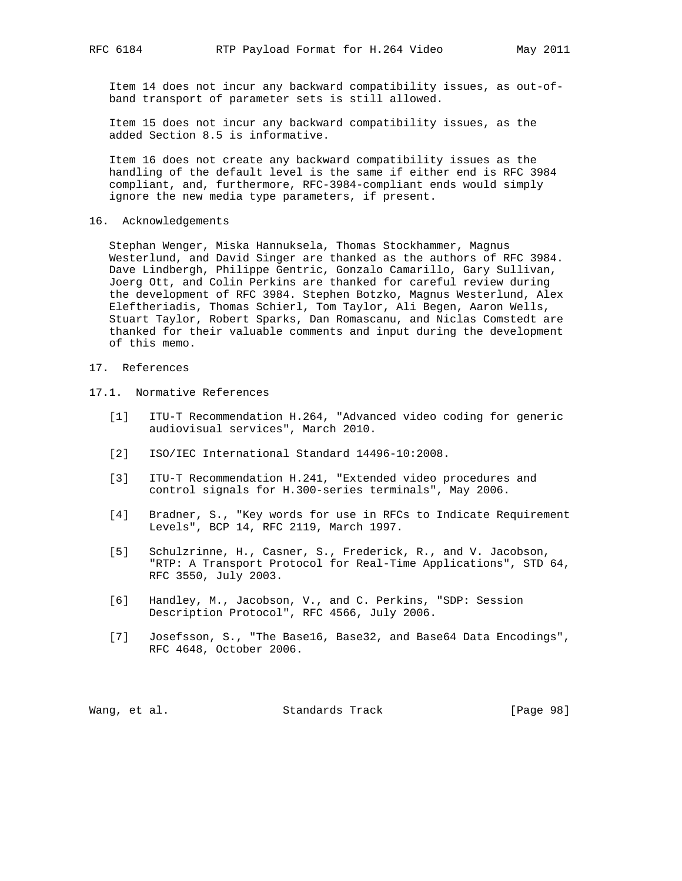Item 14 does not incur any backward compatibility issues, as out-of-band transport of parameter sets is still allowed.

Item 15 does not incur any backward compatibility issues, as the added Section 8.5 is informative.

Item 16 does not create any backward compatibility issues as the handling of the default level is the same if either end is RFC 3984 compliant, and, furthermore, RFC-3984-compliant ends would simply ignore the new media type parameters, if present.

## 16. Acknowledgements

Stephan Wenger, Miska Hannuksela, Thomas Stockhammer, Magnus Westerlund, and David Singer are thanked as the authors of RFC 3984. Dave Lindbergh, Philippe Gentric, Gonzalo Camarillo, Gary Sullivan, Joerg Ott, and Colin Perkins are thanked for careful review during the development of RFC 3984. Stephen Botzko, Magnus Westerlund, Alex Eleftheriadis, Thomas Schierl, Tom Taylor, Ali Begen, Aaron Wells, Stuart Taylor, Robert Sparks, Dan Romascanu, and Niclas Comstedt are thanked for their valuable comments and input during the development of this memo.

## 17. References

### 17.1. Normative References

[1] ITU-T Recommendation H.264, "Advanced video coding for generic audiovisual services", March 2010.

[2] ISO/IEC International Standard 14496-10:2008.

[3] ITU-T Recommendation H.241, "Extended video procedures and control signals for H.300-series terminals", May 2006.

[4] Bradner, S., "Key words for use in RFCs to Indicate Requirement Levels", BCP 14, RFC 2119, March 1997.

[5] Schulzrinne, H., Casner, S., Frederick, R., and V. Jacobson, "RTP: A Transport Protocol for Real-Time Applications", STD 64, RFC 3550, July 2003.

[6] Handley, M., Jacobson, V., and C. Perkins, "SDP: Session Description Protocol", RFC 4566, July 2006.

[7] Josefsson, S., "The Base16, Base32, and Base64 Data Encodings", RFC 4648, October 2006.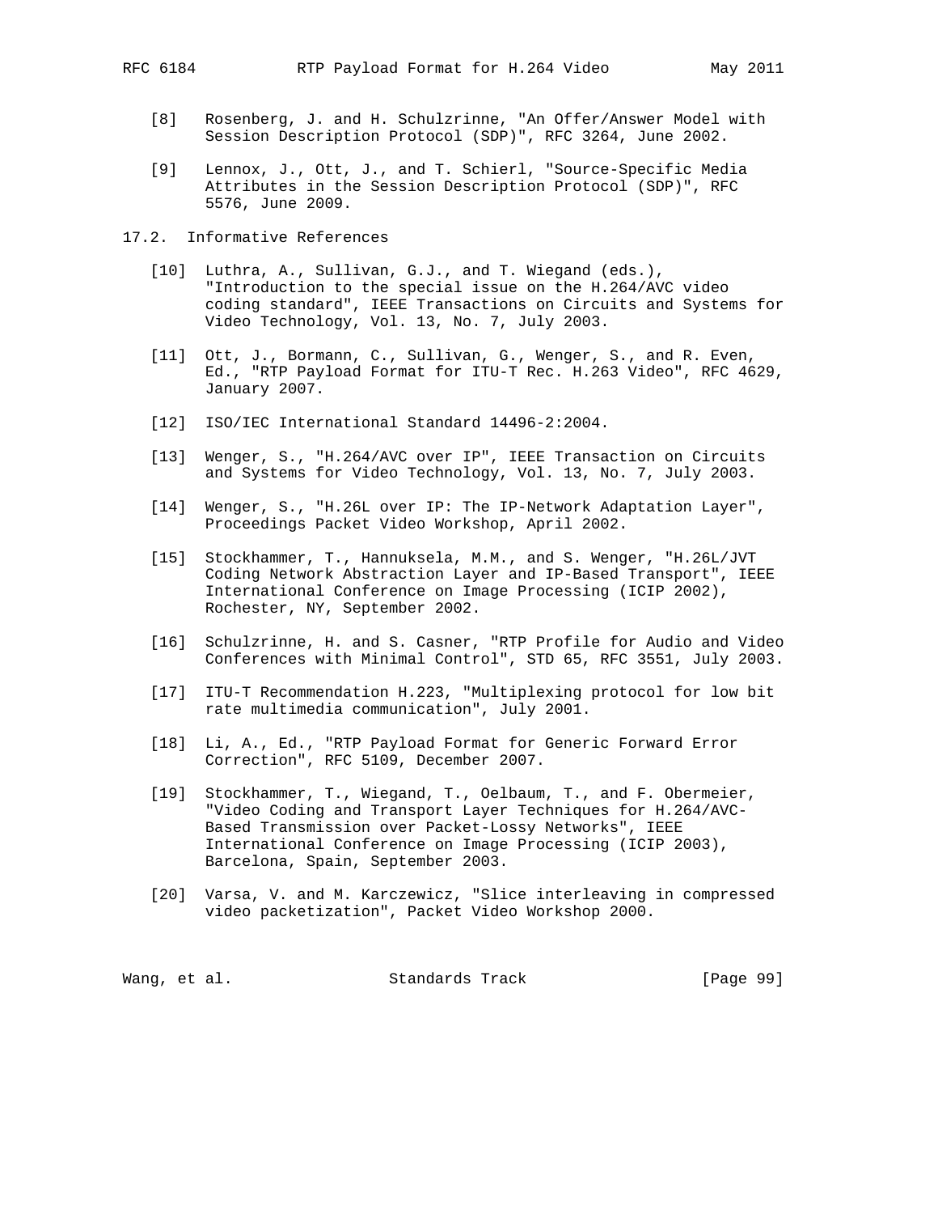[8] Rosenberg, J. and H. Schulzrinne, "An Offer/Answer Model with Session Description Protocol (SDP)", RFC 3264, June 2002.

[9] Lennox, J., Ott, J., and T. Schierl, "Source-Specific Media Attributes in the Session Description Protocol (SDP)", RFC 5576, June 2009.

## 17.2. Informative References

[10] Luthra, A., Sullivan, G.J., and T. Wiegand (eds.), "Introduction to the special issue on the H.264/AVC video coding standard", IEEE Transactions on Circuits and Systems for Video Technology, Vol. 13, No. 7, July 2003.

[11] Ott, J., Bormann, C., Sullivan, G., Wenger, S., and R. Even, Ed., "RTP Payload Format for ITU-T Rec. H.263 Video", RFC 4629, January 2007.

[12] ISO/IEC International Standard 14496-2:2004.

[13] Wenger, S., "H.264/AVC over IP", IEEE Transaction on Circuits and Systems for Video Technology, Vol. 13, No. 7, July 2003.

[14] Wenger, S., "H.26L over IP: The IP-Network Adaptation Layer", Proceedings Packet Video Workshop, April 2002.

[15] Stockhammer, T., Hannuksela, M.M., and S. Wenger, "H.26L/JVT Coding Network Abstraction Layer and IP-Based Transport", IEEE International Conference on Image Processing (ICIP 2002), Rochester, NY, September 2002.

[16] Schulzrinne, H. and S. Casner, "RTP Profile for Audio and Video Conferences with Minimal Control", STD 65, RFC 3551, July 2003.

[17] ITU-T Recommendation H.223, "Multiplexing protocol for low bit rate multimedia communication", July 2001.

[18] Li, A., Ed., "RTP Payload Format for Generic Forward Error Correction", RFC 5109, December 2007.

[19] Stockhammer, T., Wiegand, T., Oelbaum, T., and F. Obermeier, "Video Coding and Transport Layer Techniques for H.264/AVC-Based Transmission over Packet-Lossy Networks", IEEE International Conference on Image Processing (ICIP 2003), Barcelona, Spain, September 2003.

[20] Varsa, V. and M. Karczewicz, "Slice interleaving in compressed video packetization", Packet Video Workshop 2000.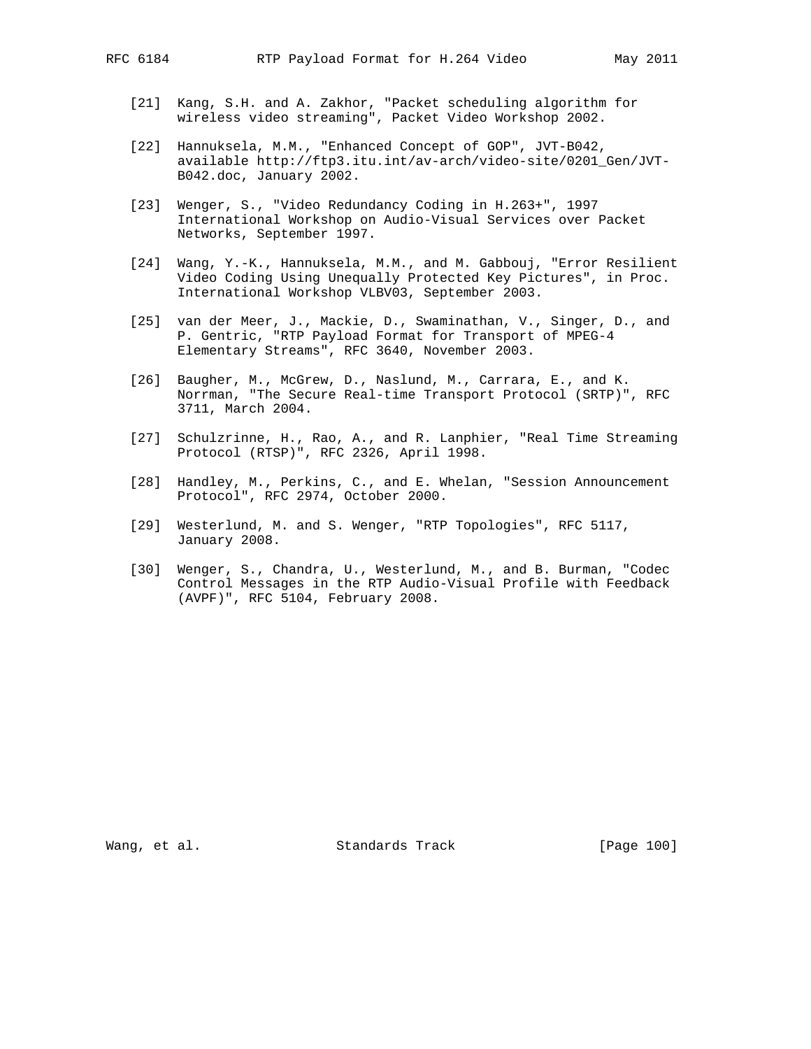[21] Kang, S.H. and A. Zakhor, "Packet scheduling algorithm for wireless video streaming", Packet Video Workshop 2002.

[22] Hannuksela, M.M., "Enhanced Concept of GOP", JVT-B042, available http://ftp3.itu.int/av-arch/video-site/0201_Gen/JVT-B042.doc, January 2002.

[23] Wenger, S., "Video Redundancy Coding in H.263+", 1997 International Workshop on Audio-Visual Services over Packet Networks, September 1997.

[24] Wang, Y.-K., Hannuksela, M.M., and M. Gabbouj, "Error Resilient Video Coding Using Unequally Protected Key Pictures", in Proc. International Workshop VLBV03, September 2003.

[25] van der Meer, J., Mackie, D., Swaminathan, V., Singer, D., and P. Gentric, "RTP Payload Format for Transport of MPEG-4 Elementary Streams", RFC 3640, November 2003.

[26] Baugher, M., McGrew, D., Naslund, M., Carrara, E., and K. Norrman, "The Secure Real-time Transport Protocol (SRTP)", RFC 3711, March 2004.

[27] Schulzrinne, H., Rao, A., and R. Lanphier, "Real Time Streaming Protocol (RTSP)", RFC 2326, April 1998.

[28] Handley, M., Perkins, C., and E. Whelan, "Session Announcement Protocol", RFC 2974, October 2000.

[29] Westerlund, M. and S. Wenger, "RTP Topologies", RFC 5117, January 2008.

[30] Wenger, S., Chandra, U., Westerlund, M., and B. Burman, "Codec Control Messages in the RTP Audio-Visual Profile with Feedback (AVPF)", RFC 5104, February 2008.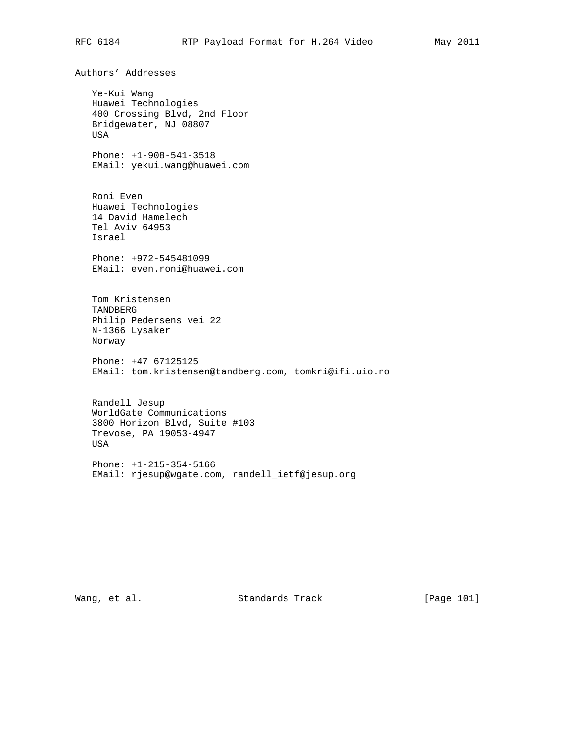## Authors' Addresses

Ye-Kui Wang
Huawei Technologies
400 Crossing Blvd, 2nd Floor
Bridgewater, NJ 08807
USA

Phone: +1-908-541-3518
EMail: yekui.wang@huawei.com

Roni Even
Huawei Technologies
14 David Hamelech
Tel Aviv 64953
Israel

Phone: +972-545481099
EMail: even.roni@huawei.com

Tom Kristensen
TANDBERG
Philip Pedersens vei 22
N-1366 Lysaker
Norway

Phone: +47 67125125
EMail: tom.kristensen@tandberg.com, tomkri@ifi.uio.no

Randell Jesup
WorldGate Communications
3800 Horizon Blvd, Suite #103
Trevose, PA 19053-4947
USA

Phone: +1-215-354-5166
EMail: rjesup@wgate.com, randell_ietf@jesup.org